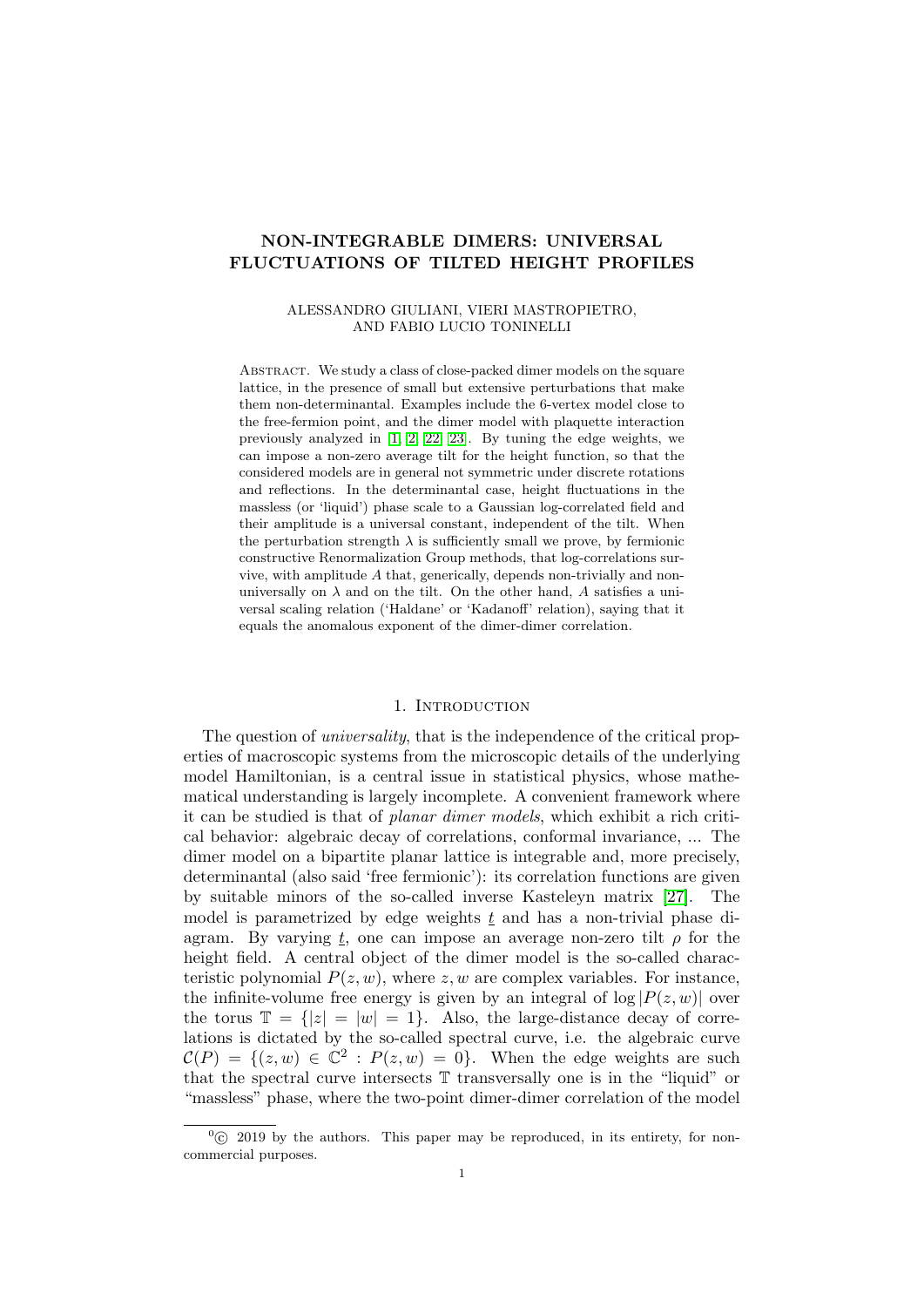# NON-INTEGRABLE DIMERS: UNIVERSAL FLUCTUATIONS OF TILTED HEIGHT PROFILES

ALESSANDRO GIULIANI, VIERI MASTROPIETRO, AND FABIO LUCIO TONINELLI

Abstract. We study a class of close-packed dimer models on the square lattice, in the presence of small but extensive perturbations that make them non-determinantal. Examples include the 6-vertex model close to the free-fermion point, and the dimer model with plaquette interaction previously analyzed in [1, 2, 22, 23]. By tuning the edge weights, we can impose a non-zero average tilt for the height function, so that the considered models are in general not symmetric under discrete rotations and reflections. In the determinantal case, height fluctuations in the massless (or 'liquid') phase scale to a Gaussian log-correlated field and their amplitude is a universal constant, independent of the tilt. When the perturbation strength $\lambda$ is sufficiently small we prove, by fermionic constructive Renormalization Group methods, that log-correlations survive, with amplitude $A$ that, generically, depends non-trivially and non-universally on $\lambda$ and on the tilt. On the other hand, $A$ satisfies a universal scaling relation ('Haldane' or 'Kadanoff' relation), saying that it equals the anomalous exponent of the dimer-dimer correlation.

## 1. Introduction

The question of *universality*, that is the independence of the critical properties of macroscopic systems from the microscopic details of the underlying model Hamiltonian, is a central issue in statistical physics, whose mathematical understanding is largely incomplete. A convenient framework where it can be studied is that of *planar dimer models*, which exhibit a rich critical behavior: algebraic decay of correlations, conformal invariance, ... The dimer model on a bipartite planar lattice is integrable and, more precisely, determinantal (also said 'free fermionic'): its correlation functions are given by suitable minors of the so-called inverse Kasteleyn matrix [27]. The model is parametrized by edge weights $\underline{t}$ and has a non-trivial phase diagram. By varying $\underline{t}$, one can impose an average non-zero tilt $\rho$ for the height field. A central object of the dimer model is the so-called characteristic polynomial $P(z, w)$, where $z, w$ are complex variables. For instance, the infinite-volume free energy is given by an integral of $\log |P(z, w)|$ over the torus $\mathbb{T} = \{|z| = |w| = 1\}$. Also, the large-distance decay of correlations is dictated by the so-called spectral curve, i.e. the algebraic curve $\mathcal{C}(P) = \{(z, w) \in \mathbb{C}^2 : P(z, w) = 0\}$. When the edge weights are such that the spectral curve intersects $\mathbb{T}$ transversally one is in the "liquid" or "massless" phase, where the two-point dimer-dimer correlation of the model

[0]© 2019 by the authors. This paper may be reproduced, in its entirety, for non-commercial purposes.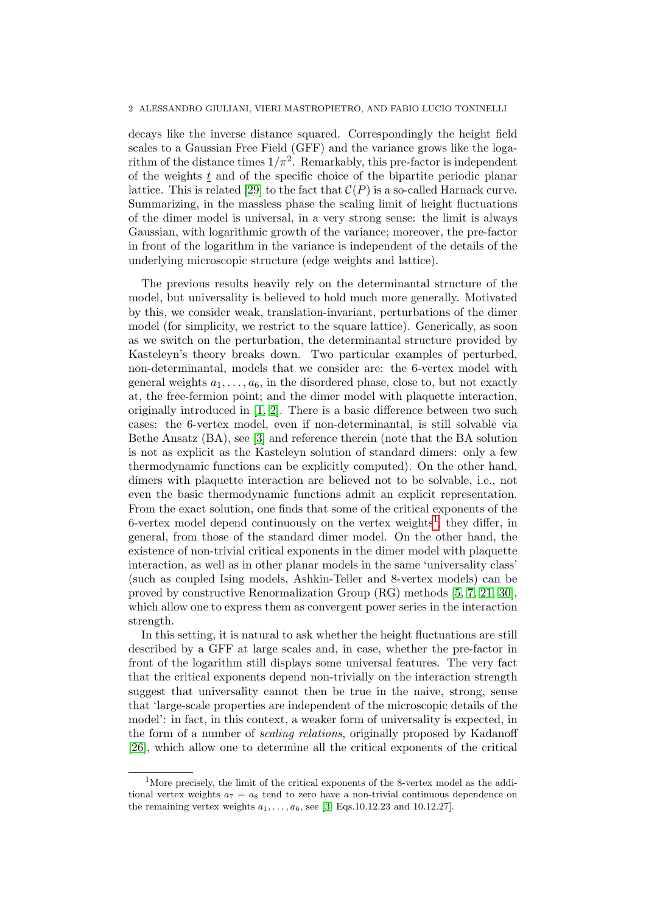decays like the inverse distance squared. Correspondingly the height field scales to a Gaussian Free Field (GFF) and the variance grows like the logarithm of the distance times $1/\pi^2$. Remarkably, this pre-factor is independent of the weights $\underline{t}$ and of the specific choice of the bipartite periodic planar lattice. This is related [29] to the fact that $\mathcal{C}(P)$ is a so-called Harnack curve. Summarizing, in the massless phase the scaling limit of height fluctuations of the dimer model is universal, in a very strong sense: the limit is always Gaussian, with logarithmic growth of the variance; moreover, the pre-factor in front of the logarithm in the variance is independent of the details of the underlying microscopic structure (edge weights and lattice).

The previous results heavily rely on the determinantal structure of the model, but universality is believed to hold much more generally. Motivated by this, we consider weak, translation-invariant, perturbations of the dimer model (for simplicity, we restrict to the square lattice). Generically, as soon as we switch on the perturbation, the determinantal structure provided by Kasteleyn's theory breaks down. Two particular examples of perturbed, non-determinantal, models that we consider are: the 6-vertex model with general weights $a_1, \dots, a_6$, in the disordered phase, close to, but not exactly at, the free-fermion point; and the dimer model with plaquette interaction, originally introduced in [1, 2]. There is a basic difference between two such cases: the 6-vertex model, even if non-determinantal, is still solvable via Bethe Ansatz (BA), see [3] and reference therein (note that the BA solution is not as explicit as the Kasteleyn solution of standard dimers: only a few thermodynamic functions can be explicitly computed). On the other hand, dimers with plaquette interaction are believed not to be solvable, i.e., not even the basic thermodynamic functions admit an explicit representation. From the exact solution, one finds that some of the critical exponents of the 6-vertex model depend continuously on the vertex weights[1]; they differ, in general, from those of the standard dimer model. On the other hand, the existence of non-trivial critical exponents in the dimer model with plaquette interaction, as well as in other planar models in the same 'universality class' (such as coupled Ising models, Ashkin-Teller and 8-vertex models) can be proved by constructive Renormalization Group (RG) methods [5, 7, 21, 30], which allow one to express them as convergent power series in the interaction strength.

In this setting, it is natural to ask whether the height fluctuations are still described by a GFF at large scales and, in case, whether the pre-factor in front of the logarithm still displays some universal features. The very fact that the critical exponents depend non-trivially on the interaction strength suggest that universality cannot then be true in the naive, strong, sense that 'large-scale properties are independent of the microscopic details of the model': in fact, in this context, a weaker form of universality is expected, in the form of a number of *scaling relations*, originally proposed by Kadanoff [26], which allow one to determine all the critical exponents of the critical

[1] More precisely, the limit of the critical exponents of the 8-vertex model as the additional vertex weights $a_7 = a_8$ tend to zero have a non-trivial continuous dependence on the remaining vertex weights $a_1, \dots, a_6$, see [3, Eqs.10.12.23 and 10.12.27].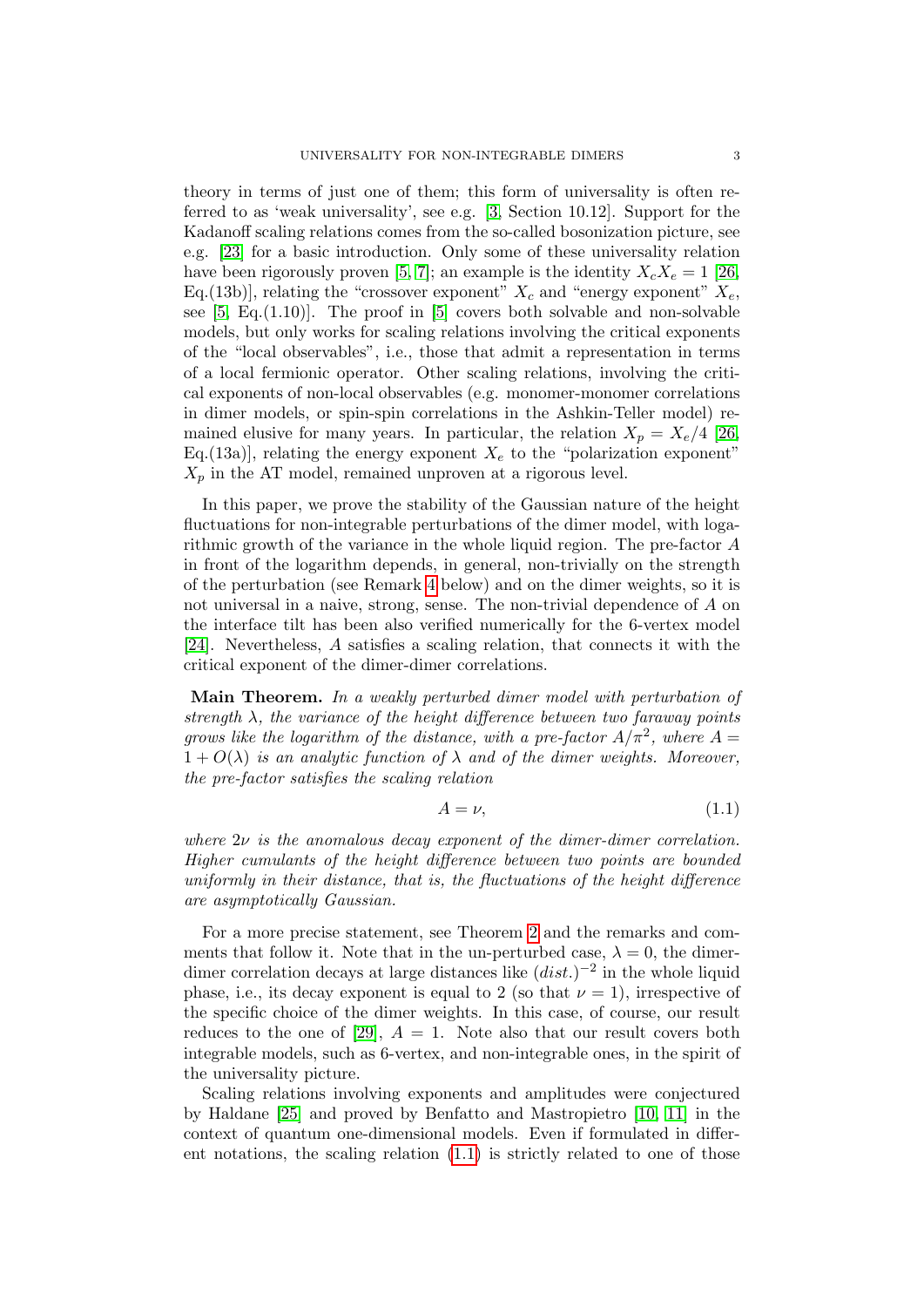theory in terms of just one of them; this form of universality is often referred to as 'weak universality', see e.g. [3, Section 10.12]. Support for the Kadanoff scaling relations comes from the so-called bosonization picture, see e.g. [23] for a basic introduction. Only some of these universality relation have been rigorously proven [5, 7]; an example is the identity $X_c X_e = 1$ [26, Eq.(13b)], relating the "crossover exponent" $X_c$ and "energy exponent" $X_e$, see [5, Eq.(1.10)]. The proof in [5] covers both solvable and non-solvable models, but only works for scaling relations involving the critical exponents of the "local observables", i.e., those that admit a representation in terms of a local fermionic operator. Other scaling relations, involving the critical exponents of non-local observables (e.g. monomer-monomer correlations in dimer models, or spin-spin correlations in the Ashkin-Teller model) remained elusive for many years. In particular, the relation $X_p = X_e/4$ [26, Eq.(13a)], relating the energy exponent $X_e$ to the "polarization exponent" $X_p$ in the AT model, remained unproven at a rigorous level.

In this paper, we prove the stability of the Gaussian nature of the height fluctuations for non-integrable perturbations of the dimer model, with logarithmic growth of the variance in the whole liquid region. The pre-factor $A$ in front of the logarithm depends, in general, non-trivially on the strength of the perturbation (see Remark 4 below) and on the dimer weights, so it is not universal in a naive, strong, sense. The non-trivial dependence of $A$ on the interface tilt has been also verified numerically for the 6-vertex model [24]. Nevertheless, $A$ satisfies a scaling relation, that connects it with the critical exponent of the dimer-dimer correlations.

**Main Theorem.** *In a weakly perturbed dimer model with perturbation of strength $\lambda$, the variance of the height difference between two faraway points grows like the logarithm of the distance, with a pre-factor $A/\pi^2$, where $A = 1 + O(\lambda)$ is an analytic function of $\lambda$ and of the dimer weights. Moreover, the pre-factor satisfies the scaling relation*

$$A = \nu, \tag{1.1}$$

*where $2\nu$ is the anomalous decay exponent of the dimer-dimer correlation. Higher cumulants of the height difference between two points are bounded uniformly in their distance, that is, the fluctuations of the height difference are asymptotically Gaussian.*

For a more precise statement, see Theorem 2 and the remarks and comments that follow it. Note that in the un-perturbed case, $\lambda = 0$, the dimer-dimer correlation decays at large distances like $(dist.)^{-2}$ in the whole liquid phase, i.e., its decay exponent is equal to 2 (so that $\nu = 1$), irrespective of the specific choice of the dimer weights. In this case, of course, our result reduces to the one of [29], $A = 1$. Note also that our result covers both integrable models, such as 6-vertex, and non-integrable ones, in the spirit of the universality picture.

Scaling relations involving exponents and amplitudes were conjectured by Haldane [25] and proved by Benfatto and Mastropietro [10, 11] in the context of quantum one-dimensional models. Even if formulated in different notations, the scaling relation (1.1) is strictly related to one of those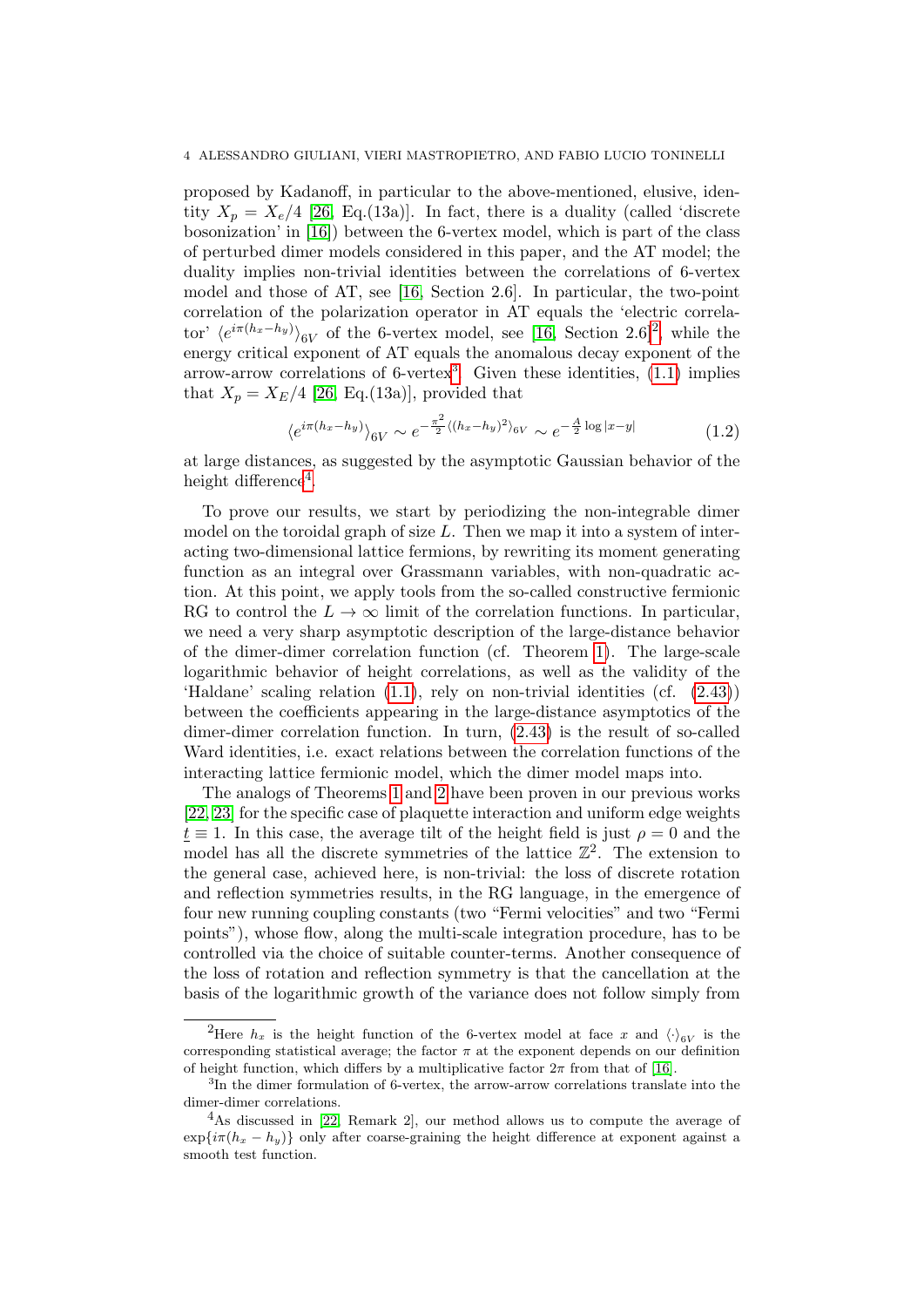proposed by Kadanoff, in particular to the above-mentioned, elusive, identity $X_p = X_e/4$ [26, Eq.(13a)]. In fact, there is a duality (called 'discrete bosonization' in [16]) between the 6-vertex model, which is part of the class of perturbed dimer models considered in this paper, and the AT model; the duality implies non-trivial identities between the correlations of 6-vertex model and those of AT, see [16, Section 2.6]. In particular, the two-point correlation of the polarization operator in AT equals the 'electric correlator' $\langle e^{i\pi(h_x-h_y)}\rangle_{6V}$ of the 6-vertex model, see [16, Section 2.6][2], while the energy critical exponent of AT equals the anomalous decay exponent of the arrow-arrow correlations of 6-vertex[3]. Given these identities, (1.1) implies that $X_p = X_E/4$ [26, Eq.(13a)], provided that

$$\langle e^{i\pi(h_x-h_y)}\rangle_{6V} \sim e^{-\frac{\pi^2}{2}\langle (h_x-h_y)^2\rangle_{6V}} \sim e^{-\frac{A}{2}\log|x-y|} \tag{1.2}$$

at large distances, as suggested by the asymptotic Gaussian behavior of the height difference[4].

To prove our results, we start by periodizing the non-integrable dimer model on the toroidal graph of size $L$. Then we map it into a system of interacting two-dimensional lattice fermions, by rewriting its moment generating function as an integral over Grassmann variables, with non-quadratic action. At this point, we apply tools from the so-called constructive fermionic RG to control the $L \to \infty$ limit of the correlation functions. In particular, we need a very sharp asymptotic description of the large-distance behavior of the dimer-dimer correlation function (cf. Theorem 1). The large-scale logarithmic behavior of height correlations, as well as the validity of the 'Haldane' scaling relation (1.1), rely on non-trivial identities (cf. (2.43)) between the coefficients appearing in the large-distance asymptotics of the dimer-dimer correlation function. In turn, (2.43) is the result of so-called Ward identities, i.e. exact relations between the correlation functions of the interacting lattice fermionic model, which the dimer model maps into.

The analogs of Theorems 1 and 2 have been proven in our previous works [22, 23] for the specific case of plaquette interaction and uniform edge weights $\underline{t} \equiv 1$. In this case, the average tilt of the height field is just $\rho = 0$ and the model has all the discrete symmetries of the lattice $\mathbb{Z}^2$. The extension to the general case, achieved here, is non-trivial: the loss of discrete rotation and reflection symmetries results, in the RG language, in the emergence of four new running coupling constants (two "Fermi velocities" and two "Fermi points"), whose flow, along the multi-scale integration procedure, has to be controlled via the choice of suitable counter-terms. Another consequence of the loss of rotation and reflection symmetry is that the cancellation at the basis of the logarithmic growth of the variance does not follow simply from

[2] Here $h_x$ is the height function of the 6-vertex model at face $x$ and $\langle\cdot\rangle_{6V}$ is the corresponding statistical average; the factor $\pi$ at the exponent depends on our definition of height function, which differs by a multiplicative factor $2\pi$ from that of [16].

[3] In the dimer formulation of 6-vertex, the arrow-arrow correlations translate into the dimer-dimer correlations.

[4] As discussed in [22, Remark 2], our method allows us to compute the average of $\exp\{i\pi(h_x - h_y)\}$ only after coarse-graining the height difference at exponent against a smooth test function.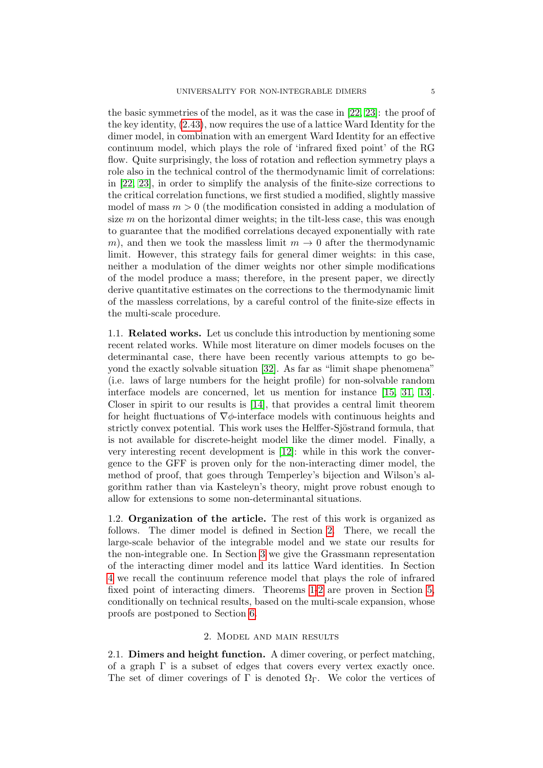the basic symmetries of the model, as it was the case in [22, 23]: the proof of the key identity, (2.43), now requires the use of a lattice Ward Identity for the dimer model, in combination with an emergent Ward Identity for an effective continuum model, which plays the role of 'infrared fixed point' of the RG flow. Quite surprisingly, the loss of rotation and reflection symmetry plays a role also in the technical control of the thermodynamic limit of correlations: in [22, 23], in order to simplify the analysis of the finite-size corrections to the critical correlation functions, we first studied a modified, slightly massive model of mass $m > 0$ (the modification consisted in adding a modulation of size $m$ on the horizontal dimer weights; in the tilt-less case, this was enough to guarantee that the modified correlations decayed exponentially with rate $m$), and then we took the massless limit $m \to 0$ after the thermodynamic limit. However, this strategy fails for general dimer weights: in this case, neither a modulation of the dimer weights nor other simple modifications of the model produce a mass; therefore, in the present paper, we directly derive quantitative estimates on the corrections to the thermodynamic limit of the massless correlations, by a careful control of the finite-size effects in the multi-scale procedure.

### 1.1. Related works.

Let us conclude this introduction by mentioning some recent related works. While most literature on dimer models focuses on the determinantal case, there have been recently various attempts to go beyond the exactly solvable situation [32]. As far as "limit shape phenomena" (i.e. laws of large numbers for the height profile) for non-solvable random interface models are concerned, let us mention for instance [15, 31, 13]. Closer in spirit to our results is [14], that provides a central limit theorem for height fluctuations of $\nabla\phi$-interface models with continuous heights and strictly convex potential. This work uses the Helffer-Sjöstrand formula, that is not available for discrete-height model like the dimer model. Finally, a very interesting recent development is [12]: while in this work the convergence to the GFF is proven only for the non-interacting dimer model, the method of proof, that goes through Temperley's bijection and Wilson's algorithm rather than via Kasteleyn's theory, might prove robust enough to allow for extensions to some non-determinantal situations.

### 1.2. Organization of the article.

The rest of this work is organized as follows. The dimer model is defined in Section 2. There, we recall the large-scale behavior of the integrable model and we state our results for the non-integrable one. In Section 3 we give the Grassmann representation of the interacting dimer model and its lattice Ward identities. In Section 4 we recall the continuum reference model that plays the role of infrared fixed point of interacting dimers. Theorems 1-2 are proven in Section 5, conditionally on technical results, based on the multi-scale expansion, whose proofs are postponed to Section 6.

## 2. Model and main results

### 2.1. Dimers and height function.

A dimer covering, or perfect matching, of a graph $\Gamma$ is a subset of edges that covers every vertex exactly once. The set of dimer coverings of $\Gamma$ is denoted $\Omega_\Gamma$. We color the vertices of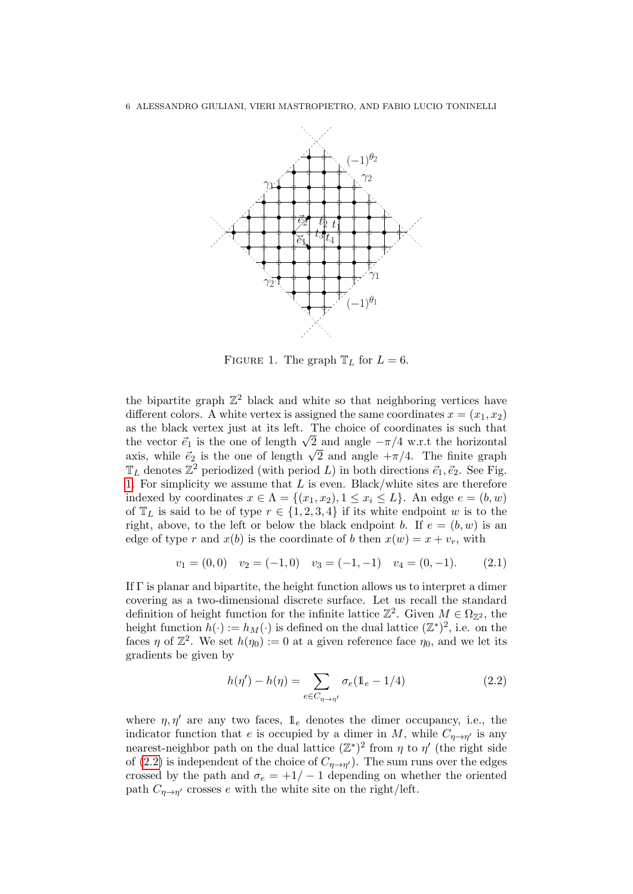FIGURE 1. The graph $\mathbb{T}_L$ for $L = 6$.

the bipartite graph $\mathbb{Z}^2$ black and white so that neighboring vertices have different colors. A white vertex is assigned the same coordinates $x = (x_1, x_2)$ as the black vertex just at its left. The choice of coordinates is such that the vector $\vec{e}_1$ is the one of length $\sqrt{2}$ and angle $-\pi/4$ w.r.t the horizontal axis, while $\vec{e}_2$ is the one of length $\sqrt{2}$ and angle $+\pi/4$. The finite graph $\mathbb{T}_L$ denotes $\mathbb{Z}^2$ periodized (with period $L$) in both directions $\vec{e}_1, \vec{e}_2$. See Fig. 1. For simplicity we assume that $L$ is even. Black/white sites are therefore indexed by coordinates $x \in \Lambda = \{(x_1, x_2), 1 \le x_i \le L\}$. An edge $e = (b, w)$ of $\mathbb{T}_L$ is said to be of type $r \in \{1, 2, 3, 4\}$ if its white endpoint $w$ is to the right, above, to the left or below the black endpoint $b$. If $e = (b, w)$ is an edge of type $r$ and $x(b)$ is the coordinate of $b$ then $x(w) = x + v_r$, with

$$v_1 = (0, 0) \quad v_2 = (-1, 0) \quad v_3 = (-1, -1) \quad v_4 = (0, -1). \tag{2.1}$$

If $\Gamma$ is planar and bipartite, the height function allows us to interpret a dimer covering as a two-dimensional discrete surface. Let us recall the standard definition of height function for the infinite lattice $\mathbb{Z}^2$. Given $M \in \Omega_{\mathbb{Z}^2}$, the height function $h(\cdot) := h_M(\cdot)$ is defined on the dual lattice $(\mathbb{Z}^*)^2$, i.e. on the faces $\eta$ of $\mathbb{Z}^2$. We set $h(\eta_0) := 0$ at a given reference face $\eta_0$, and we let its gradients be given by

$$h(\eta') - h(\eta) = \sum_{e \in C_{\eta \to \eta'}} \sigma_e (\mathbb{1}_e - 1/4) \tag{2.2}$$

where $\eta, \eta'$ are any two faces, $\mathbb{1}_e$ denotes the dimer occupancy, i.e., the indicator function that $e$ is occupied by a dimer in $M$, while $C_{\eta \to \eta'}$ is any nearest-neighbor path on the dual lattice $(\mathbb{Z}^*)^2$ from $\eta$ to $\eta'$ (the right side of (2.2) is independent of the choice of $C_{\eta \to \eta'}$). The sum runs over the edges crossed by the path and $\sigma_e = +1/-1$ depending on whether the oriented path $C_{\eta \to \eta'}$ crosses $e$ with the white site on the right/left.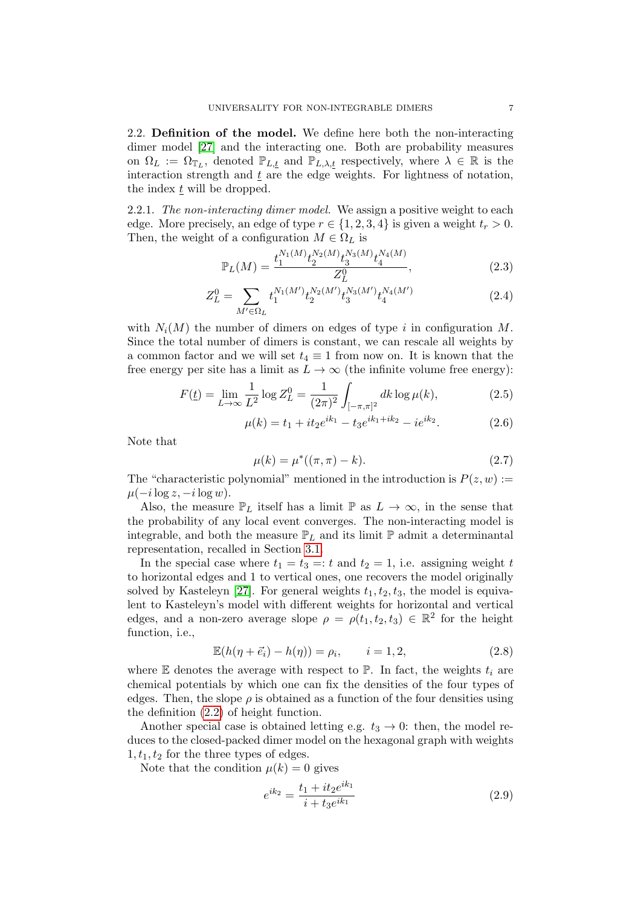**2.2. Definition of the model.** We define here both the non-interacting dimer model [27] and the interacting one. Both are probability measures on $\Omega_L := \Omega_{\mathbb{T}_L}$, denoted $\mathbb{P}_{L,\underline{t}}$ and $\mathbb{P}_{L,\lambda,\underline{t}}$ respectively, where $\lambda \in \mathbb{R}$ is the interaction strength and $\underline{t}$ are the edge weights. For lightness of notation, the index $\underline{t}$ will be dropped.

2.2.1. *The non-interacting dimer model.* We assign a positive weight to each edge. More precisely, an edge of type $r \in \{1, 2, 3, 4\}$ is given a weight $t_r > 0$. Then, the weight of a configuration $M \in \Omega_L$ is

$$\mathbb{P}_L(M) = \frac{t_1^{N_1(M)} t_2^{N_2(M)} t_3^{N_3(M)} t_4^{N_4(M)}}{Z_L^0}, \tag{2.3}$$

$$Z_L^0 = \sum_{M' \in \Omega_L} t_1^{N_1(M')} t_2^{N_2(M')} t_3^{N_3(M')} t_4^{N_4(M')} \tag{2.4}$$

with $N_i(M)$ the number of dimers on edges of type $i$ in configuration $M$. Since the total number of dimers is constant, we can rescale all weights by a common factor and we will set $t_4 \equiv 1$ from now on. It is known that the free energy per site has a limit as $L \to \infty$ (the infinite volume free energy):

$$F(\underline{t}) = \lim_{L\to\infty} \frac{1}{L^2} \log Z_L^0 = \frac{1}{(2\pi)^2} \int_{[-\pi,\pi]^2} dk \log \mu(k), \tag{2.5}$$

$$\mu(k) = t_1 + it_2 e^{ik_1} - t_3 e^{ik_1+ik_2} - ie^{ik_2}. \tag{2.6}$$

Note that

$$\mu(k) = \mu^*((\pi, \pi) - k). \tag{2.7}$$

The "characteristic polynomial" mentioned in the introduction is $P(z, w) := \mu(-i \log z, -i \log w)$.

Also, the measure $\mathbb{P}_L$ itself has a limit $\mathbb{P}$ as $L \to \infty$, in the sense that the probability of any local event converges. The non-interacting model is integrable, and both the measure $\mathbb{P}_L$ and its limit $\mathbb{P}$ admit a determinantal representation, recalled in Section 3.1.

In the special case where $t_1 = t_3 =: t$ and $t_2 = 1$, i.e. assigning weight $t$ to horizontal edges and 1 to vertical ones, one recovers the model originally solved by Kasteleyn [27]. For general weights $t_1, t_2, t_3$, the model is equivalent to Kasteleyn's model with different weights for horizontal and vertical edges, and a non-zero average slope $\rho = \rho(t_1, t_2, t_3) \in \mathbb{R}^2$ for the height function, i.e.,

$$\mathbb{E}(h(\eta + \vec{e}_i) - h(\eta)) = \rho_i, \qquad i = 1, 2, \tag{2.8}$$

where $\mathbb{E}$ denotes the average with respect to $\mathbb{P}$. In fact, the weights $t_i$ are chemical potentials by which one can fix the densities of the four types of edges. Then, the slope $\rho$ is obtained as a function of the four densities using the definition (2.2) of height function.

Another special case is obtained letting e.g. $t_3 \to 0$: then, the model reduces to the closed-packed dimer model on the hexagonal graph with weights $1, t_1, t_2$ for the three types of edges.

Note that the condition $\mu(k) = 0$ gives

$$e^{ik_2} = \frac{t_1 + it_2 e^{ik_1}}{i + t_3 e^{ik_1}} \tag{2.9}$$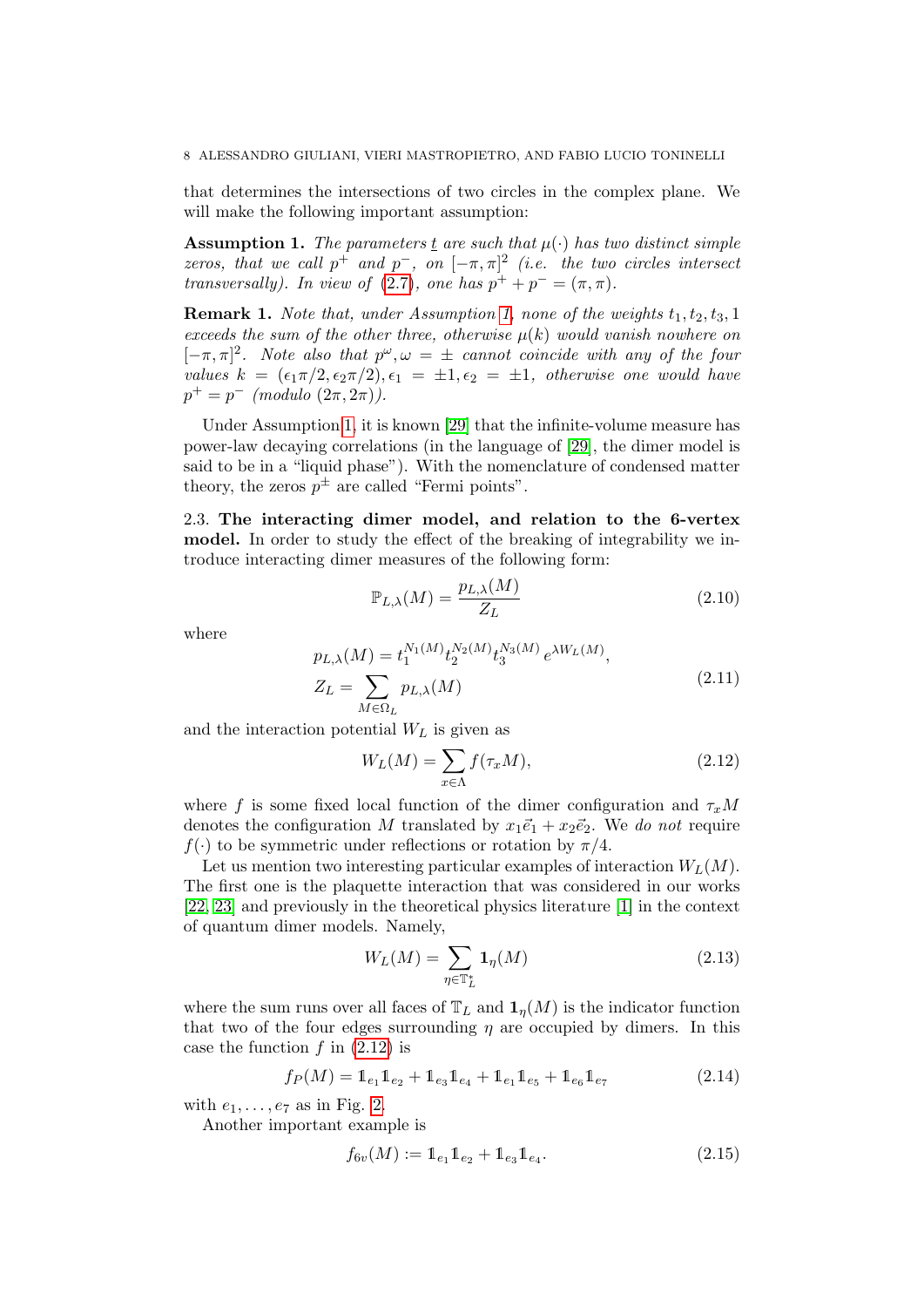that determines the intersections of two circles in the complex plane. We will make the following important assumption:

**Assumption 1.** *The parameters $\underline{t}$ are such that $\mu(\cdot)$ has two distinct simple zeros, that we call $p^+$ and $p^-$, on $[-\pi,\pi]^2$ (i.e. the two circles intersect transversally). In view of (2.7), one has $p^+ + p^- = (\pi,\pi)$.*

**Remark 1.** *Note that, under Assumption 1, none of the weights $t_1, t_2, t_3, 1$ exceeds the sum of the other three, otherwise $\mu(k)$ would vanish nowhere on $[-\pi,\pi]^2$. Note also that $p^\omega, \omega = \pm$ cannot coincide with any of the four values $k = (\epsilon_1\pi/2, \epsilon_2\pi/2), \epsilon_1 = \pm 1, \epsilon_2 = \pm 1$, otherwise one would have $p^+ = p^-$ (modulo $(2\pi, 2\pi)$).*

Under Assumption 1, it is known [29] that the infinite-volume measure has power-law decaying correlations (in the language of [29], the dimer model is said to be in a "liquid phase"). With the nomenclature of condensed matter theory, the zeros $p^\pm$ are called "Fermi points".

### 2.3. The interacting dimer model, and relation to the 6-vertex model.

In order to study the effect of the breaking of integrability we introduce interacting dimer measures of the following form:

$$\mathbb{P}_{L,\lambda}(M) = \frac{p_{L,\lambda}(M)}{Z_L} \tag{2.10}$$

where

$$\begin{aligned} p_{L,\lambda}(M) &= t_1^{N_1(M)} t_2^{N_2(M)} t_3^{N_3(M)} \, e^{\lambda W_L(M)}, \\ Z_L &= \sum_{M\in\Omega_L} p_{L,\lambda}(M) \end{aligned} \tag{2.11}$$

and the interaction potential $W_L$ is given as

$$W_L(M) = \sum_{x\in\Lambda} f(\tau_x M), \tag{2.12}$$

where $f$ is some fixed local function of the dimer configuration and $\tau_x M$ denotes the configuration $M$ translated by $x_1\vec{e}_1 + x_2\vec{e}_2$. We *do not* require $f(\cdot)$ to be symmetric under reflections or rotation by $\pi/4$.

Let us mention two interesting particular examples of interaction $W_L(M)$. The first one is the plaquette interaction that was considered in our works [22, 23] and previously in the theoretical physics literature [1] in the context of quantum dimer models. Namely,

$$W_L(M) = \sum_{\eta\in\mathbb{T}_L^*} \mathbf{1}_\eta(M) \tag{2.13}$$

where the sum runs over all faces of $\mathbb{T}_L$ and $\mathbf{1}_\eta(M)$ is the indicator function that two of the four edges surrounding $\eta$ are occupied by dimers. In this case the function $f$ in (2.12) is

$$f_P(M) = \mathbb{1}_{e_1}\mathbb{1}_{e_2} + \mathbb{1}_{e_3}\mathbb{1}_{e_4} + \mathbb{1}_{e_1}\mathbb{1}_{e_5} + \mathbb{1}_{e_6}\mathbb{1}_{e_7} \tag{2.14}$$

with $e_1, \dots, e_7$ as in Fig. 2.

Another important example is

$$f_{6v}(M) := \mathbb{1}_{e_1}\mathbb{1}_{e_2} + \mathbb{1}_{e_3}\mathbb{1}_{e_4}. \tag{2.15}$$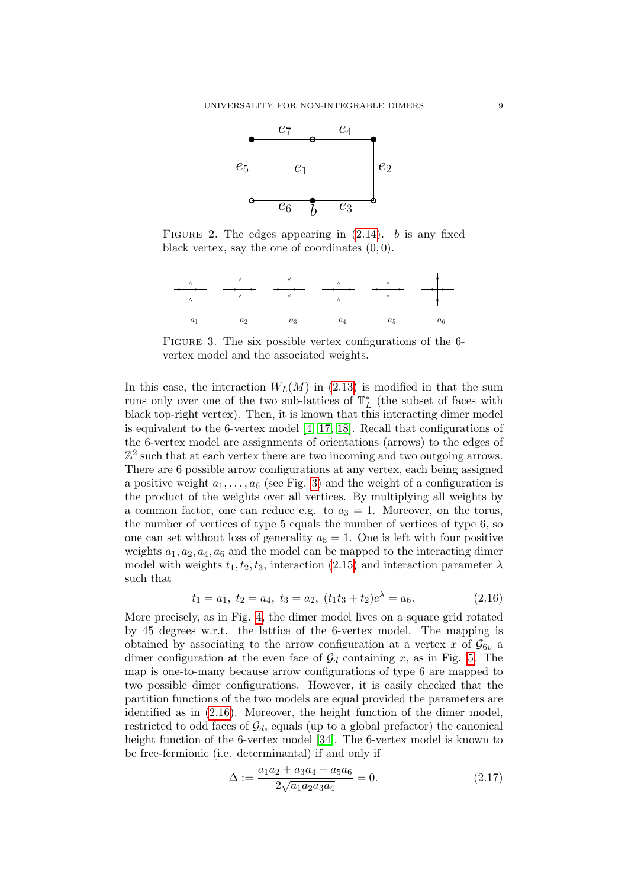FIGURE 2. The edges appearing in (2.14). $b$ is any fixed black vertex, say the one of coordinates $(0, 0)$.

FIGURE 3. The six possible vertex configurations of the 6-vertex model and the associated weights.

In this case, the interaction $W_L(M)$ in (2.13) is modified in that the sum runs only over one of the two sub-lattices of $\mathbb{T}_L^*$ (the subset of faces with black top-right vertex). Then, it is known that this interacting dimer model is equivalent to the 6-vertex model [4, 17, 18]. Recall that configurations of the 6-vertex model are assignments of orientations (arrows) to the edges of $\mathbb{Z}^2$ such that at each vertex there are two incoming and two outgoing arrows. There are 6 possible arrow configurations at any vertex, each being assigned a positive weight $a_1, \ldots, a_6$ (see Fig. 3) and the weight of a configuration is the product of the weights over all vertices. By multiplying all weights by a common factor, one can reduce e.g. to $a_3 = 1$. Moreover, on the torus, the number of vertices of type 5 equals the number of vertices of type 6, so one can set without loss of generality $a_5 = 1$. One is left with four positive weights $a_1, a_2, a_4, a_6$ and the model can be mapped to the interacting dimer model with weights $t_1, t_2, t_3$, interaction (2.15) and interaction parameter $\lambda$ such that

$$t_1 = a_1,\ t_2 = a_4,\ t_3 = a_2,\ (t_1 t_3 + t_2)e^{\lambda} = a_6. \tag{2.16}$$

More precisely, as in Fig. 4, the dimer model lives on a square grid rotated by 45 degrees w.r.t. the lattice of the 6-vertex model. The mapping is obtained by associating to the arrow configuration at a vertex $x$ of $\mathcal{G}_{6v}$ a dimer configuration at the even face of $\mathcal{G}_d$ containing $x$, as in Fig. 5. The map is one-to-many because arrow configurations of type 6 are mapped to two possible dimer configurations. However, it is easily checked that the partition functions of the two models are equal provided the parameters are identified as in (2.16). Moreover, the height function of the dimer model, restricted to odd faces of $\mathcal{G}_d$, equals (up to a global prefactor) the canonical height function of the 6-vertex model [34]. The 6-vertex model is known to be free-fermionic (i.e. determinantal) if and only if

$$\Delta := \frac{a_1 a_2 + a_3 a_4 - a_5 a_6}{2\sqrt{a_1 a_2 a_3 a_4}} = 0. \tag{2.17}$$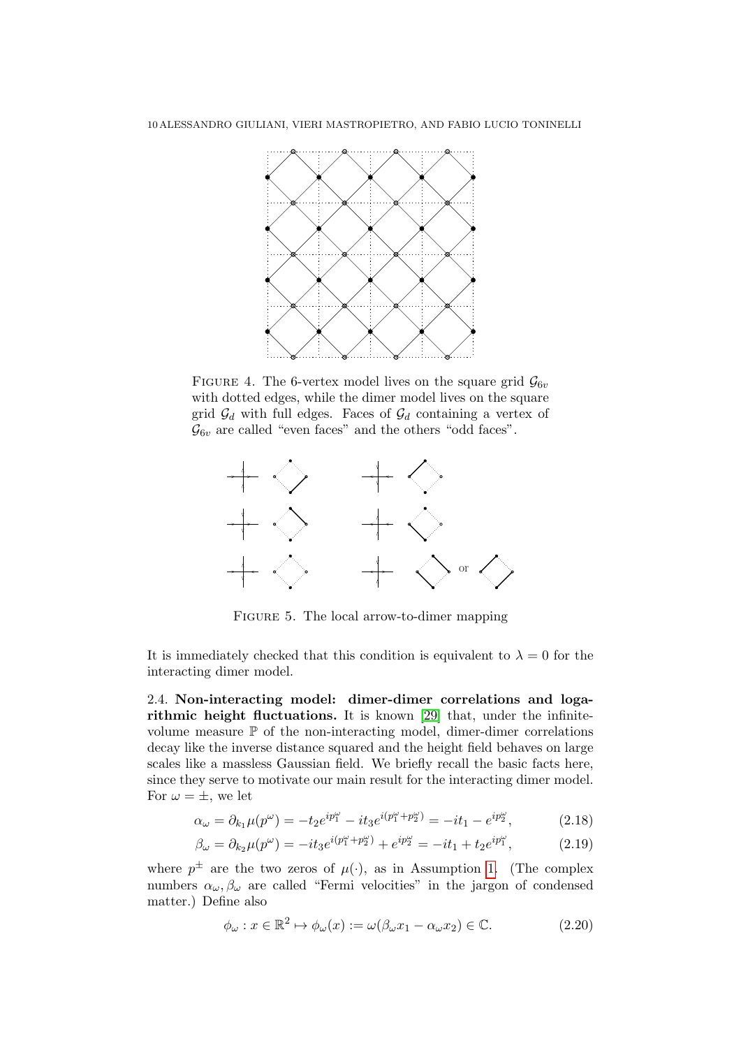FIGURE 4. The 6-vertex model lives on the square grid $\mathcal{G}_{6v}$ with dotted edges, while the dimer model lives on the square grid $\mathcal{G}_d$ with full edges. Faces of $\mathcal{G}_d$ containing a vertex of $\mathcal{G}_{6v}$ are called "even faces" and the others "odd faces".

FIGURE 5. The local arrow-to-dimer mapping

It is immediately checked that this condition is equivalent to $\lambda = 0$ for the interacting dimer model.

2.4. **Non-interacting model: dimer-dimer correlations and logarithmic height fluctuations.** It is known [29] that, under the infinite-volume measure $\mathbb{P}$ of the non-interacting model, dimer-dimer correlations decay like the inverse distance squared and the height field behaves on large scales like a massless Gaussian field. We briefly recall the basic facts here, since they serve to motivate our main result for the interacting dimer model. For $\omega = \pm$, we let

$$\alpha_\omega = \partial_{k_1}\mu(p^\omega) = -t_2 e^{ip_1^\omega} - it_3 e^{i(p_1^\omega + p_2^\omega)} = -it_1 - e^{ip_2^\omega}, \tag{2.18}$$

$$\beta_\omega = \partial_{k_2}\mu(p^\omega) = -it_3 e^{i(p_1^\omega + p_2^\omega)} + e^{ip_2^\omega} = -it_1 + t_2 e^{ip_1^\omega}, \tag{2.19}$$

where $p^\pm$ are the two zeros of $\mu(\cdot)$, as in Assumption 1. (The complex numbers $\alpha_\omega, \beta_\omega$ are called "Fermi velocities" in the jargon of condensed matter.) Define also

$$\phi_\omega : x \in \mathbb{R}^2 \mapsto \phi_\omega(x) := \omega(\beta_\omega x_1 - \alpha_\omega x_2) \in \mathbb{C}. \tag{2.20}$$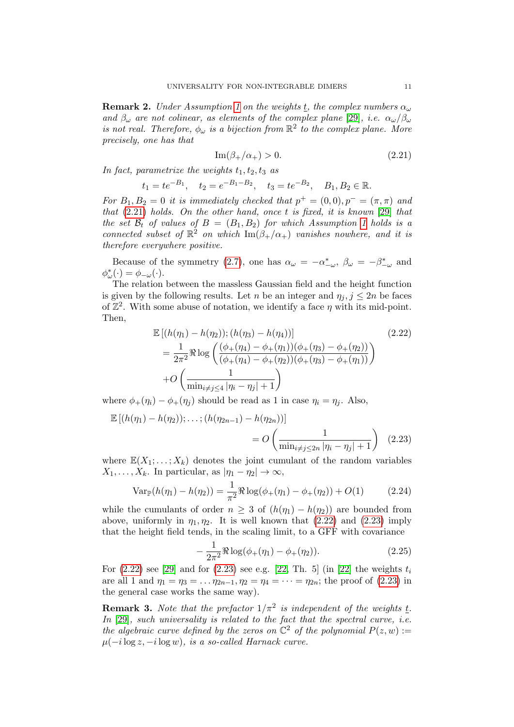**Remark 2.** *Under Assumption 1 on the weights $\underline{t}$, the complex numbers $\alpha_\omega$ and $\beta_\omega$ are not colinear, as elements of the complex plane [29], i.e. $\alpha_\omega/\beta_\omega$ is not real. Therefore, $\phi_\omega$ is a bijection from $\mathbb{R}^2$ to the complex plane. More precisely, one has that*

$$\operatorname{Im}(\beta_+/\alpha_+) > 0. \tag{2.21}$$

*In fact, parametrize the weights $t_1, t_2, t_3$ as*

$$t_1 = te^{-B_1}, \quad t_2 = e^{-B_1 - B_2}, \quad t_3 = te^{-B_2}, \quad B_1, B_2 \in \mathbb{R}.$$

*For $B_1, B_2 = 0$ it is immediately checked that $p^+ = (0,0), p^- = (\pi, \pi)$ and that (2.21) holds. On the other hand, once $t$ is fixed, it is known [29] that the set $\mathcal{B}_t$ of values of $B = (B_1, B_2)$ for which Assumption 1 holds is a connected subset of $\mathbb{R}^2$ on which $\operatorname{Im}(\beta_+/\alpha_+)$ vanishes nowhere, and it is therefore everywhere positive.*

Because of the symmetry (2.7), one has $\alpha_\omega = -\alpha^*_{-\omega}$, $\beta_\omega = -\beta^*_{-\omega}$ and $\phi^*_\omega(\cdot) = \phi_{-\omega}(\cdot)$.

The relation between the massless Gaussian field and the height function is given by the following results. Let $n$ be an integer and $\eta_j, j \le 2n$ be faces of $\mathbb{Z}^2$. With some abuse of notation, we identify a face $\eta$ with its mid-point. Then,

$$\begin{aligned}
&\mathbb{E}\left[(h(\eta_1) - h(\eta_2)); (h(\eta_3) - h(\eta_4))\right] \\
&= \frac{1}{2\pi^2} \Re \log\left(\frac{(\phi_+(\eta_4) - \phi_+(\eta_1))(\phi_+(\eta_3) - \phi_+(\eta_2))}{(\phi_+(\eta_4) - \phi_+(\eta_2))(\phi_+(\eta_3) - \phi_+(\eta_1))}\right) \\
&+ O\left(\frac{1}{\min_{i \ne j \le 4} |\eta_i - \eta_j| + 1}\right)
\end{aligned} \tag{2.22}$$

where $\phi_+(\eta_i) - \phi_+(\eta_j)$ should be read as 1 in case $\eta_i = \eta_j$. Also,

$$\mathbb{E}\left[(h(\eta_1) - h(\eta_2)); \dots; (h(\eta_{2n-1}) - h(\eta_{2n}))\right] = O\left(\frac{1}{\min_{i \ne j \le 2n} |\eta_i - \eta_j| + 1}\right) \tag{2.23}$$

where $\mathbb{E}(X_1; \dots; X_k)$ denotes the joint cumulant of the random variables $X_1, \dots, X_k$. In particular, as $|\eta_1 - \eta_2| \to \infty$,

$$\operatorname{Var}_{\mathbb{P}}(h(\eta_1) - h(\eta_2)) = \frac{1}{\pi^2} \Re \log(\phi_+(\eta_1) - \phi_+(\eta_2)) + O(1) \tag{2.24}$$

while the cumulants of order $n \ge 3$ of $(h(\eta_1) - h(\eta_2))$ are bounded from above, uniformly in $\eta_1, \eta_2$. It is well known that (2.22) and (2.23) imply that the height field tends, in the scaling limit, to a GFF with covariance

$$-\frac{1}{2\pi^2} \Re \log(\phi_+(\eta_1) - \phi_+(\eta_2)). \tag{2.25}$$

For (2.22) see [29] and for (2.23) see e.g. [22, Th. 5] (in [22] the weights $t_i$ are all 1 and $\eta_1 = \eta_3 = \dots \eta_{2n-1}, \eta_2 = \eta_4 = \dots = \eta_{2n}$; the proof of (2.23) in the general case works the same way).

**Remark 3.** *Note that the prefactor $1/\pi^2$ is independent of the weights $\underline{t}$. In [29], such universality is related to the fact that the spectral curve, i.e. the algebraic curve defined by the zeros on $\mathbb{C}^2$ of the polynomial $P(z, w) := \mu(-i \log z, -i \log w)$, is a so-called Harnack curve.*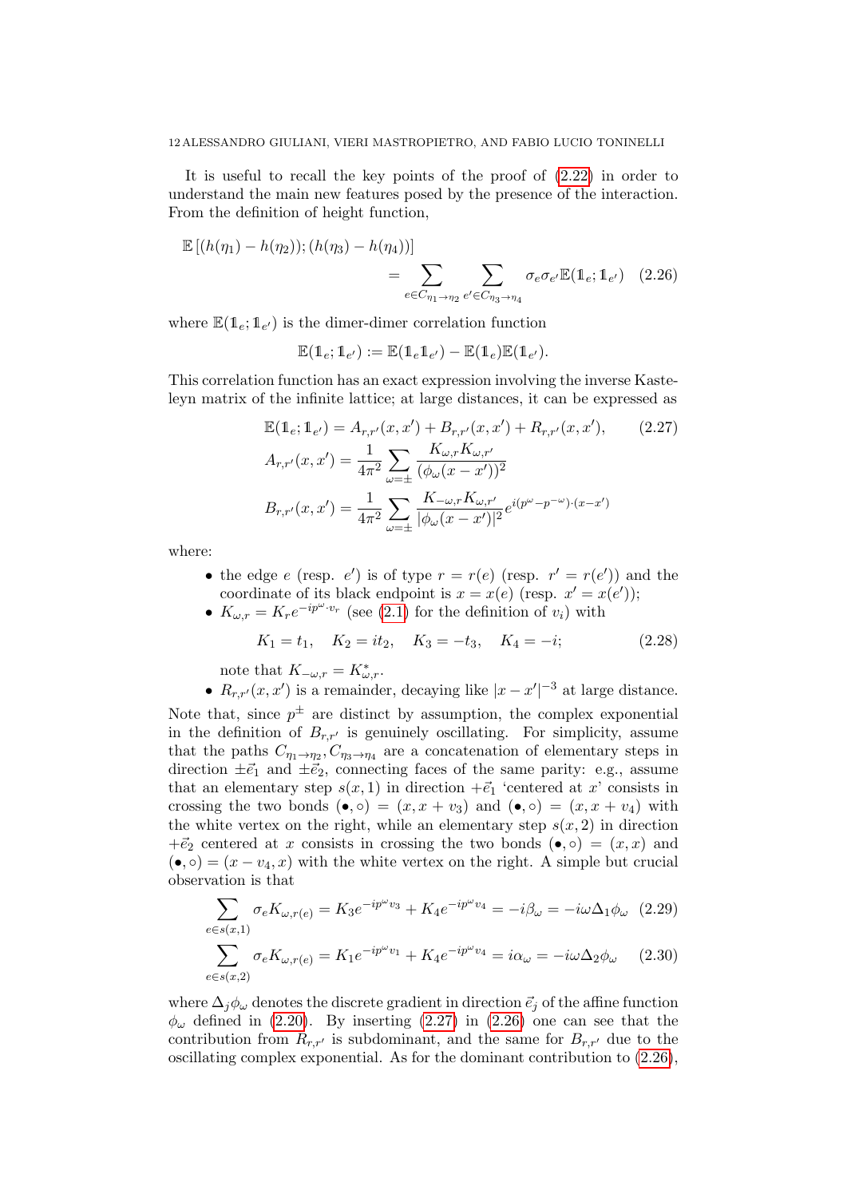It is useful to recall the key points of the proof of (2.22) in order to understand the main new features posed by the presence of the interaction. From the definition of height function,

$$\mathbb{E}\left[(h(\eta_1)-h(\eta_2));(h(\eta_3)-h(\eta_4))\right] = \sum_{e\in C_{\eta_1\to\eta_2}}\sum_{e'\in C_{\eta_3\to\eta_4}} \sigma_e\sigma_{e'}\mathbb{E}(\mathbb{1}_e;\mathbb{1}_{e'}) \quad (2.26)$$

where $\mathbb{E}(\mathbb{1}_e;\mathbb{1}_{e'})$ is the dimer-dimer correlation function

$$\mathbb{E}(\mathbb{1}_e;\mathbb{1}_{e'}) := \mathbb{E}(\mathbb{1}_e\mathbb{1}_{e'}) - \mathbb{E}(\mathbb{1}_e)\mathbb{E}(\mathbb{1}_{e'}).$$

This correlation function has an exact expression involving the inverse Kasteleyn matrix of the infinite lattice; at large distances, it can be expressed as

$$\begin{aligned}
\mathbb{E}(\mathbb{1}_e;\mathbb{1}_{e'}) &= A_{r,r'}(x,x') + B_{r,r'}(x,x') + R_{r,r'}(x,x'), \quad (2.27)\\
A_{r,r'}(x,x') &= \frac{1}{4\pi^2}\sum_{\omega=\pm}\frac{K_{\omega,r}K_{\omega,r'}}{(\phi_\omega(x-x'))^2}\\
B_{r,r'}(x,x') &= \frac{1}{4\pi^2}\sum_{\omega=\pm}\frac{K_{-\omega,r}K_{\omega,r'}}{|\phi_\omega(x-x')|^2}e^{i(p^\omega-p^{-\omega})\cdot(x-x')}
\end{aligned}$$

where:

- the edge $e$ (resp. $e'$) is of type $r=r(e)$ (resp. $r'=r(e')$) and the coordinate of its black endpoint is $x=x(e)$ (resp. $x'=x(e')$);
- $K_{\omega,r}=K_r e^{-ip^\omega\cdot v_r}$ (see (2.1) for the definition of $v_i$) with
$$K_1=t_1,\quad K_2=it_2,\quad K_3=-t_3,\quad K_4=-i; \quad (2.28)$$
note that $K_{-\omega,r}=K^*_{\omega,r}$.
- $R_{r,r'}(x,x')$ is a remainder, decaying like $|x-x'|^{-3}$ at large distance.

Note that, since $p^\pm$ are distinct by assumption, the complex exponential in the definition of $B_{r,r'}$ is genuinely oscillating. For simplicity, assume that the paths $C_{\eta_1\to\eta_2}, C_{\eta_3\to\eta_4}$ are a concatenation of elementary steps in direction $\pm\vec e_1$ and $\pm\vec e_2$, connecting faces of the same parity: e.g., assume that an elementary step $s(x,1)$ in direction $+\vec e_1$ 'centered at $x$' consists in crossing the two bonds $(\bullet,\circ)=(x,x+v_3)$ and $(\bullet,\circ)=(x,x+v_4)$ with the white vertex on the right, while an elementary step $s(x,2)$ in direction $+\vec e_2$ centered at $x$ consists in crossing the two bonds $(\bullet,\circ)=(x,x)$ and $(\bullet,\circ)=(x-v_4,x)$ with the white vertex on the right. A simple but crucial observation is that

$$\sum_{e\in s(x,1)}\sigma_e K_{\omega,r(e)} = K_3e^{-ip^\omega v_3}+K_4e^{-ip^\omega v_4} = -i\beta_\omega = -i\omega\Delta_1\phi_\omega \quad (2.29)$$

$$\sum_{e\in s(x,2)}\sigma_e K_{\omega,r(e)} = K_1e^{-ip^\omega v_1}+K_4e^{-ip^\omega v_4} = i\alpha_\omega = -i\omega\Delta_2\phi_\omega \quad (2.30)$$

where $\Delta_j\phi_\omega$ denotes the discrete gradient in direction $\vec e_j$ of the affine function $\phi_\omega$ defined in (2.20). By inserting (2.27) in (2.26) one can see that the contribution from $R_{r,r'}$ is subdominant, and the same for $B_{r,r'}$ due to the oscillating complex exponential. As for the dominant contribution to (2.26),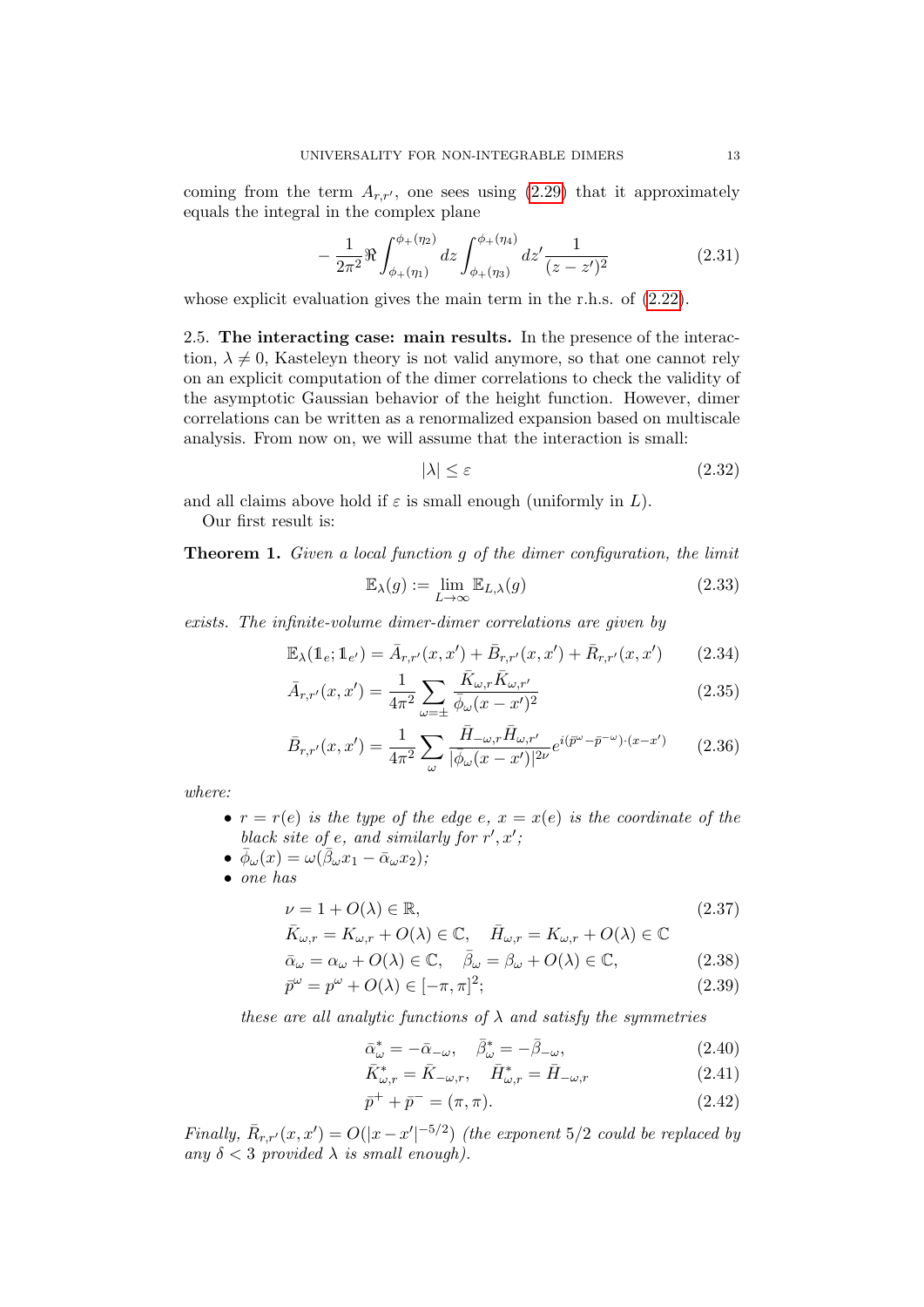coming from the term $A_{r,r'}$, one sees using (2.29) that it approximately equals the integral in the complex plane

$$-\frac{1}{2\pi^2}\Re\int_{\phi_+(\eta_1)}^{\phi_+(\eta_2)} dz \int_{\phi_+(\eta_3)}^{\phi_+(\eta_4)} dz' \frac{1}{(z-z')^2} \tag{2.31}$$

whose explicit evaluation gives the main term in the r.h.s. of (2.22).

2.5. **The interacting case: main results.** In the presence of the interaction, $\lambda \neq 0$, Kasteleyn theory is not valid anymore, so that one cannot rely on an explicit computation of the dimer correlations to check the validity of the asymptotic Gaussian behavior of the height function. However, dimer correlations can be written as a renormalized expansion based on multiscale analysis. From now on, we will assume that the interaction is small:

$$|\lambda| \le \varepsilon \tag{2.32}$$

and all claims above hold if $\varepsilon$ is small enough (uniformly in $L$).

Our first result is:

**Theorem 1.** *Given a local function $g$ of the dimer configuration, the limit*

$$\mathbb{E}_\lambda(g) := \lim_{L\to\infty} \mathbb{E}_{L,\lambda}(g) \tag{2.33}$$

*exists. The infinite-volume dimer-dimer correlations are given by*

$$\mathbb{E}_\lambda(\mathbb{1}_e;\mathbb{1}_{e'}) = \bar A_{r,r'}(x,x') + \bar B_{r,r'}(x,x') + \bar R_{r,r'}(x,x') \tag{2.34}$$

$$\bar A_{r,r'}(x,x') = \frac{1}{4\pi^2}\sum_{\omega=\pm}\frac{\bar K_{\omega,r}\bar K_{\omega,r'}}{\bar\phi_\omega(x-x')^2} \tag{2.35}$$

$$\bar B_{r,r'}(x,x') = \frac{1}{4\pi^2}\sum_{\omega}\frac{\bar H_{-\omega,r}\bar H_{\omega,r'}}{|\bar\phi_\omega(x-x')|^{2\nu}}e^{i(\bar p^\omega-\bar p^{-\omega})\cdot(x-x')} \tag{2.36}$$

*where:*

- *$r = r(e)$ is the type of the edge $e$, $x = x(e)$ is the coordinate of the black site of $e$, and similarly for $r', x'$;*
- *$\bar\phi_\omega(x) = \omega(\bar\beta_\omega x_1 - \bar\alpha_\omega x_2)$;*
- *one has*

$$\nu = 1 + O(\lambda) \in \mathbb{R}, \tag{2.37}$$

$$\bar K_{\omega,r} = K_{\omega,r} + O(\lambda) \in \mathbb{C}, \quad \bar H_{\omega,r} = K_{\omega,r} + O(\lambda) \in \mathbb{C}$$

$$\bar\alpha_\omega = \alpha_\omega + O(\lambda) \in \mathbb{C}, \quad \bar\beta_\omega = \beta_\omega + O(\lambda) \in \mathbb{C}, \tag{2.38}$$

$$\bar p^\omega = p^\omega + O(\lambda) \in [-\pi,\pi]^2; \tag{2.39}$$

*these are all analytic functions of $\lambda$ and satisfy the symmetries*

$$\bar\alpha^*_\omega = -\bar\alpha_{-\omega}, \quad \bar\beta^*_\omega = -\bar\beta_{-\omega}, \tag{2.40}$$

$$\bar K^*_{\omega,r} = \bar K_{-\omega,r}, \quad \bar H^*_{\omega,r} = \bar H_{-\omega,r} \tag{2.41}$$

$$\bar p^+ + \bar p^- = (\pi,\pi). \tag{2.42}$$

*Finally, $\bar R_{r,r'}(x,x') = O(|x-x'|^{-5/2})$ (the exponent $5/2$ could be replaced by any $\delta < 3$ provided $\lambda$ is small enough).*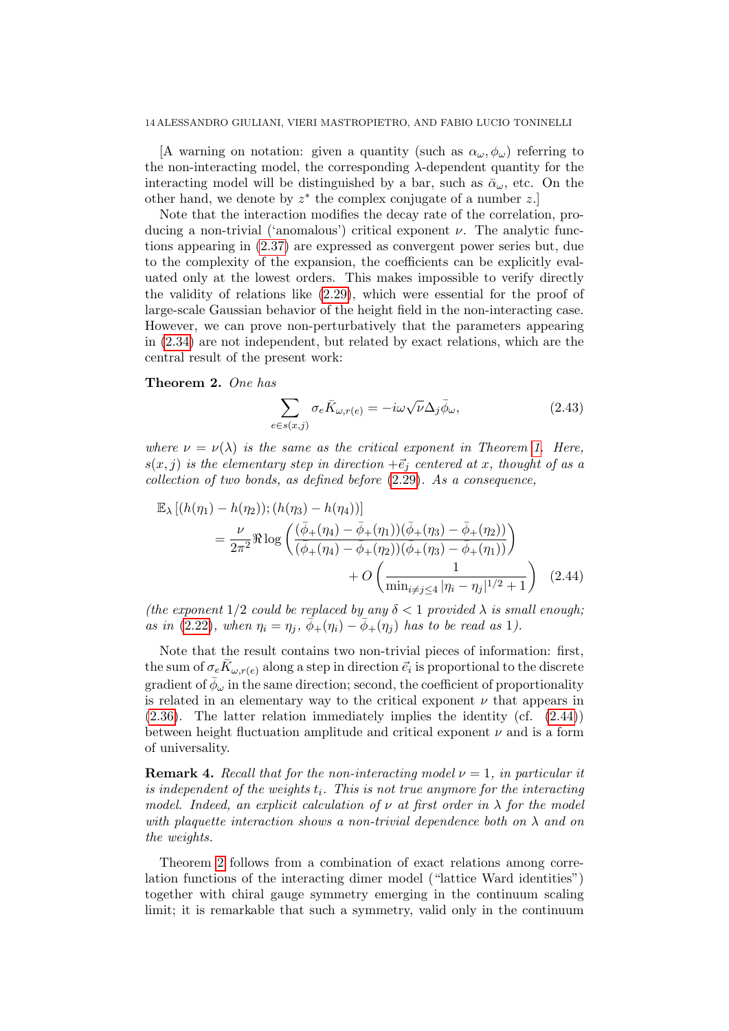[A warning on notation: given a quantity (such as $\alpha_\omega, \phi_\omega$) referring to the non-interacting model, the corresponding $\lambda$-dependent quantity for the interacting model will be distinguished by a bar, such as $\bar\alpha_\omega$, etc. On the other hand, we denote by $z^*$ the complex conjugate of a number $z$.]

Note that the interaction modifies the decay rate of the correlation, producing a non-trivial ('anomalous') critical exponent $\nu$. The analytic functions appearing in (2.37) are expressed as convergent power series but, due to the complexity of the expansion, the coefficients can be explicitly evaluated only at the lowest orders. This makes impossible to verify directly the validity of relations like (2.29), which were essential for the proof of large-scale Gaussian behavior of the height field in the non-interacting case. However, we can prove non-perturbatively that the parameters appearing in (2.34) are not independent, but related by exact relations, which are the central result of the present work:

**Theorem 2.** *One has*

$$\sum_{e\in s(x,j)} \sigma_e \bar K_{\omega,r(e)} = -i\omega\sqrt{\nu}\Delta_j\bar\phi_\omega, \tag{2.43}$$

*where $\nu=\nu(\lambda)$ is the same as the critical exponent in Theorem 1. Here, $s(x,j)$ is the elementary step in direction $+\vec e_j$ centered at $x$, thought of as a collection of two bonds, as defined before (2.29). As a consequence,*

$$\begin{aligned}\mathbb{E}_\lambda\left[(h(\eta_1)-h(\eta_2));(h(\eta_3)-h(\eta_4))\right]\\ = \frac{\nu}{2\pi^2}\Re\log\left(\frac{(\bar\phi_+(\eta_4)-\bar\phi_+(\eta_1))(\bar\phi_+(\eta_3)-\bar\phi_+(\eta_2))}{(\bar\phi_+(\eta_4)-\bar\phi_+(\eta_2))(\bar\phi_+(\eta_3)-\bar\phi_+(\eta_1))}\right)\\ +O\left(\frac{1}{\min_{i\neq j\le 4}|\eta_i-\eta_j|^{1/2}+1}\right)\end{aligned} \tag{2.44}$$

*(the exponent $1/2$ could be replaced by any $\delta<1$ provided $\lambda$ is small enough; as in (2.22), when $\eta_i=\eta_j$, $\bar\phi_+(\eta_i)-\bar\phi_+(\eta_j)$ has to be read as 1).*

Note that the result contains two non-trivial pieces of information: first, the sum of $\sigma_e\bar K_{\omega,r(e)}$ along a step in direction $\vec e_i$ is proportional to the discrete gradient of $\bar\phi_\omega$ in the same direction; second, the coefficient of proportionality is related in an elementary way to the critical exponent $\nu$ that appears in (2.36). The latter relation immediately implies the identity (cf. (2.44)) between height fluctuation amplitude and critical exponent $\nu$ and is a form of universality.

**Remark 4.** *Recall that for the non-interacting model $\nu=1$, in particular it is independent of the weights $t_i$. This is not true anymore for the interacting model. Indeed, an explicit calculation of $\nu$ at first order in $\lambda$ for the model with plaquette interaction shows a non-trivial dependence both on $\lambda$ and on the weights.*

Theorem 2 follows from a combination of exact relations among correlation functions of the interacting dimer model ("lattice Ward identities") together with chiral gauge symmetry emerging in the continuum scaling limit; it is remarkable that such a symmetry, valid only in the continuum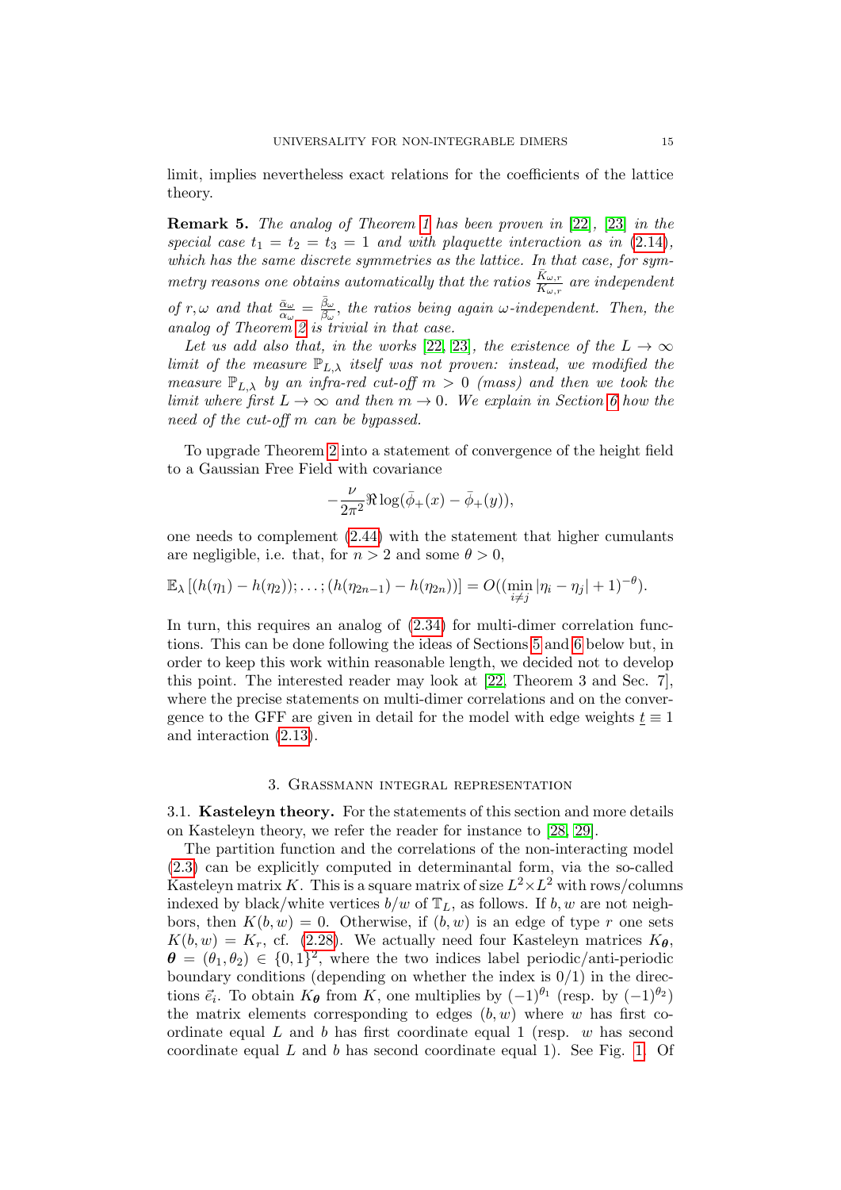limit, implies nevertheless exact relations for the coefficients of the lattice theory.

**Remark 5.** *The analog of Theorem 1 has been proven in [22], [23] in the special case $t_1 = t_2 = t_3 = 1$ and with plaquette interaction as in (2.14), which has the same discrete symmetries as the lattice. In that case, for symmetry reasons one obtains automatically that the ratios $\frac{\bar K_{\omega,r}}{K_{\omega,r}}$ are independent of $r, \omega$ and that $\frac{\bar\alpha_\omega}{\alpha_\omega} = \frac{\bar\beta_\omega}{\beta_\omega}$, the ratios being again $\omega$-independent. Then, the analog of Theorem 2 is trivial in that case.*

*Let us add also that, in the works [22, 23], the existence of the $L \to \infty$ limit of the measure $\mathbb{P}_{L,\lambda}$ itself was not proven: instead, we modified the measure $\mathbb{P}_{L,\lambda}$ by an infra-red cut-off $m > 0$ (mass) and then we took the limit where first $L \to \infty$ and then $m \to 0$. We explain in Section 6 how the need of the cut-off $m$ can be bypassed.*

To upgrade Theorem 2 into a statement of convergence of the height field to a Gaussian Free Field with covariance

$$-\frac{\nu}{2\pi^2}\Re\log(\bar\phi_+(x) - \bar\phi_+(y)),$$

one needs to complement (2.44) with the statement that higher cumulants are negligible, i.e. that, for $n > 2$ and some $\theta > 0$,

$$\mathbb{E}_\lambda\left[(h(\eta_1) - h(\eta_2)); \dots ; (h(\eta_{2n-1}) - h(\eta_{2n}))\right] = O((\min_{i\neq j}|\eta_i - \eta_j| + 1)^{-\theta}).$$

In turn, this requires an analog of (2.34) for multi-dimer correlation functions. This can be done following the ideas of Sections 5 and 6 below but, in order to keep this work within reasonable length, we decided not to develop this point. The interested reader may look at [22, Theorem 3 and Sec. 7], where the precise statements on multi-dimer correlations and on the convergence to the GFF are given in detail for the model with edge weights $\underline{t} \equiv 1$ and interaction (2.13).

## 3. Grassmann integral representation

### 3.1. Kasteleyn theory.

For the statements of this section and more details on Kasteleyn theory, we refer the reader for instance to [28, 29].

The partition function and the correlations of the non-interacting model (2.3) can be explicitly computed in determinantal form, via the so-called Kasteleyn matrix $K$. This is a square matrix of size $L^2 \times L^2$ with rows/columns indexed by black/white vertices $b/w$ of $\mathbb{T}_L$, as follows. If $b, w$ are not neighbors, then $K(b, w) = 0$. Otherwise, if $(b, w)$ is an edge of type $r$ one sets $K(b, w) = K_r$, cf. (2.28). We actually need four Kasteleyn matrices $K_{\boldsymbol\theta}$, $\boldsymbol\theta = (\theta_1, \theta_2) \in \{0, 1\}^2$, where the two indices label periodic/anti-periodic boundary conditions (depending on whether the index is 0/1) in the directions $\vec e_i$. To obtain $K_{\boldsymbol\theta}$ from $K$, one multiplies by $(-1)^{\theta_1}$ (resp. by $(-1)^{\theta_2}$) the matrix elements corresponding to edges $(b, w)$ where $w$ has first coordinate equal $L$ and $b$ has first coordinate equal 1 (resp. $w$ has second coordinate equal $L$ and $b$ has second coordinate equal 1). See Fig. 1. Of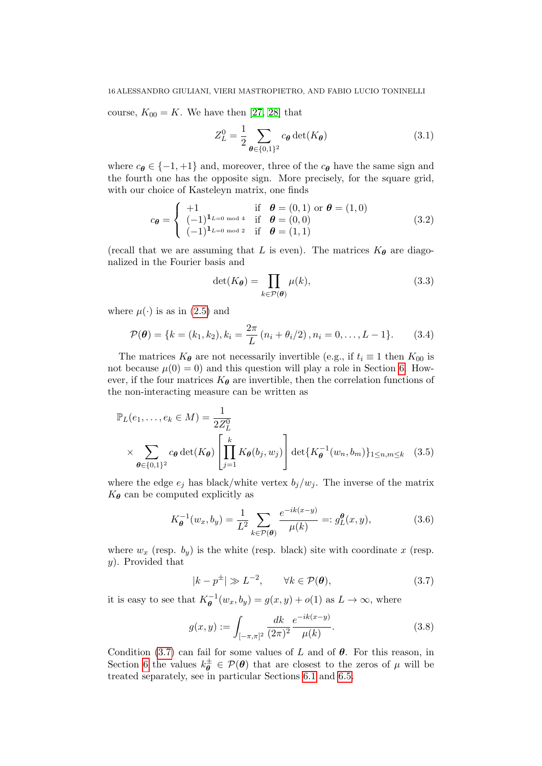course, $K_{00} = K$. We have then [27, 28] that

$$Z_L^0 = \frac{1}{2} \sum_{\boldsymbol{\theta} \in \{0,1\}^2} c_{\boldsymbol{\theta}} \det(K_{\boldsymbol{\theta}}) \tag{3.1}$$

where $c_{\boldsymbol{\theta}} \in \{-1, +1\}$ and, moreover, three of the $c_{\boldsymbol{\theta}}$ have the same sign and the fourth one has the opposite sign. More precisely, for the square grid, with our choice of Kasteleyn matrix, one finds

$$c_{\boldsymbol{\theta}} = \begin{cases} +1 & \text{if} \quad \boldsymbol{\theta} = (0,1) \text{ or } \boldsymbol{\theta} = (1,0) \\ (-1)^{\mathbf{1}_{L=0 \bmod 4}} & \text{if} \quad \boldsymbol{\theta} = (0,0) \\ (-1)^{\mathbf{1}_{L=0 \bmod 2}} & \text{if} \quad \boldsymbol{\theta} = (1,1) \end{cases} \tag{3.2}$$

(recall that we are assuming that $L$ is even). The matrices $K_{\boldsymbol{\theta}}$ are diagonalized in the Fourier basis and

$$\det(K_{\boldsymbol{\theta}}) = \prod_{k \in \mathcal{P}(\boldsymbol{\theta})} \mu(k), \tag{3.3}$$

where $\mu(\cdot)$ is as in (2.5) and

$$\mathcal{P}(\boldsymbol{\theta}) = \{k = (k_1, k_2), k_i = \frac{2\pi}{L}\left(n_i + \theta_i/2\right), n_i = 0, \ldots, L-1\}. \tag{3.4}$$

The matrices $K_{\boldsymbol{\theta}}$ are not necessarily invertible (e.g., if $t_i \equiv 1$ then $K_{00}$ is not because $\mu(0) = 0$) and this question will play a role in Section 6. However, if the four matrices $K_{\boldsymbol{\theta}}$ are invertible, then the correlation functions of the non-interacting measure can be written as

$$\mathbb{P}_L(e_1, \ldots, e_k \in M) = \frac{1}{2Z_L^0} \times \sum_{\boldsymbol{\theta} \in \{0,1\}^2} c_{\boldsymbol{\theta}} \det(K_{\boldsymbol{\theta}}) \left[\prod_{j=1}^{k} K_{\boldsymbol{\theta}}(b_j, w_j)\right] \det\{K_{\boldsymbol{\theta}}^{-1}(w_n, b_m)\}_{1 \le n,m \le k} \tag{3.5}$$

where the edge $e_j$ has black/white vertex $b_j/w_j$. The inverse of the matrix $K_{\boldsymbol{\theta}}$ can be computed explicitly as

$$K_{\boldsymbol{\theta}}^{-1}(w_x, b_y) = \frac{1}{L^2} \sum_{k \in \mathcal{P}(\boldsymbol{\theta})} \frac{e^{-ik(x-y)}}{\mu(k)} =: g_L^{\boldsymbol{\theta}}(x,y), \tag{3.6}$$

where $w_x$ (resp. $b_y$) is the white (resp. black) site with coordinate $x$ (resp. $y$). Provided that

$$|k - p^{\pm}| \gg L^{-2}, \qquad \forall k \in \mathcal{P}(\boldsymbol{\theta}), \tag{3.7}$$

it is easy to see that $K_{\boldsymbol{\theta}}^{-1}(w_x, b_y) = g(x,y) + o(1)$ as $L \to \infty$, where

$$g(x,y) := \int_{[-\pi,\pi]^2} \frac{dk}{(2\pi)^2} \frac{e^{-ik(x-y)}}{\mu(k)}. \tag{3.8}$$

Condition (3.7) can fail for some values of $L$ and of $\boldsymbol{\theta}$. For this reason, in Section 6 the values $k_{\boldsymbol{\theta}}^{\pm} \in \mathcal{P}(\boldsymbol{\theta})$ that are closest to the zeros of $\mu$ will be treated separately, see in particular Sections 6.1 and 6.5.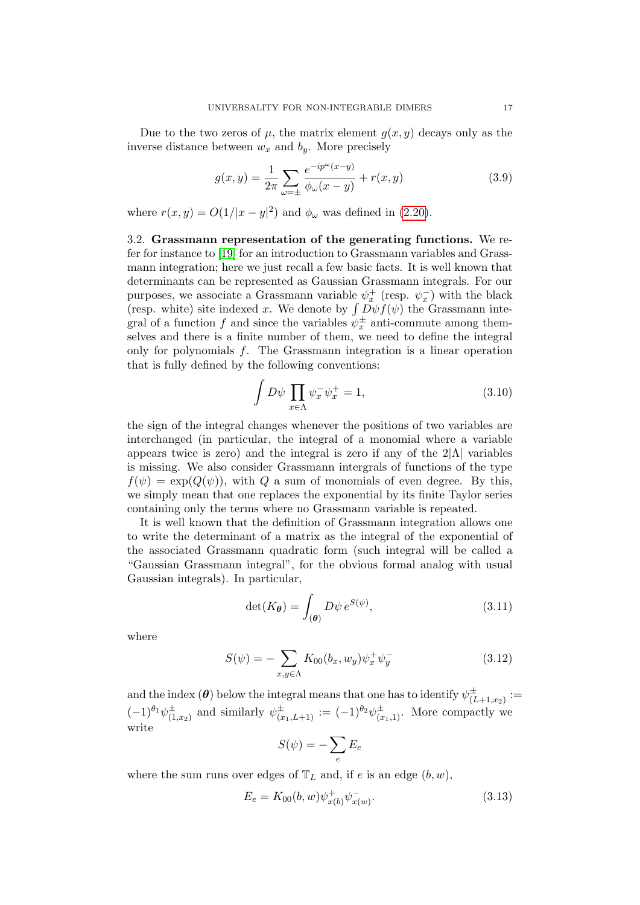Due to the two zeros of $\mu$, the matrix element $g(x, y)$ decays only as the inverse distance between $w_x$ and $b_y$. More precisely

$$g(x, y) = \frac{1}{2\pi} \sum_{\omega=\pm} \frac{e^{-ip^\omega(x-y)}}{\phi_\omega(x-y)} + r(x, y) \tag{3.9}$$

where $r(x, y) = O(1/|x - y|^2)$ and $\phi_\omega$ was defined in (2.20).

3.2. **Grassmann representation of the generating functions.** We refer for instance to [19] for an introduction to Grassmann variables and Grassmann integration; here we just recall a few basic facts. It is well known that determinants can be represented as Gaussian Grassmann integrals. For our purposes, we associate a Grassmann variable $\psi^+_x$ (resp. $\psi^-_x$) with the black (resp. white) site indexed $x$. We denote by $\int D\psi f(\psi)$ the Grassmann integral of a function $f$ and since the variables $\psi^\pm_x$ anti-commute among themselves and there is a finite number of them, we need to define the integral only for polynomials $f$. The Grassmann integration is a linear operation that is fully defined by the following conventions:

$$\int D\psi \prod_{x\in\Lambda} \psi^-_x \psi^+_x = 1, \tag{3.10}$$

the sign of the integral changes whenever the positions of two variables are interchanged (in particular, the integral of a monomial where a variable appears twice is zero) and the integral is zero if any of the $2|\Lambda|$ variables is missing. We also consider Grassmann intergrals of functions of the type $f(\psi) = \exp(Q(\psi))$, with $Q$ a sum of monomials of even degree. By this, we simply mean that one replaces the exponential by its finite Taylor series containing only the terms where no Grassmann variable is repeated.

It is well known that the definition of Grassmann integration allows one to write the determinant of a matrix as the integral of the exponential of the associated Grassmann quadratic form (such integral will be called a "Gaussian Grassmann integral", for the obvious formal analog with usual Gaussian integrals). In particular,

$$\det(K_{\boldsymbol{\theta}}) = \int_{(\boldsymbol{\theta})} D\psi \, e^{S(\psi)}, \tag{3.11}$$

where

$$S(\psi) = -\sum_{x,y\in\Lambda} K_{00}(b_x, w_y)\psi^+_x \psi^-_y \tag{3.12}$$

and the index $(\boldsymbol{\theta})$ below the integral means that one has to identify $\psi^\pm_{(L+1,x_2)} := (-1)^{\theta_1}\psi^\pm_{(1,x_2)}$ and similarly $\psi^\pm_{(x_1,L+1)} := (-1)^{\theta_2}\psi^\pm_{(x_1,1)}$. More compactly we write

$$S(\psi) = -\sum_e E_e$$

where the sum runs over edges of $\mathbb{T}_L$ and, if $e$ is an edge $(b, w)$,

$$E_e = K_{00}(b, w)\psi^+_{x(b)}\psi^-_{x(w)}. \tag{3.13}$$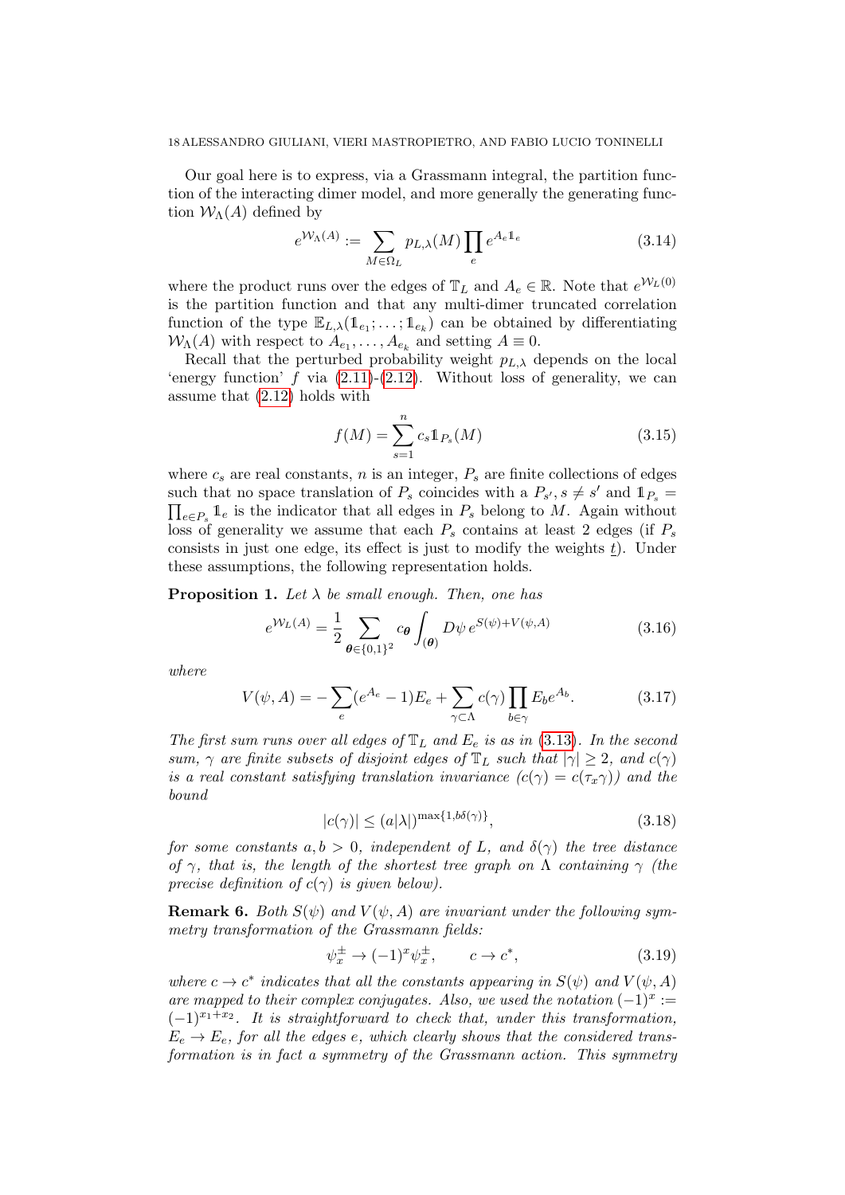Our goal here is to express, via a Grassmann integral, the partition function of the interacting dimer model, and more generally the generating function $\mathcal{W}_\Lambda(A)$ defined by

$$e^{\mathcal{W}_\Lambda(A)} := \sum_{M\in\Omega_L} p_{L,\lambda}(M)\prod_e e^{A_e \mathbb{1}_e} \tag{3.14}$$

where the product runs over the edges of $\mathbb{T}_L$ and $A_e \in \mathbb{R}$. Note that $e^{\mathcal{W}_L(0)}$ is the partition function and that any multi-dimer truncated correlation function of the type $\mathbb{E}_{L,\lambda}(\mathbb{1}_{e_1};\dots;\mathbb{1}_{e_k})$ can be obtained by differentiating $\mathcal{W}_\Lambda(A)$ with respect to $A_{e_1},\dots,A_{e_k}$ and setting $A\equiv 0$.

Recall that the perturbed probability weight $p_{L,\lambda}$ depends on the local 'energy function' $f$ via (2.11)-(2.12). Without loss of generality, we can assume that (2.12) holds with

$$f(M) = \sum_{s=1}^{n} c_s \mathbb{1}_{P_s}(M) \tag{3.15}$$

where $c_s$ are real constants, $n$ is an integer, $P_s$ are finite collections of edges such that no space translation of $P_s$ coincides with a $P_{s'}$, $s\neq s'$ and $\mathbb{1}_{P_s} = \prod_{e\in P_s}\mathbb{1}_e$ is the indicator that all edges in $P_s$ belong to $M$. Again without loss of generality we assume that each $P_s$ contains at least 2 edges (if $P_s$ consists in just one edge, its effect is just to modify the weights $\underline{t}$). Under these assumptions, the following representation holds.

**Proposition 1.** *Let $\lambda$ be small enough. Then, one has*

$$e^{\mathcal{W}_L(A)} = \frac{1}{2}\sum_{\boldsymbol{\theta}\in\{0,1\}^2} c_{\boldsymbol{\theta}} \int_{(\boldsymbol{\theta})} D\psi\, e^{S(\psi)+V(\psi,A)} \tag{3.16}$$

*where*

$$V(\psi,A) = -\sum_e (e^{A_e}-1)E_e + \sum_{\gamma\subset\Lambda} c(\gamma)\prod_{b\in\gamma} E_b e^{A_b}. \tag{3.17}$$

*The first sum runs over all edges of $\mathbb{T}_L$ and $E_e$ is as in (3.13). In the second sum, $\gamma$ are finite subsets of disjoint edges of $\mathbb{T}_L$ such that $|\gamma|\geq 2$, and $c(\gamma)$ is a real constant satisfying translation invariance ($c(\gamma)=c(\tau_x\gamma)$) and the bound*

$$|c(\gamma)| \leq (a|\lambda|)^{\max\{1,b\delta(\gamma)\}}, \tag{3.18}$$

*for some constants $a,b>0$, independent of $L$, and $\delta(\gamma)$ the tree distance of $\gamma$, that is, the length of the shortest tree graph on $\Lambda$ containing $\gamma$ (the precise definition of $c(\gamma)$ is given below).*

**Remark 6.** *Both $S(\psi)$ and $V(\psi,A)$ are invariant under the following symmetry transformation of the Grassmann fields:*

$$\psi^\pm_x \to (-1)^x\psi^\pm_x, \qquad c\to c^*, \tag{3.19}$$

*where $c\to c^*$ indicates that all the constants appearing in $S(\psi)$ and $V(\psi,A)$ are mapped to their complex conjugates. Also, we used the notation $(-1)^x := (-1)^{x_1+x_2}$. It is straightforward to check that, under this transformation, $E_e\to E_e$, for all the edges $e$, which clearly shows that the considered transformation is in fact a symmetry of the Grassmann action. This symmetry*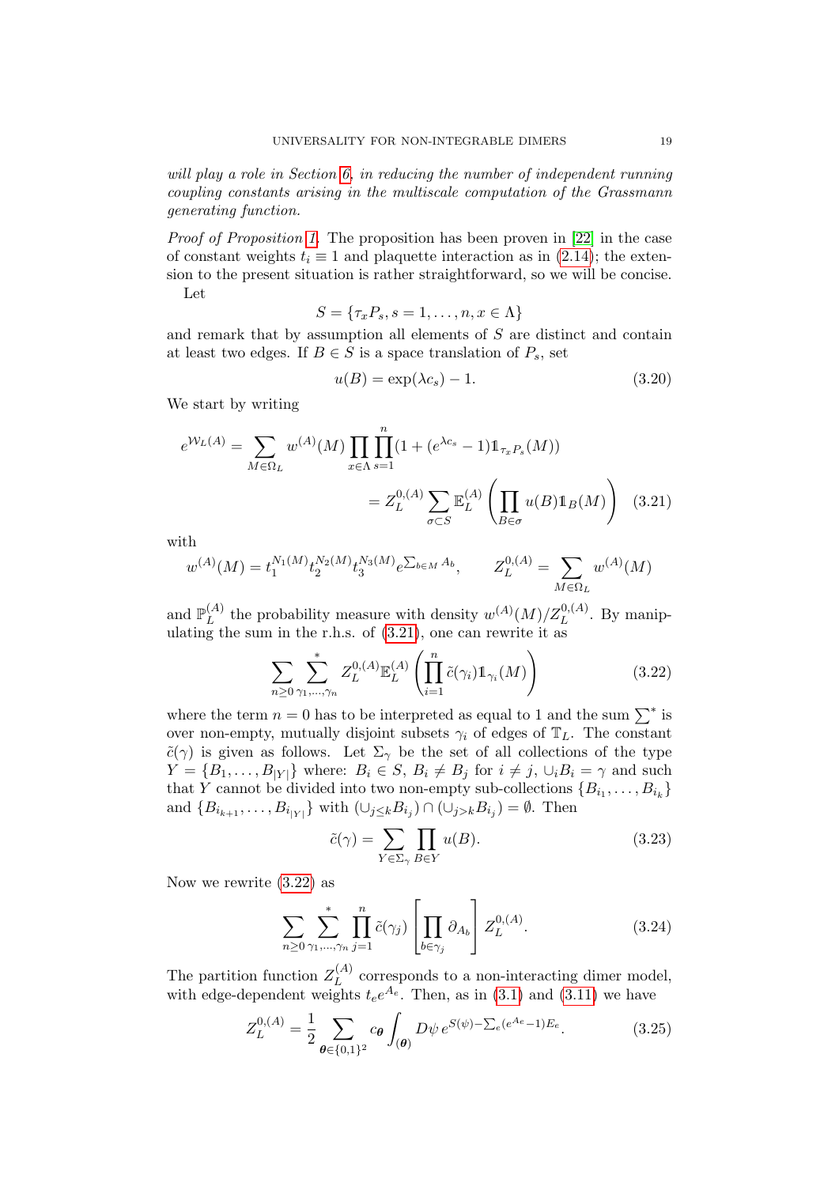*will play a role in Section 6, in reducing the number of independent running coupling constants arising in the multiscale computation of the Grassmann generating function.*

*Proof of Proposition 1.* The proposition has been proven in [22] in the case of constant weights $t_i \equiv 1$ and plaquette interaction as in (2.14); the extension to the present situation is rather straightforward, so we will be concise.

Let

$$S = \{\tau_x P_s, s = 1, \dots, n, x \in \Lambda\}$$

and remark that by assumption all elements of $S$ are distinct and contain at least two edges. If $B \in S$ is a space translation of $P_s$, set

$$u(B) = \exp(\lambda c_s) - 1. \tag{3.20}$$

We start by writing

$$\begin{aligned} e^{\mathcal{W}_L(A)} = \sum_{M\in\Omega_L} w^{(A)}(M) \prod_{x\in\Lambda}\prod_{s=1}^{n}(1+(e^{\lambda c_s}-1)\mathbb{1}_{\tau_x P_s}(M)) \\ = Z_L^{0,(A)} \sum_{\sigma\subset S} \mathbb{E}_L^{(A)}\left(\prod_{B\in\sigma} u(B)\mathbb{1}_B(M)\right) \end{aligned} \tag{3.21}$$

with

$$w^{(A)}(M) = t_1^{N_1(M)} t_2^{N_2(M)} t_3^{N_3(M)} e^{\sum_{b\in M} A_b}, \qquad Z_L^{0,(A)} = \sum_{M\in\Omega_L} w^{(A)}(M)$$

and $\mathbb{P}_L^{(A)}$ the probability measure with density $w^{(A)}(M)/Z_L^{0,(A)}$. By manipulating the sum in the r.h.s. of (3.21), one can rewrite it as

$$\sum_{n\geq 0}\sum_{\gamma_1,\dots,\gamma_n}^{*} Z_L^{0,(A)}\mathbb{E}_L^{(A)}\left(\prod_{i=1}^{n}\tilde{c}(\gamma_i)\mathbb{1}_{\gamma_i}(M)\right) \tag{3.22}$$

where the term $n = 0$ has to be interpreted as equal to 1 and the sum $\sum^*$ is over non-empty, mutually disjoint subsets $\gamma_i$ of edges of $\mathbb{T}_L$. The constant $\tilde{c}(\gamma)$ is given as follows. Let $\Sigma_\gamma$ be the set of all collections of the type $Y = \{B_1, \dots, B_{|Y|}\}$ where: $B_i \in S$, $B_i \neq B_j$ for $i \neq j$, $\cup_i B_i = \gamma$ and such that $Y$ cannot be divided into two non-empty sub-collections $\{B_{i_1}, \dots, B_{i_k}\}$ and $\{B_{i_{k+1}}, \dots, B_{i_{|Y|}}\}$ with $(\cup_{j\leq k} B_{i_j}) \cap (\cup_{j>k} B_{i_j}) = \emptyset$. Then

$$\tilde{c}(\gamma) = \sum_{Y\in\Sigma_\gamma}\prod_{B\in Y} u(B). \tag{3.23}$$

Now we rewrite (3.22) as

$$\sum_{n\geq 0}\sum_{\gamma_1,\dots,\gamma_n}^{*}\prod_{j=1}^{n}\tilde{c}(\gamma_j)\left[\prod_{b\in\gamma_j}\partial_{A_b}\right] Z_L^{0,(A)}. \tag{3.24}$$

The partition function $Z_L^{(A)}$ corresponds to a non-interacting dimer model, with edge-dependent weights $t_e e^{A_e}$. Then, as in (3.1) and (3.11) we have

$$Z_L^{0,(A)} = \frac{1}{2}\sum_{\boldsymbol{\theta}\in\{0,1\}^2} c_{\boldsymbol{\theta}} \int_{(\boldsymbol{\theta})} D\psi\, e^{S(\psi) - \sum_e (e^{A_e}-1)E_e}. \tag{3.25}$$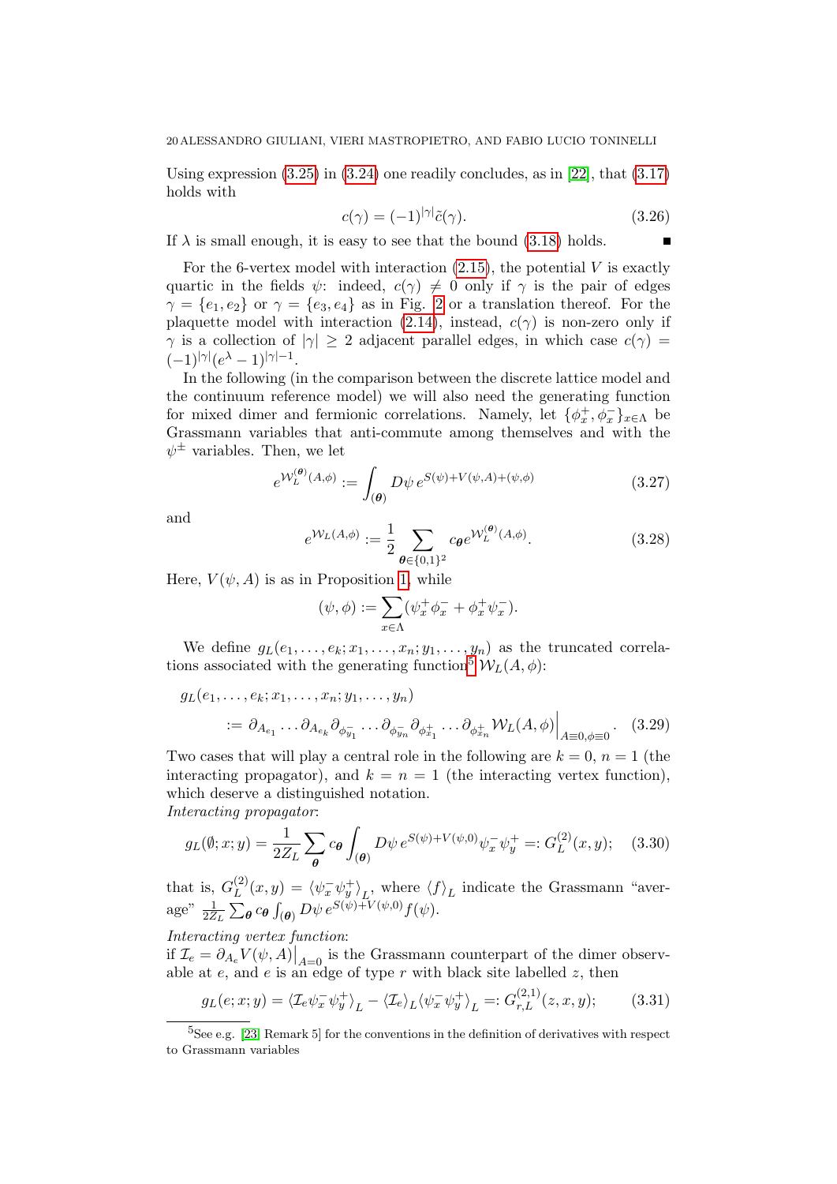Using expression (3.25) in (3.24) one readily concludes, as in [22], that (3.17) holds with

$$c(\gamma) = (-1)^{|\gamma|}\tilde{c}(\gamma). \tag{3.26}$$

If $\lambda$ is small enough, it is easy to see that the bound (3.18) holds. ■

For the 6-vertex model with interaction (2.15), the potential $V$ is exactly quartic in the fields $\psi$: indeed, $c(\gamma) \neq 0$ only if $\gamma$ is the pair of edges $\gamma = \{e_1, e_2\}$ or $\gamma = \{e_3, e_4\}$ as in Fig. 2 or a translation thereof. For the plaquette model with interaction (2.14), instead, $c(\gamma)$ is non-zero only if $\gamma$ is a collection of $|\gamma| \geq 2$ adjacent parallel edges, in which case $c(\gamma) = (-1)^{|\gamma|}(e^\lambda - 1)^{|\gamma|-1}$.

In the following (in the comparison between the discrete lattice model and the continuum reference model) we will also need the generating function for mixed dimer and fermionic correlations. Namely, let $\{\phi^+_x, \phi^-_x\}_{x\in\Lambda}$ be Grassmann variables that anti-commute among themselves and with the $\psi^\pm$ variables. Then, we let

$$e^{\mathcal{W}_L^{(\boldsymbol{\theta})}(A,\phi)} := \int_{(\boldsymbol{\theta})} D\psi\, e^{S(\psi)+V(\psi,A)+(\psi,\phi)} \tag{3.27}$$

and

$$e^{\mathcal{W}_L(A,\phi)} := \frac{1}{2}\sum_{\boldsymbol{\theta}\in\{0,1\}^2} c_{\boldsymbol{\theta}} e^{\mathcal{W}_L^{(\boldsymbol{\theta})}(A,\phi)}. \tag{3.28}$$

Here, $V(\psi, A)$ is as in Proposition 1, while

$$(\psi,\phi) := \sum_{x\in\Lambda}(\psi^+_x\phi^-_x + \phi^+_x\psi^-_x).$$

We define $g_L(e_1,\dots,e_k; x_1,\dots,x_n; y_1,\dots,y_n)$ as the truncated correlations associated with the generating function[5] $\mathcal{W}_L(A,\phi)$:

$$\begin{aligned} &g_L(e_1,\dots,e_k; x_1,\dots,x_n; y_1,\dots,y_n) \\ &\qquad := \partial_{A_{e_1}}\dots\partial_{A_{e_k}}\partial_{\phi^-_{y_1}}\dots\partial_{\phi^-_{y_n}}\partial_{\phi^+_{x_1}}\dots\partial_{\phi^+_{x_n}}\mathcal{W}_L(A,\phi)\Big|_{A\equiv 0,\phi\equiv 0}. \end{aligned} \tag{3.29}$$

Two cases that will play a central role in the following are $k = 0$, $n = 1$ (the interacting propagator), and $k = n = 1$ (the interacting vertex function), which deserve a distinguished notation.

*Interacting propagator*:

$$g_L(\emptyset; x; y) = \frac{1}{2Z_L}\sum_{\boldsymbol{\theta}} c_{\boldsymbol{\theta}}\int_{(\boldsymbol{\theta})} D\psi\, e^{S(\psi)+V(\psi,0)}\psi^-_x\psi^+_y =: G^{(2)}_L(x,y); \tag{3.30}$$

that is, $G^{(2)}_L(x,y) = \langle\psi^-_x\psi^+_y\rangle_L$, where $\langle f\rangle_L$ indicate the Grassmann "average" $\frac{1}{2Z_L}\sum_{\boldsymbol{\theta}} c_{\boldsymbol{\theta}}\int_{(\boldsymbol{\theta})} D\psi\, e^{S(\psi)+V(\psi,0)}f(\psi)$.

*Interacting vertex function*:

if $\mathcal{I}_e = \partial_{A_e}V(\psi,A)\big|_{A=0}$ is the Grassmann counterpart of the dimer observable at $e$, and $e$ is an edge of type $r$ with black site labelled $z$, then

$$g_L(e; x; y) = \langle\mathcal{I}_e\psi^-_x\psi^+_y\rangle_L - \langle\mathcal{I}_e\rangle_L\langle\psi^-_x\psi^+_y\rangle_L =: G^{(2,1)}_{r,L}(z,x,y); \tag{3.31}$$

---

[5] See e.g. [23, Remark 5] for the conventions in the definition of derivatives with respect to Grassmann variables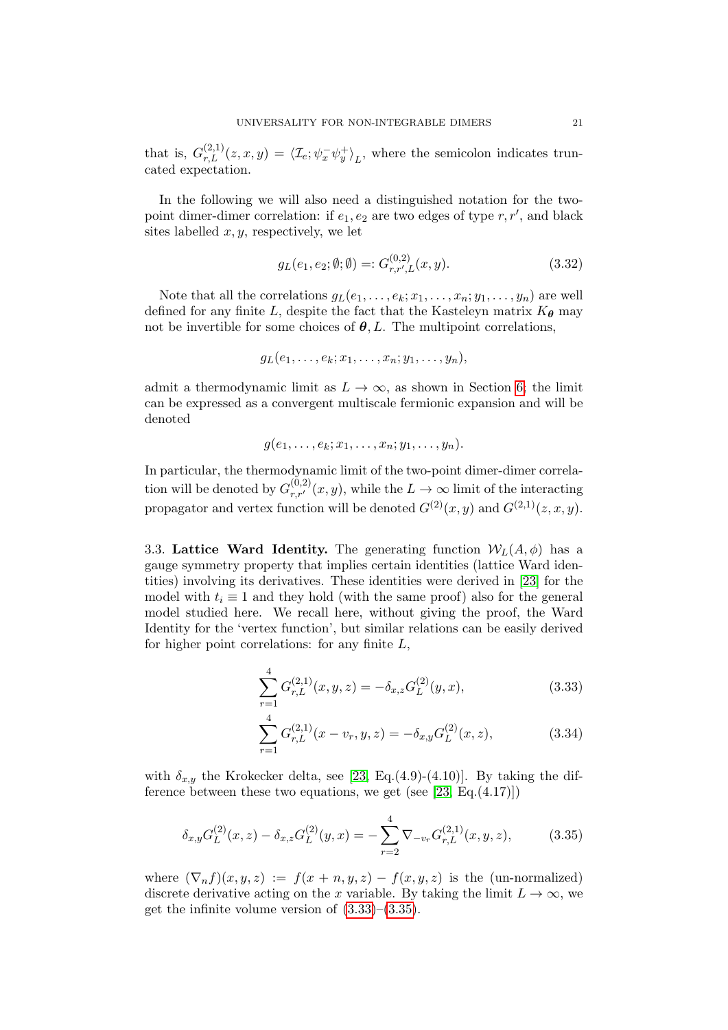that is, $G^{(2,1)}_{r,L}(z,x,y) = \langle \mathcal{I}_e; \psi^-_x \psi^+_y \rangle_L$, where the semicolon indicates truncated expectation.

In the following we will also need a distinguished notation for the two-point dimer-dimer correlation: if $e_1, e_2$ are two edges of type $r, r'$, and black sites labelled $x, y$, respectively, we let

$$g_L(e_1, e_2; \emptyset; \emptyset) =: G^{(0,2)}_{r,r',L}(x,y). \tag{3.32}$$

Note that all the correlations $g_L(e_1, \ldots, e_k; x_1, \ldots, x_n; y_1, \ldots, y_n)$ are well defined for any finite $L$, despite the fact that the Kasteleyn matrix $K_{\boldsymbol{\theta}}$ may not be invertible for some choices of $\boldsymbol{\theta}, L$. The multipoint correlations,

$$g_L(e_1, \ldots, e_k; x_1, \ldots, x_n; y_1, \ldots, y_n),$$

admit a thermodynamic limit as $L \to \infty$, as shown in Section 6; the limit can be expressed as a convergent multiscale fermionic expansion and will be denoted

$$g(e_1, \ldots, e_k; x_1, \ldots, x_n; y_1, \ldots, y_n).$$

In particular, the thermodynamic limit of the two-point dimer-dimer correlation will be denoted by $G^{(0,2)}_{r,r'}(x,y)$, while the $L \to \infty$ limit of the interacting propagator and vertex function will be denoted $G^{(2)}(x,y)$ and $G^{(2,1)}(z,x,y)$.

### 3.3. Lattice Ward Identity.

The generating function $\mathcal{W}_L(A, \phi)$ has a gauge symmetry property that implies certain identities (lattice Ward identities) involving its derivatives. These identities were derived in [23] for the model with $t_i \equiv 1$ and they hold (with the same proof) also for the general model studied here. We recall here, without giving the proof, the Ward Identity for the 'vertex function', but similar relations can be easily derived for higher point correlations: for any finite $L$,

$$\sum_{r=1}^{4} G^{(2,1)}_{r,L}(x,y,z) = -\delta_{x,z} G^{(2)}_L(y,x), \tag{3.33}$$

$$\sum_{r=1}^{4} G^{(2,1)}_{r,L}(x - v_r, y, z) = -\delta_{x,y} G^{(2)}_L(x,z), \tag{3.34}$$

with $\delta_{x,y}$ the Krokecker delta, see [23, Eq.(4.9)-(4.10)]. By taking the difference between these two equations, we get (see [23, Eq.(4.17)])

$$\delta_{x,y} G^{(2)}_L(x,z) - \delta_{x,z} G^{(2)}_L(y,x) = -\sum_{r=2}^{4} \nabla_{-v_r} G^{(2,1)}_{r,L}(x,y,z), \tag{3.35}$$

where $(\nabla_n f)(x,y,z) := f(x+n,y,z) - f(x,y,z)$ is the (un-normalized) discrete derivative acting on the $x$ variable. By taking the limit $L \to \infty$, we get the infinite volume version of (3.33)–(3.35).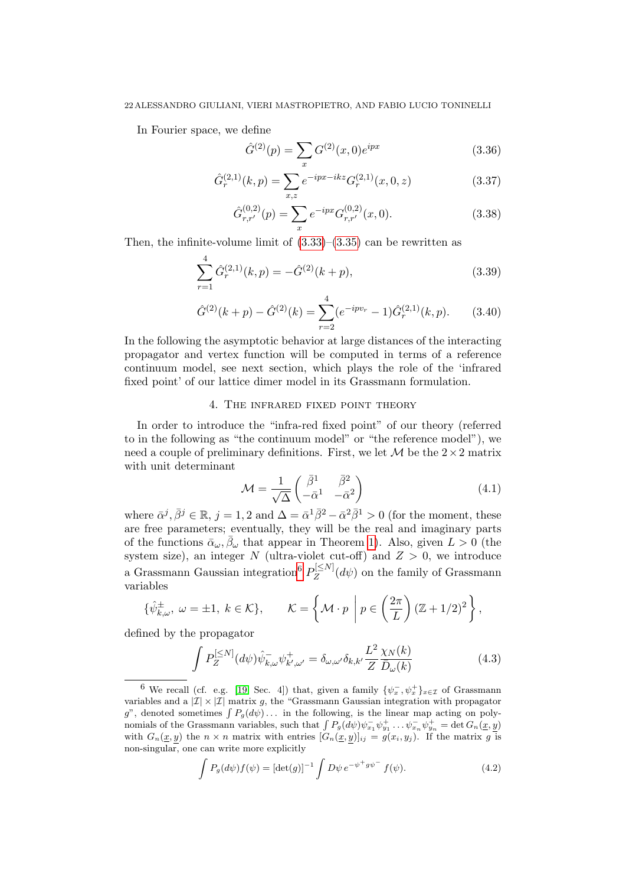In Fourier space, we define

$$\hat{G}^{(2)}(p) = \sum_x G^{(2)}(x,0)e^{ipx} \tag{3.36}$$

$$\hat{G}^{(2,1)}_r(k,p) = \sum_{x,z} e^{-ipx-ikz} G^{(2,1)}_r(x,0,z) \tag{3.37}$$

$$\hat{G}^{(0,2)}_{r,r'}(p) = \sum_x e^{-ipx} G^{(0,2)}_{r,r'}(x,0). \tag{3.38}$$

Then, the infinite-volume limit of (3.33)–(3.35) can be rewritten as

$$\sum_{r=1}^4 \hat{G}^{(2,1)}_r(k,p) = -\hat{G}^{(2)}(k+p), \tag{3.39}$$

$$\hat{G}^{(2)}(k+p) - \hat{G}^{(2)}(k) = \sum_{r=2}^4 (e^{-ipv_r}-1)\hat{G}^{(2,1)}_r(k,p). \tag{3.40}$$

In the following the asymptotic behavior at large distances of the interacting propagator and vertex function will be computed in terms of a reference continuum model, see next section, which plays the role of the 'infrared fixed point' of our lattice dimer model in its Grassmann formulation.

## 4. The infrared fixed point theory

In order to introduce the "infra-red fixed point" of our theory (referred to in the following as "the continuum model" or "the reference model"), we need a couple of preliminary definitions. First, we let $\mathcal{M}$ be the $2\times 2$ matrix with unit determinant

$$\mathcal{M} = \frac{1}{\sqrt{\Delta}}\begin{pmatrix} \bar\beta^1 & \bar\beta^2 \\ -\bar\alpha^1 & -\bar\alpha^2 \end{pmatrix} \tag{4.1}$$

where $\bar\alpha^j, \bar\beta^j \in \mathbb{R}$, $j=1,2$ and $\Delta = \bar\alpha^1\bar\beta^2 - \bar\alpha^2\bar\beta^1 > 0$ (for the moment, these are free parameters; eventually, they will be the real and imaginary parts of the functions $\bar\alpha_\omega, \bar\beta_\omega$ that appear in Theorem 1). Also, given $L>0$ (the system size), an integer $N$ (ultra-violet cut-off) and $Z>0$, we introduce a Grassmann Gaussian integration[6] $P^{[\le N]}_Z(d\psi)$ on the family of Grassmann variables

$$\{\hat\psi^\pm_{k,\omega},\ \omega=\pm1,\ k\in\mathcal{K}\}, \qquad \mathcal{K} = \left\{\mathcal{M}\cdot p\ \middle|\ p\in\left(\frac{2\pi}{L}\right)(\mathbb{Z}+1/2)^2\right\},$$

defined by the propagator

$$\int P^{[\le N]}_Z(d\psi)\hat\psi^-_{k,\omega}\psi^+_{k',\omega'} = \delta_{\omega,\omega'}\delta_{k,k'}\frac{L^2}{Z}\frac{\chi_N(k)}{D_\omega(k)} \tag{4.3}$$

---

[6] We recall (cf. e.g. [19, Sec. 4]) that, given a family $\{\psi^-_x,\psi^+_x\}_{x\in\mathcal{I}}$ of Grassmann variables and a $|\mathcal{I}|\times|\mathcal{I}|$ matrix $g$, the "Grassmann Gaussian integration with propagator $g$", denoted sometimes $\int P_g(d\psi)\dots$ in the following, is the linear map acting on polynomials of the Grassmann variables, such that $\int P_g(d\psi)\psi^-_{x_1}\psi^+_{y_1}\dots\psi^-_{x_n}\psi^+_{y_n} = \det G_n(\underline{x},\underline{y})$ with $G_n(\underline{x},\underline{y})$ the $n\times n$ matrix with entries $[G_n(\underline{x},\underline{y})]_{ij} = g(x_i,y_j)$. If the matrix $g$ is non-singular, one can write more explicitly

$$\int P_g(d\psi)f(\psi) = [\det(g)]^{-1}\int D\psi\, e^{-\psi^+ g\psi^-}\, f(\psi). \tag{4.2}$$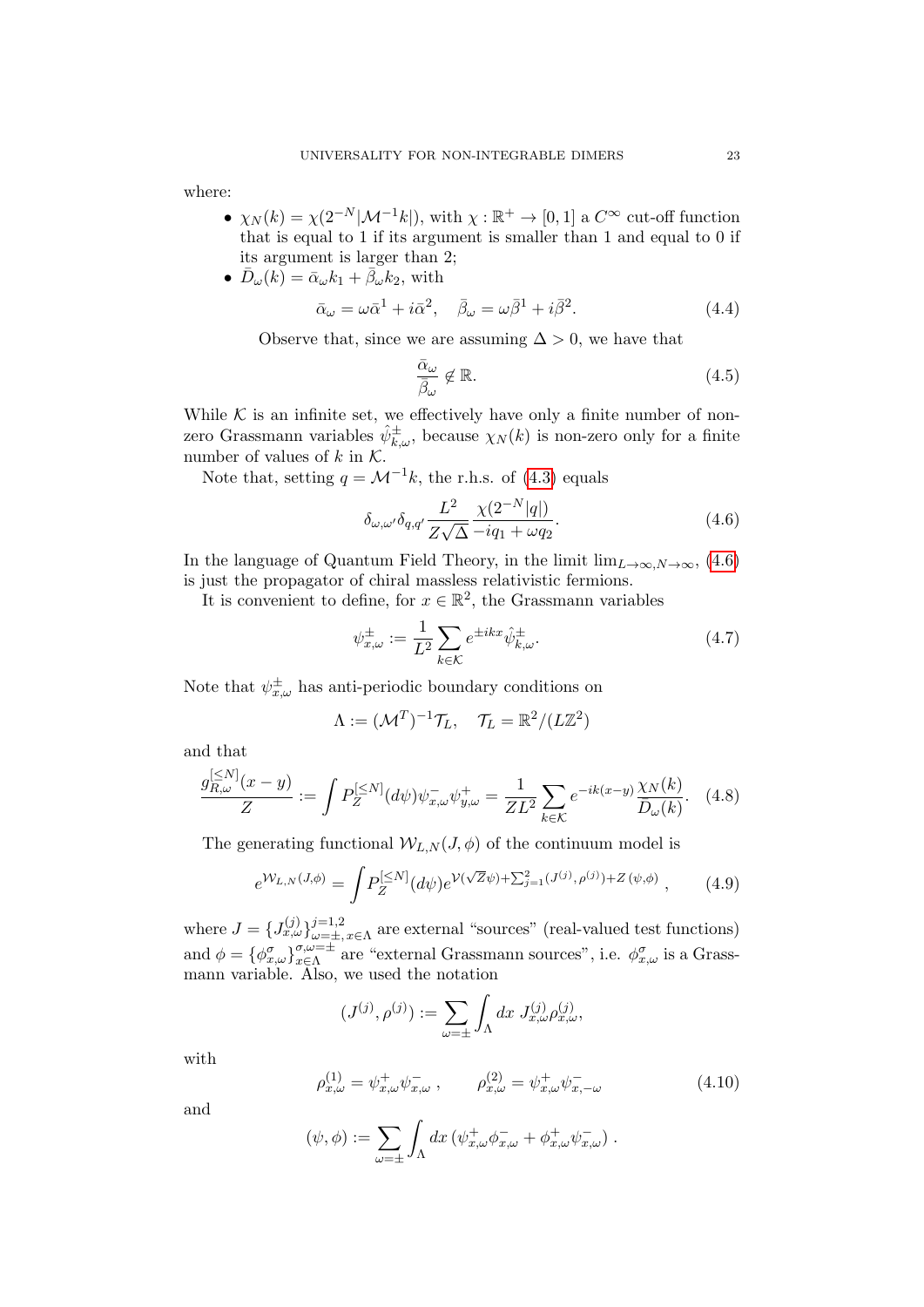where:

- $\chi_N(k) = \chi(2^{-N}|\mathcal{M}^{-1}k|)$, with $\chi : \mathbb{R}^+ \to [0,1]$ a $C^\infty$ cut-off function that is equal to 1 if its argument is smaller than 1 and equal to 0 if its argument is larger than 2;
- $\bar{D}_\omega(k) = \bar{\alpha}_\omega k_1 + \bar{\beta}_\omega k_2$, with

$$\bar{\alpha}_\omega = \omega\bar{\alpha}^1 + i\bar{\alpha}^2, \quad \bar{\beta}_\omega = \omega\bar{\beta}^1 + i\bar{\beta}^2. \tag{4.4}$$

Observe that, since we are assuming $\Delta > 0$, we have that

$$\frac{\bar{\alpha}_\omega}{\bar{\beta}_\omega} \notin \mathbb{R}. \tag{4.5}$$

While $\mathcal{K}$ is an infinite set, we effectively have only a finite number of non-zero Grassmann variables $\hat{\psi}^\pm_{k,\omega}$, because $\chi_N(k)$ is non-zero only for a finite number of values of $k$ in $\mathcal{K}$.

Note that, setting $q = \mathcal{M}^{-1}k$, the r.h.s. of (4.3) equals

$$\delta_{\omega,\omega'}\delta_{q,q'}\frac{L^2}{Z\sqrt{\Delta}}\frac{\chi(2^{-N}|q|)}{-iq_1 + \omega q_2}. \tag{4.6}$$

In the language of Quantum Field Theory, in the limit $\lim_{L\to\infty, N\to\infty}$, (4.6) is just the propagator of chiral massless relativistic fermions.

It is convenient to define, for $x \in \mathbb{R}^2$, the Grassmann variables

$$\psi^\pm_{x,\omega} := \frac{1}{L^2}\sum_{k\in\mathcal{K}} e^{\pm ikx}\hat{\psi}^\pm_{k,\omega}. \tag{4.7}$$

Note that $\psi^\pm_{x,\omega}$ has anti-periodic boundary conditions on

$$\Lambda := (\mathcal{M}^T)^{-1}\mathcal{T}_L, \quad \mathcal{T}_L = \mathbb{R}^2/(L\mathbb{Z}^2)$$

and that

$$\frac{g^{[\le N]}_{R,\omega}(x-y)}{Z} := \int P^{[\le N]}_Z(d\psi)\psi^-_{x,\omega}\psi^+_{y,\omega} = \frac{1}{ZL^2}\sum_{k\in\mathcal{K}} e^{-ik(x-y)}\frac{\chi_N(k)}{\bar{D}_\omega(k)}. \tag{4.8}$$

The generating functional $\mathcal{W}_{L,N}(J,\phi)$ of the continuum model is

$$e^{\mathcal{W}_{L,N}(J,\phi)} = \int P^{[\le N]}_Z(d\psi)e^{\mathcal{V}(\sqrt{Z}\psi)+\sum_{j=1}^2(J^{(j)},\rho^{(j)})+Z\,(\psi,\phi)}\,, \tag{4.9}$$

where $J = \{J^{(j)}_{x,\omega}\}^{j=1,2}_{\omega=\pm,\,x\in\Lambda}$ are external "sources" (real-valued test functions) and $\phi = \{\phi^\sigma_{x,\omega}\}^{\sigma,\omega=\pm}_{x\in\Lambda}$ are "external Grassmann sources", i.e. $\phi^\sigma_{x,\omega}$ is a Grassmann variable. Also, we used the notation

$$(J^{(j)},\rho^{(j)}) := \sum_{\omega=\pm}\int_\Lambda dx\; J^{(j)}_{x,\omega}\rho^{(j)}_{x,\omega},$$

with

$$\rho^{(1)}_{x,\omega} = \psi^+_{x,\omega}\psi^-_{x,\omega}\,, \qquad \rho^{(2)}_{x,\omega} = \psi^+_{x,\omega}\psi^-_{x,-\omega} \tag{4.10}$$

and

$$(\psi,\phi) := \sum_{\omega=\pm}\int_\Lambda dx\,(\psi^+_{x,\omega}\phi^-_{x,\omega} + \phi^+_{x,\omega}\psi^-_{x,\omega})\,.$$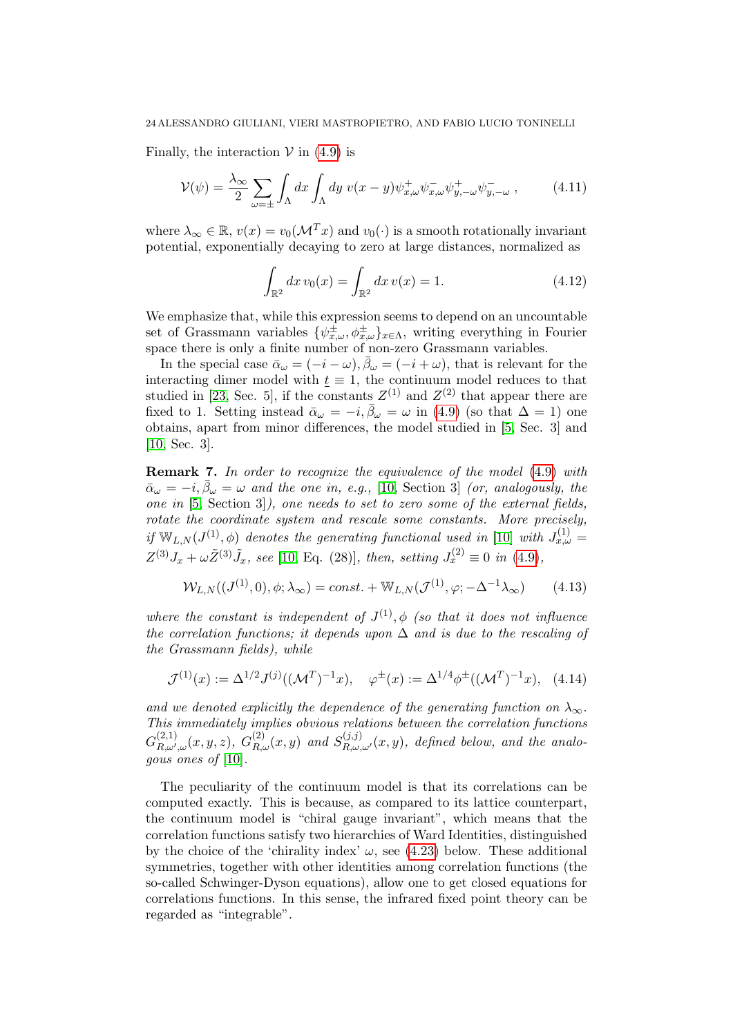Finally, the interaction $\mathcal{V}$ in (4.9) is

$$\mathcal{V}(\psi) = \frac{\lambda_\infty}{2}\sum_{\omega=\pm}\int_\Lambda dx \int_\Lambda dy\; v(x-y)\psi^+_{x,\omega}\psi^-_{x,\omega}\psi^+_{y,-\omega}\psi^-_{y,-\omega}\,, \tag{4.11}$$

where $\lambda_\infty \in \mathbb{R}$, $v(x) = v_0(\mathcal{M}^T x)$ and $v_0(\cdot)$ is a smooth rotationally invariant potential, exponentially decaying to zero at large distances, normalized as

$$\int_{\mathbb{R}^2} dx\, v_0(x) = \int_{\mathbb{R}^2} dx\, v(x) = 1. \tag{4.12}$$

We emphasize that, while this expression seems to depend on an uncountable set of Grassmann variables $\{\psi^\pm_{x,\omega}, \phi^\pm_{x,\omega}\}_{x\in\Lambda}$, writing everything in Fourier space there is only a finite number of non-zero Grassmann variables.

In the special case $\bar\alpha_\omega = (-i-\omega), \bar\beta_\omega = (-i+\omega)$, that is relevant for the interacting dimer model with $\underline{t} \equiv 1$, the continuum model reduces to that studied in [23, Sec. 5], if the constants $Z^{(1)}$ and $Z^{(2)}$ that appear there are fixed to 1. Setting instead $\bar\alpha_\omega = -i, \bar\beta_\omega = \omega$ in (4.9) (so that $\Delta = 1$) one obtains, apart from minor differences, the model studied in [5, Sec. 3] and [10, Sec. 3].

**Remark 7.** *In order to recognize the equivalence of the model (4.9) with $\bar\alpha_\omega = -i, \bar\beta_\omega = \omega$ and the one in, e.g., [10, Section 3] (or, analogously, the one in [5, Section 3]), one needs to set to zero some of the external fields, rotate the coordinate system and rescale some constants. More precisely, if $\mathbb{W}_{L,N}(J^{(1)},\phi)$ denotes the generating functional used in [10] with $J^{(1)}_{x,\omega} = Z^{(3)}J_x + \omega\tilde Z^{(3)}\tilde J_x$, see [10, Eq. (28)], then, setting $J^{(2)}_x \equiv 0$ in (4.9),*

$$\mathcal{W}_{L,N}((J^{(1)},0),\phi;\lambda_\infty) = const. + \mathbb{W}_{L,N}(\mathcal{J}^{(1)},\varphi;-\Delta^{-1}\lambda_\infty) \tag{4.13}$$

*where the constant is independent of $J^{(1)},\phi$ (so that it does not influence the correlation functions; it depends upon $\Delta$ and is due to the rescaling of the Grassmann fields), while*

$$\mathcal{J}^{(1)}(x) := \Delta^{1/2}J^{(j)}((\mathcal{M}^T)^{-1}x), \quad \varphi^\pm(x) := \Delta^{1/4}\phi^\pm((\mathcal{M}^T)^{-1}x), \tag{4.14}$$

*and we denoted explicitly the dependence of the generating function on $\lambda_\infty$. This immediately implies obvious relations between the correlation functions $G^{(2,1)}_{R,\omega',\omega}(x,y,z)$, $G^{(2)}_{R,\omega}(x,y)$ and $S^{(j,j)}_{R,\omega,\omega'}(x,y)$, defined below, and the analogous ones of [10].*

The peculiarity of the continuum model is that its correlations can be computed exactly. This is because, as compared to its lattice counterpart, the continuum model is "chiral gauge invariant", which means that the correlation functions satisfy two hierarchies of Ward Identities, distinguished by the choice of the 'chirality index' $\omega$, see (4.23) below. These additional symmetries, together with other identities among correlation functions (the so-called Schwinger-Dyson equations), allow one to get closed equations for correlations functions. In this sense, the infrared fixed point theory can be regarded as "integrable".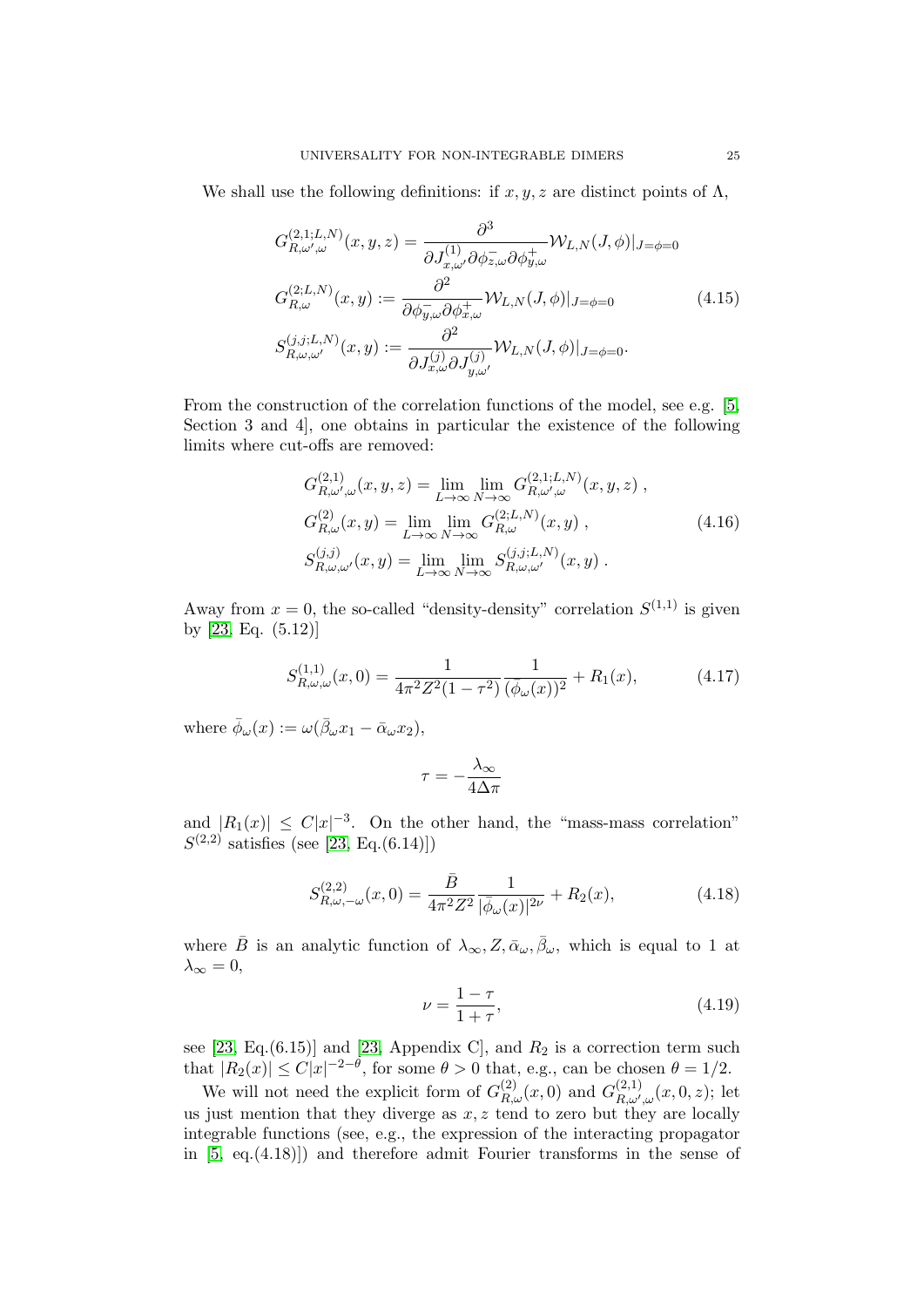We shall use the following definitions: if $x, y, z$ are distinct points of $\Lambda$,

$$
\begin{aligned}
G^{(2,1;L,N)}_{R,\omega',\omega}(x,y,z) &= \frac{\partial^3}{\partial J^{(1)}_{x,\omega'}\partial\phi^-_{z,\omega}\partial\phi^+_{y,\omega}}\mathcal{W}_{L,N}(J,\phi)|_{J=\phi=0}\\
G^{(2;L,N)}_{R,\omega}(x,y) &:= \frac{\partial^2}{\partial\phi^-_{y,\omega}\partial\phi^+_{x,\omega}}\mathcal{W}_{L,N}(J,\phi)|_{J=\phi=0} \qquad (4.15)\\
S^{(j,j;L,N)}_{R,\omega,\omega'}(x,y) &:= \frac{\partial^2}{\partial J^{(j)}_{x,\omega}\partial J^{(j)}_{y,\omega'}}\mathcal{W}_{L,N}(J,\phi)|_{J=\phi=0}.
\end{aligned}
$$

From the construction of the correlation functions of the model, see e.g. [5, Section 3 and 4], one obtains in particular the existence of the following limits where cut-offs are removed:

$$
\begin{aligned}
G^{(2,1)}_{R,\omega',\omega}(x,y,z) &= \lim_{L\to\infty}\lim_{N\to\infty} G^{(2,1;L,N)}_{R,\omega',\omega}(x,y,z)\ ,\\
G^{(2)}_{R,\omega}(x,y) &= \lim_{L\to\infty}\lim_{N\to\infty} G^{(2;L,N)}_{R,\omega}(x,y)\ , \qquad (4.16)\\
S^{(j,j)}_{R,\omega,\omega'}(x,y) &= \lim_{L\to\infty}\lim_{N\to\infty} S^{(j,j;L,N)}_{R,\omega,\omega'}(x,y)\ .
\end{aligned}
$$

Away from $x=0$, the so-called "density-density" correlation $S^{(1,1)}$ is given by [23, Eq. (5.12)]

$$
S^{(1,1)}_{R,\omega,\omega}(x,0) = \frac{1}{4\pi^2 Z^2(1-\tau^2)}\frac{1}{(\bar\phi_\omega(x))^2} + R_1(x), \qquad (4.17)
$$

where $\bar\phi_\omega(x) := \omega(\bar\beta_\omega x_1 - \bar\alpha_\omega x_2)$,

$$
\tau = -\frac{\lambda_\infty}{4\Delta\pi}
$$

and $|R_1(x)| \le C|x|^{-3}$. On the other hand, the "mass-mass correlation" $S^{(2,2)}$ satisfies (see [23, Eq.(6.14)])

$$
S^{(2,2)}_{R,\omega,-\omega}(x,0) = \frac{\bar B}{4\pi^2 Z^2}\frac{1}{|\bar\phi_\omega(x)|^{2\nu}} + R_2(x), \qquad (4.18)
$$

where $\bar B$ is an analytic function of $\lambda_\infty, Z, \bar\alpha_\omega, \bar\beta_\omega$, which is equal to 1 at $\lambda_\infty = 0$,

$$
\nu = \frac{1-\tau}{1+\tau}, \qquad (4.19)
$$

see [23, Eq.(6.15)] and [23, Appendix C], and $R_2$ is a correction term such that $|R_2(x)| \le C|x|^{-2-\theta}$, for some $\theta > 0$ that, e.g., can be chosen $\theta = 1/2$.

We will not need the explicit form of $G^{(2)}_{R,\omega}(x,0)$ and $G^{(2,1)}_{R,\omega',\omega}(x,0,z)$; let us just mention that they diverge as $x, z$ tend to zero but they are locally integrable functions (see, e.g., the expression of the interacting propagator in [5, eq.(4.18)]) and therefore admit Fourier transforms in the sense of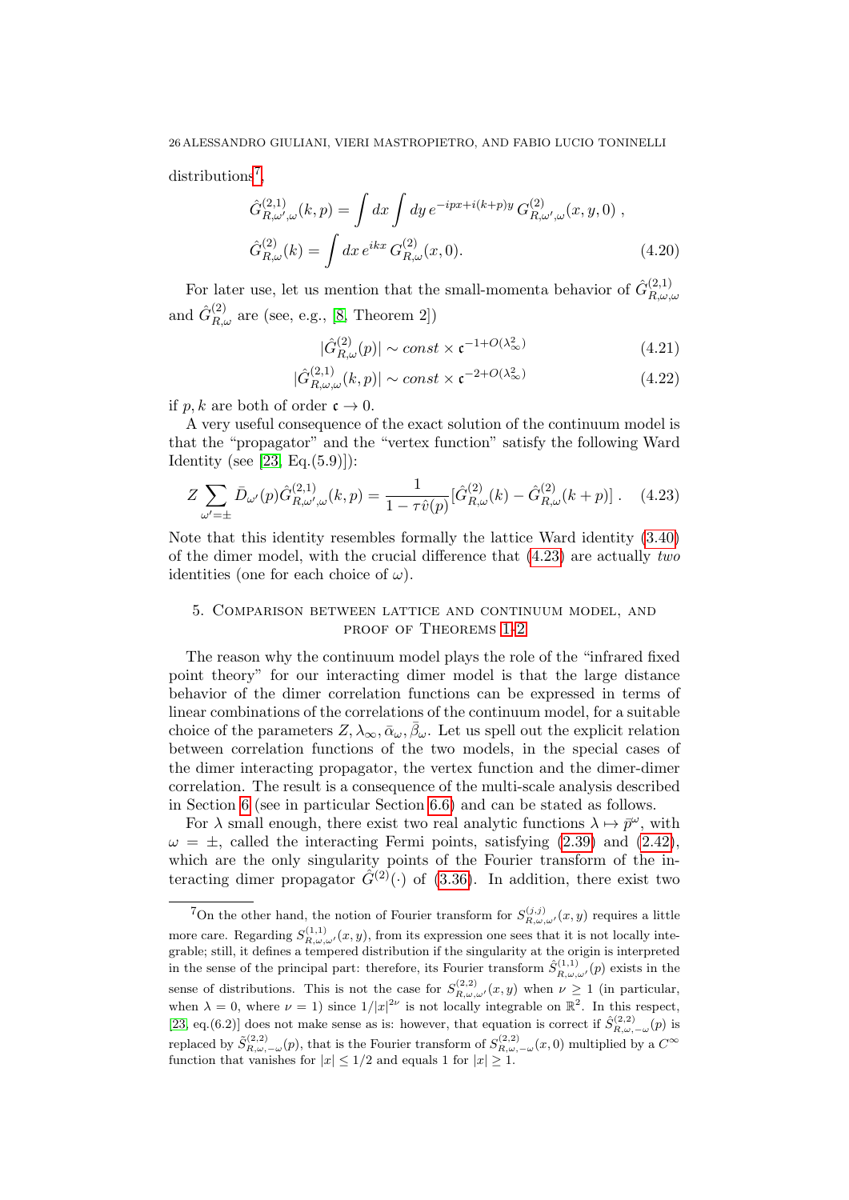distributions[7],

$$\hat G^{(2,1)}_{R,\omega',\omega}(k,p)=\int dx\int dy\, e^{-ipx+i(k+p)y}\, G^{(2)}_{R,\omega',\omega}(x,y,0)\;,$$
$$\hat G^{(2)}_{R,\omega}(k)=\int dx\, e^{ikx}\, G^{(2)}_{R,\omega}(x,0). \tag{4.20}$$

For later use, let us mention that the small-momenta behavior of $\hat G^{(2,1)}_{R,\omega,\omega}$ and $\hat G^{(2)}_{R,\omega}$ are (see, e.g., [8, Theorem 2])

$$|\hat G^{(2)}_{R,\omega}(p)|\sim const\times \mathfrak{c}^{-1+O(\lambda_\infty^2)} \tag{4.21}$$

$$|\hat G^{(2,1)}_{R,\omega,\omega}(k,p)|\sim const\times \mathfrak{c}^{-2+O(\lambda_\infty^2)} \tag{4.22}$$

if $p,k$ are both of order $\mathfrak{c}\to 0$.

A very useful consequence of the exact solution of the continuum model is that the "propagator" and the "vertex function" satisfy the following Ward Identity (see [23, Eq.(5.9)]):

$$Z\sum_{\omega'=\pm}\bar D_{\omega'}(p)\hat G^{(2,1)}_{R,\omega',\omega}(k,p)=\frac{1}{1-\tau\hat v(p)}[\hat G^{(2)}_{R,\omega}(k)-\hat G^{(2)}_{R,\omega}(k+p)]\;. \tag{4.23}$$

Note that this identity resembles formally the lattice Ward identity (3.40) of the dimer model, with the crucial difference that (4.23) are actually *two* identities (one for each choice of $\omega$).

## 5. Comparison between lattice and continuum model, and proof of Theorems 1–2

The reason why the continuum model plays the role of the "infrared fixed point theory" for our interacting dimer model is that the large distance behavior of the dimer correlation functions can be expressed in terms of linear combinations of the correlations of the continuum model, for a suitable choice of the parameters $Z,\lambda_\infty,\bar\alpha_\omega,\bar\beta_\omega$. Let us spell out the explicit relation between correlation functions of the two models, in the special cases of the dimer interacting propagator, the vertex function and the dimer-dimer correlation. The result is a consequence of the multi-scale analysis described in Section 6 (see in particular Section 6.6) and can be stated as follows.

For $\lambda$ small enough, there exist two real analytic functions $\lambda\mapsto\bar p^\omega$, with $\omega=\pm$, called the interacting Fermi points, satisfying (2.39) and (2.42), which are the only singularity points of the Fourier transform of the interacting dimer propagator $\hat G^{(2)}(\cdot)$ of (3.36). In addition, there exist two

[7] On the other hand, the notion of Fourier transform for $S^{(j,j)}_{R,\omega,\omega'}(x,y)$ requires a little more care. Regarding $S^{(1,1)}_{R,\omega,\omega'}(x,y)$, from its expression one sees that it is not locally integrable; still, it defines a tempered distribution if the singularity at the origin is interpreted in the sense of the principal part: therefore, its Fourier transform $\hat S^{(1,1)}_{R,\omega,\omega'}(p)$ exists in the sense of distributions. This is not the case for $S^{(2,2)}_{R,\omega,\omega'}(x,y)$ when $\nu\ge 1$ (in particular, when $\lambda=0$, where $\nu=1$) since $1/|x|^{2\nu}$ is not locally integrable on $\mathbb{R}^2$. In this respect, [23, eq.(6.2)] does not make sense as is: however, that equation is correct if $\hat S^{(2,2)}_{R,\omega,-\omega}(p)$ is replaced by $\tilde S^{(2,2)}_{R,\omega,-\omega}(p)$, that is the Fourier transform of $S^{(2,2)}_{R,\omega,-\omega}(x,0)$ multiplied by a $C^\infty$ function that vanishes for $|x|\le 1/2$ and equals 1 for $|x|\ge 1$.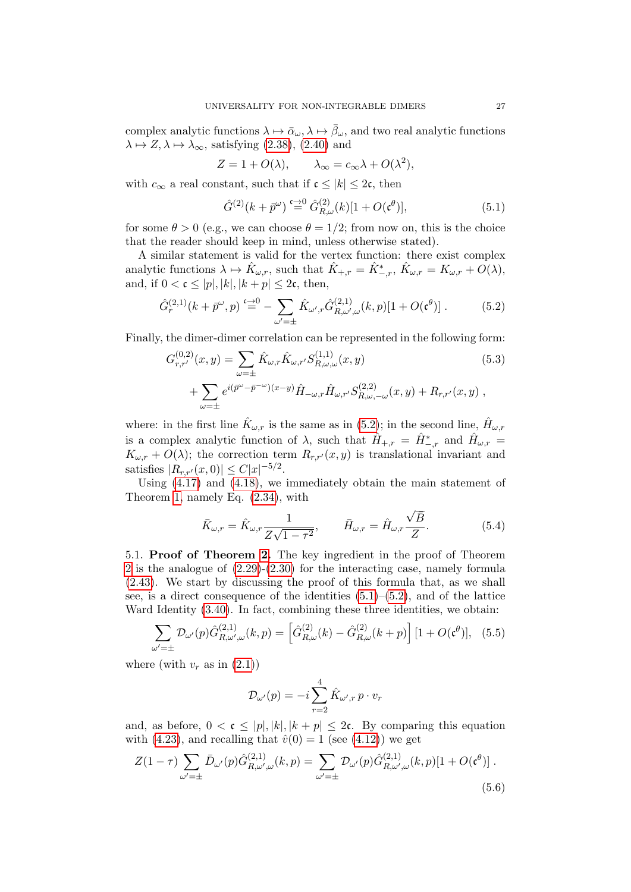complex analytic functions $\lambda \mapsto \bar{\alpha}_\omega, \lambda \mapsto \bar{\beta}_\omega$, and two real analytic functions $\lambda \mapsto Z, \lambda \mapsto \lambda_\infty$, satisfying (2.38), (2.40) and

$$Z = 1 + O(\lambda), \qquad \lambda_\infty = c_\infty \lambda + O(\lambda^2),$$

with $c_\infty$ a real constant, such that if $\mathfrak{c} \le |k| \le 2\mathfrak{c}$, then

$$\hat{G}^{(2)}(k + \bar{p}^\omega) \overset{\mathfrak{c}\to 0}{=} \hat{G}^{(2)}_{R,\omega}(k)[1 + O(\mathfrak{c}^\theta)], \tag{5.1}$$

for some $\theta > 0$ (e.g., we can choose $\theta = 1/2$; from now on, this is the choice that the reader should keep in mind, unless otherwise stated).

A similar statement is valid for the vertex function: there exist complex analytic functions $\lambda \mapsto \hat{K}_{\omega,r}$, such that $\hat{K}_{+,r} = \hat{K}^*_{-,r}$, $\hat{K}_{\omega,r} = K_{\omega,r} + O(\lambda)$, and, if $0 < \mathfrak{c} \le |p|, |k|, |k+p| \le 2\mathfrak{c}$, then,

$$\hat{G}^{(2,1)}_r(k + \bar{p}^\omega, p) \overset{\mathfrak{c}\to 0}{=} -\sum_{\omega'=\pm} \hat{K}_{\omega',r} \hat{G}^{(2,1)}_{R,\omega',\omega}(k,p)[1 + O(\mathfrak{c}^\theta)] \,. \tag{5.2}$$

Finally, the dimer-dimer correlation can be represented in the following form:

$$\begin{aligned} G^{(0,2)}_{r,r'}(x,y) &= \sum_{\omega=\pm} \hat{K}_{\omega,r} \hat{K}_{\omega,r'} S^{(1,1)}_{R,\omega,\omega}(x,y) \\ &+ \sum_{\omega=\pm} e^{i(\bar{p}^\omega - \bar{p}^{-\omega})(x-y)} \hat{H}_{-\omega,r} \hat{H}_{\omega,r'} S^{(2,2)}_{R,\omega,-\omega}(x,y) + R_{r,r'}(x,y) \,, \end{aligned} \tag{5.3}$$

where: in the first line $\hat{K}_{\omega,r}$ is the same as in (5.2); in the second line, $\hat{H}_{\omega,r}$ is a complex analytic function of $\lambda$, such that $\hat{H}_{+,r} = \hat{H}^*_{-,r}$ and $\hat{H}_{\omega,r} = K_{\omega,r} + O(\lambda)$; the correction term $R_{r,r'}(x,y)$ is translational invariant and satisfies $|R_{r,r'}(x,0)| \le C|x|^{-5/2}$.

Using (4.17) and (4.18), we immediately obtain the main statement of Theorem 1, namely Eq. (2.34), with

$$\bar{K}_{\omega,r} = \hat{K}_{\omega,r} \frac{1}{Z\sqrt{1-\tau^2}}, \qquad \bar{H}_{\omega,r} = \hat{H}_{\omega,r} \frac{\sqrt{B}}{Z}. \tag{5.4}$$

5.1. **Proof of Theorem 2.** The key ingredient in the proof of Theorem 2 is the analogue of (2.29)-(2.30) for the interacting case, namely formula (2.43). We start by discussing the proof of this formula that, as we shall see, is a direct consequence of the identities (5.1)–(5.2), and of the lattice Ward Identity (3.40). In fact, combining these three identities, we obtain:

$$\sum_{\omega'=\pm} \mathcal{D}_{\omega'}(p) \hat{G}^{(2,1)}_{R,\omega',\omega}(k,p) = \left[\hat{G}^{(2)}_{R,\omega}(k) - \hat{G}^{(2)}_{R,\omega}(k+p)\right][1 + O(\mathfrak{c}^\theta)], \tag{5.5}$$

where (with $v_r$ as in (2.1))

$$\mathcal{D}_{\omega'}(p) = -i \sum_{r=2}^{4} \hat{K}_{\omega',r}\, p \cdot v_r$$

and, as before, $0 < \mathfrak{c} \le |p|, |k|, |k+p| \le 2\mathfrak{c}$. By comparing this equation with (4.23), and recalling that $\hat{v}(0) = 1$ (see (4.12)) we get

$$Z(1-\tau) \sum_{\omega'=\pm} \bar{D}_{\omega'}(p) \hat{G}^{(2,1)}_{R,\omega',\omega}(k,p) = \sum_{\omega'=\pm} \mathcal{D}_{\omega'}(p) \hat{G}^{(2,1)}_{R,\omega',\omega}(k,p)[1 + O(\mathfrak{c}^\theta)] \,. \tag{5.6}$$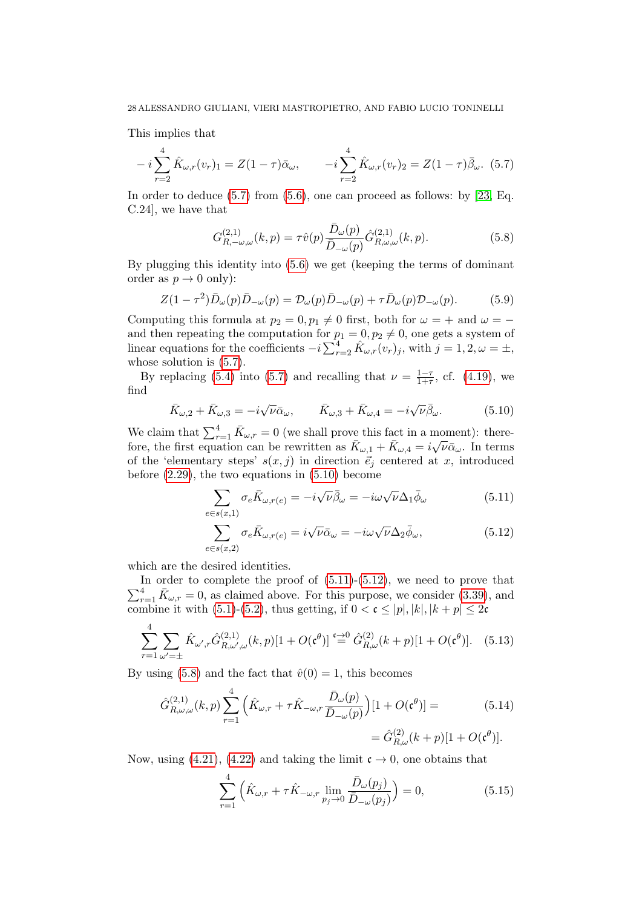This implies that

$$-i\sum_{r=2}^{4}\hat K_{\omega,r}(v_r)_1 = Z(1-\tau)\bar\alpha_\omega, \qquad -i\sum_{r=2}^{4}\hat K_{\omega,r}(v_r)_2 = Z(1-\tau)\bar\beta_\omega. \quad (5.7)$$

In order to deduce (5.7) from (5.6), one can proceed as follows: by [23, Eq. C.24], we have that

$$G^{(2,1)}_{R,-\omega,\omega}(k,p) = \tau\hat v(p)\frac{\bar D_\omega(p)}{\bar D_{-\omega}(p)}\hat G^{(2,1)}_{R,\omega,\omega}(k,p). \quad (5.8)$$

By plugging this identity into (5.6) we get (keeping the terms of dominant order as $p\to 0$ only):

$$Z(1-\tau^2)\bar D_\omega(p)\bar D_{-\omega}(p) = \mathcal{D}_\omega(p)\bar D_{-\omega}(p) + \tau\bar D_\omega(p)\mathcal{D}_{-\omega}(p). \quad (5.9)$$

Computing this formula at $p_2=0, p_1\neq 0$ first, both for $\omega=+$ and $\omega=-$ and then repeating the computation for $p_1=0, p_2\neq 0$, one gets a system of linear equations for the coefficients $-i\sum_{r=2}^4\hat K_{\omega,r}(v_r)_j$, with $j=1,2,\omega=\pm$, whose solution is (5.7).

By replacing (5.4) into (5.7) and recalling that $\nu=\frac{1-\tau}{1+\tau}$, cf. (4.19), we find

$$\bar K_{\omega,2}+\bar K_{\omega,3} = -i\sqrt{\nu}\bar\alpha_\omega, \qquad \bar K_{\omega,3}+\bar K_{\omega,4} = -i\sqrt{\nu}\bar\beta_\omega. \quad (5.10)$$

We claim that $\sum_{r=1}^4\bar K_{\omega,r}=0$ (we shall prove this fact in a moment): therefore, the first equation can be rewritten as $\bar K_{\omega,1}+\bar K_{\omega,4} = i\sqrt{\nu}\bar\alpha_\omega$. In terms of the 'elementary steps' $s(x,j)$ in direction $\vec e_j$ centered at $x$, introduced before (2.29), the two equations in (5.10) become

$$\sum_{e\in s(x,1)}\sigma_e\bar K_{\omega,r(e)} = -i\sqrt{\nu}\bar\beta_\omega = -i\omega\sqrt{\nu}\Delta_1\bar\phi_\omega \quad (5.11)$$

$$\sum_{e\in s(x,2)}\sigma_e\bar K_{\omega,r(e)} = i\sqrt{\nu}\bar\alpha_\omega = -i\omega\sqrt{\nu}\Delta_2\bar\phi_\omega, \quad (5.12)$$

which are the desired identities.

In order to complete the proof of (5.11)-(5.12), we need to prove that $\sum_{r=1}^4\bar K_{\omega,r}=0$, as claimed above. For this purpose, we consider (3.39), and combine it with (5.1)-(5.2), thus getting, if $0<\mathfrak{c}\le|p|,|k|,|k+p|\le 2\mathfrak{c}$

$$\sum_{r=1}^{4}\sum_{\omega'=\pm}\hat K_{\omega',r}\hat G^{(2,1)}_{R,\omega',\omega}(k,p)[1+O(\mathfrak{c}^\theta)] \overset{\mathfrak{c}\to 0}{=} \hat G^{(2)}_{R,\omega}(k+p)[1+O(\mathfrak{c}^\theta)]. \quad (5.13)$$

By using (5.8) and the fact that $\hat v(0)=1$, this becomes

$$\hat G^{(2,1)}_{R,\omega,\omega}(k,p)\sum_{r=1}^{4}\Big(\hat K_{\omega,r}+\tau\hat K_{-\omega,r}\frac{\bar D_\omega(p)}{\bar D_{-\omega}(p)}\Big)[1+O(\mathfrak{c}^\theta)] = \quad (5.14)$$
$$= \hat G^{(2)}_{R,\omega}(k+p)[1+O(\mathfrak{c}^\theta)].$$

Now, using (4.21), (4.22) and taking the limit $\mathfrak{c}\to 0$, one obtains that

$$\sum_{r=1}^{4}\Big(\hat K_{\omega,r}+\tau\hat K_{-\omega,r}\lim_{p_j\to 0}\frac{\bar D_\omega(p_j)}{\bar D_{-\omega}(p_j)}\Big) = 0, \quad (5.15)$$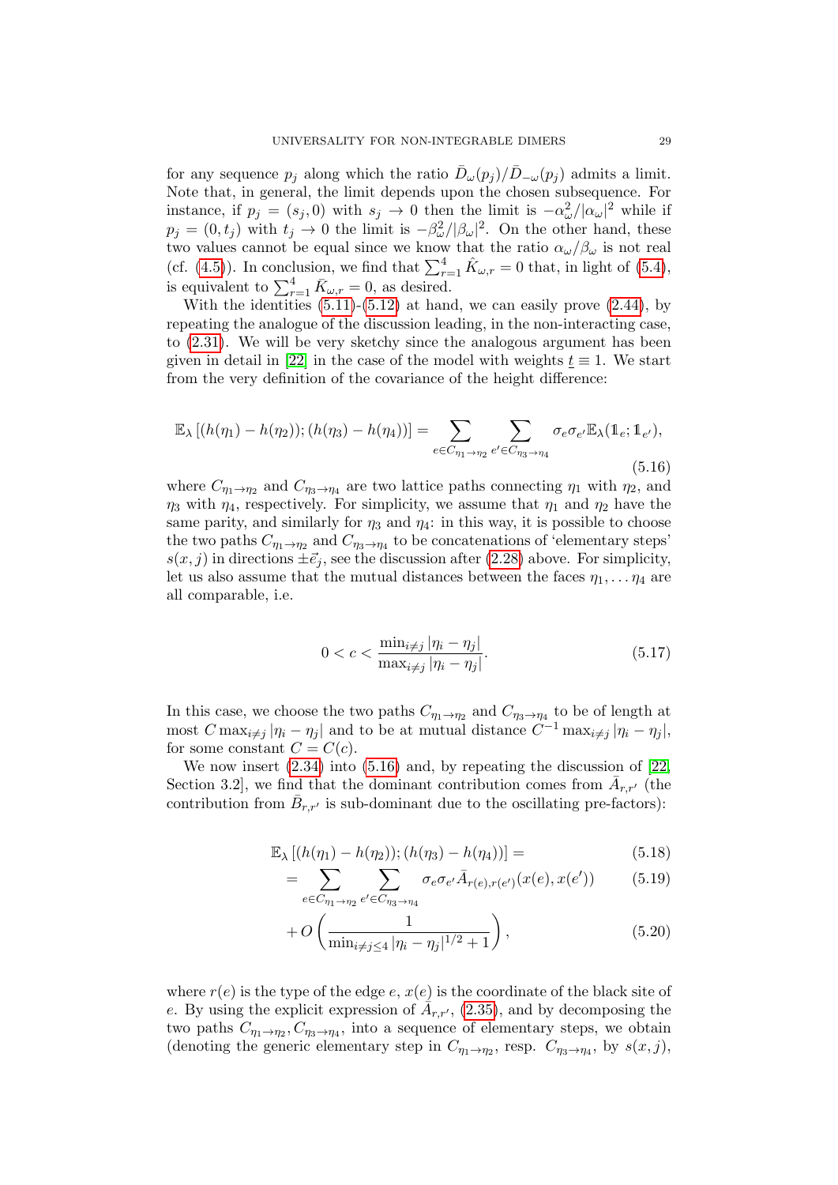for any sequence $p_j$ along which the ratio $\bar{D}_\omega(p_j)/\bar{D}_{-\omega}(p_j)$ admits a limit. Note that, in general, the limit depends upon the chosen subsequence. For instance, if $p_j = (s_j, 0)$ with $s_j \to 0$ then the limit is $-\alpha_\omega^2/|\alpha_\omega|^2$ while if $p_j = (0, t_j)$ with $t_j \to 0$ the limit is $-\beta_\omega^2/|\beta_\omega|^2$. On the other hand, these two values cannot be equal since we know that the ratio $\alpha_\omega/\beta_\omega$ is not real (cf. (4.5)). In conclusion, we find that $\sum_{r=1}^4 \hat{K}_{\omega,r} = 0$ that, in light of (5.4), is equivalent to $\sum_{r=1}^4 \bar{K}_{\omega,r} = 0$, as desired.

With the identities (5.11)-(5.12) at hand, we can easily prove (2.44), by repeating the analogue of the discussion leading, in the non-interacting case, to (2.31). We will be very sketchy since the analogous argument has been given in detail in [22] in the case of the model with weights $\underline{t} \equiv 1$. We start from the very definition of the covariance of the height difference:

$$\mathbb{E}_\lambda \left[ (h(\eta_1) - h(\eta_2)); (h(\eta_3) - h(\eta_4)) \right] = \sum_{e \in C_{\eta_1 \to \eta_2}} \sum_{e' \in C_{\eta_3 \to \eta_4}} \sigma_e \sigma_{e'} \mathbb{E}_\lambda(\mathbb{1}_e; \mathbb{1}_{e'}), \tag{5.16}$$

where $C_{\eta_1 \to \eta_2}$ and $C_{\eta_3 \to \eta_4}$ are two lattice paths connecting $\eta_1$ with $\eta_2$, and $\eta_3$ with $\eta_4$, respectively. For simplicity, we assume that $\eta_1$ and $\eta_2$ have the same parity, and similarly for $\eta_3$ and $\eta_4$: in this way, it is possible to choose the two paths $C_{\eta_1 \to \eta_2}$ and $C_{\eta_3 \to \eta_4}$ to be concatenations of 'elementary steps' $s(x, j)$ in directions $\pm \vec{e}_j$, see the discussion after (2.28) above. For simplicity, let us also assume that the mutual distances between the faces $\eta_1, \dots \eta_4$ are all comparable, i.e.

$$0 < c < \frac{\min_{i \neq j} |\eta_i - \eta_j|}{\max_{i \neq j} |\eta_i - \eta_j|}. \tag{5.17}$$

In this case, we choose the two paths $C_{\eta_1 \to \eta_2}$ and $C_{\eta_3 \to \eta_4}$ to be of length at most $C \max_{i \neq j} |\eta_i - \eta_j|$ and to be at mutual distance $C^{-1} \max_{i \neq j} |\eta_i - \eta_j|$, for some constant $C = C(c)$.

We now insert (2.34) into (5.16) and, by repeating the discussion of [22, Section 3.2], we find that the dominant contribution comes from $\bar{A}_{r,r'}$ (the contribution from $\bar{B}_{r,r'}$ is sub-dominant due to the oscillating pre-factors):

$$\begin{aligned}
&\mathbb{E}_\lambda \left[ (h(\eta_1) - h(\eta_2)); (h(\eta_3) - h(\eta_4)) \right] = &(5.18)\\
&= \sum_{e \in C_{\eta_1 \to \eta_2}} \sum_{e' \in C_{\eta_3 \to \eta_4}} \sigma_e \sigma_{e'} \bar{A}_{r(e), r(e')}(x(e), x(e')) &(5.19)\\
&+ O\left( \frac{1}{\min_{i \neq j \leq 4} |\eta_i - \eta_j|^{1/2} + 1} \right), &(5.20)
\end{aligned}$$

where $r(e)$ is the type of the edge $e$, $x(e)$ is the coordinate of the black site of $e$. By using the explicit expression of $\bar{A}_{r,r'}$, (2.35), and by decomposing the two paths $C_{\eta_1 \to \eta_2}, C_{\eta_3 \to \eta_4}$, into a sequence of elementary steps, we obtain (denoting the generic elementary step in $C_{\eta_1 \to \eta_2}$, resp. $C_{\eta_3 \to \eta_4}$, by $s(x, j)$,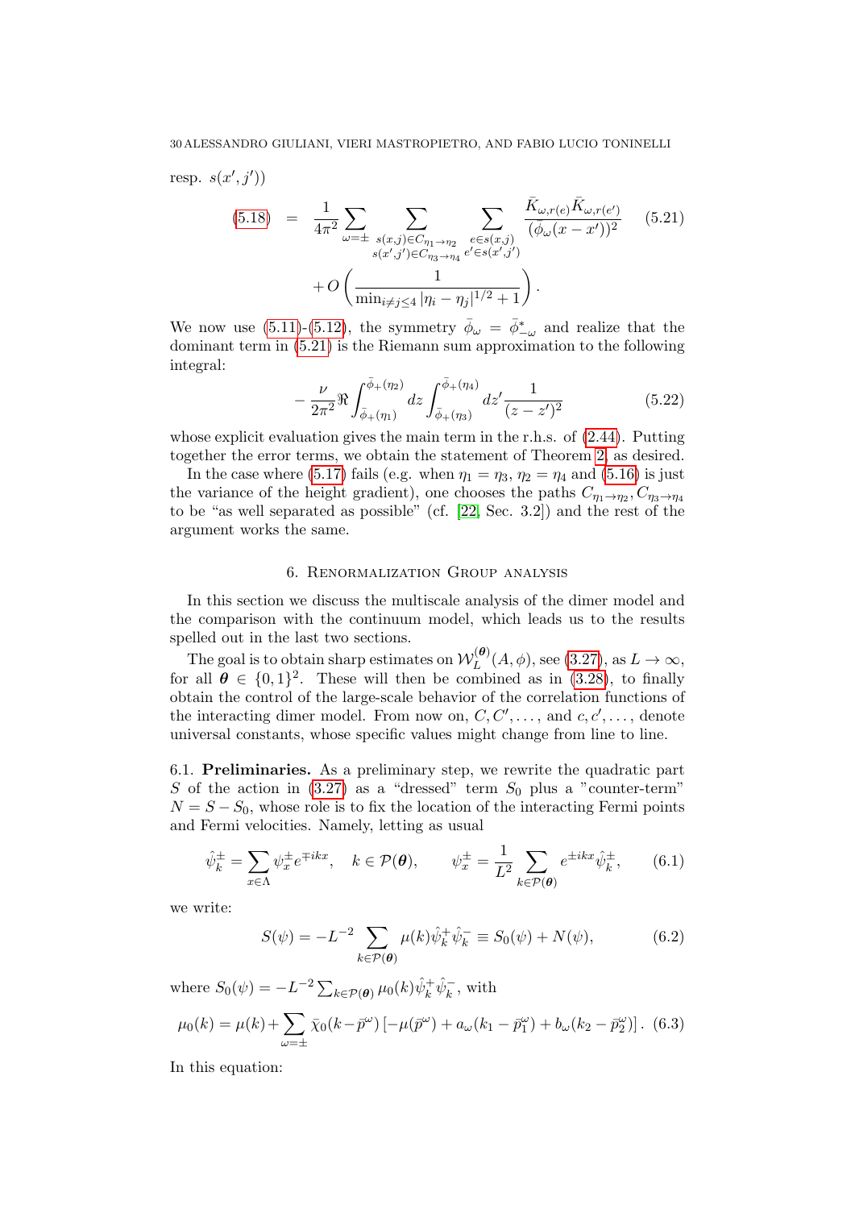resp. $s(x',j')$)

$$
(5.18) = \frac{1}{4\pi^2}\sum_{\omega=\pm}\sum_{\substack{s(x,j)\in C_{\eta_1\to\eta_2}\\ s(x',j')\in C_{\eta_3\to\eta_4}}}\sum_{\substack{e\in s(x,j)\\ e'\in s(x',j')}}\frac{\bar K_{\omega,r(e)}\bar K_{\omega,r(e')}}{(\bar\phi_\omega(x-x'))^2} + O\left(\frac{1}{\min_{i\neq j\le 4}|\eta_i-\eta_j|^{1/2}+1}\right). \tag{5.21}
$$

We now use (5.11)-(5.12), the symmetry $\bar\phi_\omega = \bar\phi^*_{-\omega}$ and realize that the dominant term in (5.21) is the Riemann sum approximation to the following integral:

$$
-\frac{\nu}{2\pi^2}\Re\int_{\bar\phi_+(\eta_1)}^{\bar\phi_+(\eta_2)}dz\int_{\bar\phi_+(\eta_3)}^{\bar\phi_+(\eta_4)}dz'\frac{1}{(z-z')^2} \tag{5.22}
$$

whose explicit evaluation gives the main term in the r.h.s. of (2.44). Putting together the error terms, we obtain the statement of Theorem 2, as desired.

In the case where (5.17) fails (e.g. when $\eta_1=\eta_3$, $\eta_2=\eta_4$ and (5.16) is just the variance of the height gradient), one chooses the paths $C_{\eta_1\to\eta_2}, C_{\eta_3\to\eta_4}$ to be "as well separated as possible" (cf. [22, Sec. 3.2]) and the rest of the argument works the same.

## 6. Renormalization Group analysis

In this section we discuss the multiscale analysis of the dimer model and the comparison with the continuum model, which leads us to the results spelled out in the last two sections.

The goal is to obtain sharp estimates on $\mathcal{W}_L^{(\boldsymbol\theta)}(A,\phi)$, see (3.27), as $L\to\infty$, for all $\boldsymbol\theta\in\{0,1\}^2$. These will then be combined as in (3.28), to finally obtain the control of the large-scale behavior of the correlation functions of the interacting dimer model. From now on, $C, C', \dots$, and $c, c', \dots$, denote universal constants, whose specific values might change from line to line.

6.1. **Preliminaries.** As a preliminary step, we rewrite the quadratic part $S$ of the action in (3.27) as a "dressed" term $S_0$ plus a "counter-term" $N = S - S_0$, whose role is to fix the location of the interacting Fermi points and Fermi velocities. Namely, letting as usual

$$
\hat\psi^\pm_k = \sum_{x\in\Lambda}\psi^\pm_x e^{\mp ikx}, \quad k\in\mathcal{P}(\boldsymbol\theta), \qquad \psi^\pm_x = \frac{1}{L^2}\sum_{k\in\mathcal{P}(\boldsymbol\theta)}e^{\pm ikx}\hat\psi^\pm_k, \tag{6.1}
$$

we write:

$$
S(\psi) = -L^{-2}\sum_{k\in\mathcal{P}(\boldsymbol\theta)}\mu(k)\hat\psi^+_k\hat\psi^-_k \equiv S_0(\psi)+N(\psi), \tag{6.2}
$$

where $S_0(\psi) = -L^{-2}\sum_{k\in\mathcal{P}(\boldsymbol\theta)}\mu_0(k)\hat\psi^+_k\hat\psi^-_k$, with

$$
\mu_0(k) = \mu(k) + \sum_{\omega=\pm}\bar\chi_0(k-\bar p^\omega)\left[-\mu(\bar p^\omega) + a_\omega(k_1-\bar p^\omega_1) + b_\omega(k_2-\bar p^\omega_2)\right]. \tag{6.3}
$$

In this equation: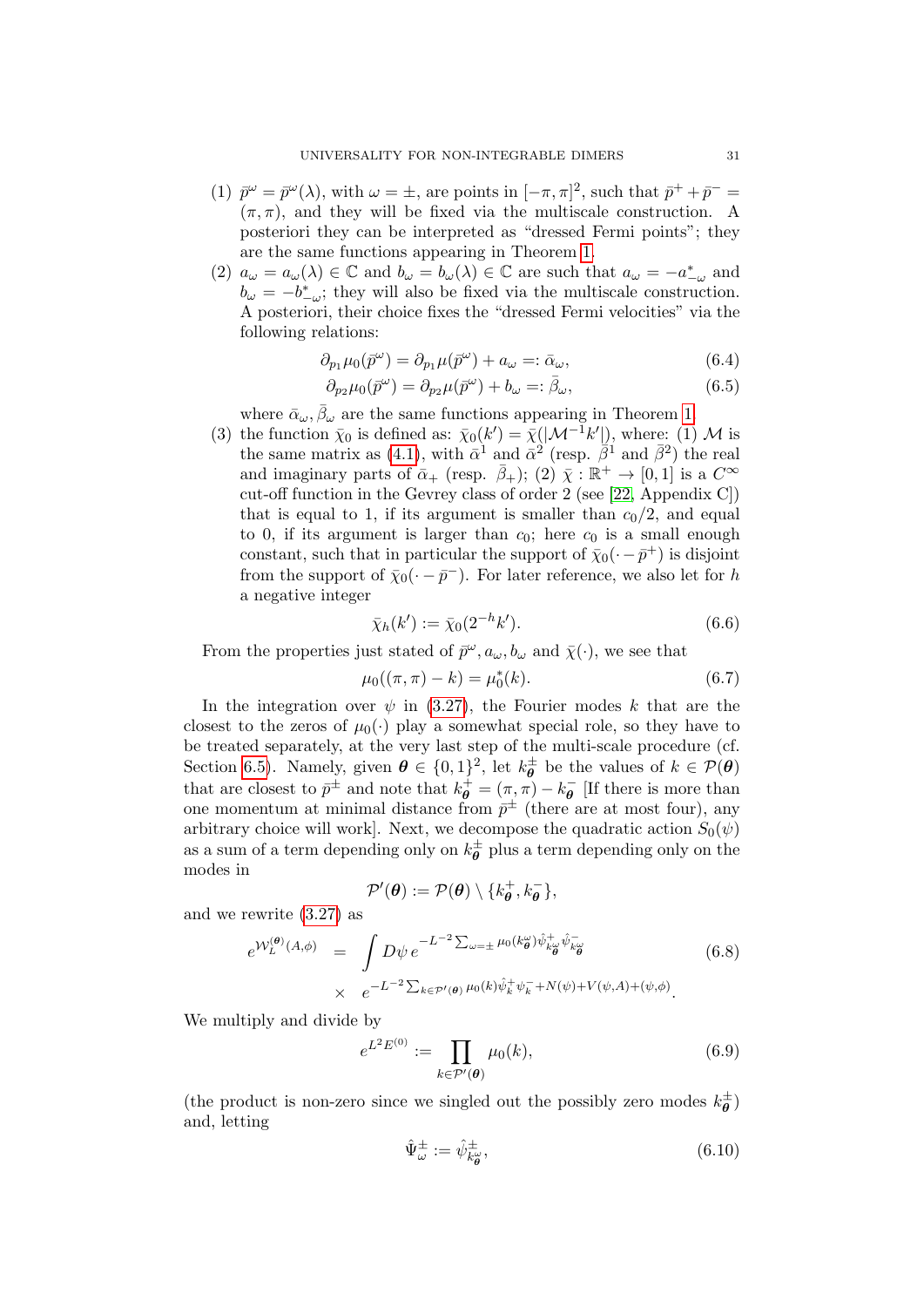(1) $\bar{p}^\omega = \bar{p}^\omega(\lambda)$, with $\omega = \pm$, are points in $[-\pi, \pi]^2$, such that $\bar{p}^+ + \bar{p}^- = (\pi, \pi)$, and they will be fixed via the multiscale construction. A posteriori they can be interpreted as "dressed Fermi points"; they are the same functions appearing in Theorem 1.
(2) $a_\omega = a_\omega(\lambda) \in \mathbb{C}$ and $b_\omega = b_\omega(\lambda) \in \mathbb{C}$ are such that $a_\omega = -a^*_{-\omega}$ and $b_\omega = -b^*_{-\omega}$; they will also be fixed via the multiscale construction. A posteriori, their choice fixes the "dressed Fermi velocities" via the following relations:
$$\partial_{p_1}\mu_0(\bar{p}^\omega) = \partial_{p_1}\mu(\bar{p}^\omega) + a_\omega =: \bar{\alpha}_\omega, \tag{6.4}$$
$$\partial_{p_2}\mu_0(\bar{p}^\omega) = \partial_{p_2}\mu(\bar{p}^\omega) + b_\omega =: \bar{\beta}_\omega, \tag{6.5}$$
where $\bar{\alpha}_\omega, \bar{\beta}_\omega$ are the same functions appearing in Theorem 1.
(3) the function $\bar{\chi}_0$ is defined as: $\bar{\chi}_0(k') = \bar{\chi}(|\mathcal{M}^{-1}k'|)$, where: (1) $\mathcal{M}$ is the same matrix as (4.1), with $\bar{\alpha}^1$ and $\bar{\alpha}^2$ (resp. $\bar{\beta}^1$ and $\bar{\beta}^2$) the real and imaginary parts of $\bar{\alpha}_+$ (resp. $\bar{\beta}_+$); (2) $\bar{\chi} : \mathbb{R}^+ \to [0, 1]$ is a $C^\infty$ cut-off function in the Gevrey class of order 2 (see [22, Appendix C]) that is equal to 1, if its argument is smaller than $c_0/2$, and equal to 0, if its argument is larger than $c_0$; here $c_0$ is a small enough constant, such that in particular the support of $\bar{\chi}_0(\cdot - \bar{p}^+)$ is disjoint from the support of $\bar{\chi}_0(\cdot - \bar{p}^-)$. For later reference, we also let for $h$ a negative integer
$$\bar{\chi}_h(k') := \bar{\chi}_0(2^{-h}k'). \tag{6.6}$$

From the properties just stated of $\bar{p}^\omega, a_\omega, b_\omega$ and $\bar{\chi}(\cdot)$, we see that
$$\mu_0((\pi, \pi) - k) = \mu_0^*(k). \tag{6.7}$$

In the integration over $\psi$ in (3.27), the Fourier modes $k$ that are the closest to the zeros of $\mu_0(\cdot)$ play a somewhat special role, so they have to be treated separately, at the very last step of the multi-scale procedure (cf. Section 6.5). Namely, given $\boldsymbol{\theta} \in \{0, 1\}^2$, let $k^\pm_{\boldsymbol{\theta}}$ be the values of $k \in \mathcal{P}(\boldsymbol{\theta})$ that are closest to $\bar{p}^\pm$ and note that $k^+_{\boldsymbol{\theta}} = (\pi, \pi) - k^-_{\boldsymbol{\theta}}$ [If there is more than one momentum at minimal distance from $\bar{p}^\pm$ (there are at most four), any arbitrary choice will work]. Next, we decompose the quadratic action $S_0(\psi)$ as a sum of a term depending only on $k^\pm_{\boldsymbol{\theta}}$ plus a term depending only on the modes in
$$\mathcal{P}'(\boldsymbol{\theta}) := \mathcal{P}(\boldsymbol{\theta}) \setminus \{k^+_{\boldsymbol{\theta}}, k^-_{\boldsymbol{\theta}}\},$$
and we rewrite (3.27) as
$$\begin{aligned} e^{\mathcal{W}^{(\boldsymbol{\theta})}_L(A,\phi)} &= \int D\psi\, e^{-L^{-2}\sum_{\omega=\pm}\mu_0(k^\omega_{\boldsymbol{\theta}})\hat{\psi}^+_{k^\omega_{\boldsymbol{\theta}}}\hat{\psi}^-_{k^\omega_{\boldsymbol{\theta}}}} \\ &\times\quad e^{-L^{-2}\sum_{k\in\mathcal{P}'(\boldsymbol{\theta})}\mu_0(k)\hat{\psi}^+_k\psi^-_k + N(\psi) + V(\psi,A) + (\psi,\phi)}. \end{aligned} \tag{6.8}$$

We multiply and divide by
$$e^{L^2 E^{(0)}} := \prod_{k\in\mathcal{P}'(\boldsymbol{\theta})}\mu_0(k), \tag{6.9}$$
(the product is non-zero since we singled out the possibly zero modes $k^\pm_{\boldsymbol{\theta}}$) and, letting
$$\hat{\Psi}^\pm_\omega := \hat{\psi}^\pm_{k^\omega_{\boldsymbol{\theta}}}, \tag{6.10}$$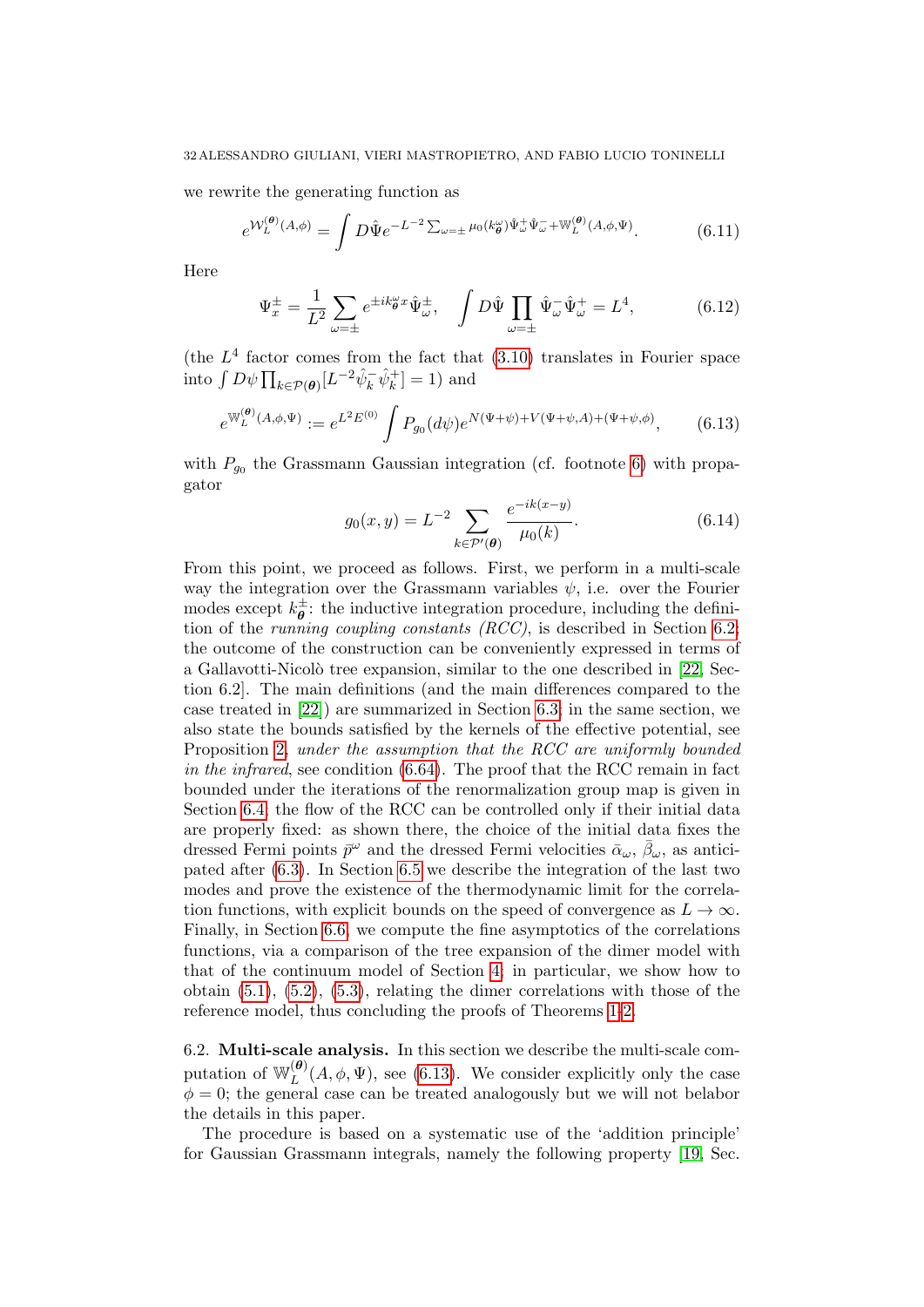we rewrite the generating function as

$$e^{\mathcal{W}_L^{(\boldsymbol{\theta})}(A,\phi)} = \int D\hat{\Psi} e^{-L^{-2}\sum_{\omega=\pm}\mu_0(k^\omega_{\boldsymbol{\theta}})\hat{\Psi}^+_\omega\hat{\Psi}^-_\omega + \mathbb{W}_L^{(\boldsymbol{\theta})}(A,\phi,\Psi)}. \tag{6.11}$$

Here

$$\Psi^\pm_x = \frac{1}{L^2}\sum_{\omega=\pm} e^{\pm ik^\omega_{\boldsymbol{\theta}} x}\hat{\Psi}^\pm_\omega, \quad \int D\hat{\Psi}\prod_{\omega=\pm}\hat{\Psi}^-_\omega\hat{\Psi}^+_\omega = L^4, \tag{6.12}$$

(the $L^4$ factor comes from the fact that (3.10) translates in Fourier space into $\int D\psi \prod_{k\in\mathcal{P}(\boldsymbol{\theta})}[L^{-2}\hat{\psi}^-_k\hat{\psi}^+_k] = 1$) and

$$e^{\mathbb{W}_L^{(\boldsymbol{\theta})}(A,\phi,\Psi)} := e^{L^2 E^{(0)}}\int P_{g_0}(d\psi)e^{N(\Psi+\psi)+V(\Psi+\psi,A)+(\Psi+\psi,\phi)}, \tag{6.13}$$

with $P_{g_0}$ the Grassmann Gaussian integration (cf. footnote 6) with propagator

$$g_0(x,y) = L^{-2}\sum_{k\in\mathcal{P}'(\boldsymbol{\theta})}\frac{e^{-ik(x-y)}}{\mu_0(k)}. \tag{6.14}$$

From this point, we proceed as follows. First, we perform in a multi-scale way the integration over the Grassmann variables $\psi$, i.e. over the Fourier modes except $k^\pm_{\boldsymbol{\theta}}$: the inductive integration procedure, including the definition of the *running coupling constants (RCC)*, is described in Section 6.2; the outcome of the construction can be conveniently expressed in terms of a Gallavotti-Nicolò tree expansion, similar to the one described in [22, Section 6.2]. The main definitions (and the main differences compared to the case treated in [22]) are summarized in Section 6.3; in the same section, we also state the bounds satisfied by the kernels of the effective potential, see Proposition 2, *under the assumption that the RCC are uniformly bounded in the infrared*, see condition (6.64). The proof that the RCC remain in fact bounded under the iterations of the renormalization group map is given in Section 6.4: the flow of the RCC can be controlled only if their initial data are properly fixed: as shown there, the choice of the initial data fixes the dressed Fermi points $\bar{p}^\omega$ and the dressed Fermi velocities $\bar{\alpha}_\omega$, $\bar{\beta}_\omega$, as anticipated after (6.3). In Section 6.5 we describe the integration of the last two modes and prove the existence of the thermodynamic limit for the correlation functions, with explicit bounds on the speed of convergence as $L\to\infty$. Finally, in Section 6.6, we compute the fine asymptotics of the correlations functions, via a comparison of the tree expansion of the dimer model with that of the continuum model of Section 4; in particular, we show how to obtain (5.1), (5.2), (5.3), relating the dimer correlations with those of the reference model, thus concluding the proofs of Theorems 1-2.

6.2. **Multi-scale analysis.** In this section we describe the multi-scale computation of $\mathbb{W}_L^{(\boldsymbol{\theta})}(A,\phi,\Psi)$, see (6.13). We consider explicitly only the case $\phi = 0$; the general case can be treated analogously but we will not belabor the details in this paper.

The procedure is based on a systematic use of the 'addition principle' for Gaussian Grassmann integrals, namely the following property [19, Sec.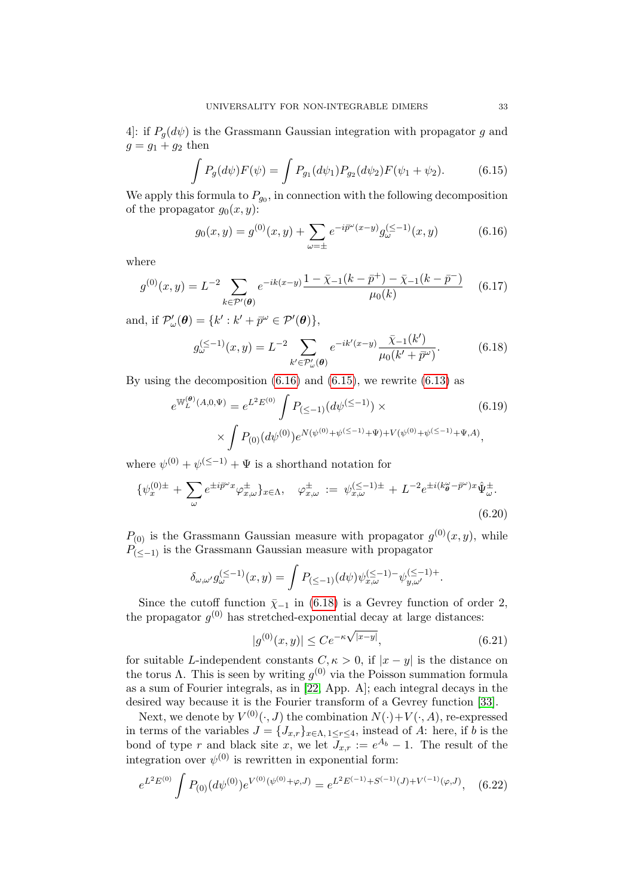4]: if $P_g(d\psi)$ is the Grassmann Gaussian integration with propagator $g$ and $g = g_1 + g_2$ then

$$\int P_g(d\psi)F(\psi) = \int P_{g_1}(d\psi_1)P_{g_2}(d\psi_2)F(\psi_1 + \psi_2). \tag{6.15}$$

We apply this formula to $P_{g_0}$, in connection with the following decomposition of the propagator $g_0(x,y)$:

$$g_0(x,y) = g^{(0)}(x,y) + \sum_{\omega=\pm} e^{-i\bar{p}^\omega(x-y)} g_\omega^{(\le -1)}(x,y) \tag{6.16}$$

where

$$g^{(0)}(x,y) = L^{-2} \sum_{k\in\mathcal{P}'(\boldsymbol{\theta})} e^{-ik(x-y)} \frac{1-\bar{\chi}_{-1}(k-\bar{p}^+) - \bar{\chi}_{-1}(k-\bar{p}^-)}{\mu_0(k)} \tag{6.17}$$

and, if $\mathcal{P}'_\omega(\boldsymbol{\theta}) = \{k' : k' + \bar{p}^\omega \in \mathcal{P}'(\boldsymbol{\theta})\}$,

$$g_\omega^{(\le -1)}(x,y) = L^{-2} \sum_{k'\in\mathcal{P}'_\omega(\boldsymbol{\theta})} e^{-ik'(x-y)} \frac{\bar{\chi}_{-1}(k')}{\mu_0(k'+\bar{p}^\omega)}. \tag{6.18}$$

By using the decomposition (6.16) and (6.15), we rewrite (6.13) as

$$\begin{aligned} e^{\mathbb{W}_L^{(\boldsymbol{\theta})}(A,0,\Psi)} = e^{L^2E^{(0)}} &\int P_{(\le -1)}(d\psi^{(\le -1)}) \times \\ &\times \int P_{(0)}(d\psi^{(0)}) e^{N(\psi^{(0)}+\psi^{(\le -1)}+\Psi) + V(\psi^{(0)}+\psi^{(\le -1)}+\Psi, A)}, \end{aligned} \tag{6.19}$$

where $\psi^{(0)} + \psi^{(\le -1)} + \Psi$ is a shorthand notation for

$$\{\psi_x^{(0)\pm} + \sum_\omega e^{\pm i\bar{p}^\omega x} \varphi_{x,\omega}^\pm\}_{x\in\Lambda}, \quad \varphi_{x,\omega}^\pm := \psi_{x,\omega}^{(\le -1)\pm} + L^{-2} e^{\pm i(k_{\boldsymbol{\theta}}^\omega - \bar{p}^\omega)x} \hat{\Psi}_\omega^\pm. \tag{6.20}$$

$P_{(0)}$ is the Grassmann Gaussian measure with propagator $g^{(0)}(x,y)$, while $P_{(\le -1)}$ is the Grassmann Gaussian measure with propagator

$$\delta_{\omega,\omega'} g_\omega^{(\le -1)}(x,y) = \int P_{(\le -1)}(d\psi) \psi_{x,\omega}^{(\le -1)-} \psi_{y,\omega'}^{(\le -1)+}.$$

Since the cutoff function $\bar{\chi}_{-1}$ in (6.18) is a Gevrey function of order 2, the propagator $g^{(0)}$ has stretched-exponential decay at large distances:

$$|g^{(0)}(x,y)| \le Ce^{-\kappa\sqrt{|x-y|}}, \tag{6.21}$$

for suitable $L$-independent constants $C, \kappa > 0$, if $|x-y|$ is the distance on the torus $\Lambda$. This is seen by writing $g^{(0)}$ via the Poisson summation formula as a sum of Fourier integrals, as in [22, App. A]; each integral decays in the desired way because it is the Fourier transform of a Gevrey function [33].

Next, we denote by $V^{(0)}(\cdot, J)$ the combination $N(\cdot) + V(\cdot, A)$, re-expressed in terms of the variables $J = \{J_{x,r}\}_{x\in\Lambda, 1\le r\le 4}$, instead of $A$: here, if $b$ is the bond of type $r$ and black site $x$, we let $J_{x,r} := e^{A_b} - 1$. The result of the integration over $\psi^{(0)}$ is rewritten in exponential form:

$$e^{L^2E^{(0)}} \int P_{(0)}(d\psi^{(0)}) e^{V^{(0)}(\psi^{(0)}+\varphi, J)} = e^{L^2E^{(-1)} + S^{(-1)}(J) + V^{(-1)}(\varphi, J)}, \tag{6.22}$$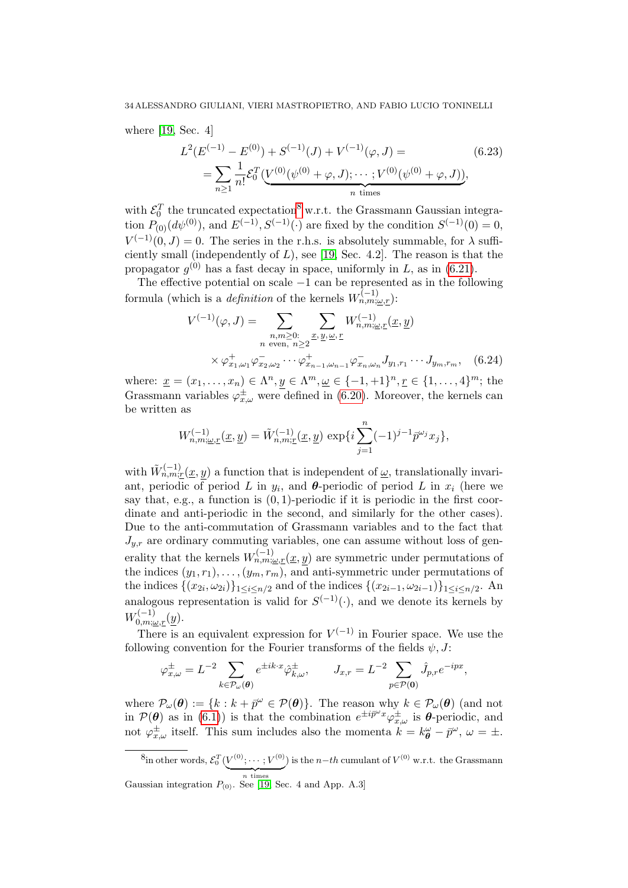where [19, Sec. 4]

$$L^2(E^{(-1)} - E^{(0)}) + S^{(-1)}(J) + V^{(-1)}(\varphi, J) = \\ = \sum_{n\geq 1} \frac{1}{n!} \mathcal{E}_0^T(\underbrace{V^{(0)}(\psi^{(0)} + \varphi, J); \cdots ; V^{(0)}(\psi^{(0)} + \varphi, J)}_{n \text{ times}}), \tag{6.23}$$

with $\mathcal{E}_0^T$ the truncated expectation[8] w.r.t. the Grassmann Gaussian integration $P_{(0)}(d\psi^{(0)})$, and $E^{(-1)}, S^{(-1)}(\cdot)$ are fixed by the condition $S^{(-1)}(0) = 0$, $V^{(-1)}(0, J) = 0$. The series in the r.h.s. is absolutely summable, for $\lambda$ sufficiently small (independently of $L$), see [19, Sec. 4.2]. The reason is that the propagator $g^{(0)}$ has a fast decay in space, uniformly in $L$, as in (6.21).

The effective potential on scale $-1$ can be represented as in the following formula (which is a *definition* of the kernels $W^{(-1)}_{n,m;\underline{\omega},\underline{r}}$):

$$V^{(-1)}(\varphi, J) = \sum_{\substack{n,m\geq 0: \\ n \text{ even, } n\geq 2}} \sum_{\underline{x},\underline{y},\underline{\omega},\underline{r}} W^{(-1)}_{n,m;\underline{\omega},\underline{r}}(\underline{x}, \underline{y}) \\ \times \varphi^+_{x_1,\omega_1}\varphi^-_{x_2,\omega_2}\cdots\varphi^+_{x_{n-1},\omega_{n-1}}\varphi^-_{x_n,\omega_n} J_{y_1,r_1}\cdots J_{y_m,r_m}, \tag{6.24}$$

where: $\underline{x} = (x_1, \ldots, x_n) \in \Lambda^n, \underline{y} \in \Lambda^m, \underline{\omega} \in \{-1, +1\}^n, \underline{r} \in \{1, \ldots, 4\}^m$; the Grassmann variables $\varphi^\pm_{x,\omega}$ were defined in (6.20). Moreover, the kernels can be written as

$$W^{(-1)}_{n,m;\underline{\omega},\underline{r}}(\underline{x}, \underline{y}) = \tilde{W}^{(-1)}_{n,m;\underline{r}}(\underline{x}, \underline{y}) \exp\{i\sum_{j=1}^n (-1)^{j-1} \bar{p}^{\omega_j} x_j\},$$

with $\tilde{W}^{(-1)}_{n,m;\underline{r}}(\underline{x}, \underline{y})$ a function that is independent of $\underline{\omega}$, translationally invariant, periodic of period $L$ in $y_i$, and $\boldsymbol{\theta}$-periodic of period $L$ in $x_i$ (here we say that, e.g., a function is $(0, 1)$-periodic if it is periodic in the first coordinate and anti-periodic in the second, and similarly for the other cases). Due to the anti-commutation of Grassmann variables and to the fact that $J_{y,r}$ are ordinary commuting variables, one can assume without loss of generality that the kernels $W^{(-1)}_{n,m;\underline{\omega},\underline{r}}(\underline{x}, \underline{y})$ are symmetric under permutations of the indices $(y_1, r_1), \ldots, (y_m, r_m)$, and anti-symmetric under permutations of the indices $\{(x_{2i}, \omega_{2i})\}_{1\leq i\leq n/2}$ and of the indices $\{(x_{2i-1}, \omega_{2i-1})\}_{1\leq i\leq n/2}$. An analogous representation is valid for $S^{(-1)}(\cdot)$, and we denote its kernels by $W^{(-1)}_{0,m;\underline{\omega},\underline{r}}(\underline{y})$.

There is an equivalent expression for $V^{(-1)}$ in Fourier space. We use the following convention for the Fourier transforms of the fields $\psi, J$:

$$\varphi^\pm_{x,\omega} = L^{-2} \sum_{k\in\mathcal{P}_\omega(\boldsymbol{\theta})} e^{\pm ik\cdot x} \hat{\varphi}^\pm_{k,\omega}, \qquad J_{x,r} = L^{-2} \sum_{p\in\mathcal{P}(\mathbf{0})} \hat{J}_{p,r} e^{-ipx},$$

where $\mathcal{P}_\omega(\boldsymbol{\theta}) := \{k : k + \bar{p}^\omega \in \mathcal{P}(\boldsymbol{\theta})\}$. The reason why $k \in \mathcal{P}_\omega(\boldsymbol{\theta})$ (and not in $\mathcal{P}(\boldsymbol{\theta})$ as in (6.1)) is that the combination $e^{\pm i\bar{p}^\omega x}\varphi^\pm_{x,\omega}$ is $\boldsymbol{\theta}$-periodic, and not $\varphi^\pm_{x,\omega}$ itself. This sum includes also the momenta $k = k^\omega_{\boldsymbol{\theta}} - \bar{p}^\omega$, $\omega = \pm$.

[8] in other words, $\mathcal{E}_0^T(\underbrace{V^{(0)}; \cdots ; V^{(0)}}_{n \text{ times}})$ is the $n-th$ cumulant of $V^{(0)}$ w.r.t. the Grassmann Gaussian integration $P_{(0)}$. See [19] Sec. 4 and App. A.3]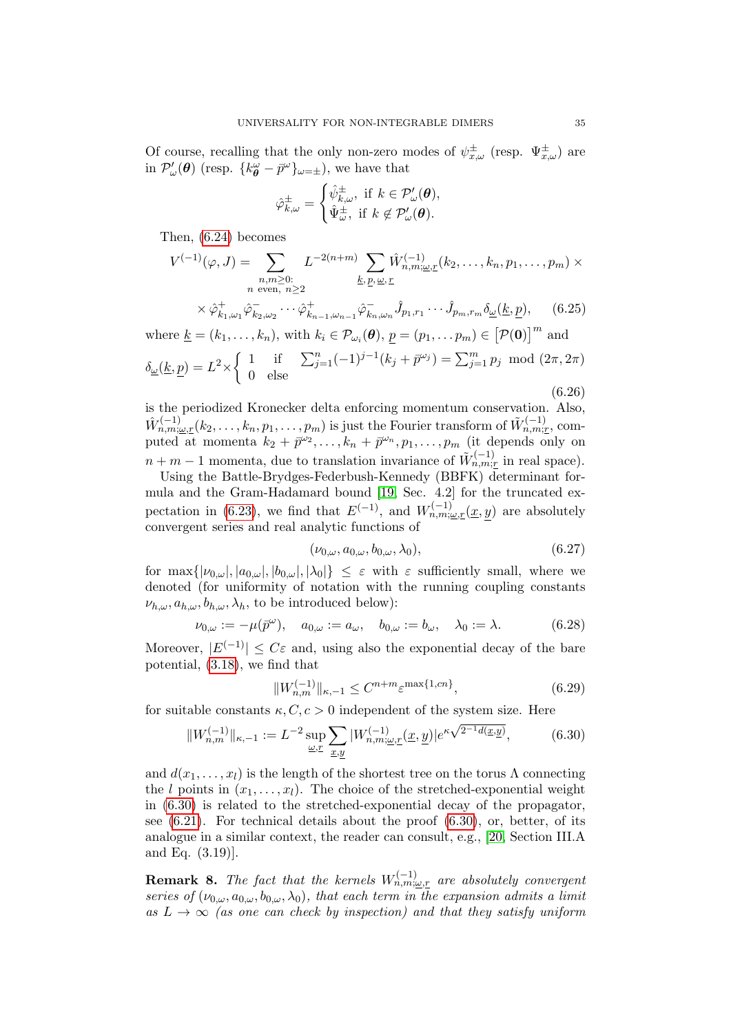Of course, recalling that the only non-zero modes of $\psi^{\pm}_{x,\omega}$ (resp. $\Psi^{\pm}_{x,\omega}$) are in $\mathcal{P}'_\omega(\boldsymbol{\theta})$ (resp. $\{k^\omega_{\boldsymbol{\theta}} - \bar{p}^\omega\}_{\omega=\pm}$), we have that

$$\hat{\varphi}^{\pm}_{k,\omega} = \begin{cases} \hat{\psi}^{\pm}_{k,\omega}, \text{ if } k \in \mathcal{P}'_\omega(\boldsymbol{\theta}), \\ \hat{\Psi}^{\pm}_{\omega}, \text{ if } k \notin \mathcal{P}'_\omega(\boldsymbol{\theta}). \end{cases}$$

Then, (6.24) becomes

$$V^{(-1)}(\varphi, J) = \sum_{\substack{n,m\ge 0: \\ n \text{ even, } n\ge 2}} L^{-2(n+m)} \sum_{\underline{k},\underline{p},\underline{\omega},\underline{r}} \hat{W}^{(-1)}_{n,m;\underline{\omega},\underline{r}}(k_2,\dots,k_n,p_1,\dots,p_m) \times$$
$$\times \hat{\varphi}^{+}_{k_1,\omega_1}\hat{\varphi}^{-}_{k_2,\omega_2}\cdots\hat{\varphi}^{+}_{k_{n-1},\omega_{n-1}}\hat{\varphi}^{-}_{k_n,\omega_n}\hat{J}_{p_1,r_1}\cdots\hat{J}_{p_m,r_m}\delta_{\underline{\omega}}(\underline{k},\underline{p}), \qquad (6.25)$$

where $\underline{k} = (k_1,\dots,k_n)$, with $k_i \in \mathcal{P}_{\omega_i}(\boldsymbol{\theta})$, $\underline{p} = (p_1,\dots p_m) \in \left[\mathcal{P}(\mathbf{0})\right]^m$ and

$$\delta_{\underline{\omega}}(\underline{k},\underline{p}) = L^2 \times \begin{cases} 1 & \text{if} \quad \sum_{j=1}^n (-1)^{j-1}(k_j + \bar{p}^{\omega_j}) = \sum_{j=1}^m p_j \mod (2\pi, 2\pi) \\ 0 & \text{else} \end{cases} \qquad (6.26)$$

is the periodized Kronecker delta enforcing momentum conservation. Also, $\hat{W}^{(-1)}_{n,m;\underline{\omega},\underline{r}}(k_2,\dots,k_n,p_1,\dots,p_m)$ is just the Fourier transform of $\tilde{W}^{(-1)}_{n,m;\underline{r}}$, computed at momenta $k_2 + \bar{p}^{\omega_2},\dots,k_n + \bar{p}^{\omega_n}, p_1,\dots,p_m$ (it depends only on $n+m-1$ momenta, due to translation invariance of $\tilde{W}^{(-1)}_{n,m;\underline{r}}$ in real space).

Using the Battle-Brydges-Federbush-Kennedy (BBFK) determinant formula and the Gram-Hadamard bound [19, Sec. 4.2] for the truncated expectation in (6.23), we find that $E^{(-1)}$, and $W^{(-1)}_{n,m;\underline{\omega},\underline{r}}(\underline{x},\underline{y})$ are absolutely convergent series and real analytic functions of

$$(\nu_{0,\omega}, a_{0,\omega}, b_{0,\omega}, \lambda_0), \qquad (6.27)$$

for $\max\{|\nu_{0,\omega}|, |a_{0,\omega}|, |b_{0,\omega}|, |\lambda_0|\} \le \varepsilon$ with $\varepsilon$ sufficiently small, where we denoted (for uniformity of notation with the running coupling constants $\nu_{h,\omega}, a_{h,\omega}, b_{h,\omega}, \lambda_h$, to be introduced below):

$$\nu_{0,\omega} := -\mu(\bar{p}^\omega), \quad a_{0,\omega} := a_\omega, \quad b_{0,\omega} := b_\omega, \quad \lambda_0 := \lambda. \qquad (6.28)$$

Moreover, $|E^{(-1)}| \le C\varepsilon$ and, using also the exponential decay of the bare potential, (3.18), we find that

$$\|W^{(-1)}_{n,m}\|_{\kappa,-1} \le C^{n+m}\varepsilon^{\max\{1,cn\}}, \qquad (6.29)$$

for suitable constants $\kappa, C, c > 0$ independent of the system size. Here

$$\|W^{(-1)}_{n,m}\|_{\kappa,-1} := L^{-2}\sup_{\underline{\omega},\underline{r}} \sum_{\underline{x},\underline{y}} |W^{(-1)}_{n,m;\underline{\omega},\underline{r}}(\underline{x},\underline{y})| e^{\kappa\sqrt{2^{-1}d(\underline{x},\underline{y})}}, \qquad (6.30)$$

and $d(x_1,\dots,x_l)$ is the length of the shortest tree on the torus $\Lambda$ connecting the $l$ points in $(x_1,\dots,x_l)$. The choice of the stretched-exponential weight in (6.30) is related to the stretched-exponential decay of the propagator, see (6.21). For technical details about the proof (6.30), or, better, of its analogue in a similar context, the reader can consult, e.g., [20, Section III.A and Eq. (3.19)].

**Remark 8.** *The fact that the kernels $W^{(-1)}_{n,m;\underline{\omega},\underline{r}}$ are absolutely convergent series of $(\nu_{0,\omega}, a_{0,\omega}, b_{0,\omega}, \lambda_0)$, that each term in the expansion admits a limit as $L \to \infty$ (as one can check by inspection) and that they satisfy uniform*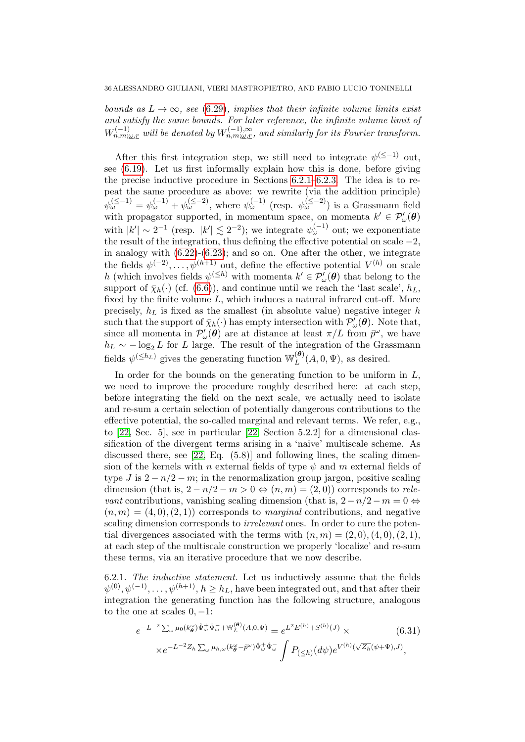*bounds as $L \to \infty$, see (6.29), implies that their infinite volume limits exist and satisfy the same bounds. For later reference, the infinite volume limit of $W^{(-1)}_{n,m;\underline{\omega},\underline{r}}$ will be denoted by $W^{(-1),\infty}_{n,m;\underline{\omega},\underline{r}}$, and similarly for its Fourier transform.*

After this first integration step, we still need to integrate $\psi^{(\le -1)}$ out, see (6.19). Let us first informally explain how this is done, before giving the precise inductive procedure in Sections 6.2.1–6.2.3. The idea is to repeat the same procedure as above: we rewrite (via the addition principle) $\psi^{(\le -1)}_\omega = \psi^{(-1)}_\omega + \psi^{(\le -2)}_\omega$, where $\psi^{(-1)}_\omega$ (resp. $\psi^{(\le -2)}_\omega$) is a Grassmann field with propagator supported, in momentum space, on momenta $k' \in \mathcal{P}'_\omega(\boldsymbol{\theta})$ with $|k'| \sim 2^{-1}$ (resp. $|k'| \lesssim 2^{-2}$); we integrate $\psi^{(-1)}_\omega$ out; we exponentiate the result of the integration, thus defining the effective potential on scale $-2$, in analogy with (6.22)-(6.23); and so on. One after the other, we integrate the fields $\psi^{(-2)}, \dots, \psi^{(h+1)}$ out, define the effective potential $V^{(h)}$ on scale $h$ (which involves fields $\psi^{(\le h)}$ with momenta $k' \in \mathcal{P}'_\omega(\boldsymbol{\theta})$ that belong to the support of $\bar\chi_h(\cdot)$ (cf. (6.6)), and continue until we reach the 'last scale', $h_L$, fixed by the finite volume $L$, which induces a natural infrared cut-off. More precisely, $h_L$ is fixed as the smallest (in absolute value) negative integer $h$ such that the support of $\bar\chi_h(\cdot)$ has empty intersection with $\mathcal{P}'_\omega(\boldsymbol{\theta})$. Note that, since all momenta in $\mathcal{P}'_\omega(\boldsymbol{\theta})$ are at distance at least $\pi/L$ from $\bar p^\omega$, we have $h_L \sim -\log_2 L$ for $L$ large. The result of the integration of the Grassmann fields $\psi^{(\le h_L)}$ gives the generating function $\mathbb{W}^{(\boldsymbol{\theta})}_L(A, 0, \Psi)$, as desired.

In order for the bounds on the generating function to be uniform in $L$, we need to improve the procedure roughly described here: at each step, before integrating the field on the next scale, we actually need to isolate and re-sum a certain selection of potentially dangerous contributions to the effective potential, the so-called marginal and relevant terms. We refer, e.g., to [22, Sec. 5], see in particular [22, Section 5.2.2] for a dimensional classification of the divergent terms arising in a 'naive' multiscale scheme. As discussed there, see [22, Eq. (5.8)] and following lines, the scaling dimension of the kernels with $n$ external fields of type $\psi$ and $m$ external fields of type $J$ is $2 - n/2 - m$; in the renormalization group jargon, positive scaling dimension (that is, $2 - n/2 - m > 0 \Leftrightarrow (n, m) = (2, 0)$) corresponds to *relevant* contributions, vanishing scaling dimension (that is, $2 - n/2 - m = 0 \Leftrightarrow (n, m) = (4, 0), (2, 1)$) corresponds to *marginal* contributions, and negative scaling dimension corresponds to *irrelevant* ones. In order to cure the potential divergences associated with the terms with $(n, m) = (2, 0), (4, 0), (2, 1)$, at each step of the multiscale construction we properly 'localize' and re-sum these terms, via an iterative procedure that we now describe.

6.2.1. *The inductive statement.* Let us inductively assume that the fields $\psi^{(0)}, \psi^{(-1)}, \dots, \psi^{(h+1)}$, $h \ge h_L$, have been integrated out, and that after their integration the generating function has the following structure, analogous to the one at scales $0, -1$:

$$
\begin{aligned}
e^{-L^{-2}\sum_\omega \mu_0(k^\omega_{\boldsymbol{\theta}})\hat\Psi^+_\omega\hat\Psi^-_\omega + \mathbb{W}^{(\boldsymbol{\theta})}_L(A,0,\Psi)} &= e^{L^2 E^{(h)} + S^{(h)}(J)} \times \qquad (6.31)\\
\times e^{-L^{-2}Z_h\sum_\omega \mu_{h,\omega}(k^\omega_{\boldsymbol{\theta}}-\bar p^\omega)\hat\Psi^+_\omega\hat\Psi^-_\omega} &\int P_{(\le h)}(d\psi)e^{V^{(h)}(\sqrt{Z_h}(\psi+\Psi),J)},
\end{aligned}
$$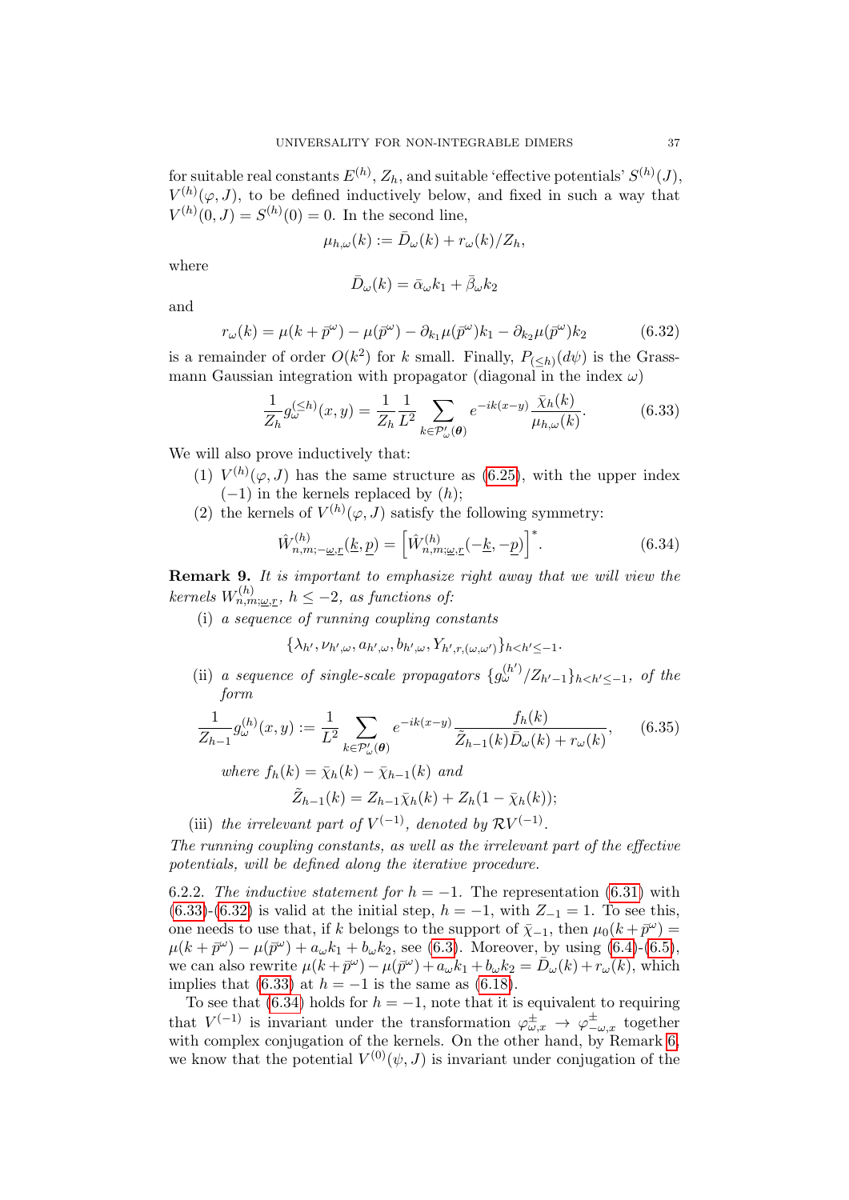for suitable real constants $E^{(h)}$, $Z_h$, and suitable 'effective potentials' $S^{(h)}(J)$, $V^{(h)}(\varphi, J)$, to be defined inductively below, and fixed in such a way that $V^{(h)}(0, J) = S^{(h)}(0) = 0$. In the second line,

$$\mu_{h,\omega}(k) := \bar{D}_\omega(k) + r_\omega(k)/Z_h,$$

where

$$\bar{D}_\omega(k) = \bar{\alpha}_\omega k_1 + \bar{\beta}_\omega k_2$$

and

$$r_\omega(k) = \mu(k + \bar{p}^\omega) - \mu(\bar{p}^\omega) - \partial_{k_1}\mu(\bar{p}^\omega)k_1 - \partial_{k_2}\mu(\bar{p}^\omega)k_2 \tag{6.32}$$

is a remainder of order $O(k^2)$ for $k$ small. Finally, $P_{(\le h)}(d\psi)$ is the Grassmann Gaussian integration with propagator (diagonal in the index $\omega$)

$$\frac{1}{Z_h} g_\omega^{(\le h)}(x, y) = \frac{1}{Z_h}\frac{1}{L^2}\sum_{k\in\mathcal{P}'_\omega(\boldsymbol{\theta})} e^{-ik(x-y)}\frac{\bar{\chi}_h(k)}{\mu_{h,\omega}(k)}. \tag{6.33}$$

We will also prove inductively that:

(1) $V^{(h)}(\varphi, J)$ has the same structure as (6.25), with the upper index $(-1)$ in the kernels replaced by $(h)$;

(2) the kernels of $V^{(h)}(\varphi, J)$ satisfy the following symmetry:

$$\hat{W}^{(h)}_{n,m;-\underline{\omega},\underline{r}}(\underline{k}, \underline{p}) = \left[\hat{W}^{(h)}_{n,m;\underline{\omega},\underline{r}}(-\underline{k}, -\underline{p})\right]^*. \tag{6.34}$$

**Remark 9.** *It is important to emphasize right away that we will view the kernels $W^{(h)}_{n,m;\underline{\omega},\underline{r}}$, $h \le -2$, as functions of:*

(i) *a sequence of running coupling constants*

$$\{\lambda_{h'}, \nu_{h',\omega}, a_{h',\omega}, b_{h',\omega}, Y_{h',r,(\omega,\omega')}\}_{h<h'\le -1}.$$

(ii) *a sequence of single-scale propagators $\{g_\omega^{(h')}/Z_{h'-1}\}_{h<h'\le-1}$, of the form*

$$\frac{1}{Z_{h-1}} g_\omega^{(h)}(x, y) := \frac{1}{L^2}\sum_{k\in\mathcal{P}'_\omega(\boldsymbol{\theta})} e^{-ik(x-y)}\frac{f_h(k)}{\tilde{Z}_{h-1}(k)\bar{D}_\omega(k) + r_\omega(k)}, \tag{6.35}$$

*where $f_h(k) = \bar{\chi}_h(k) - \bar{\chi}_{h-1}(k)$ and*

$$\tilde{Z}_{h-1}(k) = Z_{h-1}\bar{\chi}_h(k) + Z_h(1 - \bar{\chi}_h(k));$$

(iii) *the irrelevant part of $V^{(-1)}$, denoted by $\mathcal{R}V^{(-1)}$.*

*The running coupling constants, as well as the irrelevant part of the effective potentials, will be defined along the iterative procedure.*

6.2.2. *The inductive statement for $h = -1$.* The representation (6.31) with (6.33)-(6.32) is valid at the initial step, $h = -1$, with $Z_{-1} = 1$. To see this, one needs to use that, if $k$ belongs to the support of $\bar{\chi}_{-1}$, then $\mu_0(k + \bar{p}^\omega) = \mu(k + \bar{p}^\omega) - \mu(\bar{p}^\omega) + a_\omega k_1 + b_\omega k_2$, see (6.3). Moreover, by using (6.4)-(6.5), we can also rewrite $\mu(k+\bar{p}^\omega) - \mu(\bar{p}^\omega) + a_\omega k_1 + b_\omega k_2 = \bar{D}_\omega(k) + r_\omega(k)$, which implies that (6.33) at $h = -1$ is the same as (6.18).

To see that (6.34) holds for $h = -1$, note that it is equivalent to requiring that $V^{(-1)}$ is invariant under the transformation $\varphi^\pm_{\omega,x} \to \varphi^\pm_{-\omega,x}$ together with complex conjugation of the kernels. On the other hand, by Remark 6, we know that the potential $V^{(0)}(\psi, J)$ is invariant under conjugation of the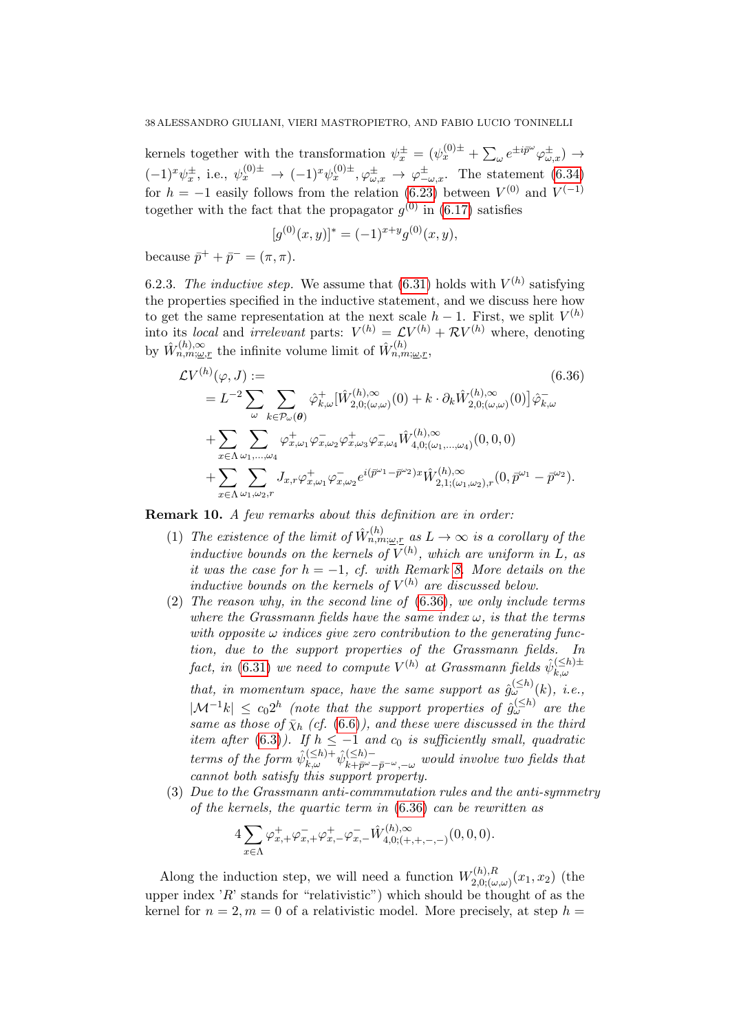kernels together with the transformation $\psi^\pm_x = (\psi^{(0)\pm}_x + \sum_\omega e^{\pm i\bar p^\omega}\varphi^\pm_{\omega,x}) \to (-1)^x\psi^\pm_x$, i.e., $\psi^{(0)\pm}_x \to (-1)^x\psi^{(0)\pm}_x, \varphi^\pm_{\omega,x} \to \varphi^\pm_{-\omega,x}$. The statement (6.34) for $h = -1$ easily follows from the relation (6.23) between $V^{(0)}$ and $V^{(-1)}$ together with the fact that the propagator $g^{(0)}$ in (6.17) satisfies

$$[g^{(0)}(x,y)]^* = (-1)^{x+y}g^{(0)}(x,y),$$

because $\bar p^+ + \bar p^- = (\pi,\pi)$.

6.2.3. *The inductive step.* We assume that (6.31) holds with $V^{(h)}$ satisfying the properties specified in the inductive statement, and we discuss here how to get the same representation at the next scale $h-1$. First, we split $V^{(h)}$ into its *local* and *irrelevant* parts: $V^{(h)} = \mathcal{L}V^{(h)} + \mathcal{R}V^{(h)}$ where, denoting by $\hat W^{(h),\infty}_{n,m;\underline\omega,\underline r}$ the infinite volume limit of $\hat W^{(h)}_{n,m;\underline\omega,\underline r}$,

$$\begin{aligned}
&\mathcal{L}V^{(h)}(\varphi,J) := \qquad\qquad\qquad\qquad\qquad\qquad\qquad\qquad\qquad\qquad (6.36)\\
&= L^{-2}\sum_\omega\sum_{k\in\mathcal{P}_\omega(\boldsymbol\theta)}\hat\varphi^+_{k,\omega}[\hat W^{(h),\infty}_{2,0;(\omega,\omega)}(0) + k\cdot\partial_k\hat W^{(h),\infty}_{2,0;(\omega,\omega)}(0)]\hat\varphi^-_{k,\omega}\\
&+\sum_{x\in\Lambda}\sum_{\omega_1,\dots,\omega_4}\varphi^+_{x,\omega_1}\varphi^-_{x,\omega_2}\varphi^+_{x,\omega_3}\varphi^-_{x,\omega_4}\hat W^{(h),\infty}_{4,0;(\omega_1,\dots,\omega_4)}(0,0,0)\\
&+\sum_{x\in\Lambda}\sum_{\omega_1,\omega_2,r}J_{x,r}\varphi^+_{x,\omega_1}\varphi^-_{x,\omega_2}e^{i(\bar p^{\omega_1}-\bar p^{\omega_2})x}\hat W^{(h),\infty}_{2,1;(\omega_1,\omega_2),r}(0,\bar p^{\omega_1}-\bar p^{\omega_2}).
\end{aligned}$$

**Remark 10.** *A few remarks about this definition are in order:*

1. *The existence of the limit of $\hat W^{(h)}_{n,m;\underline\omega,\underline r}$ as $L\to\infty$ is a corollary of the inductive bounds on the kernels of $V^{(h)}$, which are uniform in $L$, as it was the case for $h=-1$, cf. with Remark 8. More details on the inductive bounds on the kernels of $V^{(h)}$ are discussed below.*
2. *The reason why, in the second line of (6.36), we only include terms where the Grassmann fields have the same index $\omega$, is that the terms with opposite $\omega$ indices give zero contribution to the generating function, due to the support properties of the Grassmann fields. In fact, in (6.31) we need to compute $V^{(h)}$ at Grassmann fields $\hat\psi^{(\le h)\pm}_{k,\omega}$ that, in momentum space, have the same support as $\hat g^{(\le h)}_\omega(k)$, i.e., $|\mathcal{M}^{-1}k|\le c_0 2^h$ (note that the support properties of $\hat g^{(\le h)}_\omega$ are the same as those of $\bar\chi_h$ (cf. (6.6)), and these were discussed in the third item after (6.3)). If $h\le -1$ and $c_0$ is sufficiently small, quadratic terms of the form $\hat\psi^{(\le h)+}_{k,\omega}\hat\psi^{(\le h)-}_{k+\bar p^\omega-\bar p^{-\omega},-\omega}$ would involve two fields that cannot both satisfy this support property.*
3. *Due to the Grassmann anti-commmutation rules and the anti-symmetry of the kernels, the quartic term in (6.36) can be rewritten as*

$$4\sum_{x\in\Lambda}\varphi^+_{x,+}\varphi^-_{x,+}\varphi^+_{x,-}\varphi^-_{x,-}\hat W^{(h),\infty}_{4,0;(+,+,-,-)}(0,0,0).$$

Along the induction step, we will need a function $W^{(h),R}_{2,0;(\omega,\omega)}(x_1,x_2)$ (the upper index '$R$' stands for "relativistic") which should be thought of as the kernel for $n=2, m=0$ of a relativistic model. More precisely, at step $h=$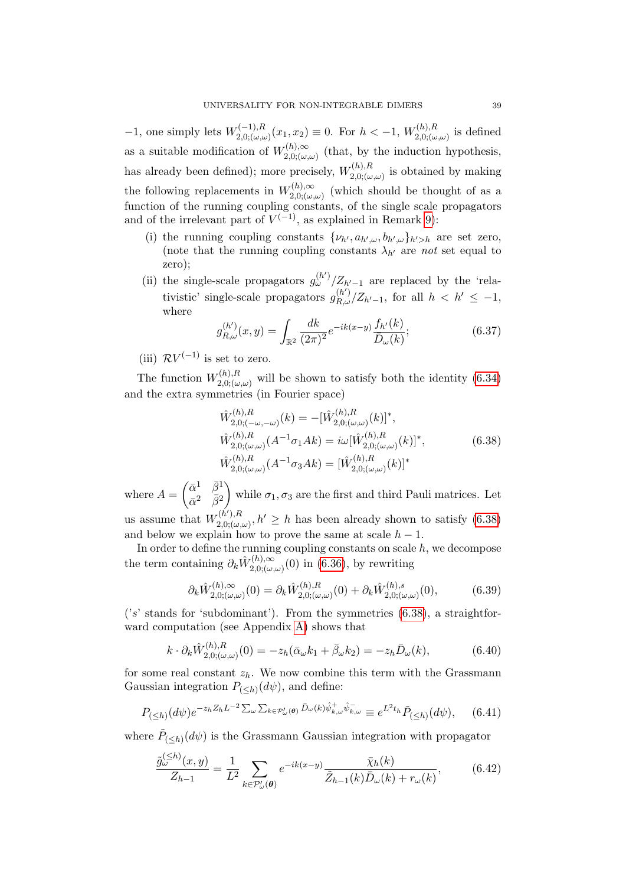$-1$, one simply lets $W^{(-1),R}_{2,0;(\omega,\omega)}(x_1,x_2)\equiv 0$. For $h<-1$, $W^{(h),R}_{2,0;(\omega,\omega)}$ is defined as a suitable modification of $W^{(h),\infty}_{2,0;(\omega,\omega)}$ (that, by the induction hypothesis, has already been defined); more precisely, $W^{(h),R}_{2,0;(\omega,\omega)}$ is obtained by making the following replacements in $W^{(h),\infty}_{2,0;(\omega,\omega)}$ (which should be thought of as a function of the running coupling constants, of the single scale propagators and of the irrelevant part of $V^{(-1)}$, as explained in Remark 9):

(i) the running coupling constants $\{\nu_{h'}, a_{h',\omega}, b_{h',\omega}\}_{h'>h}$ are set zero, (note that the running coupling constants $\lambda_{h'}$ are *not* set equal to zero);

(ii) the single-scale propagators $g^{(h')}_\omega/Z_{h'-1}$ are replaced by the 'relativistic' single-scale propagators $g^{(h')}_{R,\omega}/Z_{h'-1}$, for all $h<h'\le -1$, where

$$g^{(h')}_{R,\omega}(x,y)=\int_{\mathbb{R}^2}\frac{dk}{(2\pi)^2}e^{-ik(x-y)}\frac{f_{h'}(k)}{\bar D_\omega(k)};\tag{6.37}$$

(iii) $\mathcal{R}V^{(-1)}$ is set to zero.

The function $W^{(h),R}_{2,0;(\omega,\omega)}$ will be shown to satisfy both the identity (6.34) and the extra symmetries (in Fourier space)

$$\begin{aligned}
&\hat W^{(h),R}_{2,0;(-\omega,-\omega)}(k)=-[\hat W^{(h),R}_{2,0;(\omega,\omega)}(k)]^*,\\
&\hat W^{(h),R}_{2,0;(\omega,\omega)}(A^{-1}\sigma_1Ak)=i\omega[\hat W^{(h),R}_{2,0;(\omega,\omega)}(k)]^*,\\
&\hat W^{(h),R}_{2,0;(\omega,\omega)}(A^{-1}\sigma_3Ak)=[\hat W^{(h),R}_{2,0;(\omega,\omega)}(k)]^*
\end{aligned}\tag{6.38}$$

where $A=\begin{pmatrix}\bar\alpha^1 & \bar\beta^1\\ \bar\alpha^2 & \bar\beta^2\end{pmatrix}$ while $\sigma_1,\sigma_3$ are the first and third Pauli matrices. Let us assume that $W^{(h'),R}_{2,0;(\omega,\omega)}, h'\ge h$ has been already shown to satisfy (6.38) and below we explain how to prove the same at scale $h-1$.

In order to define the running coupling constants on scale $h$, we decompose the term containing $\partial_k\hat W^{(h),\infty}_{2,0;(\omega,\omega)}(0)$ in (6.36), by rewriting

$$\partial_k\hat W^{(h),\infty}_{2,0;(\omega,\omega)}(0)=\partial_k\hat W^{(h),R}_{2,0;(\omega,\omega)}(0)+\partial_k\hat W^{(h),s}_{2,0;(\omega,\omega)}(0),\tag{6.39}$$

('$s$' stands for 'subdominant'). From the symmetries (6.38), a straightforward computation (see Appendix A) shows that

$$k\cdot\partial_k\hat W^{(h),R}_{2,0;(\omega,\omega)}(0)=-z_h(\bar\alpha_\omega k_1+\bar\beta_\omega k_2)=-z_h\bar D_\omega(k),\tag{6.40}$$

for some real constant $z_h$. We now combine this term with the Grassmann Gaussian integration $P_{(\le h)}(d\psi)$, and define:

$$P_{(\le h)}(d\psi)e^{-z_hZ_hL^{-2}\sum_\omega\sum_{k\in\mathcal{P}'_\omega(\boldsymbol\theta)}\bar D_\omega(k)\hat\psi^+_{k,\omega}\hat\psi^-_{k,\omega}}\equiv e^{L^2t_h}\tilde P_{(\le h)}(d\psi),\tag{6.41}$$

where $\tilde P_{(\le h)}(d\psi)$ is the Grassmann Gaussian integration with propagator

$$\frac{\tilde g^{(\le h)}_\omega(x,y)}{Z_{h-1}}=\frac{1}{L^2}\sum_{k\in\mathcal{P}'_\omega(\boldsymbol\theta)}e^{-ik(x-y)}\frac{\bar\chi_h(k)}{\tilde Z_{h-1}(k)\bar D_\omega(k)+r_\omega(k)},\tag{6.42}$$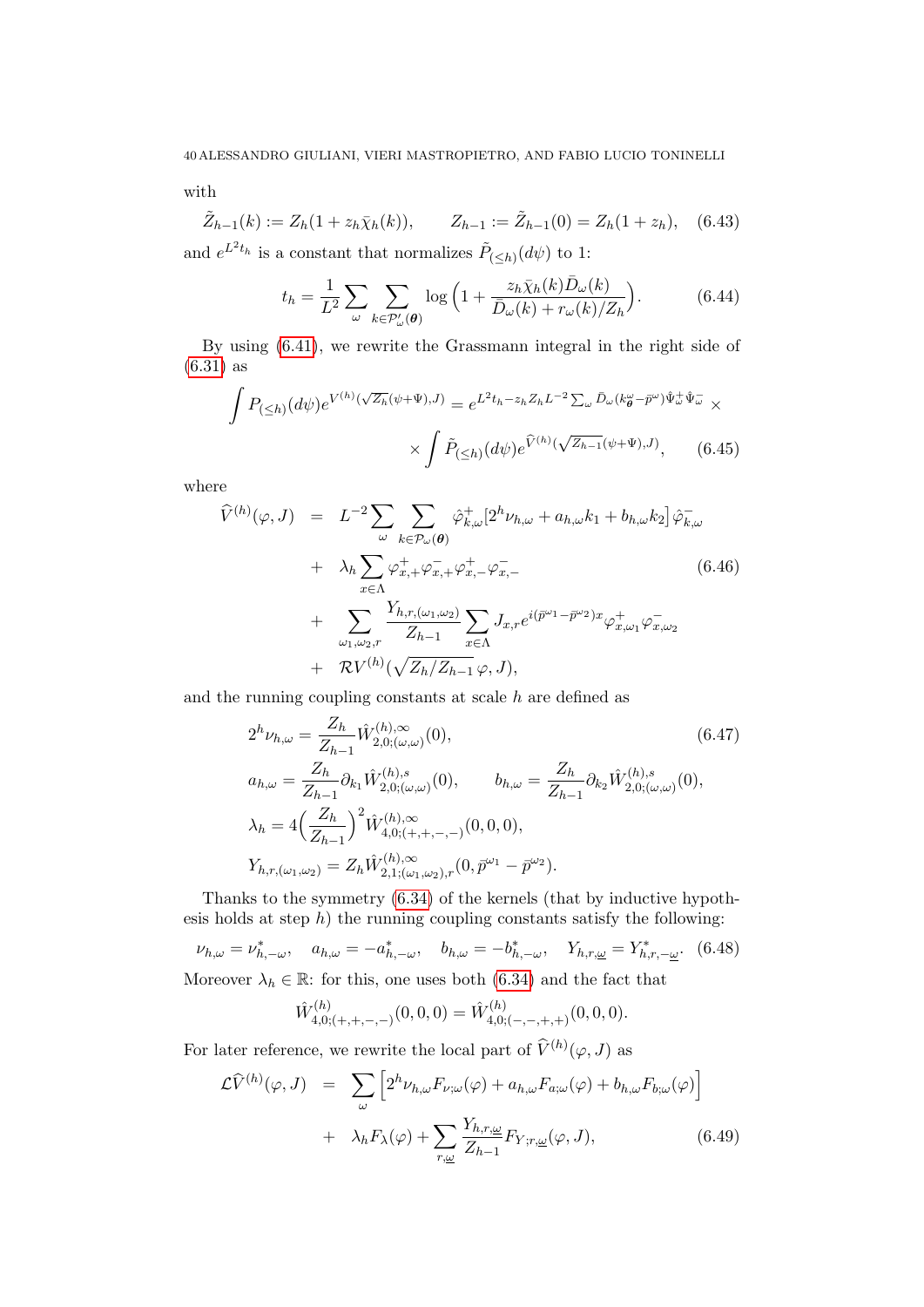with

$$\tilde{Z}_{h-1}(k) := Z_h(1 + z_h\bar{\chi}_h(k)), \qquad Z_{h-1} := \tilde{Z}_{h-1}(0) = Z_h(1 + z_h), \quad (6.43)$$

and $e^{L^2 t_h}$ is a constant that normalizes $\tilde{P}_{(\leq h)}(d\psi)$ to 1:

$$t_h = \frac{1}{L^2}\sum_\omega \sum_{k\in\mathcal{P}'_\omega(\boldsymbol{\theta})} \log\Big(1 + \frac{z_h\bar{\chi}_h(k)\bar{D}_\omega(k)}{\bar{D}_\omega(k) + r_\omega(k)/Z_h}\Big). \quad (6.44)$$

By using (6.41), we rewrite the Grassmann integral in the right side of (6.31) as

$$\int P_{(\leq h)}(d\psi)e^{V^{(h)}(\sqrt{Z_h}(\psi+\Psi),J)} = e^{L^2 t_h - z_h Z_h L^{-2}\sum_\omega \bar{D}_\omega(k^\omega_{\boldsymbol{\theta}} - \bar{p}^\omega)\hat{\Psi}^+_\omega\hat{\Psi}^-_\omega} \times$$
$$\times \int \tilde{P}_{(\leq h)}(d\psi)e^{\widehat{V}^{(h)}(\sqrt{Z_{h-1}}(\psi+\Psi),J)}, \quad (6.45)$$

where

$$\begin{aligned}
\widehat{V}^{(h)}(\varphi, J) &= L^{-2}\sum_\omega \sum_{k\in\mathcal{P}_\omega(\boldsymbol{\theta})} \hat{\varphi}^+_{k,\omega}\big[2^h\nu_{h,\omega} + a_{h,\omega}k_1 + b_{h,\omega}k_2\big]\hat{\varphi}^-_{k,\omega} \\
&+ \lambda_h \sum_{x\in\Lambda} \varphi^+_{x,+}\varphi^-_{x,+}\varphi^+_{x,-}\varphi^-_{x,-} \quad (6.46)\\
&+ \sum_{\omega_1,\omega_2,r} \frac{Y_{h,r,(\omega_1,\omega_2)}}{Z_{h-1}} \sum_{x\in\Lambda} J_{x,r}e^{i(\bar{p}^{\omega_1}-\bar{p}^{\omega_2})x}\varphi^+_{x,\omega_1}\varphi^-_{x,\omega_2} \\
&+ \mathcal{R}V^{(h)}(\sqrt{Z_h/Z_{h-1}}\,\varphi, J),
\end{aligned}$$

and the running coupling constants at scale $h$ are defined as

$$\begin{aligned}
&2^h\nu_{h,\omega} = \frac{Z_h}{Z_{h-1}}\hat{W}^{(h),\infty}_{2,0;(\omega,\omega)}(0), \quad (6.47)\\
&a_{h,\omega} = \frac{Z_h}{Z_{h-1}}\partial_{k_1}\hat{W}^{(h),s}_{2,0;(\omega,\omega)}(0), \qquad b_{h,\omega} = \frac{Z_h}{Z_{h-1}}\partial_{k_2}\hat{W}^{(h),s}_{2,0;(\omega,\omega)}(0),\\
&\lambda_h = 4\Big(\frac{Z_h}{Z_{h-1}}\Big)^2 \hat{W}^{(h),\infty}_{4,0;(+,+,-,-)}(0,0,0),\\
&Y_{h,r,(\omega_1,\omega_2)} = Z_h\hat{W}^{(h),\infty}_{2,1;(\omega_1,\omega_2),r}(0, \bar{p}^{\omega_1} - \bar{p}^{\omega_2}).
\end{aligned}$$

Thanks to the symmetry (6.34) of the kernels (that by inductive hypothesis holds at step $h$) the running coupling constants satisfy the following:

$$\nu_{h,\omega} = \nu^*_{h,-\omega}, \quad a_{h,\omega} = -a^*_{h,-\omega}, \quad b_{h,\omega} = -b^*_{h,-\omega}, \quad Y_{h,r,\underline{\omega}} = Y^*_{h,r,-\underline{\omega}}. \quad (6.48)$$

Moreover $\lambda_h \in \mathbb{R}$: for this, one uses both (6.34) and the fact that

$$\hat{W}^{(h)}_{4,0;(+,+,-,-)}(0,0,0) = \hat{W}^{(h)}_{4,0;(-,-,+,+)}(0,0,0).$$

For later reference, we rewrite the local part of $\widehat{V}^{(h)}(\varphi, J)$ as

$$\begin{aligned}
\mathcal{L}\widehat{V}^{(h)}(\varphi, J) &= \sum_\omega \Big[2^h\nu_{h,\omega}F_{\nu;\omega}(\varphi) + a_{h,\omega}F_{a;\omega}(\varphi) + b_{h,\omega}F_{b;\omega}(\varphi)\Big] \\
&+ \lambda_h F_\lambda(\varphi) + \sum_{r,\underline{\omega}} \frac{Y_{h,r,\underline{\omega}}}{Z_{h-1}} F_{Y;r,\underline{\omega}}(\varphi, J), \quad (6.49)
\end{aligned}$$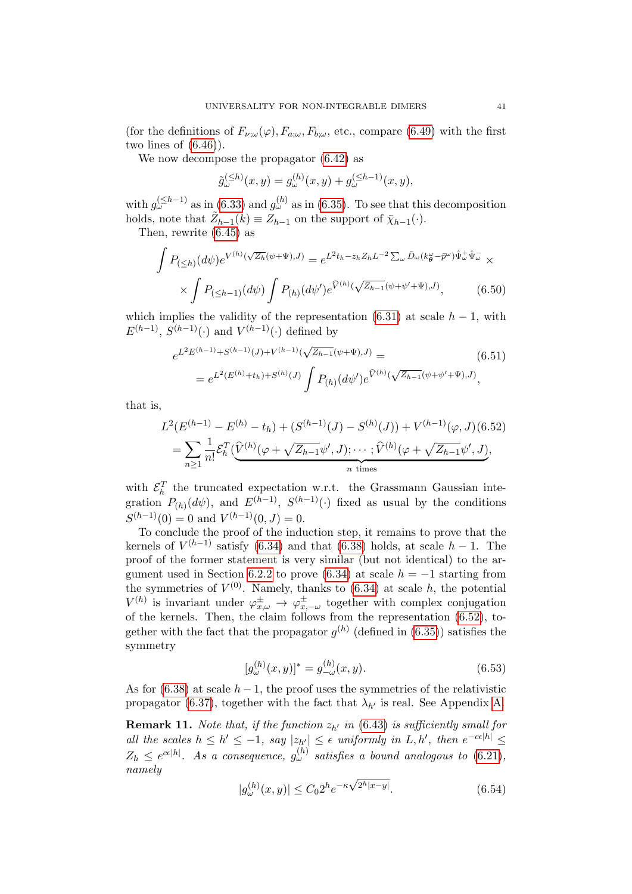(for the definitions of $F_{\nu;\omega}(\varphi), F_{a;\omega}, F_{b;\omega}$, etc., compare (6.49) with the first two lines of (6.46)).

We now decompose the propagator (6.42) as

$$\tilde{g}^{(\le h)}_\omega(x,y) = g^{(h)}_\omega(x,y) + g^{(\le h-1)}_\omega(x,y),$$

with $g^{(\le h-1)}_\omega$ as in (6.33) and $g^{(h)}_\omega$ as in (6.35). To see that this decomposition holds, note that $\tilde{Z}_{h-1}(k) \equiv Z_{h-1}$ on the support of $\bar{\chi}_{h-1}(\cdot)$.

Then, rewrite (6.45) as

$$\int P_{(\le h)}(d\psi) e^{V^{(h)}(\sqrt{Z_h}(\psi+\Psi),J)} = e^{L^2 t_h - z_h Z_h L^{-2}\sum_\omega \bar{D}_\omega(k^\omega_{\boldsymbol{\theta}} - \bar{p}^\omega)\hat{\Psi}^+_\omega \hat{\Psi}^-_\omega} \times$$
$$\times \int P_{(\le h-1)}(d\psi) \int P_{(h)}(d\psi') e^{\widehat{V}^{(h)}(\sqrt{Z_{h-1}}(\psi+\psi'+\Psi),J)}, \tag{6.50}$$

which implies the validity of the representation (6.31) at scale $h-1$, with $E^{(h-1)}$, $S^{(h-1)}(\cdot)$ and $V^{(h-1)}(\cdot)$ defined by

$$e^{L^2 E^{(h-1)} + S^{(h-1)}(J) + V^{(h-1)}(\sqrt{Z_{h-1}}(\psi+\Psi),J)} = \tag{6.51}$$
$$= e^{L^2(E^{(h)}+t_h) + S^{(h)}(J)} \int P_{(h)}(d\psi') e^{\widehat{V}^{(h)}(\sqrt{Z_{h-1}}(\psi+\psi'+\Psi),J)},$$

that is,

$$L^2(E^{(h-1)} - E^{(h)} - t_h) + (S^{(h-1)}(J) - S^{(h)}(J)) + V^{(h-1)}(\varphi,J) \tag{6.52}$$
$$= \sum_{n\ge 1} \frac{1}{n!} \mathcal{E}^T_h(\underbrace{\widehat{V}^{(h)}(\varphi + \sqrt{Z_{h-1}}\psi',J); \cdots ; \widehat{V}^{(h)}(\varphi + \sqrt{Z_{h-1}}\psi',J)}_{n \text{ times}}),$$

with $\mathcal{E}^T_h$ the truncated expectation w.r.t. the Grassmann Gaussian integration $P_{(h)}(d\psi)$, and $E^{(h-1)}$, $S^{(h-1)}(\cdot)$ fixed as usual by the conditions $S^{(h-1)}(0) = 0$ and $V^{(h-1)}(0,J) = 0$.

To conclude the proof of the induction step, it remains to prove that the kernels of $V^{(h-1)}$ satisfy (6.34) and that (6.38) holds, at scale $h-1$. The proof of the former statement is very similar (but not identical) to the argument used in Section 6.2.2 to prove (6.34) at scale $h=-1$ starting from the symmetries of $V^{(0)}$. Namely, thanks to (6.34) at scale $h$, the potential $V^{(h)}$ is invariant under $\varphi^\pm_{x,\omega} \to \varphi^\pm_{x,-\omega}$ together with complex conjugation of the kernels. Then, the claim follows from the representation (6.52), together with the fact that the propagator $g^{(h)}$ (defined in (6.35)) satisfies the symmetry

$$[g^{(h)}_\omega(x,y)]^* = g^{(h)}_{-\omega}(x,y). \tag{6.53}$$

As for (6.38) at scale $h-1$, the proof uses the symmetries of the relativistic propagator (6.37), together with the fact that $\lambda_{h'}$ is real. See Appendix A.

**Remark 11.** *Note that, if the function $z_{h'}$ in (6.43) is sufficiently small for all the scales $h \le h' \le -1$, say $|z_{h'}| \le \epsilon$ uniformly in $L, h'$, then $e^{-c\epsilon|h|} \le Z_h \le e^{c\epsilon|h|}$. As a consequence, $g^{(h)}_\omega$ satisfies a bound analogous to (6.21), namely*

$$|g^{(h)}_\omega(x,y)| \le C_0 2^h e^{-\kappa\sqrt{2^h|x-y|}}. \tag{6.54}$$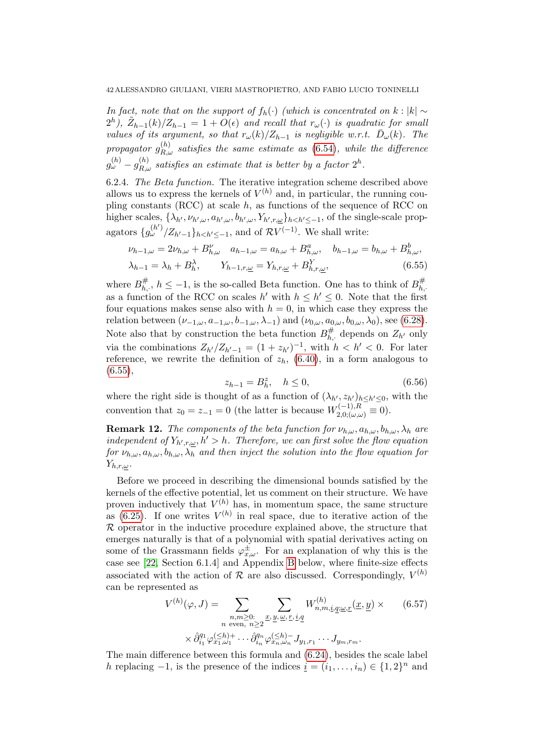*In fact, note that on the support of $f_h(\cdot)$ (which is concentrated on $k : |k| \sim 2^h$), $\tilde{Z}_{h-1}(k)/Z_{h-1} = 1 + O(\epsilon)$ and recall that $r_\omega(\cdot)$ is quadratic for small values of its argument, so that $r_\omega(k)/Z_{h-1}$ is negligible w.r.t. $\bar{D}_\omega(k)$. The propagator $g^{(h)}_{R,\omega}$ satisfies the same estimate as (6.54), while the difference $g^{(h)}_\omega - g^{(h)}_{R,\omega}$ satisfies an estimate that is better by a factor $2^h$.*

6.2.4. *The Beta function.* The iterative integration scheme described above allows us to express the kernels of $V^{(h)}$ and, in particular, the running coupling constants (RCC) at scale $h$, as functions of the sequence of RCC on higher scales, $\{\lambda_{h'}, \nu_{h',\omega}, a_{h',\omega}, b_{h',\omega}, Y_{h',r,\underline{\omega}}\}_{h<h'\leq -1}$, of the single-scale propagators $\{g^{(h')}_\omega/Z_{h'-1}\}_{h<h'\leq -1}$, and of $\mathcal{R}V^{(-1)}$. We shall write:

$$\begin{aligned}
&\nu_{h-1,\omega} = 2\nu_{h,\omega} + B^\nu_{h,\omega} \quad a_{h-1,\omega} = a_{h,\omega} + B^a_{h,\omega}, \quad b_{h-1,\omega} = b_{h,\omega} + B^b_{h,\omega},\\
&\lambda_{h-1} = \lambda_h + B^\lambda_h, \qquad Y_{h-1,r,\underline{\omega}} = Y_{h,r,\underline{\omega}} + B^Y_{h,r,\underline{\omega}},
\end{aligned} \tag{6.55}$$

where $B^{\#}_{h,\cdot}$, $h \leq -1$, is the so-called Beta function. One has to think of $B^{\#}_{h,\cdot}$ as a function of the RCC on scales $h'$ with $h \leq h' \leq 0$. Note that the first four equations makes sense also with $h = 0$, in which case they express the relation between $(\nu_{-1,\omega}, a_{-1,\omega}, b_{-1,\omega}, \lambda_{-1})$ and $(\nu_{0,\omega}, a_{0,\omega}, b_{0,\omega}, \lambda_0)$, see (6.28). Note also that by construction the beta function $B^{\#}_{h,\cdot}$ depends on $Z_{h'}$ only via the combinations $Z_{h'}/Z_{h'-1} = (1 + z_{h'})^{-1}$, with $h < h' < 0$. For later reference, we rewrite the definition of $z_h$, (6.40), in a form analogous to (6.55),

$$z_{h-1} = B^z_h, \quad h \leq 0, \tag{6.56}$$

where the right side is thought of as a function of $(\lambda_{h'}, z_{h'})_{h\leq h'\leq 0}$, with the convention that $z_0 = z_{-1} = 0$ (the latter is because $W^{(-1),R}_{2,0;(\omega,\omega)} \equiv 0$).

**Remark 12.** *The components of the beta function for $\nu_{h,\omega}, a_{h,\omega}, b_{h,\omega}, \lambda_h$ are independent of $Y_{h',r,\underline{\omega}}, h' > h$. Therefore, we can first solve the flow equation for $\nu_{h,\omega}, a_{h,\omega}, b_{h,\omega}, \lambda_h$ and then inject the solution into the flow equation for $Y_{h,r,\underline{\omega}}$.*

Before we proceed in describing the dimensional bounds satisfied by the kernels of the effective potential, let us comment on their structure. We have proven inductively that $V^{(h)}$ has, in momentum space, the same structure as (6.25). If one writes $V^{(h)}$ in real space, due to iterative action of the $\mathcal{R}$ operator in the inductive procedure explained above, the structure that emerges naturally is that of a polynomial with spatial derivatives acting on some of the Grassmann fields $\varphi^\pm_{x,\omega}$. For an explanation of why this is the case see [22, Section 6.1.4] and Appendix B below, where finite-size effects associated with the action of $\mathcal{R}$ are also discussed. Correspondingly, $V^{(h)}$ can be represented as

$$\begin{aligned}
V^{(h)}(\varphi, J) = \sum_{\substack{n,m\geq 0:\\ n \text{ even},\ n\geq 2}} \sum_{\underline{x},\underline{y},\underline{\omega},\underline{r},\underline{i},\underline{q}} W^{(h)}_{n,m,\underline{i},\underline{q};\underline{\omega},\underline{r}}(\underline{x},\underline{y}) \times \\
\times \hat{\partial}^{q_1}_{i_1}\varphi^{(\leq h)+}_{x_1,\omega_1} \cdots \hat{\partial}^{q_n}_{i_n}\varphi^{(\leq h)-}_{x_n,\omega_n} J_{y_1,r_1} \cdots J_{y_m,r_m}.
\end{aligned} \tag{6.57}$$

The main difference between this formula and (6.24), besides the scale label $h$ replacing $-1$, is the presence of the indices $\underline{i} = (i_1, \ldots, i_n) \in \{1,2\}^n$ and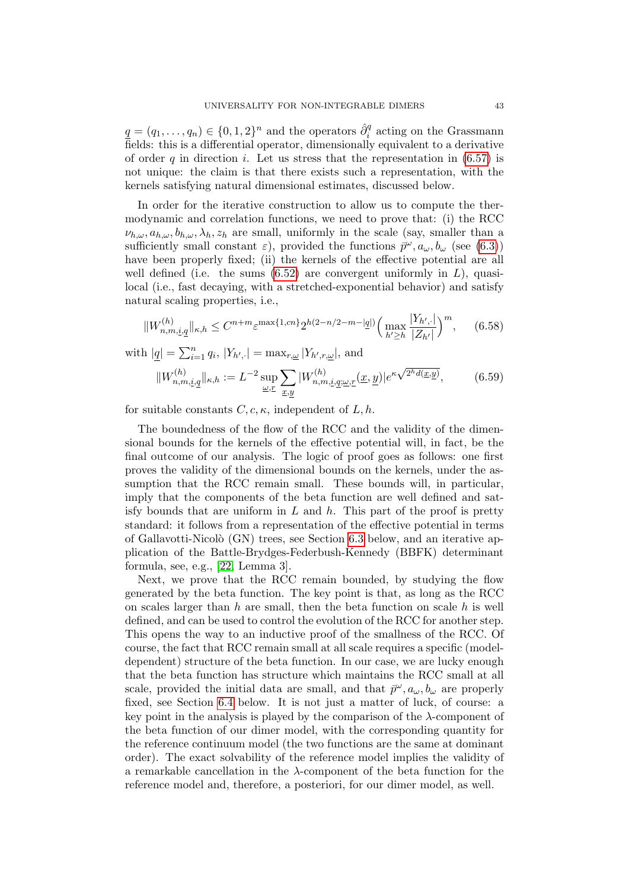$\underline{q} = (q_1, \dots, q_n) \in \{0,1,2\}^n$ and the operators $\hat\partial_i^q$ acting on the Grassmann fields: this is a differential operator, dimensionally equivalent to a derivative of order $q$ in direction $i$. Let us stress that the representation in (6.57) is not unique: the claim is that there exists such a representation, with the kernels satisfying natural dimensional estimates, discussed below.

In order for the iterative construction to allow us to compute the thermodynamic and correlation functions, we need to prove that: (i) the RCC $\nu_{h,\omega}, a_{h,\omega}, b_{h,\omega}, \lambda_h, z_h$ are small, uniformly in the scale (say, smaller than a sufficiently small constant $\varepsilon$), provided the functions $\bar p^\omega, a_\omega, b_\omega$ (see (6.3)) have been properly fixed; (ii) the kernels of the effective potential are all well defined (i.e. the sums (6.52) are convergent uniformly in $L$), quasi-local (i.e., fast decaying, with a stretched-exponential behavior) and satisfy natural scaling properties, i.e.,

$$\|W^{(h)}_{n,m,\underline{i},\underline{q}}\|_{\kappa,h} \le C^{n+m}\varepsilon^{\max\{1,cn\}}2^{h(2-n/2-m-|\underline{q}|)}\Big(\max_{h'\ge h}\frac{|Y_{h',\cdot}|}{|Z_{h'}|}\Big)^m, \tag{6.58}$$

with $|\underline{q}| = \sum_{i=1}^n q_i$, $|Y_{h',\cdot}| = \max_{r,\underline{\omega}}|Y_{h',r,\underline{\omega}}|$, and

$$\|W^{(h)}_{n,m,\underline{i},\underline{q}}\|_{\kappa,h} := L^{-2}\sup_{\underline{\omega},\underline{r}}\sum_{\underline{x},\underline{y}}|W^{(h)}_{n,m,\underline{i},\underline{q};\underline{\omega},\underline{r}}(\underline{x},\underline{y})|e^{\kappa\sqrt{2^h d(\underline{x},\underline{y})}}, \tag{6.59}$$

for suitable constants $C, c, \kappa$, independent of $L, h$.

The boundedness of the flow of the RCC and the validity of the dimensional bounds for the kernels of the effective potential will, in fact, be the final outcome of our analysis. The logic of proof goes as follows: one first proves the validity of the dimensional bounds on the kernels, under the assumption that the RCC remain small. These bounds will, in particular, imply that the components of the beta function are well defined and satisfy bounds that are uniform in $L$ and $h$. This part of the proof is pretty standard: it follows from a representation of the effective potential in terms of Gallavotti-Nicolò (GN) trees, see Section 6.3 below, and an iterative application of the Battle-Brydges-Federbush-Kennedy (BBFK) determinant formula, see, e.g., [22, Lemma 3].

Next, we prove that the RCC remain bounded, by studying the flow generated by the beta function. The key point is that, as long as the RCC on scales larger than $h$ are small, then the beta function on scale $h$ is well defined, and can be used to control the evolution of the RCC for another step. This opens the way to an inductive proof of the smallness of the RCC. Of course, the fact that RCC remain small at all scale requires a specific (model-dependent) structure of the beta function. In our case, we are lucky enough that the beta function has structure which maintains the RCC small at all scale, provided the initial data are small, and that $\bar p^\omega, a_\omega, b_\omega$ are properly fixed, see Section 6.4 below. It is not just a matter of luck, of course: a key point in the analysis is played by the comparison of the $\lambda$-component of the beta function of our dimer model, with the corresponding quantity for the reference continuum model (the two functions are the same at dominant order). The exact solvability of the reference model implies the validity of a remarkable cancellation in the $\lambda$-component of the beta function for the reference model and, therefore, a posteriori, for our dimer model, as well.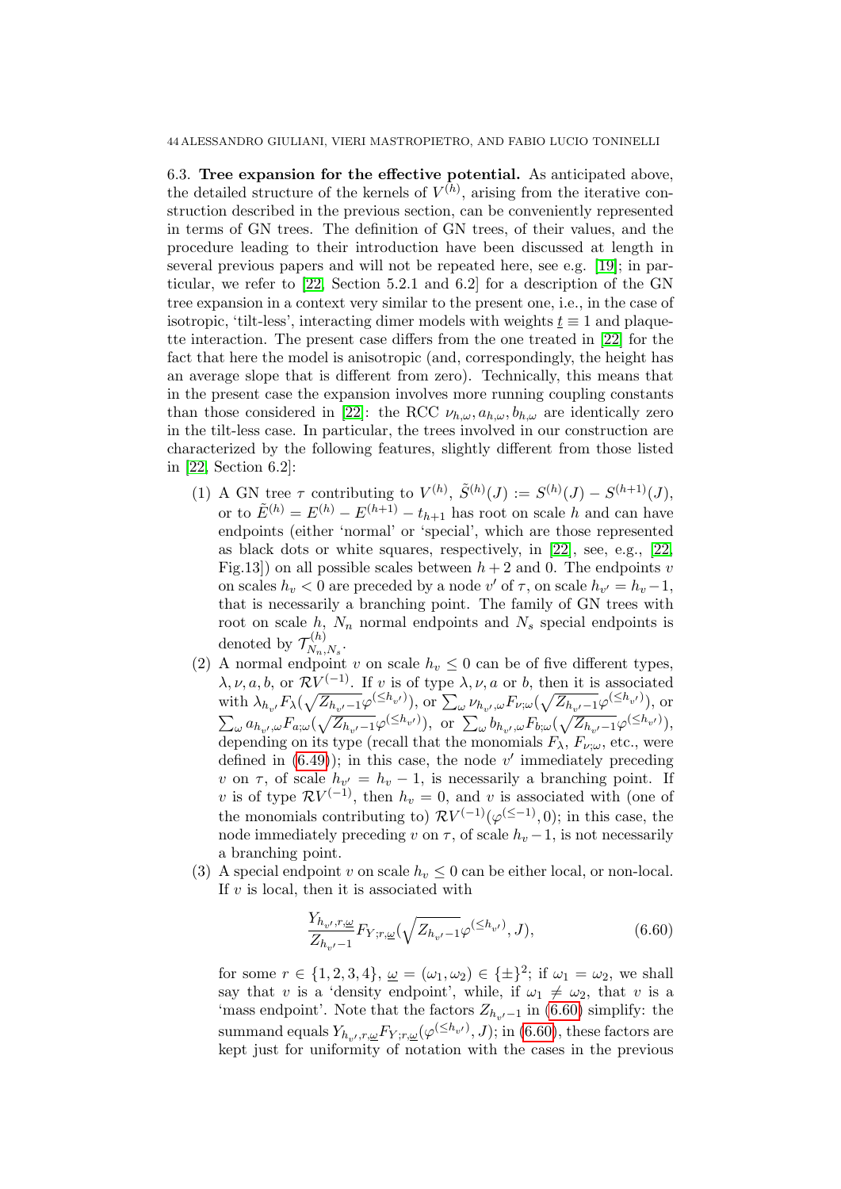**6.3. Tree expansion for the effective potential.** As anticipated above, the detailed structure of the kernels of $V^{(h)}$, arising from the iterative construction described in the previous section, can be conveniently represented in terms of GN trees. The definition of GN trees, of their values, and the procedure leading to their introduction have been discussed at length in several previous papers and will not be repeated here, see e.g. [19]; in particular, we refer to [22, Section 5.2.1 and 6.2] for a description of the GN tree expansion in a context very similar to the present one, i.e., in the case of isotropic, 'tilt-less', interacting dimer models with weights $\underline{t} \equiv 1$ and plaquette interaction. The present case differs from the one treated in [22] for the fact that here the model is anisotropic (and, correspondingly, the height has an average slope that is different from zero). Technically, this means that in the present case the expansion involves more running coupling constants than those considered in [22]: the RCC $\nu_{h,\omega}, a_{h,\omega}, b_{h,\omega}$ are identically zero in the tilt-less case. In particular, the trees involved in our construction are characterized by the following features, slightly different from those listed in [22, Section 6.2]:

1. A GN tree $\tau$ contributing to $V^{(h)}$, $\tilde{S}^{(h)}(J) := S^{(h)}(J) - S^{(h+1)}(J)$, or to $\tilde{E}^{(h)} = E^{(h)} - E^{(h+1)} - t_{h+1}$ has root on scale $h$ and can have endpoints (either 'normal' or 'special', which are those represented as black dots or white squares, respectively, in [22], see, e.g., [22, Fig.13]) on all possible scales between $h+2$ and 0. The endpoints $v$ on scales $h_v < 0$ are preceded by a node $v'$ of $\tau$, on scale $h_{v'} = h_v - 1$, that is necessarily a branching point. The family of GN trees with root on scale $h$, $N_n$ normal endpoints and $N_s$ special endpoints is denoted by $\mathcal{T}^{(h)}_{N_n,N_s}$.
2. A normal endpoint $v$ on scale $h_v \leq 0$ can be of five different types, $\lambda, \nu, a, b$, or $\mathcal{R}V^{(-1)}$. If $v$ is of type $\lambda, \nu, a$ or $b$, then it is associated with $\lambda_{h_{v'}} F_\lambda(\sqrt{Z_{h_{v'}-1}}\varphi^{(\leq h_{v'})})$, or $\sum_\omega \nu_{h_{v'},\omega} F_{\nu;\omega}(\sqrt{Z_{h_{v'}-1}}\varphi^{(\leq h_{v'})})$, or $\sum_\omega a_{h_{v'},\omega} F_{a;\omega}(\sqrt{Z_{h_{v'}-1}}\varphi^{(\leq h_{v'})})$, or $\sum_\omega b_{h_{v'},\omega} F_{b;\omega}(\sqrt{Z_{h_{v'}-1}}\varphi^{(\leq h_{v'})})$, depending on its type (recall that the monomials $F_\lambda$, $F_{\nu;\omega}$, etc., were defined in (6.49)); in this case, the node $v'$ immediately preceding $v$ on $\tau$, of scale $h_{v'} = h_v - 1$, is necessarily a branching point. If $v$ is of type $\mathcal{R}V^{(-1)}$, then $h_v = 0$, and $v$ is associated with (one of the monomials contributing to) $\mathcal{R}V^{(-1)}(\varphi^{(\leq -1)}, 0)$; in this case, the node immediately preceding $v$ on $\tau$, of scale $h_v - 1$, is not necessarily a branching point.
3. A special endpoint $v$ on scale $h_v \leq 0$ can be either local, or non-local. If $v$ is local, then it is associated with
$$\frac{Y_{h_{v'},r,\underline{\omega}}}{Z_{h_{v'}-1}} F_{Y;r,\underline{\omega}}(\sqrt{Z_{h_{v'}-1}}\varphi^{(\leq h_{v'})}, J), \tag{6.60}$$
for some $r \in \{1,2,3,4\}$, $\underline{\omega} = (\omega_1, \omega_2) \in \{\pm\}^2$; if $\omega_1 = \omega_2$, we shall say that $v$ is a 'density endpoint', while, if $\omega_1 \neq \omega_2$, that $v$ is a 'mass endpoint'. Note that the factors $Z_{h_{v'}-1}$ in (6.60) simplify: the summand equals $Y_{h_{v'},r,\underline{\omega}} F_{Y;r,\underline{\omega}}(\varphi^{(\leq h_{v'})}, J)$; in (6.60), these factors are kept just for uniformity of notation with the cases in the previous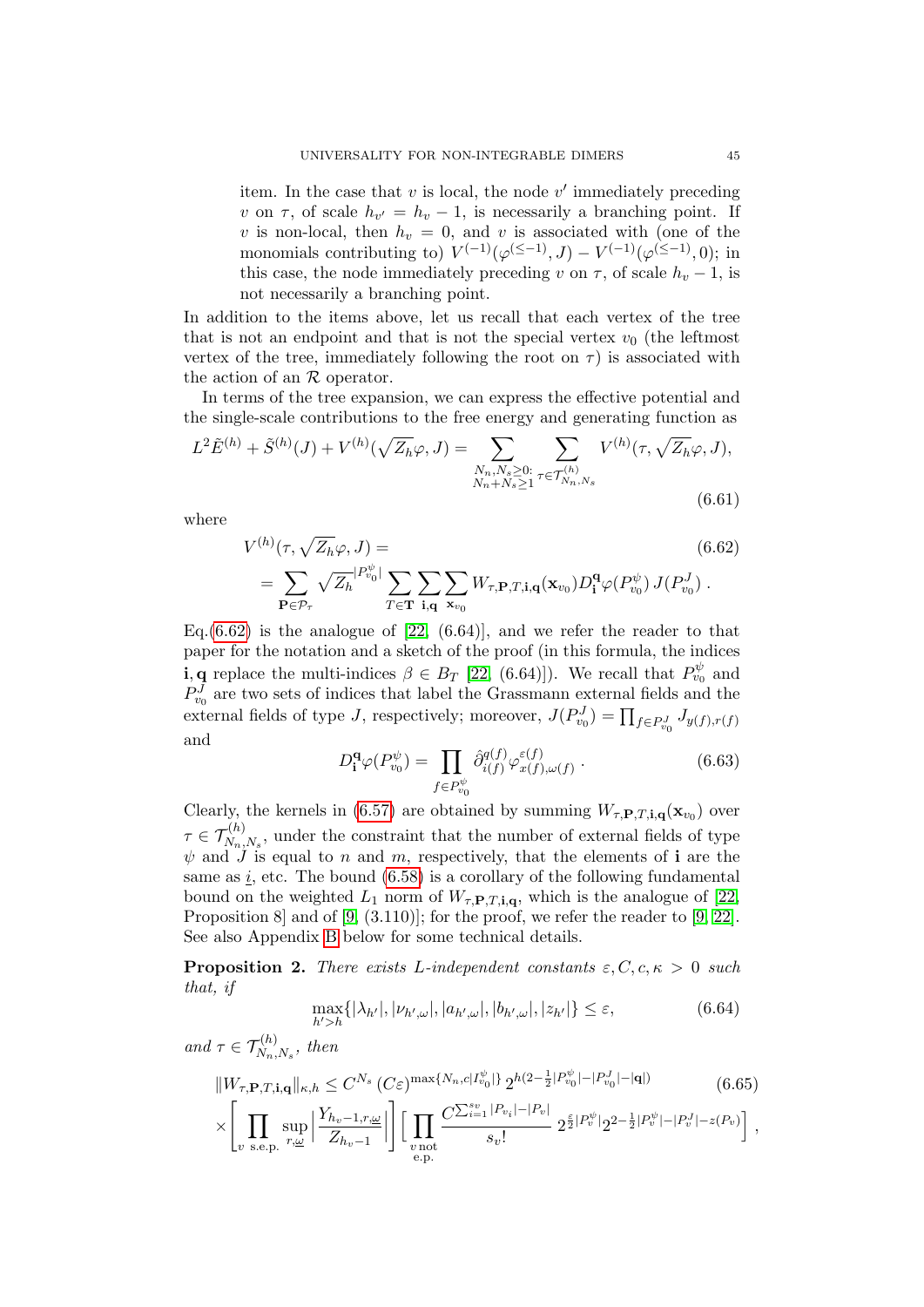item. In the case that $v$ is local, the node $v'$ immediately preceding $v$ on $\tau$, of scale $h_{v'} = h_v - 1$, is necessarily a branching point. If $v$ is non-local, then $h_v = 0$, and $v$ is associated with (one of the monomials contributing to) $V^{(-1)}(\varphi^{(\le -1)}, J) - V^{(-1)}(\varphi^{(\le -1)}, 0)$; in this case, the node immediately preceding $v$ on $\tau$, of scale $h_v - 1$, is not necessarily a branching point.

In addition to the items above, let us recall that each vertex of the tree that is not an endpoint and that is not the special vertex $v_0$ (the leftmost vertex of the tree, immediately following the root on $\tau$) is associated with the action of an $\mathcal{R}$ operator.

In terms of the tree expansion, we can express the effective potential and the single-scale contributions to the free energy and generating function as

$$L^2\tilde{E}^{(h)} + \tilde{S}^{(h)}(J) + V^{(h)}(\sqrt{Z_h}\varphi, J) = \sum_{\substack{N_n, N_s \ge 0: \\ N_n + N_s \ge 1}} \sum_{\tau \in \mathcal{T}^{(h)}_{N_n, N_s}} V^{(h)}(\tau, \sqrt{Z_h}\varphi, J), \tag{6.61}$$

where

$$\begin{aligned} &V^{(h)}(\tau, \sqrt{Z_h}\varphi, J) = \\ &= \sum_{\mathbf{P} \in \mathcal{P}_\tau} \sqrt{Z_h}^{|P^\psi_{v_0}|} \sum_{T \in \mathbf{T}} \sum_{\mathbf{i}, \mathbf{q}} \sum_{\mathbf{x}_{v_0}} W_{\tau, \mathbf{P}, T, \mathbf{i}, \mathbf{q}}(\mathbf{x}_{v_0}) D^{\mathbf{q}}_{\mathbf{i}} \varphi(P^\psi_{v_0})\, J(P^J_{v_0})\,. \end{aligned} \tag{6.62}$$

Eq.(6.62) is the analogue of [22, (6.64)], and we refer the reader to that paper for the notation and a sketch of the proof (in this formula, the indices $\mathbf{i}, \mathbf{q}$ replace the multi-indices $\beta \in B_T$ [22, (6.64)]). We recall that $P^\psi_{v_0}$ and $P^J_{v_0}$ are two sets of indices that label the Grassmann external fields and the external fields of type $J$, respectively; moreover, $J(P^J_{v_0}) = \prod_{f \in P^J_{v_0}} J_{y(f), r(f)}$ and

$$D^{\mathbf{q}}_{\mathbf{i}} \varphi(P^\psi_{v_0}) = \prod_{f \in P^\psi_{v_0}} \hat{\partial}^{q(f)}_{i(f)} \varphi^{\varepsilon(f)}_{x(f), \omega(f)}\,. \tag{6.63}$$

Clearly, the kernels in (6.57) are obtained by summing $W_{\tau, \mathbf{P}, T, \mathbf{i}, \mathbf{q}}(\mathbf{x}_{v_0})$ over $\tau \in \mathcal{T}^{(h)}_{N_n, N_s}$, under the constraint that the number of external fields of type $\psi$ and $J$ is equal to $n$ and $m$, respectively, that the elements of $\mathbf{i}$ are the same as $\underline{i}$, etc. The bound (6.58) is a corollary of the following fundamental bound on the weighted $L_1$ norm of $W_{\tau, \mathbf{P}, T, \mathbf{i}, \mathbf{q}}$, which is the analogue of [22, Proposition 8] and of [9, (3.110)]; for the proof, we refer the reader to [9, 22]. See also Appendix B below for some technical details.

**Proposition 2.** *There exists $L$-independent constants $\varepsilon, C, c, \kappa > 0$ such that, if*

$$\max_{h' > h}\{|\lambda_{h'}|, |\nu_{h', \omega}|, |a_{h', \omega}|, |b_{h', \omega}|, |z_{h'}|\} \le \varepsilon, \tag{6.64}$$

*and $\tau \in \mathcal{T}^{(h)}_{N_n, N_s}$, then*

$$\begin{aligned} &\|W_{\tau, \mathbf{P}, T, \mathbf{i}, \mathbf{q}}\|_{\kappa, h} \le C^{N_s}\, (C\varepsilon)^{\max\{N_n, c|I^\psi_{v_0}|\}}\, 2^{h(2 - \frac{1}{2}|P^\psi_{v_0}| - |P^J_{v_0}| - |\mathbf{q}|)} \\ &\times \Bigg[ \prod_{v \text{ s.e.p.}} \sup_{r, \underline{\omega}} \Big| \frac{Y_{h_v - 1, r, \underline{\omega}}}{Z_{h_v - 1}} \Big| \Bigg] \Big[ \prod_{\substack{v \text{ not} \\ \text{e.p.}}} \frac{C^{\sum_{i=1}^{s_v} |P_{v_i}| - |P_v|}}{s_v!}\, 2^{\frac{\varepsilon}{2}|P^\psi_v|} 2^{2 - \frac{1}{2}|P^\psi_v| - |P^J_v| - z(P_v)} \Big]\,, \end{aligned} \tag{6.65}$$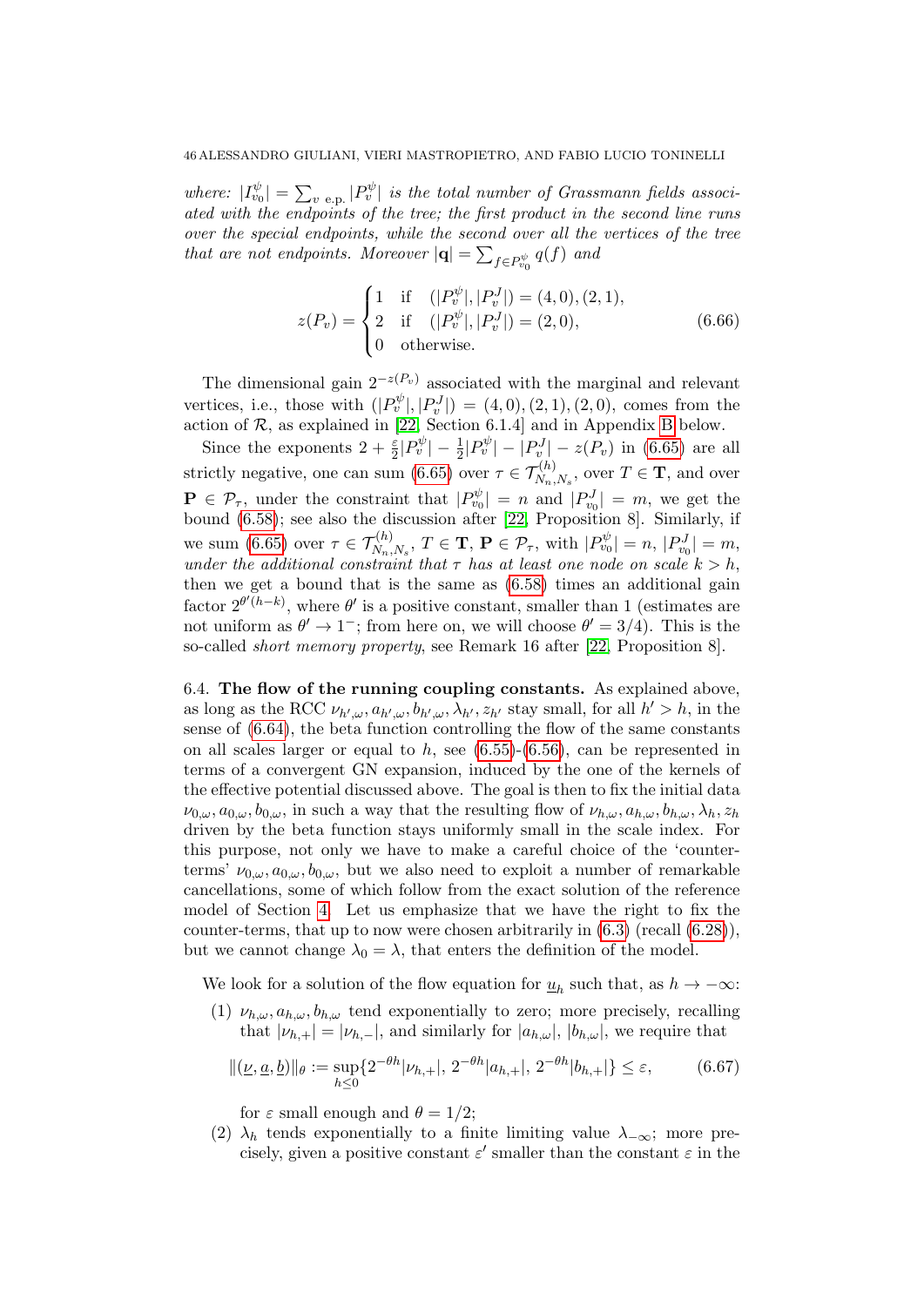*where:* $|I^{\psi}_{v_0}| = \sum_{v \text{ e.p.}} |P^{\psi}_v|$ *is the total number of Grassmann fields associated with the endpoints of the tree; the first product in the second line runs over the special endpoints, while the second over all the vertices of the tree that are not endpoints. Moreover* $|\mathbf{q}| = \sum_{f \in P^{\psi}_{v_0}} q(f)$ *and*

$$z(P_v) = \begin{cases} 1 & \text{if} \quad (|P^{\psi}_v|, |P^J_v|) = (4,0), (2,1), \\ 2 & \text{if} \quad (|P^{\psi}_v|, |P^J_v|) = (2,0), \\ 0 & \text{otherwise.} \end{cases} \tag{6.66}$$

The dimensional gain $2^{-z(P_v)}$ associated with the marginal and relevant vertices, i.e., those with $(|P^{\psi}_v|, |P^J_v|) = (4,0), (2,1), (2,0)$, comes from the action of $\mathcal{R}$, as explained in [22, Section 6.1.4] and in Appendix B below.

Since the exponents $2 + \frac{\varepsilon}{2}|P^{\psi}_v| - \frac{1}{2}|P^{\psi}_v| - |P^J_v| - z(P_v)$ in (6.65) are all strictly negative, one can sum (6.65) over $\tau \in \mathcal{T}^{(h)}_{N_n, N_s}$, over $T \in \mathbf{T}$, and over $\mathbf{P} \in \mathcal{P}_\tau$, under the constraint that $|P^{\psi}_{v_0}| = n$ and $|P^J_{v_0}| = m$, we get the bound (6.58); see also the discussion after [22, Proposition 8]. Similarly, if we sum (6.65) over $\tau \in \mathcal{T}^{(h)}_{N_n, N_s}$, $T \in \mathbf{T}$, $\mathbf{P} \in \mathcal{P}_\tau$, with $|P^{\psi}_{v_0}| = n$, $|P^J_{v_0}| = m$, *under the additional constraint that* $\tau$ *has at least one node on scale* $k > h$, then we get a bound that is the same as (6.58) times an additional gain factor $2^{\theta'(h-k)}$, where $\theta'$ is a positive constant, smaller than 1 (estimates are not uniform as $\theta' \to 1^-$; from here on, we will choose $\theta' = 3/4$). This is the so-called *short memory property*, see Remark 16 after [22, Proposition 8].

## 6.4. The flow of the running coupling constants.

As explained above, as long as the RCC $\nu_{h',\omega}, a_{h',\omega}, b_{h',\omega}, \lambda_{h'}, z_{h'}$ stay small, for all $h' > h$, in the sense of (6.64), the beta function controlling the flow of the same constants on all scales larger or equal to $h$, see (6.55)-(6.56), can be represented in terms of a convergent GN expansion, induced by the one of the kernels of the effective potential discussed above. The goal is then to fix the initial data $\nu_{0,\omega}, a_{0,\omega}, b_{0,\omega}$, in such a way that the resulting flow of $\nu_{h,\omega}, a_{h,\omega}, b_{h,\omega}, \lambda_h, z_h$ driven by the beta function stays uniformly small in the scale index. For this purpose, not only we have to make a careful choice of the 'counterterms' $\nu_{0,\omega}, a_{0,\omega}, b_{0,\omega}$, but we also need to exploit a number of remarkable cancellations, some of which follow from the exact solution of the reference model of Section 4. Let us emphasize that we have the right to fix the counter-terms, that up to now were chosen arbitrarily in (6.3) (recall (6.28)), but we cannot change $\lambda_0 = \lambda$, that enters the definition of the model.

We look for a solution of the flow equation for $\underline{u}_h$ such that, as $h \to -\infty$:

1. $\nu_{h,\omega}, a_{h,\omega}, b_{h,\omega}$ tend exponentially to zero; more precisely, recalling that $|\nu_{h,+}| = |\nu_{h,-}|$, and similarly for $|a_{h,\omega}|$, $|b_{h,\omega}|$, we require that
$$\|(\underline{\nu}, \underline{a}, \underline{b})\|_\theta := \sup_{h \le 0} \{2^{-\theta h}|\nu_{h,+}|,\, 2^{-\theta h}|a_{h,+}|,\, 2^{-\theta h}|b_{h,+}|\} \le \varepsilon, \tag{6.67}$$
for $\varepsilon$ small enough and $\theta = 1/2$;
2. $\lambda_h$ tends exponentially to a finite limiting value $\lambda_{-\infty}$; more precisely, given a positive constant $\varepsilon'$ smaller than the constant $\varepsilon$ in the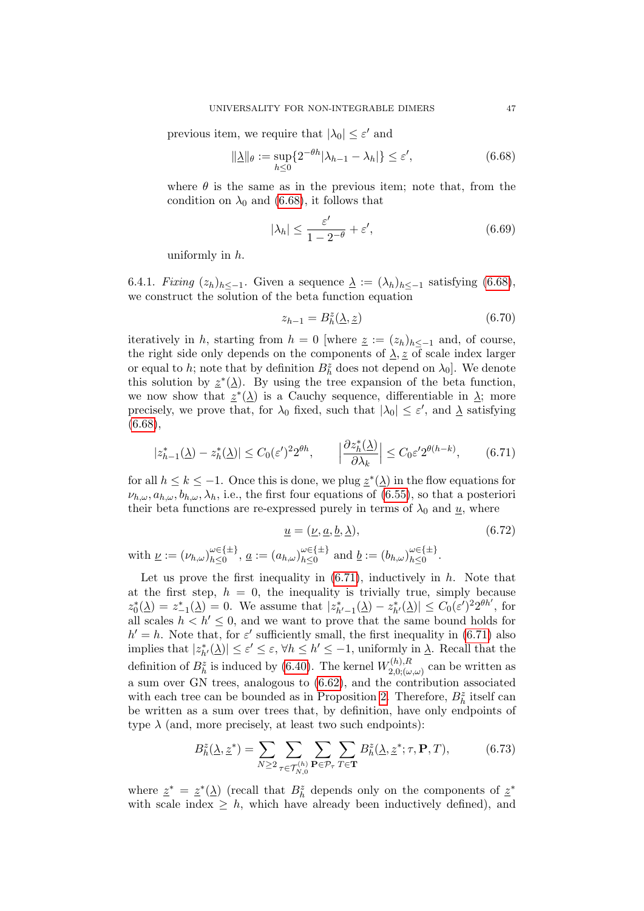previous item, we require that $|\lambda_0| \le \varepsilon'$ and

$$\|\underline{\lambda}\|_\theta := \sup_{h\le 0}\{2^{-\theta h}|\lambda_{h-1}-\lambda_h|\} \le \varepsilon', \tag{6.68}$$

where $\theta$ is the same as in the previous item; note that, from the condition on $\lambda_0$ and (6.68), it follows that

$$|\lambda_h| \le \frac{\varepsilon'}{1-2^{-\theta}} + \varepsilon', \tag{6.69}$$

uniformly in $h$.

6.4.1. *Fixing* $(z_h)_{h\le -1}$. Given a sequence $\underline{\lambda} := (\lambda_h)_{h\le -1}$ satisfying (6.68), we construct the solution of the beta function equation

$$z_{h-1} = B^z_h(\underline{\lambda}, \underline{z}) \tag{6.70}$$

iteratively in $h$, starting from $h = 0$ [where $\underline{z} := (z_h)_{h\le -1}$ and, of course, the right side only depends on the components of $\underline{\lambda}, \underline{z}$ of scale index larger or equal to $h$; note that by definition $B^z_h$ does not depend on $\lambda_0$]. We denote this solution by $\underline{z}^*(\underline{\lambda})$. By using the tree expansion of the beta function, we now show that $\underline{z}^*(\underline{\lambda})$ is a Cauchy sequence, differentiable in $\underline{\lambda}$; more precisely, we prove that, for $\lambda_0$ fixed, such that $|\lambda_0| \le \varepsilon'$, and $\underline{\lambda}$ satisfying (6.68),

$$|z^*_{h-1}(\underline{\lambda}) - z^*_h(\underline{\lambda})| \le C_0(\varepsilon')^2 2^{\theta h}, \qquad \Big|\frac{\partial z^*_h(\underline{\lambda})}{\partial \lambda_k}\Big| \le C_0\varepsilon' 2^{\theta(h-k)}, \tag{6.71}$$

for all $h \le k \le -1$. Once this is done, we plug $\underline{z}^*(\underline{\lambda})$ in the flow equations for $\nu_{h,\omega}, a_{h,\omega}, b_{h,\omega}, \lambda_h$, i.e., the first four equations of (6.55), so that a posteriori their beta functions are re-expressed purely in terms of $\lambda_0$ and $\underline{u}$, where

$$\underline{u} = (\underline{\nu}, \underline{a}, \underline{b}, \underline{\lambda}), \tag{6.72}$$

with $\underline{\nu} := (\nu_{h,\omega})^{\omega\in\{\pm\}}_{h\le 0}$, $\underline{a} := (a_{h,\omega})^{\omega\in\{\pm\}}_{h\le 0}$ and $\underline{b} := (b_{h,\omega})^{\omega\in\{\pm\}}_{h\le 0}$.

Let us prove the first inequality in (6.71), inductively in $h$. Note that at the first step, $h = 0$, the inequality is trivially true, simply because $z^*_0(\underline{\lambda}) = z^*_{-1}(\underline{\lambda}) = 0$. We assume that $|z^*_{h'-1}(\underline{\lambda}) - z^*_{h'}(\underline{\lambda})| \le C_0(\varepsilon')^2 2^{\theta h'}$, for all scales $h < h' \le 0$, and we want to prove that the same bound holds for $h' = h$. Note that, for $\varepsilon'$ sufficiently small, the first inequality in (6.71) also implies that $|z^*_{h'}(\underline{\lambda})| \le \varepsilon' \le \varepsilon$, $\forall h \le h' \le -1$, uniformly in $\underline{\lambda}$. Recall that the definition of $B^z_h$ is induced by (6.40). The kernel $W^{(h),R}_{2,0;(\omega,\omega)}$ can be written as a sum over GN trees, analogous to (6.62), and the contribution associated with each tree can be bounded as in Proposition 2. Therefore, $B^z_h$ itself can be written as a sum over trees that, by definition, have only endpoints of type $\lambda$ (and, more precisely, at least two such endpoints):

$$B^z_h(\underline{\lambda}, \underline{z}^*) = \sum_{N\ge 2}\sum_{\tau\in\mathcal{T}^{(h)}_{N,0}}\sum_{\mathbf{P}\in\mathcal{P}_\tau}\sum_{T\in\mathbf{T}} B^z_h(\underline{\lambda}, \underline{z}^*; \tau, \mathbf{P}, T), \tag{6.73}$$

where $\underline{z}^* = \underline{z}^*(\underline{\lambda})$ (recall that $B^z_h$ depends only on the components of $\underline{z}^*$ with scale index $\ge h$, which have already been inductively defined), and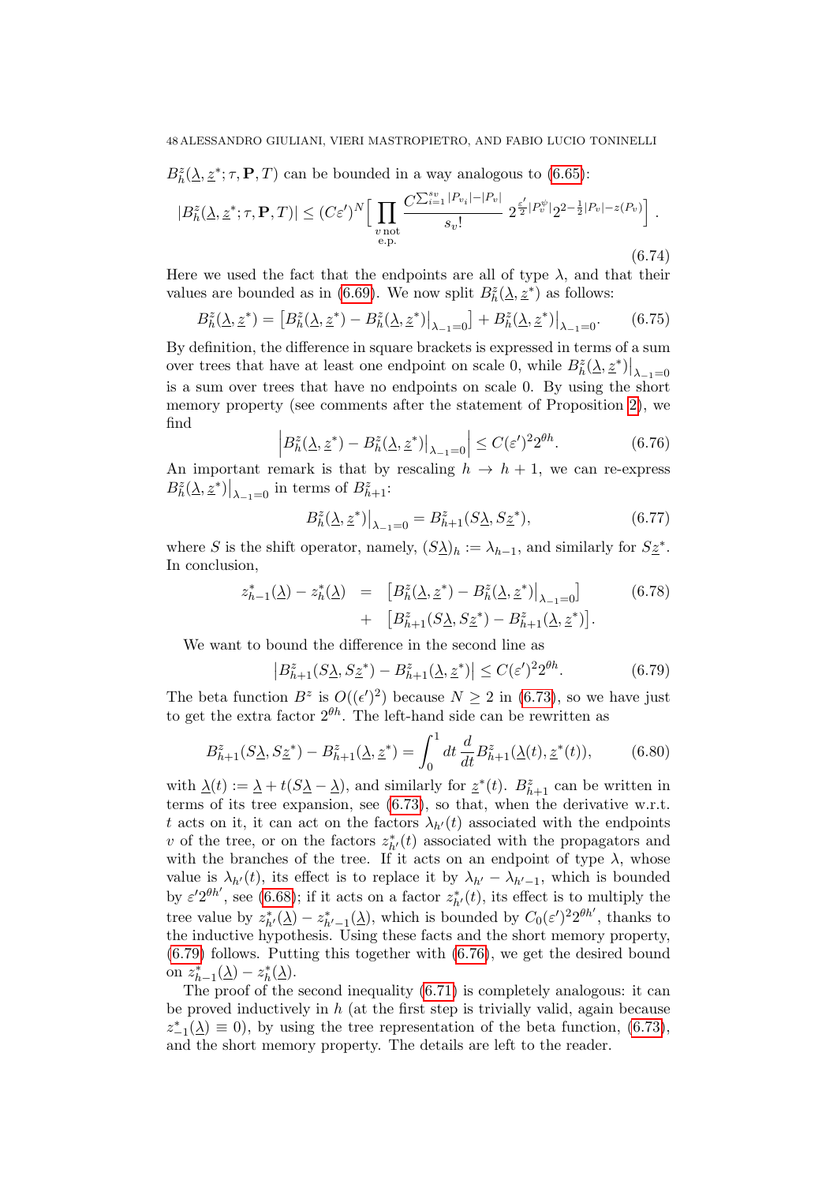$B_h^z(\underline{\lambda}, \underline{z}^*; \tau, \mathbf{P}, T)$ can be bounded in a way analogous to (6.65):

$$|B_h^z(\underline{\lambda}, \underline{z}^*; \tau, \mathbf{P}, T)| \le (C\varepsilon')^N \Big[ \prod_{\substack{v \text{ not} \\ \text{e.p.}}} \frac{C^{\sum_{i=1}^{s_v} |P_{v_i}| - |P_v|}}{s_v!} \, 2^{\frac{\varepsilon'}{2}|P_v^\psi|} 2^{2-\frac{1}{2}|P_v| - z(P_v)} \Big] \,. \tag{6.74}$$

Here we used the fact that the endpoints are all of type $\lambda$, and that their values are bounded as in (6.69). We now split $B_h^z(\underline{\lambda}, \underline{z}^*)$ as follows:

$$B_h^z(\underline{\lambda}, \underline{z}^*) = \big[ B_h^z(\underline{\lambda}, \underline{z}^*) - B_h^z(\underline{\lambda}, \underline{z}^*)\big|_{\lambda_{-1}=0} \big] + B_h^z(\underline{\lambda}, \underline{z}^*)\big|_{\lambda_{-1}=0}. \tag{6.75}$$

By definition, the difference in square brackets is expressed in terms of a sum over trees that have at least one endpoint on scale 0, while $B_h^z(\underline{\lambda}, \underline{z}^*)\big|_{\lambda_{-1}=0}$ is a sum over trees that have no endpoints on scale 0. By using the short memory property (see comments after the statement of Proposition 2), we find

$$\Big| B_h^z(\underline{\lambda}, \underline{z}^*) - B_h^z(\underline{\lambda}, \underline{z}^*)\big|_{\lambda_{-1}=0} \Big| \le C(\varepsilon')^2 2^{\theta h}. \tag{6.76}$$

An important remark is that by rescaling $h \to h+1$, we can re-express $B_h^z(\underline{\lambda}, \underline{z}^*)\big|_{\lambda_{-1}=0}$ in terms of $B_{h+1}^z$:

$$B_h^z(\underline{\lambda}, \underline{z}^*)\big|_{\lambda_{-1}=0} = B_{h+1}^z(S\underline{\lambda}, S\underline{z}^*), \tag{6.77}$$

where $S$ is the shift operator, namely, $(S\underline{\lambda})_h := \lambda_{h-1}$, and similarly for $S\underline{z}^*$. In conclusion,

$$\begin{aligned} z_{h-1}^*(\underline{\lambda}) - z_h^*(\underline{\lambda}) &= \big[ B_h^z(\underline{\lambda}, \underline{z}^*) - B_h^z(\underline{\lambda}, \underline{z}^*)\big|_{\lambda_{-1}=0} \big] \\ &+ \big[ B_{h+1}^z(S\underline{\lambda}, S\underline{z}^*) - B_{h+1}^z(\underline{\lambda}, \underline{z}^*) \big]. \end{aligned} \tag{6.78}$$

We want to bound the difference in the second line as

$$\big| B_{h+1}^z(S\underline{\lambda}, S\underline{z}^*) - B_{h+1}^z(\underline{\lambda}, \underline{z}^*) \big| \le C(\varepsilon')^2 2^{\theta h}. \tag{6.79}$$

The beta function $B^z$ is $O((\epsilon')^2)$ because $N \ge 2$ in (6.73), so we have just to get the extra factor $2^{\theta h}$. The left-hand side can be rewritten as

$$B_{h+1}^z(S\underline{\lambda}, S\underline{z}^*) - B_{h+1}^z(\underline{\lambda}, \underline{z}^*) = \int_0^1 dt \, \frac{d}{dt} B_{h+1}^z(\underline{\lambda}(t), \underline{z}^*(t)), \tag{6.80}$$

with $\underline{\lambda}(t) := \underline{\lambda} + t(S\underline{\lambda} - \underline{\lambda})$, and similarly for $\underline{z}^*(t)$. $B_{h+1}^z$ can be written in terms of its tree expansion, see (6.73), so that, when the derivative w.r.t. $t$ acts on it, it can act on the factors $\lambda_{h'}(t)$ associated with the endpoints $v$ of the tree, or on the factors $z_{h'}^*(t)$ associated with the propagators and with the branches of the tree. If it acts on an endpoint of type $\lambda$, whose value is $\lambda_{h'}(t)$, its effect is to replace it by $\lambda_{h'} - \lambda_{h'-1}$, which is bounded by $\varepsilon' 2^{\theta h'}$, see (6.68); if it acts on a factor $z_{h'}^*(t)$, its effect is to multiply the tree value by $z_{h'}^*(\underline{\lambda}) - z_{h'-1}^*(\underline{\lambda})$, which is bounded by $C_0(\varepsilon')^2 2^{\theta h'}$, thanks to the inductive hypothesis. Using these facts and the short memory property, (6.79) follows. Putting this together with (6.76), we get the desired bound on $z_{h-1}^*(\underline{\lambda}) - z_h^*(\underline{\lambda})$.

The proof of the second inequality (6.71) is completely analogous: it can be proved inductively in $h$ (at the first step is trivially valid, again because $z_{-1}^*(\underline{\lambda}) \equiv 0$), by using the tree representation of the beta function, (6.73), and the short memory property. The details are left to the reader.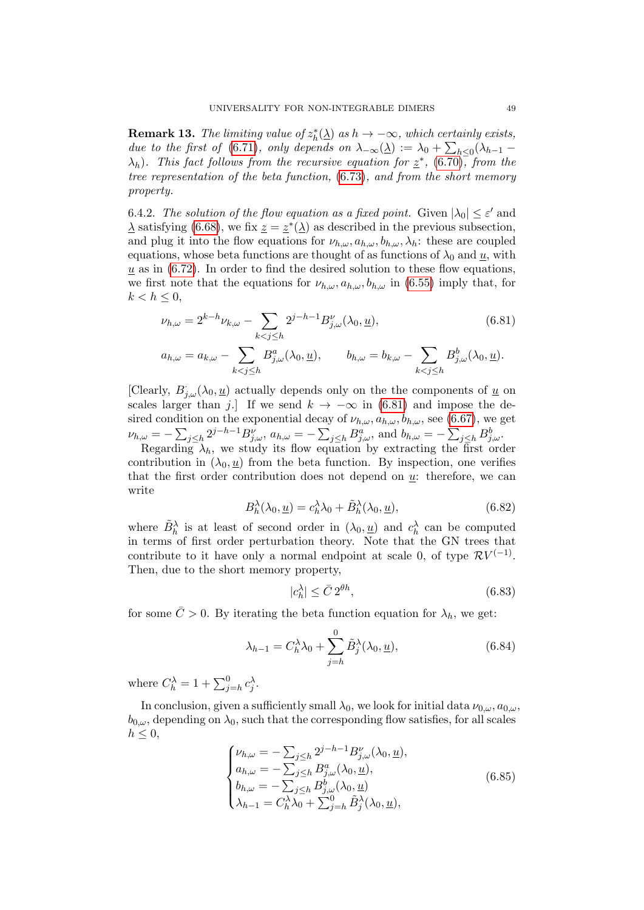**Remark 13.** *The limiting value of $z^*_h(\underline{\lambda})$ as $h \to -\infty$, which certainly exists, due to the first of* (6.71)*, only depends on $\lambda_{-\infty}(\underline{\lambda}) := \lambda_0 + \sum_{h\le 0}(\lambda_{h-1} - \lambda_h)$. This fact follows from the recursive equation for $\underline{z}^*$,* (6.70)*, from the tree representation of the beta function,* (6.73)*, and from the short memory property.*

6.4.2. *The solution of the flow equation as a fixed point.* Given $|\lambda_0| \le \varepsilon'$ and $\underline{\lambda}$ satisfying (6.68), we fix $\underline{z} = \underline{z}^*(\underline{\lambda})$ as described in the previous subsection, and plug it into the flow equations for $\nu_{h,\omega}, a_{h,\omega}, b_{h,\omega}, \lambda_h$: these are coupled equations, whose beta functions are thought of as functions of $\lambda_0$ and $\underline{u}$, with $\underline{u}$ as in (6.72). In order to find the desired solution to these flow equations, we first note that the equations for $\nu_{h,\omega}, a_{h,\omega}, b_{h,\omega}$ in (6.55) imply that, for $k < h \le 0$,

$$\nu_{h,\omega} = 2^{k-h}\nu_{k,\omega} - \sum_{k<j\le h} 2^{j-h-1} B^{\nu}_{j,\omega}(\lambda_0, \underline{u}), \tag{6.81}$$

$$a_{h,\omega} = a_{k,\omega} - \sum_{k<j\le h} B^{a}_{j,\omega}(\lambda_0, \underline{u}), \qquad b_{h,\omega} = b_{k,\omega} - \sum_{k<j\le h} B^{b}_{j,\omega}(\lambda_0, \underline{u}).$$

[Clearly, $B^{\cdot}_{j,\omega}(\lambda_0, \underline{u})$ actually depends only on the the components of $\underline{u}$ on scales larger than $j$.] If we send $k \to -\infty$ in (6.81) and impose the desired condition on the exponential decay of $\nu_{h,\omega}, a_{h,\omega}, b_{h,\omega}$, see (6.67), we get $\nu_{h,\omega} = -\sum_{j\le h} 2^{j-h-1} B^{\nu}_{j,\omega}$, $a_{h,\omega} = -\sum_{j\le h} B^{a}_{j,\omega}$, and $b_{h,\omega} = -\sum_{j\le h} B^{b}_{j,\omega}$.

Regarding $\lambda_h$, we study its flow equation by extracting the first order contribution in $(\lambda_0, \underline{u})$ from the beta function. By inspection, one verifies that the first order contribution does not depend on $\underline{u}$: therefore, we can write

$$B^{\lambda}_h(\lambda_0, \underline{u}) = c^{\lambda}_h \lambda_0 + \tilde{B}^{\lambda}_h(\lambda_0, \underline{u}), \tag{6.82}$$

where $\tilde{B}^{\lambda}_h$ is at least of second order in $(\lambda_0, \underline{u})$ and $c^{\lambda}_h$ can be computed in terms of first order perturbation theory. Note that the GN trees that contribute to it have only a normal endpoint at scale 0, of type $\mathcal{R}V^{(-1)}$. Then, due to the short memory property,

$$|c^{\lambda}_h| \le \bar{C}\, 2^{\theta h}, \tag{6.83}$$

for some $\bar{C} > 0$. By iterating the beta function equation for $\lambda_h$, we get:

$$\lambda_{h-1} = C^{\lambda}_h \lambda_0 + \sum_{j=h}^{0} \tilde{B}^{\lambda}_j(\lambda_0, \underline{u}), \tag{6.84}$$

where $C^{\lambda}_h = 1 + \sum_{j=h}^{0} c^{\lambda}_j$.

In conclusion, given a sufficiently small $\lambda_0$, we look for initial data $\nu_{0,\omega}, a_{0,\omega}$, $b_{0,\omega}$, depending on $\lambda_0$, such that the corresponding flow satisfies, for all scales $h \le 0$,

$$\begin{cases} \nu_{h,\omega} = -\sum_{j\le h} 2^{j-h-1} B^{\nu}_{j,\omega}(\lambda_0, \underline{u}), \\ a_{h,\omega} = -\sum_{j\le h} B^{a}_{j,\omega}(\lambda_0, \underline{u}), \\ b_{h,\omega} = -\sum_{j\le h} B^{b}_{j,\omega}(\lambda_0, \underline{u}) \\ \lambda_{h-1} = C^{\lambda}_h \lambda_0 + \sum_{j=h}^{0} \tilde{B}^{\lambda}_j(\lambda_0, \underline{u}), \end{cases} \tag{6.85}$$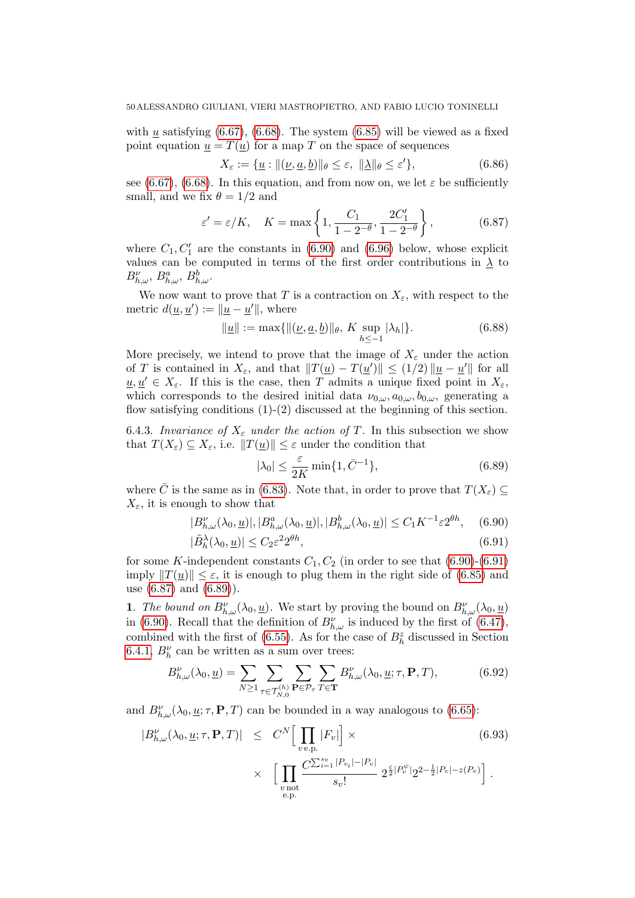with $\underline{u}$ satisfying (6.67), (6.68). The system (6.85) will be viewed as a fixed point equation $\underline{u} = T(\underline{u})$ for a map $T$ on the space of sequences

$$X_\varepsilon := \{\underline{u} : \|(\underline{\nu}, \underline{a}, \underline{b})\|_\theta \leq \varepsilon,\ \|\underline{\lambda}\|_\theta \leq \varepsilon'\}, \tag{6.86}$$

see (6.67), (6.68). In this equation, and from now on, we let $\varepsilon$ be sufficiently small, and we fix $\theta = 1/2$ and

$$\varepsilon' = \varepsilon/K, \quad K = \max\left\{1, \frac{C_1}{1-2^{-\theta}}, \frac{2C_1'}{1-2^{-\theta}}\right\}, \tag{6.87}$$

where $C_1, C_1'$ are the constants in (6.90) and (6.96) below, whose explicit values can be computed in terms of the first order contributions in $\underline{\lambda}$ to $B^\nu_{h,\omega}$, $B^a_{h,\omega}$, $B^b_{h,\omega}$.

We now want to prove that $T$ is a contraction on $X_\varepsilon$, with respect to the metric $d(\underline{u}, \underline{u}') := \|\underline{u} - \underline{u}'\|$, where

$$\|\underline{u}\| := \max\{\|(\underline{\nu}, \underline{a}, \underline{b})\|_\theta,\ K \sup_{h \leq -1} |\lambda_h|\}. \tag{6.88}$$

More precisely, we intend to prove that the image of $X_\varepsilon$ under the action of $T$ is contained in $X_\varepsilon$, and that $\|T(\underline{u}) - T(\underline{u}')\| \leq (1/2)\,\|\underline{u} - \underline{u}'\|$ for all $\underline{u}, \underline{u}' \in X_\varepsilon$. If this is the case, then $T$ admits a unique fixed point in $X_\varepsilon$, which corresponds to the desired initial data $\nu_{0,\omega}, a_{0,\omega}, b_{0,\omega}$, generating a flow satisfying conditions (1)-(2) discussed at the beginning of this section.

6.4.3. *Invariance of $X_\varepsilon$ under the action of $T$.* In this subsection we show that $T(X_\varepsilon) \subseteq X_\varepsilon$, i.e. $\|T(\underline{u})\| \leq \varepsilon$ under the condition that

$$|\lambda_0| \leq \frac{\varepsilon}{2K} \min\{1, \bar{C}^{-1}\}, \tag{6.89}$$

where $\bar{C}$ is the same as in (6.83). Note that, in order to prove that $T(X_\varepsilon) \subseteq X_\varepsilon$, it is enough to show that

$$|B^\nu_{h,\omega}(\lambda_0, \underline{u})|, |B^a_{h,\omega}(\lambda_0, \underline{u})|, |B^b_{h,\omega}(\lambda_0, \underline{u})| \leq C_1 K^{-1} \varepsilon 2^{\theta h}, \tag{6.90}$$

$$|\tilde{B}^\lambda_h(\lambda_0, \underline{u})| \leq C_2 \varepsilon^2 2^{\theta h}, \tag{6.91}$$

for some $K$-independent constants $C_1, C_2$ (in order to see that (6.90)-(6.91) imply $\|T(\underline{u})\| \leq \varepsilon$, it is enough to plug them in the right side of (6.85) and use (6.87) and (6.89)).

**1**. *The bound on $B^\nu_{h,\omega}(\lambda_0, \underline{u})$.* We start by proving the bound on $B^\nu_{h,\omega}(\lambda_0, \underline{u})$ in (6.90). Recall that the definition of $B^\nu_{h,\omega}$ is induced by the first of (6.47), combined with the first of (6.55). As for the case of $B^z_h$ discussed in Section 6.4.1, $B^\nu_h$ can be written as a sum over trees:

$$B^\nu_{h,\omega}(\lambda_0, \underline{u}) = \sum_{N \geq 1} \sum_{\tau \in \mathcal{T}^{(h)}_{N,0}} \sum_{\mathbf{P} \in \mathcal{P}_\tau} \sum_{T \in \mathbf{T}} B^\nu_{h,\omega}(\lambda_0, \underline{u}; \tau, \mathbf{P}, T), \tag{6.92}$$

and $B^\nu_{h,\omega}(\lambda_0, \underline{u}; \tau, \mathbf{P}, T)$ can be bounded in a way analogous to (6.65):

$$\begin{aligned} |B^\nu_{h,\omega}(\lambda_0, \underline{u}; \tau, \mathbf{P}, T)| \quad &\leq \quad C^N \Big[\prod_{v\,\text{e.p.}} |F_v|\Big] \times \\ &\times \quad \Big[\prod_{\substack{v\,\text{not}\\ \text{e.p.}}} \frac{C^{\sum_{i=1}^{s_v} |P_{v_i}| - |P_v|}}{s_v!}\, 2^{\frac{\varepsilon}{2}|P_v^\psi|} 2^{2 - \frac{1}{2}|P_v| - z(P_v)}\Big]. \end{aligned} \tag{6.93}$$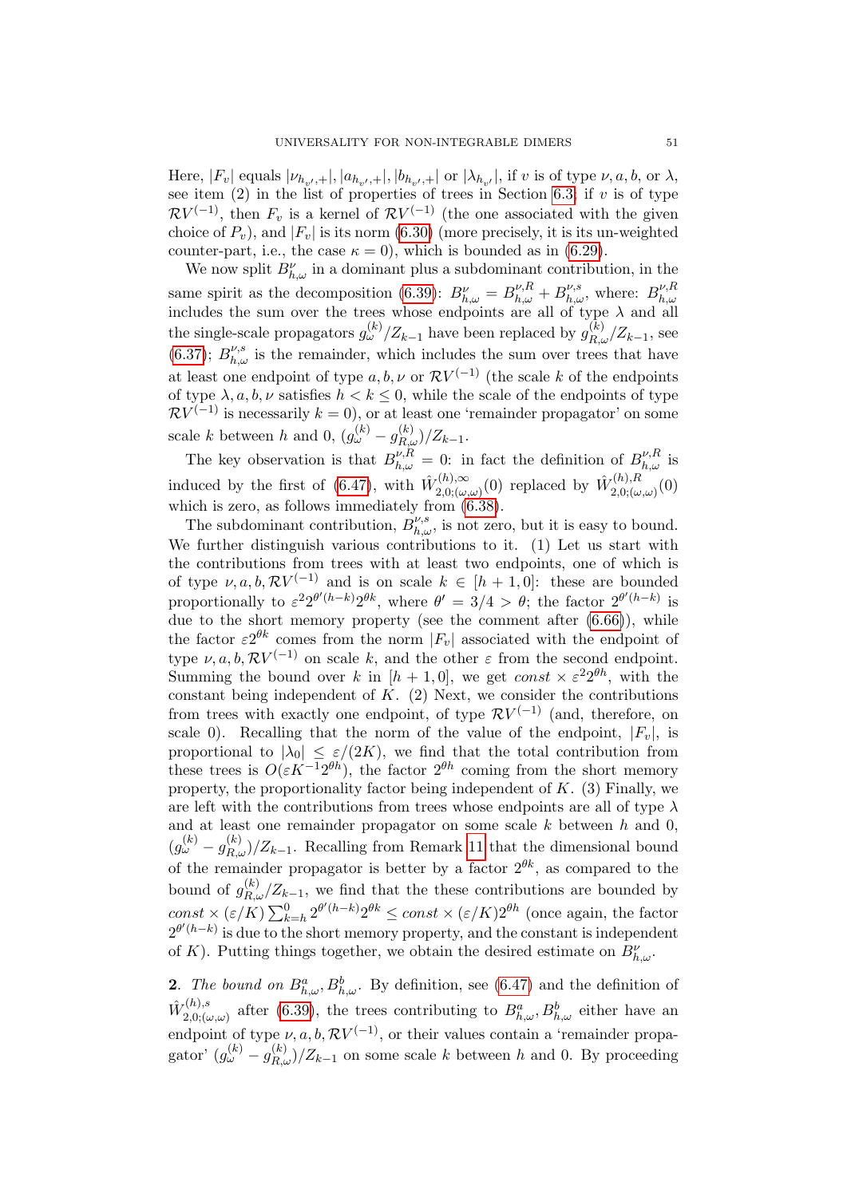Here, $|F_v|$ equals $|\nu_{h_{v'},+}|, |a_{h_{v'},+}|, |b_{h_{v'},+}|$ or $|\lambda_{h_{v'}}|$, if $v$ is of type $\nu, a, b$, or $\lambda$, see item (2) in the list of properties of trees in Section 6.3; if $v$ is of type $\mathcal{R}V^{(-1)}$, then $F_v$ is a kernel of $\mathcal{R}V^{(-1)}$ (the one associated with the given choice of $P_v$), and $|F_v|$ is its norm (6.30) (more precisely, it is its un-weighted counter-part, i.e., the case $\kappa = 0$), which is bounded as in (6.29).

We now split $B^\nu_{h,\omega}$ in a dominant plus a subdominant contribution, in the same spirit as the decomposition (6.39): $B^\nu_{h,\omega} = B^{\nu,R}_{h,\omega} + B^{\nu,s}_{h,\omega}$, where: $B^{\nu,R}_{h,\omega}$ includes the sum over the trees whose endpoints are all of type $\lambda$ and all the single-scale propagators $g^{(k)}_\omega/Z_{k-1}$ have been replaced by $g^{(k)}_{R,\omega}/Z_{k-1}$, see (6.37); $B^{\nu,s}_{h,\omega}$ is the remainder, which includes the sum over trees that have at least one endpoint of type $a, b, \nu$ or $\mathcal{R}V^{(-1)}$ (the scale $k$ of the endpoints of type $\lambda, a, b, \nu$ satisfies $h < k \le 0$, while the scale of the endpoints of type $\mathcal{R}V^{(-1)}$ is necessarily $k = 0$), or at least one 'remainder propagator' on some scale $k$ between $h$ and 0, $(g^{(k)}_\omega - g^{(k)}_{R,\omega})/Z_{k-1}$.

The key observation is that $B^{\nu,R}_{h,\omega} = 0$: in fact the definition of $B^{\nu,R}_{h,\omega}$ is induced by the first of (6.47), with $\hat W^{(h),\infty}_{2,0;(\omega,\omega)}(0)$ replaced by $\hat W^{(h),R}_{2,0;(\omega,\omega)}(0)$ which is zero, as follows immediately from (6.38).

The subdominant contribution, $B^{\nu,s}_{h,\omega}$, is not zero, but it is easy to bound. We further distinguish various contributions to it. (1) Let us start with the contributions from trees with at least two endpoints, one of which is of type $\nu, a, b, \mathcal{R}V^{(-1)}$ and is on scale $k \in [h+1, 0]$: these are bounded proportionally to $\varepsilon^2 2^{\theta'(h-k)} 2^{\theta k}$, where $\theta' = 3/4 > \theta$; the factor $2^{\theta'(h-k)}$ is due to the short memory property (see the comment after (6.66)), while the factor $\varepsilon 2^{\theta k}$ comes from the norm $|F_v|$ associated with the endpoint of type $\nu, a, b, \mathcal{R}V^{(-1)}$ on scale $k$, and the other $\varepsilon$ from the second endpoint. Summing the bound over $k$ in $[h+1, 0]$, we get $const \times \varepsilon^2 2^{\theta h}$, with the constant being independent of $K$. (2) Next, we consider the contributions from trees with exactly one endpoint, of type $\mathcal{R}V^{(-1)}$ (and, therefore, on scale 0). Recalling that the norm of the value of the endpoint, $|F_v|$, is proportional to $|\lambda_0| \le \varepsilon/(2K)$, we find that the total contribution from these trees is $O(\varepsilon K^{-1} 2^{\theta h})$, the factor $2^{\theta h}$ coming from the short memory property, the proportionality factor being independent of $K$. (3) Finally, we are left with the contributions from trees whose endpoints are all of type $\lambda$ and at least one remainder propagator on some scale $k$ between $h$ and 0, $(g^{(k)}_\omega - g^{(k)}_{R,\omega})/Z_{k-1}$. Recalling from Remark 11 that the dimensional bound of the remainder propagator is better by a factor $2^{\theta k}$, as compared to the bound of $g^{(k)}_{R,\omega}/Z_{k-1}$, we find that the these contributions are bounded by $const \times (\varepsilon/K) \sum_{k=h}^0 2^{\theta'(h-k)} 2^{\theta k} \le const \times (\varepsilon/K) 2^{\theta h}$ (once again, the factor $2^{\theta'(h-k)}$ is due to the short memory property, and the constant is independent of $K$). Putting things together, we obtain the desired estimate on $B^\nu_{h,\omega}$.

**2**. *The bound on* $B^a_{h,\omega}, B^b_{h,\omega}$. By definition, see (6.47) and the definition of $\hat W^{(h),s}_{2,0;(\omega,\omega)}$ after (6.39), the trees contributing to $B^a_{h,\omega}, B^b_{h,\omega}$ either have an endpoint of type $\nu, a, b, \mathcal{R}V^{(-1)}$, or their values contain a 'remainder propagator' $(g^{(k)}_\omega - g^{(k)}_{R,\omega})/Z_{k-1}$ on some scale $k$ between $h$ and 0. By proceeding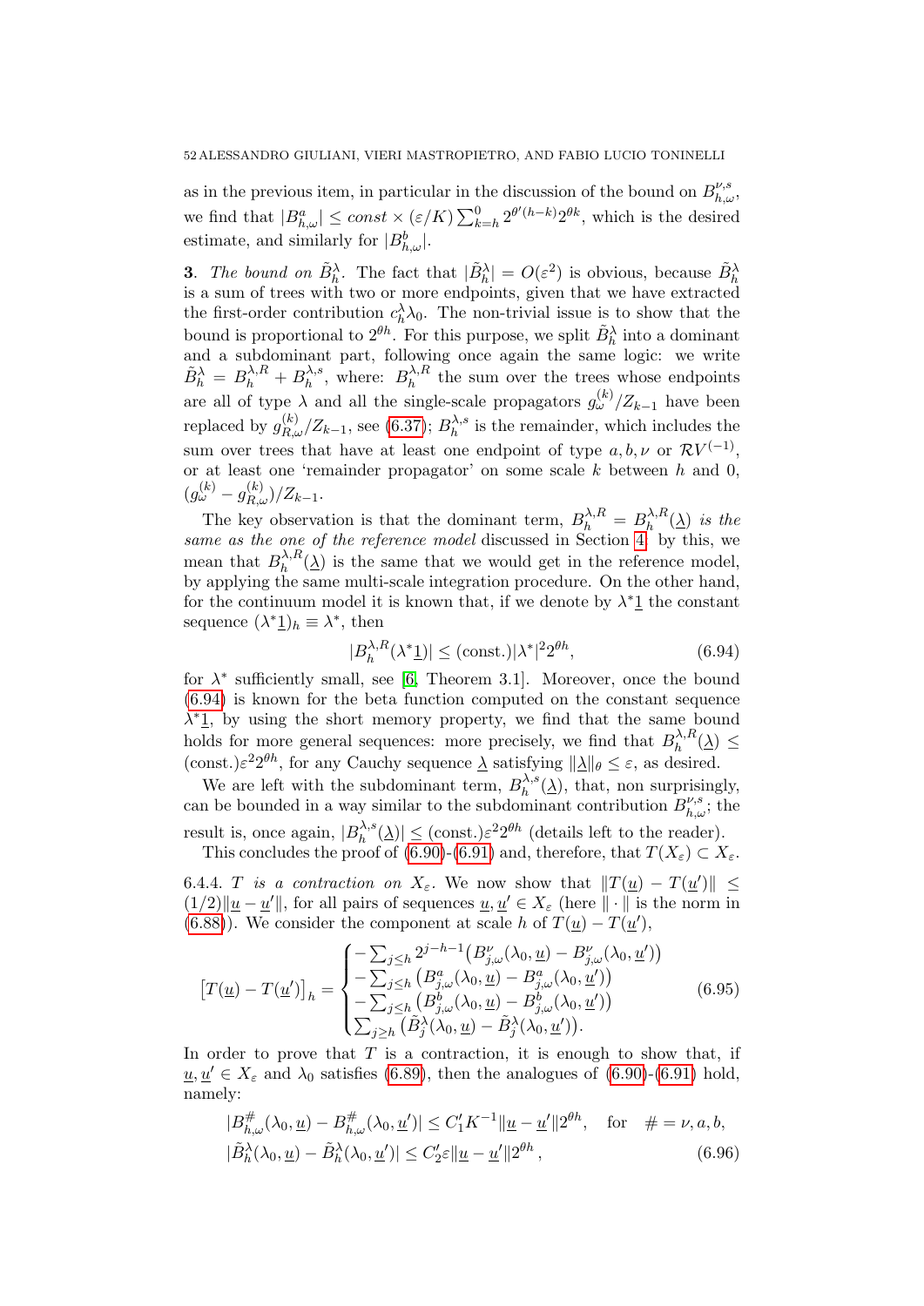as in the previous item, in particular in the discussion of the bound on $B^{\nu,s}_{h,\omega}$, we find that $|B^a_{h,\omega}| \le const \times (\varepsilon/K)\sum_{k=h}^0 2^{\theta'(h-k)}2^{\theta k}$, which is the desired estimate, and similarly for $|B^b_{h,\omega}|$.

**3**. *The bound on* $\tilde B^\lambda_h$. The fact that $|\tilde B^\lambda_h| = O(\varepsilon^2)$ is obvious, because $\tilde B^\lambda_h$ is a sum of trees with two or more endpoints, given that we have extracted the first-order contribution $c^\lambda_h\lambda_0$. The non-trivial issue is to show that the bound is proportional to $2^{\theta h}$. For this purpose, we split $\tilde B^\lambda_h$ into a dominant and a subdominant part, following once again the same logic: we write $\tilde B^\lambda_h = B^{\lambda,R}_h + B^{\lambda,s}_h$, where: $B^{\lambda,R}_h$ the sum over the trees whose endpoints are all of type $\lambda$ and all the single-scale propagators $g^{(k)}_\omega/Z_{k-1}$ have been replaced by $g^{(k)}_{R,\omega}/Z_{k-1}$, see (6.37); $B^{\lambda,s}_h$ is the remainder, which includes the sum over trees that have at least one endpoint of type $a, b, \nu$ or $\mathcal{R}V^{(-1)}$, or at least one 'remainder propagator' on some scale $k$ between $h$ and 0, $(g^{(k)}_\omega - g^{(k)}_{R,\omega})/Z_{k-1}$.

The key observation is that the dominant term, $B^{\lambda,R}_h = B^{\lambda,R}_h(\underline{\lambda})$ *is the same as the one of the reference model* discussed in Section 4: by this, we mean that $B^{\lambda,R}_h(\underline{\lambda})$ is the same that we would get in the reference model, by applying the same multi-scale integration procedure. On the other hand, for the continuum model it is known that, if we denote by $\lambda^*\underline{1}$ the constant sequence $(\lambda^*\underline{1})_h \equiv \lambda^*$, then

$$|B^{\lambda,R}_h(\lambda^*\underline{1})| \le (\text{const.})|\lambda^*|^2 2^{\theta h}, \tag{6.94}$$

for $\lambda^*$ sufficiently small, see [6, Theorem 3.1]. Moreover, once the bound (6.94) is known for the beta function computed on the constant sequence $\lambda^*\underline{1}$, by using the short memory property, we find that the same bound holds for more general sequences: more precisely, we find that $B^{\lambda,R}_h(\underline{\lambda}) \le (\text{const.})\varepsilon^2 2^{\theta h}$, for any Cauchy sequence $\underline{\lambda}$ satisfying $\|\underline{\lambda}\|_\theta \le \varepsilon$, as desired.

We are left with the subdominant term, $B^{\lambda,s}_h(\underline{\lambda})$, that, non surprisingly, can be bounded in a way similar to the subdominant contribution $B^{\nu,s}_{h,\omega}$; the result is, once again, $|B^{\lambda,s}_h(\underline{\lambda})| \le (\text{const.})\varepsilon^2 2^{\theta h}$ (details left to the reader).

This concludes the proof of (6.90)-(6.91) and, therefore, that $T(X_\varepsilon) \subset X_\varepsilon$.

6.4.4. *T is a contraction on* $X_\varepsilon$. We now show that $\|T(\underline{u}) - T(\underline{u}')\| \le (1/2)\|\underline{u} - \underline{u}'\|$, for all pairs of sequences $\underline{u}, \underline{u}' \in X_\varepsilon$ (here $\|\cdot\|$ is the norm in (6.88)). We consider the component at scale $h$ of $T(\underline{u}) - T(\underline{u}')$,

$$\big[T(\underline{u}) - T(\underline{u}')\big]_h = \begin{cases} -\sum_{j\le h} 2^{j-h-1}\big(B^\nu_{j,\omega}(\lambda_0,\underline{u}) - B^\nu_{j,\omega}(\lambda_0,\underline{u}')\big) \\ -\sum_{j\le h}\big(B^a_{j,\omega}(\lambda_0,\underline{u}) - B^a_{j,\omega}(\lambda_0,\underline{u}')\big) \\ -\sum_{j\le h}\big(B^b_{j,\omega}(\lambda_0,\underline{u}) - B^b_{j,\omega}(\lambda_0,\underline{u}')\big) \\ \sum_{j\ge h}\big(\tilde B^\lambda_j(\lambda_0,\underline{u}) - \tilde B^\lambda_j(\lambda_0,\underline{u}')\big). \end{cases} \tag{6.95}$$

In order to prove that $T$ is a contraction, it is enough to show that, if $\underline{u}, \underline{u}' \in X_\varepsilon$ and $\lambda_0$ satisfies (6.89), then the analogues of (6.90)-(6.91) hold, namely:

$$\begin{aligned} &|B^\#_{h,\omega}(\lambda_0,\underline{u}) - B^\#_{h,\omega}(\lambda_0,\underline{u}')| \le C_1' K^{-1}\|\underline{u} - \underline{u}'\| 2^{\theta h}, \quad \text{for} \quad \# = \nu, a, b, \\ &|\tilde B^\lambda_h(\lambda_0,\underline{u}) - \tilde B^\lambda_h(\lambda_0,\underline{u}')| \le C_2'\varepsilon\|\underline{u} - \underline{u}'\| 2^{\theta h}, \end{aligned} \tag{6.96}$$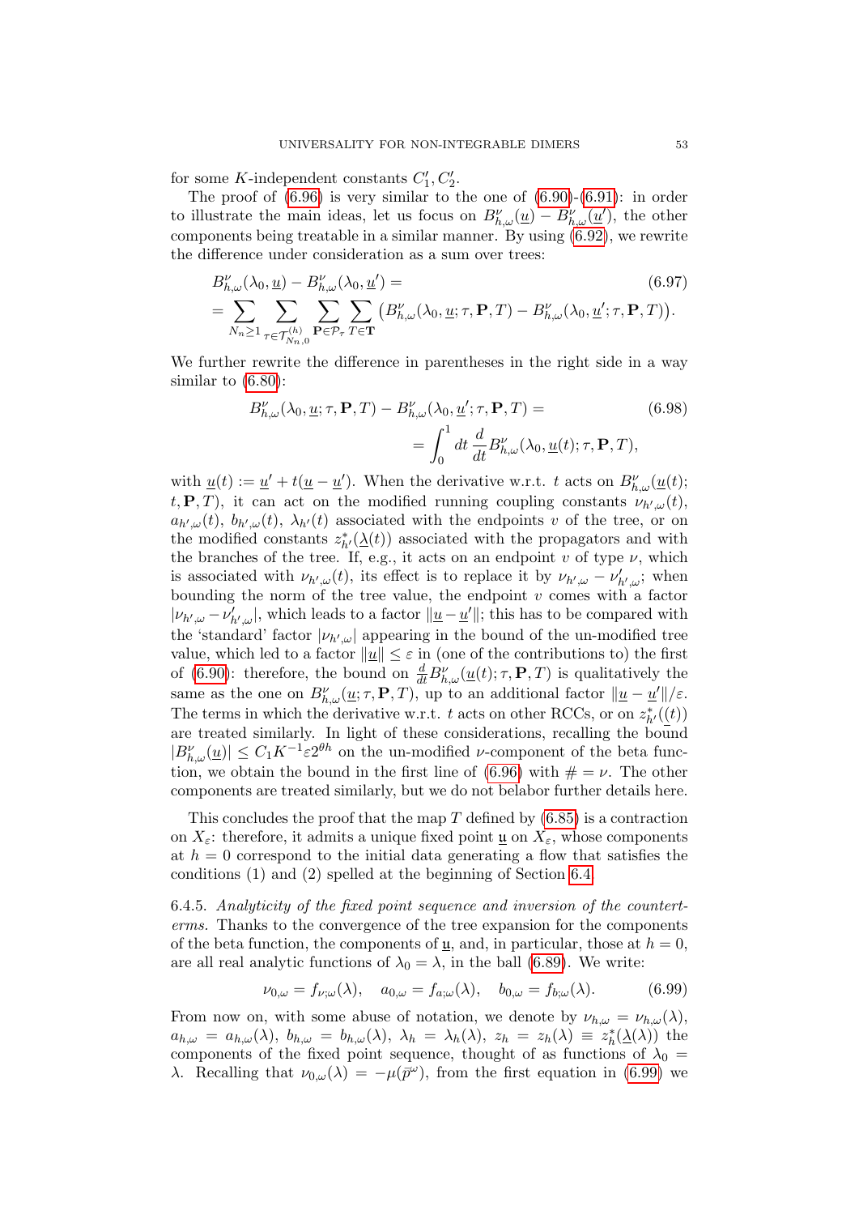for some $K$-independent constants $C_1', C_2'$.

The proof of (6.96) is very similar to the one of (6.90)-(6.91): in order to illustrate the main ideas, let us focus on $B^\nu_{h,\omega}(\underline{u}) - B^\nu_{h,\omega}(\underline{u}')$, the other components being treatable in a similar manner. By using (6.92), we rewrite the difference under consideration as a sum over trees:

$$
\begin{aligned}
&B^\nu_{h,\omega}(\lambda_0, \underline{u}) - B^\nu_{h,\omega}(\lambda_0, \underline{u}') = \qquad\qquad (6.97)\\
&= \sum_{N_n\geq 1} \sum_{\tau\in\mathcal{T}^{(h)}_{N_n,0}} \sum_{\mathbf{P}\in\mathcal{P}_\tau} \sum_{T\in\mathbf{T}} \big(B^\nu_{h,\omega}(\lambda_0, \underline{u}; \tau, \mathbf{P}, T) - B^\nu_{h,\omega}(\lambda_0, \underline{u}'; \tau, \mathbf{P}, T)\big).
\end{aligned}
$$

We further rewrite the difference in parentheses in the right side in a way similar to (6.80):

$$
\begin{aligned}
B^\nu_{h,\omega}(\lambda_0, \underline{u}; \tau, \mathbf{P}, T) - B^\nu_{h,\omega}(\lambda_0, \underline{u}'; \tau, \mathbf{P}, T) &= \qquad\qquad (6.98)\\
&= \int_0^1 dt\, \frac{d}{dt} B^\nu_{h,\omega}(\lambda_0, \underline{u}(t); \tau, \mathbf{P}, T),
\end{aligned}
$$

with $\underline{u}(t) := \underline{u}' + t(\underline{u} - \underline{u}')$. When the derivative w.r.t. $t$ acts on $B^\nu_{h,\omega}(\underline{u}(t); t, \mathbf{P}, T)$, it can act on the modified running coupling constants $\nu_{h',\omega}(t)$, $a_{h',\omega}(t)$, $b_{h',\omega}(t)$, $\lambda_{h'}(t)$ associated with the endpoints $v$ of the tree, or on the modified constants $z^*_{h'}(\underline{\lambda}(t))$ associated with the propagators and with the branches of the tree. If, e.g., it acts on an endpoint $v$ of type $\nu$, which is associated with $\nu_{h',\omega}(t)$, its effect is to replace it by $\nu_{h',\omega} - \nu'_{h',\omega}$; when bounding the norm of the tree value, the endpoint $v$ comes with a factor $|\nu_{h',\omega} - \nu'_{h',\omega}|$, which leads to a factor $\|\underline{u} - \underline{u}'\|$; this has to be compared with the 'standard' factor $|\nu_{h',\omega}|$ appearing in the bound of the un-modified tree value, which led to a factor $\|\underline{u}\| \leq \varepsilon$ in (one of the contributions to) the first of (6.90): therefore, the bound on $\frac{d}{dt} B^\nu_{h,\omega}(\underline{u}(t); \tau, \mathbf{P}, T)$ is qualitatively the same as the one on $B^\nu_{h,\omega}(\underline{u}; \tau, \mathbf{P}, T)$, up to an additional factor $\|\underline{u} - \underline{u}'\|/\varepsilon$. The terms in which the derivative w.r.t. $t$ acts on other RCCs, or on $z^*_{h'}((t))$ are treated similarly. In light of these considerations, recalling the bound $|B^\nu_{h,\omega}(\underline{u})| \leq C_1 K^{-1} \varepsilon 2^{\theta h}$ on the un-modified $\nu$-component of the beta function, we obtain the bound in the first line of (6.96) with $\# = \nu$. The other components are treated similarly, but we do not belabor further details here.

This concludes the proof that the map $T$ defined by (6.85) is a contraction on $X_\varepsilon$: therefore, it admits a unique fixed point $\underline{\mathfrak{u}}$ on $X_\varepsilon$, whose components at $h = 0$ correspond to the initial data generating a flow that satisfies the conditions (1) and (2) spelled at the beginning of Section 6.4.

6.4.5. *Analyticity of the fixed point sequence and inversion of the counterterms.* Thanks to the convergence of the tree expansion for the components of the beta function, the components of $\underline{\mathfrak{u}}$, and, in particular, those at $h = 0$, are all real analytic functions of $\lambda_0 = \lambda$, in the ball (6.89). We write:

$$
\nu_{0,\omega} = f_{\nu;\omega}(\lambda), \quad a_{0,\omega} = f_{a;\omega}(\lambda), \quad b_{0,\omega} = f_{b;\omega}(\lambda). \qquad (6.99)
$$

From now on, with some abuse of notation, we denote by $\nu_{h,\omega} = \nu_{h,\omega}(\lambda)$, $a_{h,\omega} = a_{h,\omega}(\lambda)$, $b_{h,\omega} = b_{h,\omega}(\lambda)$, $\lambda_h = \lambda_h(\lambda)$, $z_h = z_h(\lambda) \equiv z^*_h(\underline{\lambda}(\lambda))$ the components of the fixed point sequence, thought of as functions of $\lambda_0 = \lambda$. Recalling that $\nu_{0,\omega}(\lambda) = -\mu(\bar{p}^\omega)$, from the first equation in (6.99) we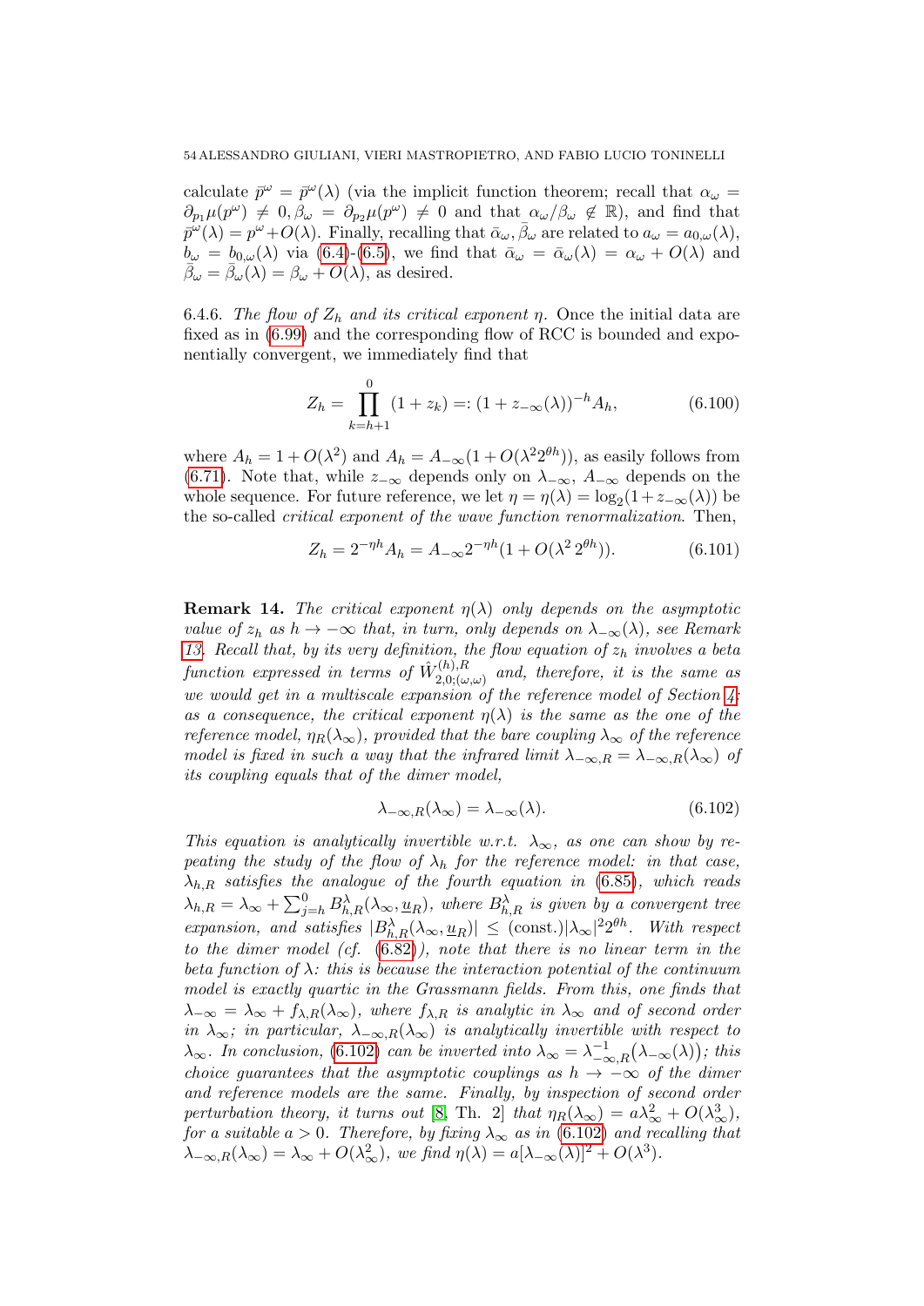calculate $\bar p^\omega = \bar p^\omega(\lambda)$ (via the implicit function theorem; recall that $\alpha_\omega = \partial_{p_1}\mu(p^\omega) \neq 0, \beta_\omega = \partial_{p_2}\mu(p^\omega) \neq 0$ and that $\alpha_\omega/\beta_\omega \notin \mathbb{R}$), and find that $\bar p^\omega(\lambda) = p^\omega + O(\lambda)$. Finally, recalling that $\bar\alpha_\omega, \bar\beta_\omega$ are related to $a_\omega = a_{0,\omega}(\lambda)$, $b_\omega = b_{0,\omega}(\lambda)$ via (6.4)-(6.5), we find that $\bar\alpha_\omega = \bar\alpha_\omega(\lambda) = \alpha_\omega + O(\lambda)$ and $\bar\beta_\omega = \bar\beta_\omega(\lambda) = \beta_\omega + O(\lambda)$, as desired.

6.4.6. *The flow of $Z_h$ and its critical exponent $\eta$.* Once the initial data are fixed as in (6.99) and the corresponding flow of RCC is bounded and exponentially convergent, we immediately find that

$$Z_h = \prod_{k=h+1}^{0}(1+z_k) =: (1+z_{-\infty}(\lambda))^{-h}A_h, \tag{6.100}$$

where $A_h = 1+O(\lambda^2)$ and $A_h = A_{-\infty}(1+O(\lambda^2 2^{\theta h}))$, as easily follows from (6.71). Note that, while $z_{-\infty}$ depends only on $\lambda_{-\infty}$, $A_{-\infty}$ depends on the whole sequence. For future reference, we let $\eta = \eta(\lambda) = \log_2(1+z_{-\infty}(\lambda))$ be the so-called *critical exponent of the wave function renormalization*. Then,

$$Z_h = 2^{-\eta h}A_h = A_{-\infty}2^{-\eta h}(1+O(\lambda^2\, 2^{\theta h})). \tag{6.101}$$

**Remark 14.** *The critical exponent $\eta(\lambda)$ only depends on the asymptotic value of $z_h$ as $h \to -\infty$ that, in turn, only depends on $\lambda_{-\infty}(\lambda)$, see Remark 13. Recall that, by its very definition, the flow equation of $z_h$ involves a beta function expressed in terms of $\hat W^{(h),R}_{2,0;(\omega,\omega)}$ and, therefore, it is the same as we would get in a multiscale expansion of the reference model of Section 4: as a consequence, the critical exponent $\eta(\lambda)$ is the same as the one of the reference model, $\eta_R(\lambda_\infty)$, provided that the bare coupling $\lambda_\infty$ of the reference model is fixed in such a way that the infrared limit $\lambda_{-\infty,R} = \lambda_{-\infty,R}(\lambda_\infty)$ of its coupling equals that of the dimer model,*

$$\lambda_{-\infty,R}(\lambda_\infty) = \lambda_{-\infty}(\lambda). \tag{6.102}$$

*This equation is analytically invertible w.r.t. $\lambda_\infty$, as one can show by repeating the study of the flow of $\lambda_h$ for the reference model: in that case, $\lambda_{h,R}$ satisfies the analogue of the fourth equation in (6.85), which reads $\lambda_{h,R} = \lambda_\infty + \sum_{j=h}^{0} B^\lambda_{h,R}(\lambda_\infty, \underline{u}_R)$, where $B^\lambda_{h,R}$ is given by a convergent tree expansion, and satisfies $|B^\lambda_{h,R}(\lambda_\infty, \underline{u}_R)| \le (\text{const.})|\lambda_\infty|^2 2^{\theta h}$. With respect to the dimer model (cf. (6.82)), note that there is no linear term in the beta function of $\lambda$: this is because the interaction potential of the continuum model is exactly quartic in the Grassmann fields. From this, one finds that $\lambda_{-\infty} = \lambda_\infty + f_{\lambda,R}(\lambda_\infty)$, where $f_{\lambda,R}$ is analytic in $\lambda_\infty$ and of second order in $\lambda_\infty$; in particular, $\lambda_{-\infty,R}(\lambda_\infty)$ is analytically invertible with respect to $\lambda_\infty$. In conclusion, (6.102) can be inverted into $\lambda_\infty = \lambda^{-1}_{-\infty,R}\big(\lambda_{-\infty}(\lambda)\big)$; this choice guarantees that the asymptotic couplings as $h \to -\infty$ of the dimer and reference models are the same. Finally, by inspection of second order perturbation theory, it turns out [8, Th. 2] that $\eta_R(\lambda_\infty) = a\lambda_\infty^2 + O(\lambda_\infty^3)$, for a suitable $a > 0$. Therefore, by fixing $\lambda_\infty$ as in (6.102) and recalling that $\lambda_{-\infty,R}(\lambda_\infty) = \lambda_\infty + O(\lambda_\infty^2)$, we find $\eta(\lambda) = a[\lambda_{-\infty}(\lambda)]^2 + O(\lambda^3)$.*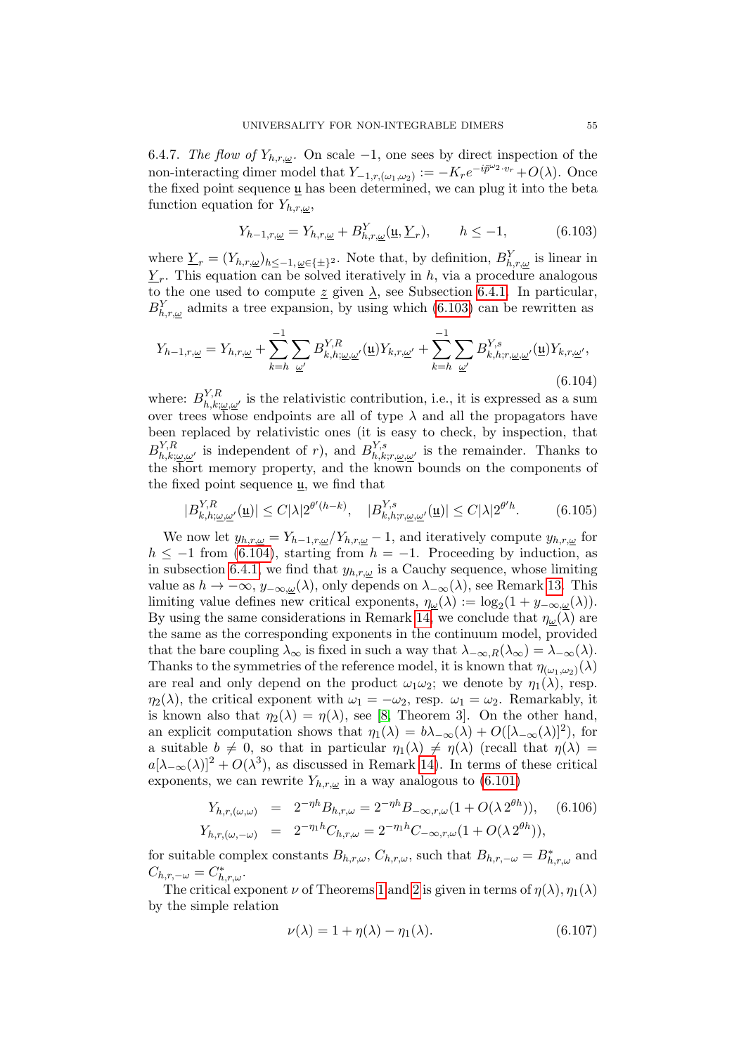6.4.7. *The flow of $Y_{h,r,\underline{\omega}}$.* On scale $-1$, one sees by direct inspection of the non-interacting dimer model that $Y_{-1,r,(\omega_1,\omega_2)} := -K_r e^{-i\bar{p}^{\omega_2}\cdot v_r} + O(\lambda)$. Once the fixed point sequence $\underline{\mathfrak{u}}$ has been determined, we can plug it into the beta function equation for $Y_{h,r,\underline{\omega}}$,

$$Y_{h-1,r,\underline{\omega}} = Y_{h,r,\underline{\omega}} + B^Y_{h,r,\underline{\omega}}(\underline{\mathfrak{u}}, \underline{Y}_r), \qquad h \le -1, \tag{6.103}$$

where $\underline{Y}_r = (Y_{h,r,\underline{\omega}})_{h\le -1, \underline{\omega}\in\{\pm\}^2}$. Note that, by definition, $B^Y_{h,r,\underline{\omega}}$ is linear in $\underline{Y}_r$. This equation can be solved iteratively in $h$, via a procedure analogous to the one used to compute $\underline{z}$ given $\underline{\lambda}$, see Subsection 6.4.1. In particular, $B^Y_{h,r,\underline{\omega}}$ admits a tree expansion, by using which (6.103) can be rewritten as

$$Y_{h-1,r,\underline{\omega}} = Y_{h,r,\underline{\omega}} + \sum_{k=h}^{-1}\sum_{\underline{\omega}'} B^{Y,R}_{k,h;\underline{\omega},\underline{\omega}'}(\underline{\mathfrak{u}}) Y_{k,r,\underline{\omega}'} + \sum_{k=h}^{-1}\sum_{\underline{\omega}'} B^{Y,s}_{k,h;r,\underline{\omega},\underline{\omega}'}(\underline{\mathfrak{u}}) Y_{k,r,\underline{\omega}'}, \tag{6.104}$$

where: $B^{Y,R}_{h,k;\underline{\omega},\underline{\omega}'}$ is the relativistic contribution, i.e., it is expressed as a sum over trees whose endpoints are all of type $\lambda$ and all the propagators have been replaced by relativistic ones (it is easy to check, by inspection, that $B^{Y,R}_{h,k;\underline{\omega},\underline{\omega}'}$ is independent of $r$), and $B^{Y,s}_{h,k;r,\underline{\omega},\underline{\omega}'}$ is the remainder. Thanks to the short memory property, and the known bounds on the components of the fixed point sequence $\underline{\mathfrak{u}}$, we find that

$$|B^{Y,R}_{k,h;\underline{\omega},\underline{\omega}'}(\underline{\mathfrak{u}})| \le C|\lambda| 2^{\theta'(h-k)}, \quad |B^{Y,s}_{k,h;r,\underline{\omega},\underline{\omega}'}(\underline{\mathfrak{u}})| \le C|\lambda| 2^{\theta' h}. \tag{6.105}$$

We now let $y_{h,r,\underline{\omega}} = Y_{h-1,r,\underline{\omega}}/Y_{h,r,\underline{\omega}} - 1$, and iteratively compute $y_{h,r,\underline{\omega}}$ for $h \le -1$ from (6.104), starting from $h=-1$. Proceeding by induction, as in subsection 6.4.1, we find that $y_{h,r,\underline{\omega}}$ is a Cauchy sequence, whose limiting value as $h\to-\infty$, $y_{-\infty,\underline{\omega}}(\lambda)$, only depends on $\lambda_{-\infty}(\lambda)$, see Remark 13. This limiting value defines new critical exponents, $\eta_{\underline{\omega}}(\lambda) := \log_2(1+y_{-\infty,\underline{\omega}}(\lambda))$. By using the same considerations in Remark 14, we conclude that $\eta_{\underline{\omega}}(\lambda)$ are the same as the corresponding exponents in the continuum model, provided that the bare coupling $\lambda_\infty$ is fixed in such a way that $\lambda_{-\infty,R}(\lambda_\infty) = \lambda_{-\infty}(\lambda)$. Thanks to the symmetries of the reference model, it is known that $\eta_{(\omega_1,\omega_2)}(\lambda)$ are real and only depend on the product $\omega_1\omega_2$; we denote by $\eta_1(\lambda)$, resp. $\eta_2(\lambda)$, the critical exponent with $\omega_1 = -\omega_2$, resp. $\omega_1 = \omega_2$. Remarkably, it is known also that $\eta_2(\lambda) = \eta(\lambda)$, see [8, Theorem 3]. On the other hand, an explicit computation shows that $\eta_1(\lambda) = b\lambda_{-\infty}(\lambda) + O([\lambda_{-\infty}(\lambda)]^2)$, for a suitable $b \ne 0$, so that in particular $\eta_1(\lambda) \ne \eta(\lambda)$ (recall that $\eta(\lambda) = a[\lambda_{-\infty}(\lambda)]^2 + O(\lambda^3)$, as discussed in Remark 14). In terms of these critical exponents, we can rewrite $Y_{h,r,\underline{\omega}}$ in a way analogous to (6.101)

$$\begin{aligned} Y_{h,r,(\omega,\omega)} &= 2^{-\eta h} B_{h,r,\omega} = 2^{-\eta h} B_{-\infty,r,\omega}(1 + O(\lambda 2^{\theta h})), \qquad (6.106)\\ Y_{h,r,(\omega,-\omega)} &= 2^{-\eta_1 h} C_{h,r,\omega} = 2^{-\eta_1 h} C_{-\infty,r,\omega}(1 + O(\lambda 2^{\theta h})), \end{aligned}$$

for suitable complex constants $B_{h,r,\omega}$, $C_{h,r,\omega}$, such that $B_{h,r,-\omega} = B^*_{h,r,\omega}$ and $C_{h,r,-\omega} = C^*_{h,r,\omega}$.

The critical exponent $\nu$ of Theorems 1 and 2 is given in terms of $\eta(\lambda), \eta_1(\lambda)$ by the simple relation

$$\nu(\lambda) = 1 + \eta(\lambda) - \eta_1(\lambda). \tag{6.107}$$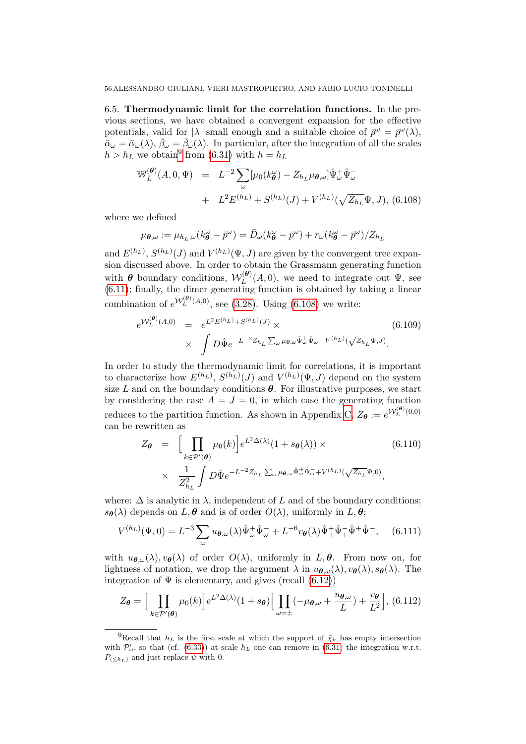6.5. **Thermodynamic limit for the correlation functions.** In the previous sections, we have obtained a convergent expansion for the effective potentials, valid for $|\lambda|$ small enough and a suitable choice of $\bar{p}^\omega = \bar{p}^\omega(\lambda)$, $\bar\alpha_\omega = \bar\alpha_\omega(\lambda)$, $\bar\beta_\omega = \bar\beta_\omega(\lambda)$. In particular, after the integration of all the scales $h > h_L$ we obtain[9] from (6.31) with $h = h_L$

$$\begin{aligned}
\mathbb{W}_L^{(\boldsymbol{\theta})}(A,0,\Psi) &= L^{-2}\sum_\omega [\mu_0(k^\omega_{\boldsymbol{\theta}}) - Z_{h_L}\mu_{\boldsymbol{\theta},\omega}]\hat\Psi^+_\omega\hat\Psi^-_\omega \\
&+ L^2 E^{(h_L)} + S^{(h_L)}(J) + V^{(h_L)}(\sqrt{Z_{h_L}}\Psi, J), \quad (6.108)
\end{aligned}$$

where we defined

$$\mu_{\boldsymbol{\theta},\omega} := \mu_{h_L,\omega}(k^\omega_{\boldsymbol{\theta}} - \bar p^\omega) = \bar D_\omega(k^\omega_{\boldsymbol{\theta}} - \bar p^\omega) + r_\omega(k^\omega_{\boldsymbol{\theta}} - \bar p^\omega)/Z_{h_L}$$

and $E^{(h_L)}$, $S^{(h_L)}(J)$ and $V^{(h_L)}(\Psi, J)$ are given by the convergent tree expansion discussed above. In order to obtain the Grassmann generating function with $\boldsymbol{\theta}$ boundary conditions, $\mathcal{W}_L^{(\boldsymbol{\theta})}(A,0)$, we need to integrate out $\Psi$, see (6.11); finally, the dimer generating function is obtained by taking a linear combination of $e^{\mathcal{W}_L^{(\boldsymbol{\theta})}(A,0)}$, see (3.28). Using (6.108) we write:

$$\begin{aligned}
e^{\mathcal{W}_L^{(\boldsymbol{\theta})}(A,0)} &= e^{L^2E^{(h_L)} + S^{(h_L)}(J)} \times \quad (6.109)\\
&\times \int D\hat\Psi e^{-L^{-2}Z_{h_L}\sum_\omega \mu_{\boldsymbol{\theta},\omega}\hat\Psi^+_\omega\hat\Psi^-_\omega + V^{(h_L)}(\sqrt{Z_{h_L}}\Psi, J)}.
\end{aligned}$$

In order to study the thermodynamic limit for correlations, it is important to characterize how $E^{(h_L)}$, $S^{(h_L)}(J)$ and $V^{(h_L)}(\Psi, J)$ depend on the system size $L$ and on the boundary conditions $\boldsymbol{\theta}$. For illustrative purposes, we start by considering the case $A = J = 0$, in which case the generating function reduces to the partition function. As shown in Appendix C, $Z_{\boldsymbol{\theta}} := e^{\mathcal{W}_L^{(\boldsymbol{\theta})}(0,0)}$ can be rewritten as

$$\begin{aligned}
Z_{\boldsymbol{\theta}} &= \Big[\prod_{k\in\mathcal{P}'(\boldsymbol{\theta})}\mu_0(k)\Big]e^{L^2\Delta(\lambda)}(1+s_{\boldsymbol{\theta}}(\lambda)) \times \quad (6.110)\\
&\times \frac{1}{Z_{h_L}^2}\int D\hat\Psi e^{-L^{-2}Z_{h_L}\sum_\omega \mu_{\boldsymbol{\theta},\omega}\hat\Psi^+_\omega\hat\Psi^-_\omega + V^{(h_L)}(\sqrt{Z_{h_L}}\Psi, 0)},
\end{aligned}$$

where: $\Delta$ is analytic in $\lambda$, independent of $L$ and of the boundary conditions; $s_{\boldsymbol{\theta}}(\lambda)$ depends on $L, \boldsymbol{\theta}$ and is of order $O(\lambda)$, uniformly in $L, \boldsymbol{\theta}$;

$$V^{(h_L)}(\Psi, 0) = L^{-3}\sum_\omega u_{\boldsymbol{\theta},\omega}(\lambda)\hat\Psi^+_\omega\hat\Psi^-_\omega + L^{-6}v_{\boldsymbol{\theta}}(\lambda)\hat\Psi^+_+\hat\Psi^-_+\hat\Psi^+_-\hat\Psi^-_-, \quad (6.111)$$

with $u_{\boldsymbol{\theta},\omega}(\lambda), v_{\boldsymbol{\theta}}(\lambda)$ of order $O(\lambda)$, uniformly in $L, \boldsymbol{\theta}$. From now on, for lightness of notation, we drop the argument $\lambda$ in $u_{\boldsymbol{\theta},\omega}(\lambda), v_{\boldsymbol{\theta}}(\lambda), s_{\boldsymbol{\theta}}(\lambda)$. The integration of $\Psi$ is elementary, and gives (recall (6.12))

$$Z_{\boldsymbol{\theta}} = \Big[\prod_{k\in\mathcal{P}'(\boldsymbol{\theta})}\mu_0(k)\Big]e^{L^2\Delta(\lambda)}(1+s_{\boldsymbol{\theta}})\Big[\prod_{\omega=\pm}(-\mu_{\boldsymbol{\theta},\omega} + \frac{u_{\boldsymbol{\theta},\omega}}{L}) + \frac{v_{\boldsymbol{\theta}}}{L^2}\Big], \quad (6.112)$$

[9] Recall that $h_L$ is the first scale at which the support of $\bar\chi_h$ has empty intersection with $\mathcal{P}'_\omega$, so that (cf. (6.33)) at scale $h_L$ one can remove in (6.31) the integration w.r.t. $P_{(\le h_L)}$ and just replace $\psi$ with 0.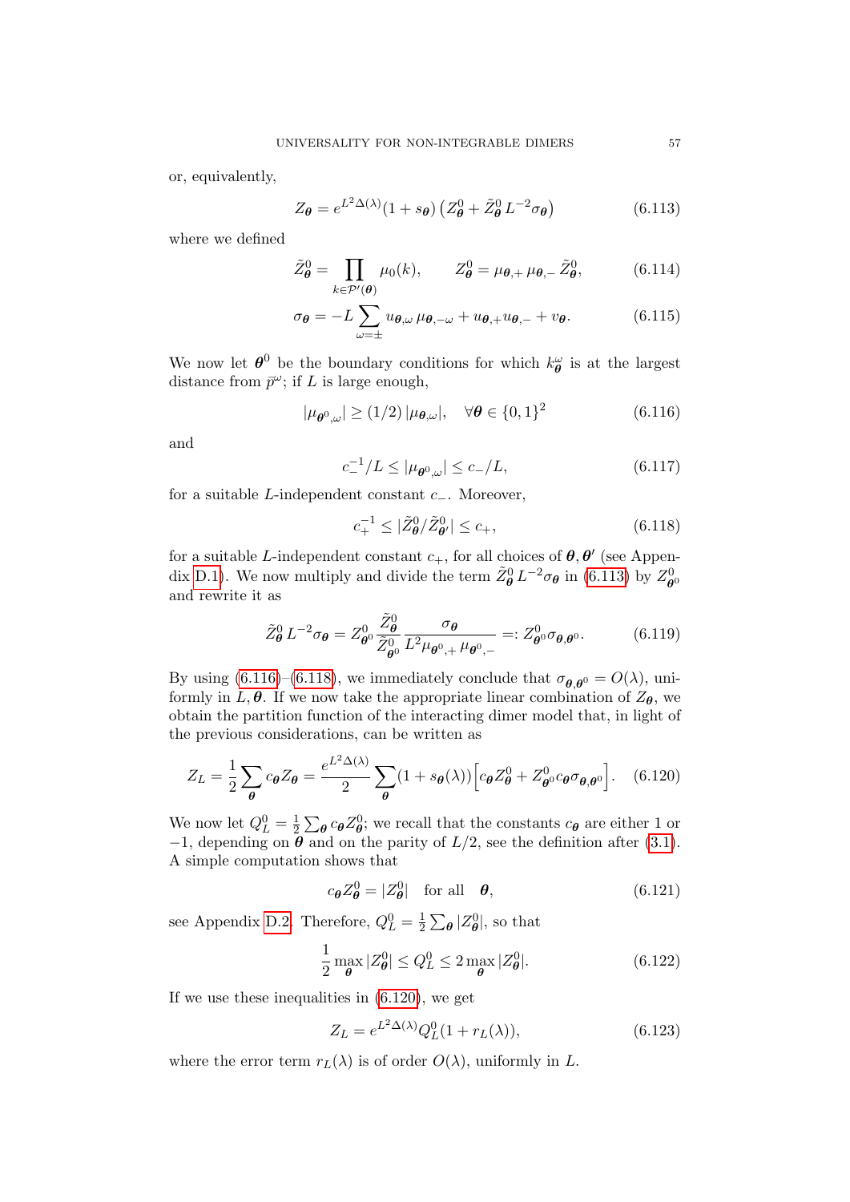or, equivalently,

$$Z_{\boldsymbol{\theta}} = e^{L^2\Delta(\lambda)}(1+s_{\boldsymbol{\theta}})\left(Z^0_{\boldsymbol{\theta}} + \tilde{Z}^0_{\boldsymbol{\theta}}\, L^{-2}\sigma_{\boldsymbol{\theta}}\right) \tag{6.113}$$

where we defined

$$\tilde{Z}^0_{\boldsymbol{\theta}} = \prod_{k\in\mathcal{P}'(\boldsymbol{\theta})}\mu_0(k), \qquad Z^0_{\boldsymbol{\theta}} = \mu_{\boldsymbol{\theta},+}\,\mu_{\boldsymbol{\theta},-}\,\tilde{Z}^0_{\boldsymbol{\theta}}, \tag{6.114}$$

$$\sigma_{\boldsymbol{\theta}} = -L\sum_{\omega=\pm} u_{\boldsymbol{\theta},\omega}\,\mu_{\boldsymbol{\theta},-\omega} + u_{\boldsymbol{\theta},+}u_{\boldsymbol{\theta},-} + v_{\boldsymbol{\theta}}. \tag{6.115}$$

We now let $\boldsymbol{\theta}^0$ be the boundary conditions for which $k^\omega_{\boldsymbol{\theta}}$ is at the largest distance from $\bar{p}^\omega$; if $L$ is large enough,

$$|\mu_{\boldsymbol{\theta}^0,\omega}| \geq (1/2)\,|\mu_{\boldsymbol{\theta},\omega}|, \quad \forall \boldsymbol{\theta}\in\{0,1\}^2 \tag{6.116}$$

and

$$c_-^{-1}/L \leq |\mu_{\boldsymbol{\theta}^0,\omega}| \leq c_-/L, \tag{6.117}$$

for a suitable $L$-independent constant $c_-$. Moreover,

$$c_+^{-1} \leq |\tilde{Z}^0_{\boldsymbol{\theta}}/\tilde{Z}^0_{\boldsymbol{\theta}'}| \leq c_+, \tag{6.118}$$

for a suitable $L$-independent constant $c_+$, for all choices of $\boldsymbol{\theta},\boldsymbol{\theta}'$ (see Appendix D.1). We now multiply and divide the term $\tilde{Z}^0_{\boldsymbol{\theta}}\,L^{-2}\sigma_{\boldsymbol{\theta}}$ in (6.113) by $Z^0_{\boldsymbol{\theta}^0}$ and rewrite it as

$$\tilde{Z}^0_{\boldsymbol{\theta}}\,L^{-2}\sigma_{\boldsymbol{\theta}} = Z^0_{\boldsymbol{\theta}^0}\frac{\tilde{Z}^0_{\boldsymbol{\theta}}}{\tilde{Z}^0_{\boldsymbol{\theta}^0}}\frac{\sigma_{\boldsymbol{\theta}}}{L^2\mu_{\boldsymbol{\theta}^0,+}\,\mu_{\boldsymbol{\theta}^0,-}} =: Z^0_{\boldsymbol{\theta}^0}\sigma_{\boldsymbol{\theta},\boldsymbol{\theta}^0}. \tag{6.119}$$

By using (6.116)–(6.118), we immediately conclude that $\sigma_{\boldsymbol{\theta},\boldsymbol{\theta}^0} = O(\lambda)$, uniformly in $L,\boldsymbol{\theta}$. If we now take the appropriate linear combination of $Z_{\boldsymbol{\theta}}$, we obtain the partition function of the interacting dimer model that, in light of the previous considerations, can be written as

$$Z_L = \frac{1}{2}\sum_{\boldsymbol{\theta}} c_{\boldsymbol{\theta}}Z_{\boldsymbol{\theta}} = \frac{e^{L^2\Delta(\lambda)}}{2}\sum_{\boldsymbol{\theta}}(1+s_{\boldsymbol{\theta}}(\lambda))\Big[c_{\boldsymbol{\theta}}Z^0_{\boldsymbol{\theta}} + Z^0_{\boldsymbol{\theta}^0}c_{\boldsymbol{\theta}}\sigma_{\boldsymbol{\theta},\boldsymbol{\theta}^0}\Big]. \tag{6.120}$$

We now let $Q^0_L = \frac{1}{2}\sum_{\boldsymbol{\theta}} c_{\boldsymbol{\theta}}Z^0_{\boldsymbol{\theta}}$; we recall that the constants $c_{\boldsymbol{\theta}}$ are either 1 or $-1$, depending on $\boldsymbol{\theta}$ and on the parity of $L/2$, see the definition after (3.1). A simple computation shows that

$$c_{\boldsymbol{\theta}}Z^0_{\boldsymbol{\theta}} = |Z^0_{\boldsymbol{\theta}}| \quad \text{for all} \quad \boldsymbol{\theta}, \tag{6.121}$$

see Appendix D.2. Therefore, $Q^0_L = \frac{1}{2}\sum_{\boldsymbol{\theta}}|Z^0_{\boldsymbol{\theta}}|$, so that

$$\frac{1}{2}\max_{\boldsymbol{\theta}}|Z^0_{\boldsymbol{\theta}}| \leq Q^0_L \leq 2\max_{\boldsymbol{\theta}}|Z^0_{\boldsymbol{\theta}}|. \tag{6.122}$$

If we use these inequalities in (6.120), we get

$$Z_L = e^{L^2\Delta(\lambda)}Q^0_L(1+r_L(\lambda)), \tag{6.123}$$

where the error term $r_L(\lambda)$ is of order $O(\lambda)$, uniformly in $L$.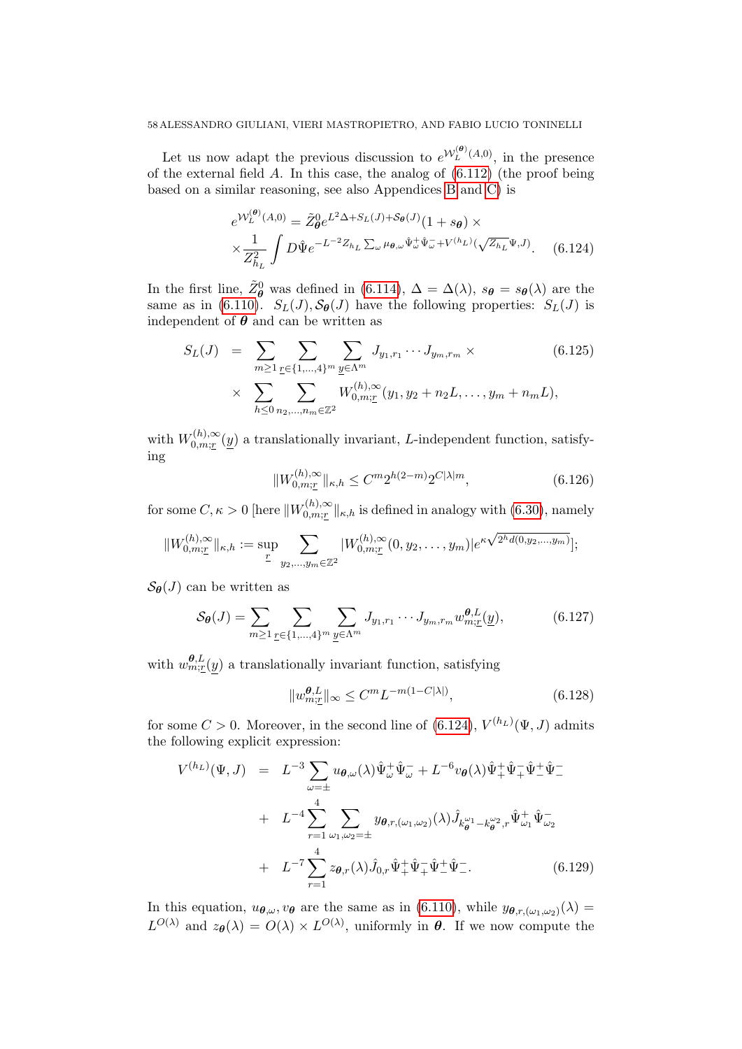Let us now adapt the previous discussion to $e^{\mathcal{W}_L^{(\boldsymbol{\theta})}(A,0)}$, in the presence of the external field $A$. In this case, the analog of (6.112) (the proof being based on a similar reasoning, see also Appendices B and C) is

$$
\begin{aligned}
e^{\mathcal{W}_L^{(\boldsymbol{\theta})}(A,0)} &= \tilde{Z}^0_{\boldsymbol{\theta}} e^{L^2\Delta + S_L(J) + \mathcal{S}_{\boldsymbol{\theta}}(J)}(1+s_{\boldsymbol{\theta}}) \times \\
&\times \frac{1}{Z^2_{h_L}} \int D\hat{\Psi} e^{-L^{-2}Z_{h_L}\sum_\omega \mu_{\boldsymbol{\theta},\omega}\hat{\Psi}^+_\omega\hat{\Psi}^-_\omega + V^{(h_L)}(\sqrt{Z_{h_L}}\Psi, J)}. \qquad (6.124)
\end{aligned}
$$

In the first line, $\tilde{Z}^0_{\boldsymbol{\theta}}$ was defined in (6.114), $\Delta = \Delta(\lambda)$, $s_{\boldsymbol{\theta}} = s_{\boldsymbol{\theta}}(\lambda)$ are the same as in (6.110). $S_L(J), \mathcal{S}_{\boldsymbol{\theta}}(J)$ have the following properties: $S_L(J)$ is independent of $\boldsymbol{\theta}$ and can be written as

$$
\begin{aligned}
S_L(J) &= \sum_{m\geq 1}\sum_{\underline{r}\in\{1,\ldots,4\}^m}\sum_{\underline{y}\in\Lambda^m} J_{y_1,r_1}\cdots J_{y_m,r_m} \times \qquad (6.125)\\
&\times \sum_{h\leq 0}\sum_{n_2,\ldots,n_m\in\mathbb{Z}^2} W^{(h),\infty}_{0,m;\underline{r}}(y_1, y_2+n_2L, \ldots, y_m+n_mL),
\end{aligned}
$$

with $W^{(h),\infty}_{0,m;\underline{r}}(\underline{y})$ a translationally invariant, $L$-independent function, satisfying

$$
\|W^{(h),\infty}_{0,m;\underline{r}}\|_{\kappa,h} \leq C^m 2^{h(2-m)} 2^{C|\lambda|m}, \qquad (6.126)
$$

for some $C, \kappa > 0$ [here $\|W^{(h),\infty}_{0,m;\underline{r}}\|_{\kappa,h}$ is defined in analogy with (6.30), namely

$$
\|W^{(h),\infty}_{0,m;\underline{r}}\|_{\kappa,h} := \sup_{\underline{r}} \sum_{y_2,\ldots,y_m\in\mathbb{Z}^2} |W^{(h),\infty}_{0,m;\underline{r}}(0,y_2,\ldots,y_m)| e^{\kappa\sqrt{2^h d(0,y_2,\ldots,y_m)}}];
$$

$\mathcal{S}_{\boldsymbol{\theta}}(J)$ can be written as

$$
\mathcal{S}_{\boldsymbol{\theta}}(J) = \sum_{m\geq 1}\sum_{\underline{r}\in\{1,\ldots,4\}^m}\sum_{\underline{y}\in\Lambda^m} J_{y_1,r_1}\cdots J_{y_m,r_m} w^{\boldsymbol{\theta},L}_{m;\underline{r}}(\underline{y}), \qquad (6.127)
$$

with $w^{\boldsymbol{\theta},L}_{m;\underline{r}}(\underline{y})$ a translationally invariant function, satisfying

$$
\|w^{\boldsymbol{\theta},L}_{m;\underline{r}}\|_\infty \leq C^m L^{-m(1-C|\lambda|)}, \qquad (6.128)
$$

for some $C > 0$. Moreover, in the second line of (6.124), $V^{(h_L)}(\Psi, J)$ admits the following explicit expression:

$$
\begin{aligned}
V^{(h_L)}(\Psi, J) &= L^{-3}\sum_{\omega=\pm} u_{\boldsymbol{\theta},\omega}(\lambda)\hat{\Psi}^+_\omega\hat{\Psi}^-_\omega + L^{-6}v_{\boldsymbol{\theta}}(\lambda)\hat{\Psi}^+_+\hat{\Psi}^-_+\hat{\Psi}^+_-\hat{\Psi}^-_- \\
&+ L^{-4}\sum_{r=1}^4\sum_{\omega_1,\omega_2=\pm} y_{\boldsymbol{\theta},r,(\omega_1,\omega_2)}(\lambda)\hat{J}_{k^{\omega_1}_{\boldsymbol{\theta}}-k^{\omega_2}_{\boldsymbol{\theta}},r}\hat{\Psi}^+_{\omega_1}\hat{\Psi}^-_{\omega_2} \\
&+ L^{-7}\sum_{r=1}^4 z_{\boldsymbol{\theta},r}(\lambda)\hat{J}_{0,r}\hat{\Psi}^+_+\hat{\Psi}^-_+\hat{\Psi}^+_-\hat{\Psi}^-_-. \qquad (6.129)
\end{aligned}
$$

In this equation, $u_{\boldsymbol{\theta},\omega}, v_{\boldsymbol{\theta}}$ are the same as in (6.110), while $y_{\boldsymbol{\theta},r,(\omega_1,\omega_2)}(\lambda) = L^{O(\lambda)}$ and $z_{\boldsymbol{\theta}}(\lambda) = O(\lambda)\times L^{O(\lambda)}$, uniformly in $\boldsymbol{\theta}$. If we now compute the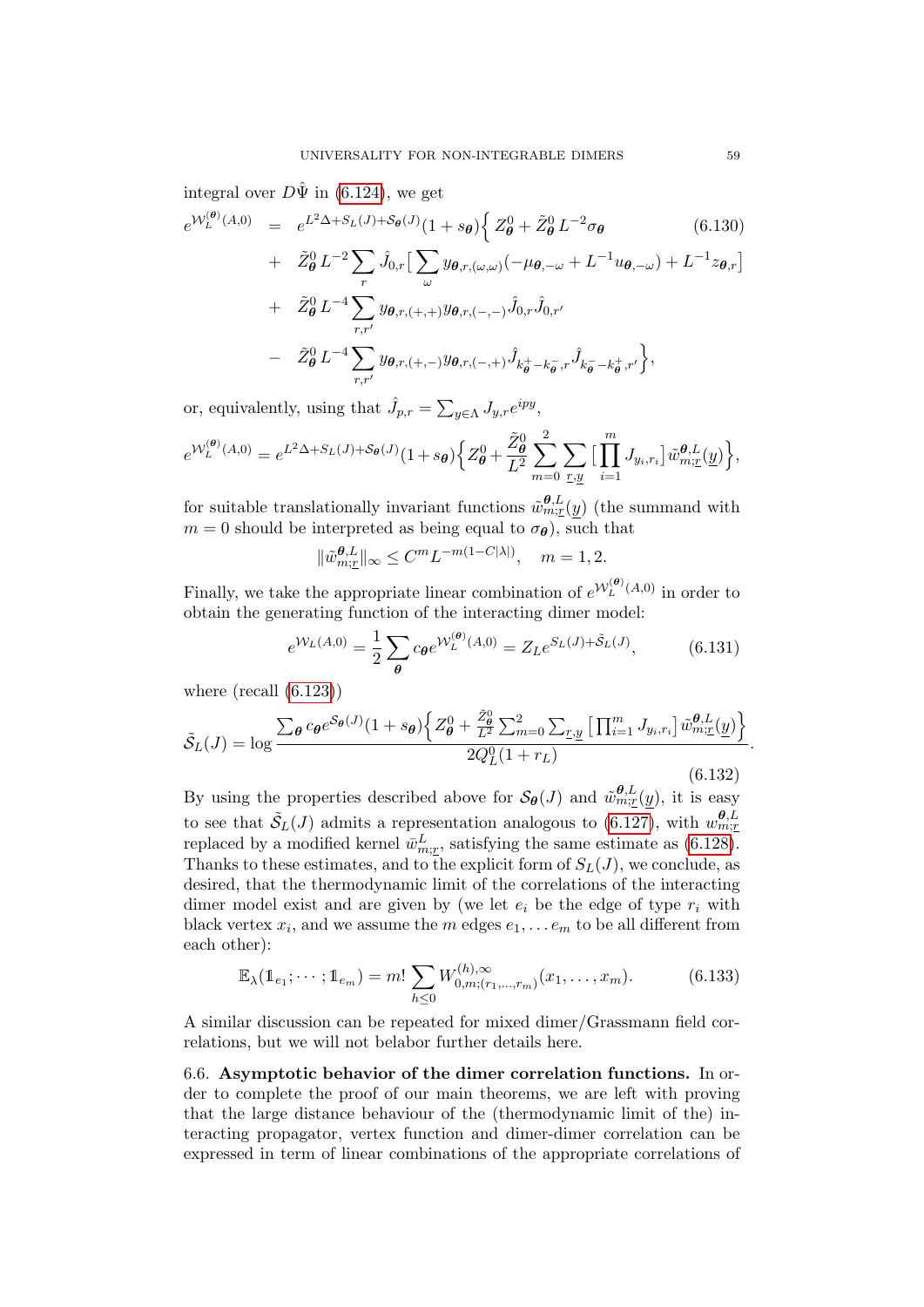integral over $D\hat\Psi$ in (6.124), we get

$$
\begin{aligned}
e^{\mathcal{W}_L^{(\boldsymbol{\theta})}(A,0)} &= e^{L^2\Delta+S_L(J)+\mathcal{S}_{\boldsymbol{\theta}}(J)}(1+s_{\boldsymbol{\theta}})\Big\{\, Z^0_{\boldsymbol{\theta}} + \tilde Z^0_{\boldsymbol{\theta}}\, L^{-2}\sigma_{\boldsymbol{\theta}} \\
&+\ \tilde Z^0_{\boldsymbol{\theta}}\, L^{-2}\sum_r \hat J_{0,r}\Big[\sum_\omega y_{\boldsymbol{\theta},r,(\omega,\omega)}(-\mu_{\boldsymbol{\theta},-\omega}+L^{-1}u_{\boldsymbol{\theta},-\omega})+L^{-1}z_{\boldsymbol{\theta},r}\Big] \\
&+\ \tilde Z^0_{\boldsymbol{\theta}}\, L^{-4}\sum_{r,r'} y_{\boldsymbol{\theta},r,(+,+)}y_{\boldsymbol{\theta},r,(-,-)}\hat J_{0,r}\hat J_{0,r'} \\
&-\ \tilde Z^0_{\boldsymbol{\theta}}\, L^{-4}\sum_{r,r'} y_{\boldsymbol{\theta},r,(+,-)}y_{\boldsymbol{\theta},r,(-,+)}\hat J_{k^+_{\boldsymbol{\theta}}-k^-_{\boldsymbol{\theta}},r}\hat J_{k^-_{\boldsymbol{\theta}}-k^+_{\boldsymbol{\theta}},r'}\Big\},
\end{aligned}
\tag{6.130}
$$

or, equivalently, using that $\hat J_{p,r}=\sum_{y\in\Lambda}J_{y,r}e^{ipy}$,

$$
e^{\mathcal{W}_L^{(\boldsymbol{\theta})}(A,0)} = e^{L^2\Delta+S_L(J)+\mathcal{S}_{\boldsymbol{\theta}}(J)}(1+s_{\boldsymbol{\theta}})\Big\{Z^0_{\boldsymbol{\theta}}+\frac{\tilde Z^0_{\boldsymbol{\theta}}}{L^2}\sum_{m=0}^2\sum_{\underline r,\underline y}\Big[\prod_{i=1}^m J_{y_i,r_i}\Big]\tilde w^{\boldsymbol{\theta},L}_{m;\underline r}(\underline y)\Big\},
$$

for suitable translationally invariant functions $\tilde w^{\boldsymbol{\theta},L}_{m;\underline r}(\underline y)$ (the summand with $m=0$ should be interpreted as being equal to $\sigma_{\boldsymbol{\theta}}$), such that

$$
\|\tilde w^{\boldsymbol{\theta},L}_{m;\underline r}\|_\infty \le C^m L^{-m(1-C|\lambda|)},\quad m=1,2.
$$

Finally, we take the appropriate linear combination of $e^{\mathcal{W}_L^{(\boldsymbol{\theta})}(A,0)}$ in order to obtain the generating function of the interacting dimer model:

$$
e^{\mathcal{W}_L(A,0)}=\frac12\sum_{\boldsymbol{\theta}}c_{\boldsymbol{\theta}}e^{\mathcal{W}_L^{(\boldsymbol{\theta})}(A,0)}=Z_Le^{S_L(J)+\tilde{\mathcal{S}}_L(J)},
\tag{6.131}
$$

where (recall (6.123))

$$
\tilde{\mathcal{S}}_L(J)=\log\frac{\sum_{\boldsymbol{\theta}}c_{\boldsymbol{\theta}}e^{\mathcal{S}_{\boldsymbol{\theta}}(J)}(1+s_{\boldsymbol{\theta}})\Big\{Z^0_{\boldsymbol{\theta}}+\frac{\tilde Z^0_{\boldsymbol{\theta}}}{L^2}\sum_{m=0}^2\sum_{\underline r,\underline y}\Big[\prod_{i=1}^m J_{y_i,r_i}\Big]\tilde w^{\boldsymbol{\theta},L}_{m;\underline r}(\underline y)\Big\}}{2Q^0_L(1+r_L)}.
\tag{6.132}
$$

By using the properties described above for $\mathcal{S}_{\boldsymbol{\theta}}(J)$ and $\tilde w^{\boldsymbol{\theta},L}_{m;\underline r}(\underline y)$, it is easy to see that $\tilde{\mathcal{S}}_L(J)$ admits a representation analogous to (6.127), with $w^{\boldsymbol{\theta},L}_{m;\underline r}$ replaced by a modified kernel $\bar w^L_{m;\underline r}$, satisfying the same estimate as (6.128). Thanks to these estimates, and to the explicit form of $S_L(J)$, we conclude, as desired, that the thermodynamic limit of the correlations of the interacting dimer model exist and are given by (we let $e_i$ be the edge of type $r_i$ with black vertex $x_i$, and we assume the $m$ edges $e_1,\dots e_m$ to be all different from each other):

$$
\mathbb{E}_\lambda(\mathbb{1}_{e_1};\cdots;\mathbb{1}_{e_m})=m!\sum_{h\le0}W^{(h),\infty}_{0,m;(r_1,\dots,r_m)}(x_1,\dots,x_m).
\tag{6.133}
$$

A similar discussion can be repeated for mixed dimer/Grassmann field correlations, but we will not belabor further details here.

### 6.6. Asymptotic behavior of the dimer correlation functions.

In order to complete the proof of our main theorems, we are left with proving that the large distance behaviour of the (thermodynamic limit of the) interacting propagator, vertex function and dimer-dimer correlation can be expressed in term of linear combinations of the appropriate correlations of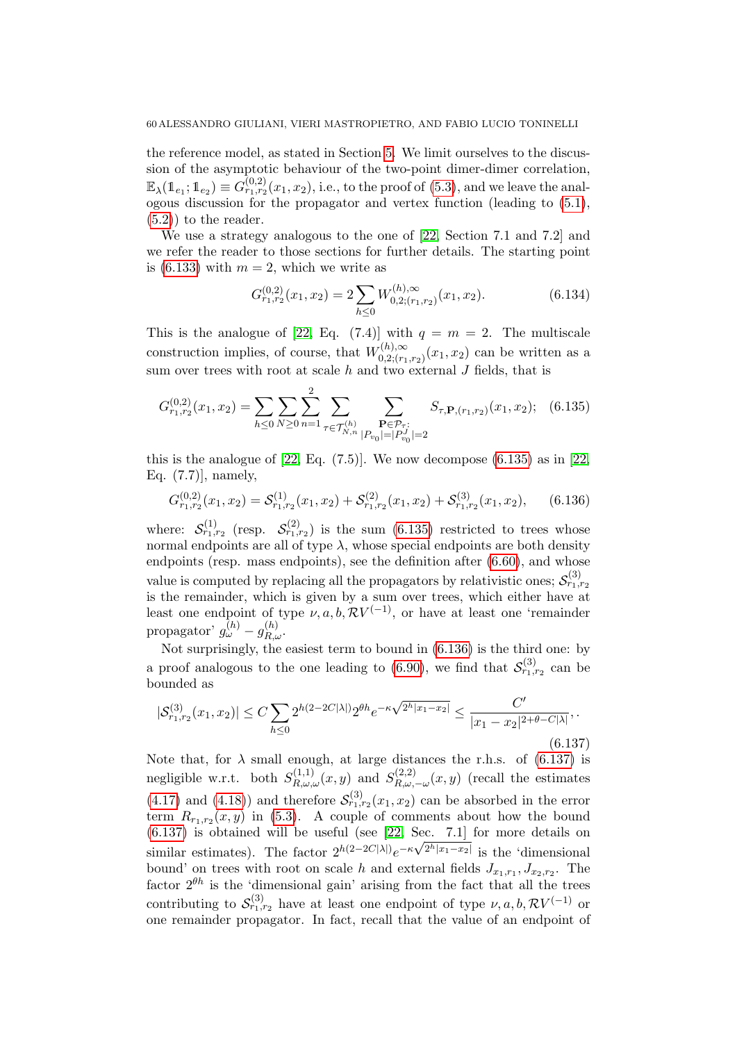the reference model, as stated in Section 5. We limit ourselves to the discussion of the asymptotic behaviour of the two-point dimer-dimer correlation, $\mathbb{E}_\lambda(\mathbb{1}_{e_1};\mathbb{1}_{e_2}) \equiv G^{(0,2)}_{r_1,r_2}(x_1,x_2)$, i.e., to the proof of (5.3), and we leave the analogous discussion for the propagator and vertex function (leading to (5.1), (5.2)) to the reader.

We use a strategy analogous to the one of [22, Section 7.1 and 7.2] and we refer the reader to those sections for further details. The starting point is (6.133) with $m=2$, which we write as

$$G^{(0,2)}_{r_1,r_2}(x_1,x_2) = 2\sum_{h\le 0} W^{(h),\infty}_{0,2;(r_1,r_2)}(x_1,x_2). \tag{6.134}$$

This is the analogue of [22, Eq. (7.4)] with $q=m=2$. The multiscale construction implies, of course, that $W^{(h),\infty}_{0,2;(r_1,r_2)}(x_1,x_2)$ can be written as a sum over trees with root at scale $h$ and two external $J$ fields, that is

$$G^{(0,2)}_{r_1,r_2}(x_1,x_2) = \sum_{h\le 0}\sum_{N\ge 0}\sum_{n=1}^{2}\sum_{\tau\in\mathcal{T}^{(h)}_{N,n}}\sum_{\substack{\mathbf{P}\in\mathcal{P}_\tau:\\ |P_{v_0}|=|P^J_{v_0}|=2}} S_{\tau,\mathbf{P},(r_1,r_2)}(x_1,x_2); \tag{6.135}$$

this is the analogue of [22, Eq. (7.5)]. We now decompose (6.135) as in [22, Eq. (7.7)], namely,

$$G^{(0,2)}_{r_1,r_2}(x_1,x_2) = \mathcal{S}^{(1)}_{r_1,r_2}(x_1,x_2)+\mathcal{S}^{(2)}_{r_1,r_2}(x_1,x_2)+\mathcal{S}^{(3)}_{r_1,r_2}(x_1,x_2), \tag{6.136}$$

where: $\mathcal{S}^{(1)}_{r_1,r_2}$ (resp. $\mathcal{S}^{(2)}_{r_1,r_2}$) is the sum (6.135) restricted to trees whose normal endpoints are all of type $\lambda$, whose special endpoints are both density endpoints (resp. mass endpoints), see the definition after (6.60), and whose value is computed by replacing all the propagators by relativistic ones; $\mathcal{S}^{(3)}_{r_1,r_2}$ is the remainder, which is given by a sum over trees, which either have at least one endpoint of type $\nu, a, b, \mathcal{R}V^{(-1)}$, or have at least one 'remainder propagator' $g^{(h)}_\omega - g^{(h)}_{R,\omega}$.

Not surprisingly, the easiest term to bound in (6.136) is the third one: by a proof analogous to the one leading to (6.90), we find that $\mathcal{S}^{(3)}_{r_1,r_2}$ can be bounded as

$$|\mathcal{S}^{(3)}_{r_1,r_2}(x_1,x_2)| \le C\sum_{h\le 0} 2^{h(2-2C|\lambda|)}2^{\theta h}e^{-\kappa\sqrt{2^h|x_1-x_2|}} \le \frac{C'}{|x_1-x_2|^{2+\theta-C|\lambda|}}, . \tag{6.137}$$

Note that, for $\lambda$ small enough, at large distances the r.h.s. of (6.137) is negligible w.r.t. both $S^{(1,1)}_{R,\omega,\omega}(x,y)$ and $S^{(2,2)}_{R,\omega,-\omega}(x,y)$ (recall the estimates (4.17) and (4.18)) and therefore $\mathcal{S}^{(3)}_{r_1,r_2}(x_1,x_2)$ can be absorbed in the error term $R_{r_1,r_2}(x,y)$ in (5.3). A couple of comments about how the bound (6.137) is obtained will be useful (see [22, Sec. 7.1] for more details on similar estimates). The factor $2^{h(2-2C|\lambda|)}e^{-\kappa\sqrt{2^h|x_1-x_2|}}$ is the 'dimensional bound' on trees with root on scale $h$ and external fields $J_{x_1,r_1}, J_{x_2,r_2}$. The factor $2^{\theta h}$ is the 'dimensional gain' arising from the fact that all the trees contributing to $\mathcal{S}^{(3)}_{r_1,r_2}$ have at least one endpoint of type $\nu, a, b, \mathcal{R}V^{(-1)}$ or one remainder propagator. In fact, recall that the value of an endpoint of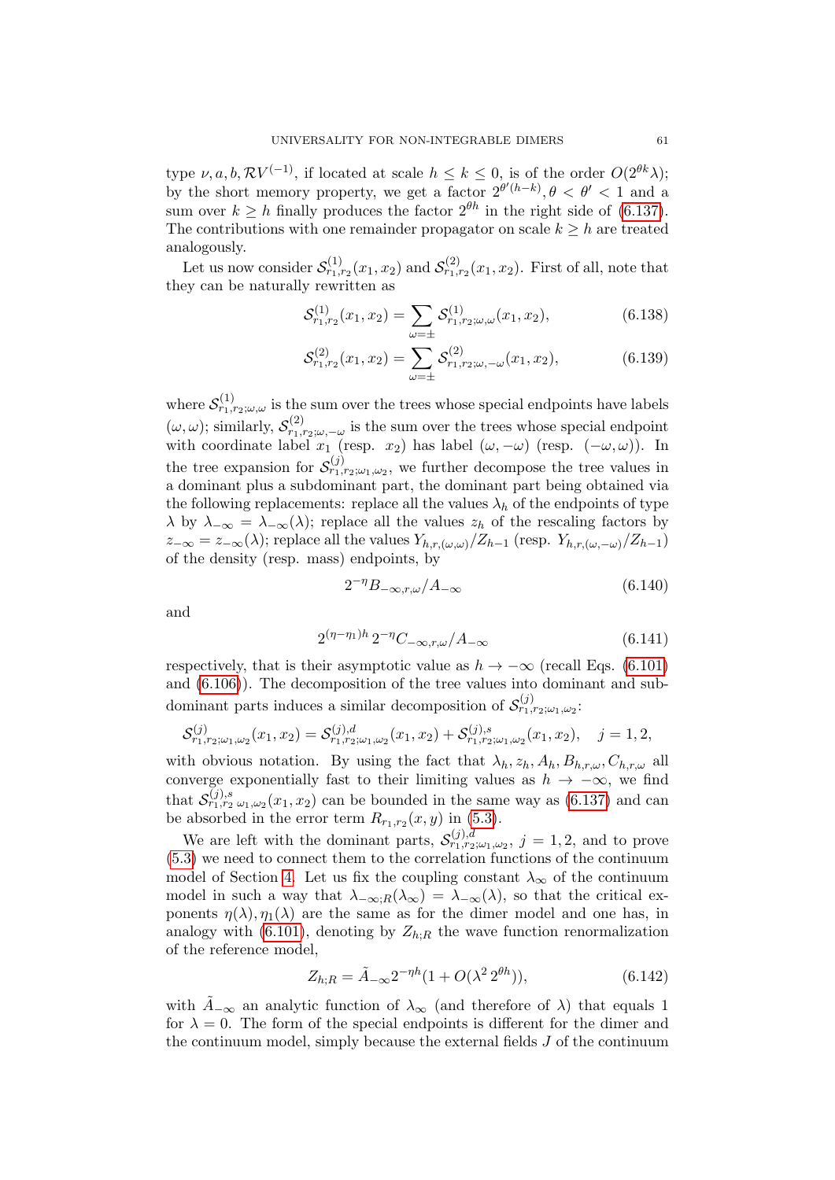type $\nu, a, b, \mathcal{R}V^{(-1)}$, if located at scale $h \le k \le 0$, is of the order $O(2^{\theta k}\lambda)$; by the short memory property, we get a factor $2^{\theta'(h-k)}, \theta < \theta' < 1$ and a sum over $k \ge h$ finally produces the factor $2^{\theta h}$ in the right side of (6.137). The contributions with one remainder propagator on scale $k \ge h$ are treated analogously.

Let us now consider $\mathcal{S}^{(1)}_{r_1,r_2}(x_1,x_2)$ and $\mathcal{S}^{(2)}_{r_1,r_2}(x_1,x_2)$. First of all, note that they can be naturally rewritten as

$$\mathcal{S}^{(1)}_{r_1,r_2}(x_1,x_2) = \sum_{\omega=\pm} \mathcal{S}^{(1)}_{r_1,r_2;\omega,\omega}(x_1,x_2), \tag{6.138}$$

$$\mathcal{S}^{(2)}_{r_1,r_2}(x_1,x_2) = \sum_{\omega=\pm} \mathcal{S}^{(2)}_{r_1,r_2;\omega,-\omega}(x_1,x_2), \tag{6.139}$$

where $\mathcal{S}^{(1)}_{r_1,r_2;\omega,\omega}$ is the sum over the trees whose special endpoints have labels $(\omega,\omega)$; similarly, $\mathcal{S}^{(2)}_{r_1,r_2;\omega,-\omega}$ is the sum over the trees whose special endpoint with coordinate label $x_1$ (resp. $x_2$) has label $(\omega,-\omega)$ (resp. $(-\omega,\omega)$). In the tree expansion for $\mathcal{S}^{(j)}_{r_1,r_2;\omega_1,\omega_2}$, we further decompose the tree values in a dominant plus a subdominant part, the dominant part being obtained via the following replacements: replace all the values $\lambda_h$ of the endpoints of type $\lambda$ by $\lambda_{-\infty} = \lambda_{-\infty}(\lambda)$; replace all the values $z_h$ of the rescaling factors by $z_{-\infty} = z_{-\infty}(\lambda)$; replace all the values $Y_{h,r,(\omega,\omega)}/Z_{h-1}$ (resp. $Y_{h,r,(\omega,-\omega)}/Z_{h-1}$) of the density (resp. mass) endpoints, by

$$2^{-\eta} B_{-\infty,r,\omega}/A_{-\infty} \tag{6.140}$$

and

$$2^{(\eta-\eta_1)h}\, 2^{-\eta} C_{-\infty,r,\omega}/A_{-\infty} \tag{6.141}$$

respectively, that is their asymptotic value as $h \to -\infty$ (recall Eqs. (6.101) and (6.106)). The decomposition of the tree values into dominant and subdominant parts induces a similar decomposition of $\mathcal{S}^{(j)}_{r_1,r_2;\omega_1,\omega_2}$:

$$\mathcal{S}^{(j)}_{r_1,r_2;\omega_1,\omega_2}(x_1,x_2) = \mathcal{S}^{(j),d}_{r_1,r_2;\omega_1,\omega_2}(x_1,x_2) + \mathcal{S}^{(j),s}_{r_1,r_2;\omega_1,\omega_2}(x_1,x_2), \quad j = 1,2,$$

with obvious notation. By using the fact that $\lambda_h, z_h, A_h, B_{h,r,\omega}, C_{h,r,\omega}$ all converge exponentially fast to their limiting values as $h \to -\infty$, we find that $\mathcal{S}^{(j),s}_{r_1,r_2\ \omega_1,\omega_2}(x_1,x_2)$ can be bounded in the same way as (6.137) and can be absorbed in the error term $R_{r_1,r_2}(x,y)$ in (5.3).

We are left with the dominant parts, $\mathcal{S}^{(j),d}_{r_1,r_2;\omega_1,\omega_2}$, $j = 1,2$, and to prove (5.3) we need to connect them to the correlation functions of the continuum model of Section 4. Let us fix the coupling constant $\lambda_\infty$ of the continuum model in such a way that $\lambda_{-\infty;R}(\lambda_\infty) = \lambda_{-\infty}(\lambda)$, so that the critical exponents $\eta(\lambda), \eta_1(\lambda)$ are the same as for the dimer model and one has, in analogy with (6.101), denoting by $Z_{h;R}$ the wave function renormalization of the reference model,

$$Z_{h;R} = \tilde{A}_{-\infty} 2^{-\eta h}(1 + O(\lambda^2\, 2^{\theta h})), \tag{6.142}$$

with $\tilde{A}_{-\infty}$ an analytic function of $\lambda_\infty$ (and therefore of $\lambda$) that equals 1 for $\lambda = 0$. The form of the special endpoints is different for the dimer and the continuum model, simply because the external fields $J$ of the continuum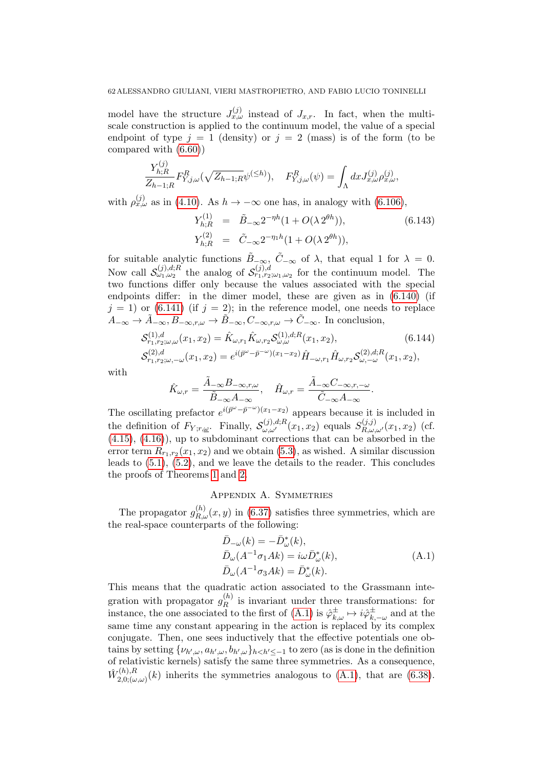model have the structure $J^{(j)}_{x,\omega}$ instead of $J_{x,r}$. In fact, when the multi-scale construction is applied to the continuum model, the value of a special endpoint of type $j = 1$ (density) or $j = 2$ (mass) is of the form (to be compared with (6.60))

$$\frac{Y^{(j)}_{h;R}}{Z_{h-1;R}} F^R_{Y,j,\omega}(\sqrt{Z_{h-1;R}}\psi^{(\le h)}), \quad F^R_{Y,j,\omega}(\psi) = \int_\Lambda dx J^{(j)}_{x,\omega}\rho^{(j)}_{x,\omega},$$

with $\rho^{(j)}_{x,\omega}$ as in (4.10). As $h \to -\infty$ one has, in analogy with (6.106),

$$\begin{aligned} Y^{(1)}_{h;R} &= \tilde B_{-\infty} 2^{-\eta h}(1 + O(\lambda\, 2^{\theta h})), \\ Y^{(2)}_{h;R} &= \tilde C_{-\infty} 2^{-\eta_1 h}(1 + O(\lambda\, 2^{\theta h})), \end{aligned} \tag{6.143}$$

for suitable analytic functions $\tilde B_{-\infty}$, $\tilde C_{-\infty}$ of $\lambda$, that equal 1 for $\lambda = 0$. Now call $\mathcal{S}^{(j),d;R}_{\omega_1,\omega_2}$ the analog of $\mathcal{S}^{(j),d}_{r_1,r_2;\omega_1,\omega_2}$ for the continuum model. The two functions differ only because the values associated with the special endpoints differ: in the dimer model, these are given as in (6.140) (if $j = 1$) or (6.141) (if $j = 2$); in the reference model, one needs to replace $A_{-\infty} \to \tilde A_{-\infty}, B_{-\infty,r,\omega} \to \tilde B_{-\infty}, C_{-\infty,r,\omega} \to \tilde C_{-\infty}$. In conclusion,

$$\begin{aligned} \mathcal{S}^{(1),d}_{r_1,r_2;\omega,\omega}(x_1,x_2) &= \hat K_{\omega,r_1}\hat K_{\omega,r_2}\mathcal{S}^{(1),d;R}_{\omega,\omega}(x_1,x_2), \\ \mathcal{S}^{(2),d}_{r_1,r_2;\omega,-\omega}(x_1,x_2) &= e^{i(\bar p^\omega - \bar p^{-\omega})(x_1-x_2)}\hat H_{-\omega,r_1}\hat H_{\omega,r_2}\mathcal{S}^{(2),d;R}_{\omega,-\omega}(x_1,x_2), \end{aligned} \tag{6.144}$$

with

$$\hat K_{\omega,r} = \frac{\tilde A_{-\infty} B_{-\infty,r,\omega}}{\tilde B_{-\infty} A_{-\infty}}, \quad \hat H_{\omega,r} = \frac{\tilde A_{-\infty} C_{-\infty,r,-\omega}}{\tilde C_{-\infty} A_{-\infty}}.$$

The oscillating prefactor $e^{i(\bar p^\omega - \bar p^{-\omega})(x_1-x_2)}$ appears because it is included in the definition of $F_{Y;r,\underline{\omega}}$. Finally, $\mathcal{S}^{(j),d;R}_{\omega,\omega'}(x_1,x_2)$ equals $S^{(j,j)}_{R,\omega,\omega'}(x_1,x_2)$ (cf. (4.15), (4.16)), up to subdominant corrections that can be absorbed in the error term $R_{r_1,r_2}(x_1,x_2)$ and we obtain (5.3), as wished. A similar discussion leads to (5.1), (5.2), and we leave the details to the reader. This concludes the proofs of Theorems 1 and 2.

## Appendix A. Symmetries

The propagator $g^{(h)}_{R,\omega}(x,y)$ in (6.37) satisfies three symmetries, which are the real-space counterparts of the following:

$$\begin{aligned} \bar D_{-\omega}(k) &= -\bar D^*_\omega(k), \\ \bar D_\omega(A^{-1}\sigma_1 A k) &= i\omega \bar D^*_\omega(k), \\ \bar D_\omega(A^{-1}\sigma_3 A k) &= \bar D^*_\omega(k). \end{aligned} \tag{A.1}$$

This means that the quadratic action associated to the Grassmann integration with propagator $g^{(h)}_R$ is invariant under three transformations: for instance, the one associated to the first of (A.1) is $\hat\varphi^\pm_{k,\omega} \mapsto i\hat\varphi^\pm_{k,-\omega}$ and at the same time any constant appearing in the action is replaced by its complex conjugate. Then, one sees inductively that the effective potentials one obtains by setting $\{\nu_{h',\omega}, a_{h',\omega}, b_{h',\omega}\}_{h<h'\le -1}$ to zero (as is done in the definition of relativistic kernels) satisfy the same three symmetries. As a consequence, $\hat W^{(h),R}_{2,0;(\omega,\omega)}(k)$ inherits the symmetries analogous to (A.1), that are (6.38).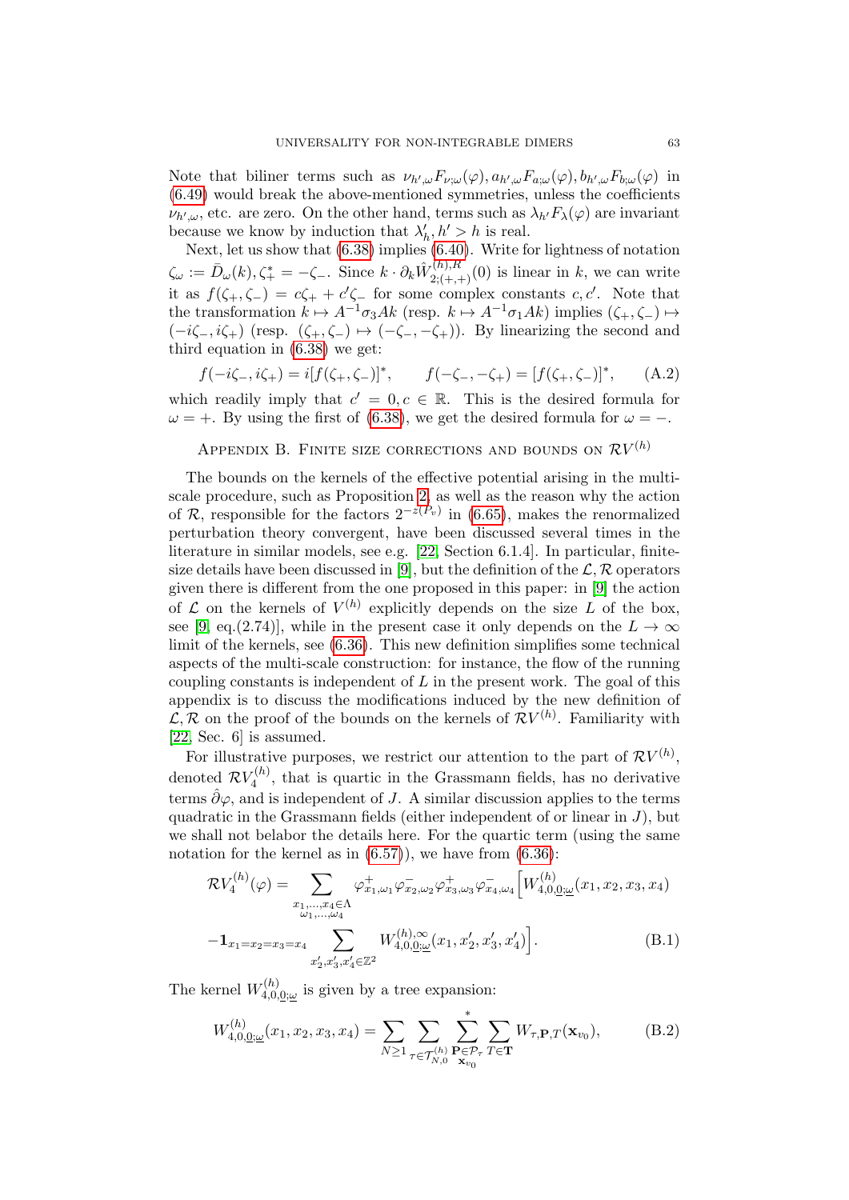Note that biliner terms such as $\nu_{h',\omega}F_{\nu;\omega}(\varphi), a_{h',\omega}F_{a;\omega}(\varphi), b_{h',\omega}F_{b;\omega}(\varphi)$ in (6.49) would break the above-mentioned symmetries, unless the coefficients $\nu_{h',\omega}$, etc. are zero. On the other hand, terms such as $\lambda_{h'}F_\lambda(\varphi)$ are invariant because we know by induction that $\lambda'_h, h' > h$ is real.

Next, let us show that (6.38) implies (6.40). Write for lightness of notation $\zeta_\omega := \bar D_\omega(k), \zeta_+^* = -\zeta_-$. Since $k \cdot \partial_k \hat W^{(h),R}_{2;(+,+)}(0)$ is linear in $k$, we can write it as $f(\zeta_+, \zeta_-) = c\zeta_+ + c'\zeta_-$ for some complex constants $c, c'$. Note that the transformation $k \mapsto A^{-1}\sigma_3 A k$ (resp. $k \mapsto A^{-1}\sigma_1 A k$) implies $(\zeta_+, \zeta_-) \mapsto (-i\zeta_-, i\zeta_+)$ (resp. $(\zeta_+, \zeta_-) \mapsto (-\zeta_-, -\zeta_+)$). By linearizing the second and third equation in (6.38) we get:

$$f(-i\zeta_-, i\zeta_+) = i[f(\zeta_+, \zeta_-)]^*, \qquad f(-\zeta_-, -\zeta_+) = [f(\zeta_+, \zeta_-)]^*, \tag{A.2}$$

which readily imply that $c' = 0, c \in \mathbb{R}$. This is the desired formula for $\omega = +$. By using the first of (6.38), we get the desired formula for $\omega = -$.

## Appendix B. Finite size corrections and bounds on $\mathcal{R}V^{(h)}$

The bounds on the kernels of the effective potential arising in the multi-scale procedure, such as Proposition 2, as well as the reason why the action of $\mathcal{R}$, responsible for the factors $2^{-z(P_v)}$ in (6.65), makes the renormalized perturbation theory convergent, have been discussed several times in the literature in similar models, see e.g. [22, Section 6.1.4]. In particular, finite-size details have been discussed in [9], but the definition of the $\mathcal{L}, \mathcal{R}$ operators given there is different from the one proposed in this paper: in [9] the action of $\mathcal{L}$ on the kernels of $V^{(h)}$ explicitly depends on the size $L$ of the box, see [9, eq.(2.74)], while in the present case it only depends on the $L \to \infty$ limit of the kernels, see (6.36). This new definition simplifies some technical aspects of the multi-scale construction: for instance, the flow of the running coupling constants is independent of $L$ in the present work. The goal of this appendix is to discuss the modifications induced by the new definition of $\mathcal{L}, \mathcal{R}$ on the proof of the bounds on the kernels of $\mathcal{R}V^{(h)}$. Familiarity with [22, Sec. 6] is assumed.

For illustrative purposes, we restrict our attention to the part of $\mathcal{R}V^{(h)}$, denoted $\mathcal{R}V_4^{(h)}$, that is quartic in the Grassmann fields, has no derivative terms $\hat\partial\varphi$, and is independent of $J$. A similar discussion applies to the terms quadratic in the Grassmann fields (either independent of or linear in $J$), but we shall not belabor the details here. For the quartic term (using the same notation for the kernel as in (6.57)), we have from (6.36):

$$\begin{aligned}\mathcal{R}V_4^{(h)}(\varphi) = &\sum_{\substack{x_1,\dots,x_4\in\Lambda\\ \omega_1,\dots,\omega_4}} \varphi^+_{x_1,\omega_1}\varphi^-_{x_2,\omega_2}\varphi^+_{x_3,\omega_3}\varphi^-_{x_4,\omega_4}\Big[W^{(h)}_{4,0,\underline{0};\underline{\omega}}(x_1,x_2,x_3,x_4)\\ &-\mathbf{1}_{x_1=x_2=x_3=x_4}\sum_{x_2',x_3',x_4'\in\mathbb{Z}^2} W^{(h),\infty}_{4,0,\underline{0};\underline{\omega}}(x_1,x_2',x_3',x_4')\Big].\end{aligned} \tag{B.1}$$

The kernel $W^{(h)}_{4,0,\underline{0};\underline{\omega}}$ is given by a tree expansion:

$$W^{(h)}_{4,0,\underline{0};\underline{\omega}}(x_1,x_2,x_3,x_4) = \sum_{N\ge1}\sum_{\tau\in\mathcal{T}^{(h)}_{N,0}}\sum^*_{\substack{\mathbf{P}\in\mathcal{P}_\tau\\ \mathbf{x}_{v_0}}}\sum_{T\in\mathbf{T}} W_{\tau,\mathbf{P},T}(\mathbf{x}_{v_0}), \tag{B.2}$$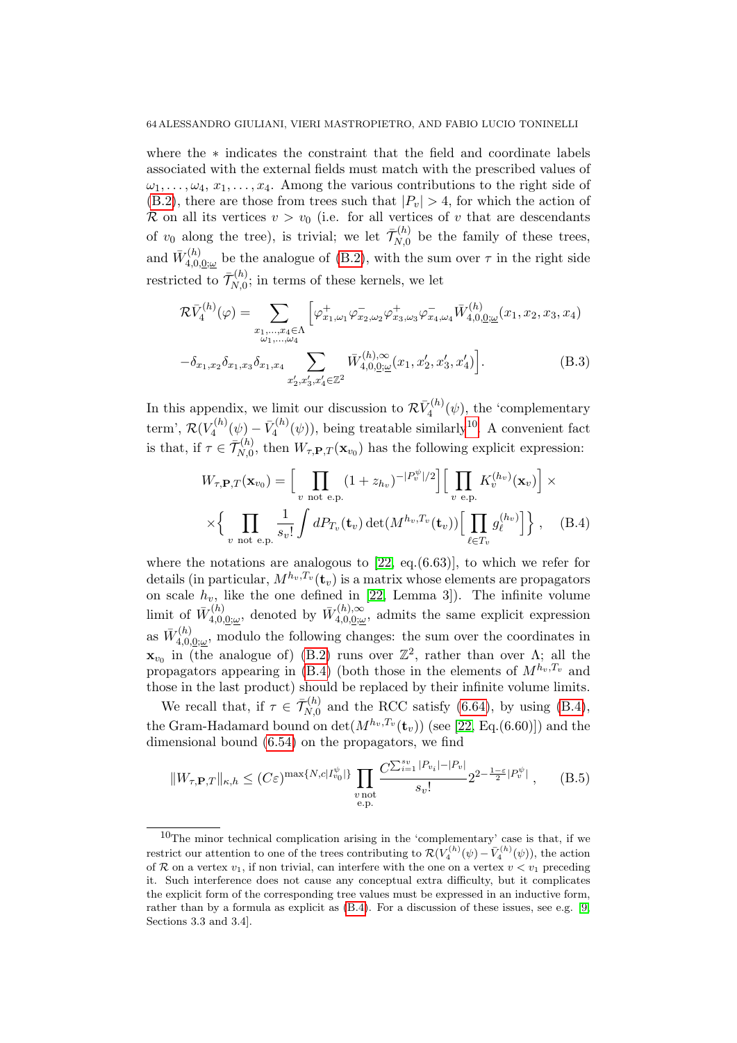where the $*$ indicates the constraint that the field and coordinate labels associated with the external fields must match with the prescribed values of $\omega_1,\dots,\omega_4$, $x_1,\dots,x_4$. Among the various contributions to the right side of (B.2), there are those from trees such that $|P_v|>4$, for which the action of $\mathcal{R}$ on all its vertices $v>v_0$ (i.e. for all vertices of $v$ that are descendants of $v_0$ along the tree), is trivial; we let $\bar{\mathcal{T}}^{(h)}_{N,0}$ be the family of these trees, and $\bar W^{(h)}_{4,0,\underline{0};\underline{\omega}}$ be the analogue of (B.2), with the sum over $\tau$ in the right side restricted to $\bar{\mathcal{T}}^{(h)}_{N,0}$; in terms of these kernels, we let

$$
\begin{aligned}
\mathcal{R}\bar V_4^{(h)}(\varphi) = \sum_{\substack{x_1,\dots,x_4\in\Lambda\\ \omega_1,\dots,\omega_4}} \Big[&\varphi^+_{x_1,\omega_1}\varphi^-_{x_2,\omega_2}\varphi^+_{x_3,\omega_3}\varphi^-_{x_4,\omega_4}\bar W^{(h)}_{4,0,\underline{0};\underline{\omega}}(x_1,x_2,x_3,x_4)\\
&-\delta_{x_1,x_2}\delta_{x_1,x_3}\delta_{x_1,x_4}\sum_{x_2',x_3',x_4'\in\mathbb{Z}^2}\bar W^{(h),\infty}_{4,0,\underline{0};\underline{\omega}}(x_1,x_2',x_3',x_4')\Big].
\end{aligned}
\tag{B.3}
$$

In this appendix, we limit our discussion to $\mathcal{R}\bar V_4^{(h)}(\psi)$, the 'complementary term', $\mathcal{R}(V_4^{(h)}(\psi)-\bar V_4^{(h)}(\psi))$, being treatable similarly[10]. A convenient fact is that, if $\tau\in\bar{\mathcal{T}}^{(h)}_{N,0}$, then $W_{\tau,\mathbf{P},T}(\mathbf{x}_{v_0})$ has the following explicit expression:

$$
\begin{aligned}
W_{\tau,\mathbf{P},T}(\mathbf{x}_{v_0}) &= \Big[\prod_{v\text{ not e.p.}}(1+z_{h_v})^{-|P_v^\psi|/2}\Big]\Big[\prod_{v\text{ e.p.}}K_v^{(h_v)}(\mathbf{x}_v)\Big]\times\\
&\times\Big\{\prod_{v\text{ not e.p.}}\frac{1}{s_v!}\int dP_{T_v}(\mathbf{t}_v)\det(M^{h_v,T_v}(\mathbf{t}_v))\Big[\prod_{\ell\in T_v}g_\ell^{(h_v)}\Big]\Big\}\,,
\end{aligned}
\tag{B.4}
$$

where the notations are analogous to [22, eq.(6.63)], to which we refer for details (in particular, $M^{h_v,T_v}(\mathbf{t}_v)$ is a matrix whose elements are propagators on scale $h_v$, like the one defined in [22, Lemma 3]). The infinite volume limit of $\bar W^{(h)}_{4,0,\underline{0};\underline{\omega}}$, denoted by $\bar W^{(h),\infty}_{4,0,\underline{0};\underline{\omega}}$, admits the same explicit expression as $\bar W^{(h)}_{4,0,\underline{0};\underline{\omega}}$, modulo the following changes: the sum over the coordinates in $\mathbf{x}_{v_0}$ in (the analogue of) (B.2) runs over $\mathbb{Z}^2$, rather than over $\Lambda$; all the propagators appearing in (B.4) (both those in the elements of $M^{h_v,T_v}$ and those in the last product) should be replaced by their infinite volume limits.

We recall that, if $\tau\in\bar{\mathcal{T}}^{(h)}_{N,0}$ and the RCC satisfy (6.64), by using (B.4), the Gram-Hadamard bound on $\det(M^{h_v,T_v}(\mathbf{t}_v))$ (see [22, Eq.(6.60)]) and the dimensional bound (6.54) on the propagators, we find

$$
\|W_{\tau,\mathbf{P},T}\|_{\kappa,h}\le (C\varepsilon)^{\max\{N,c|I^\psi_{v_0}|\}}\prod_{\substack{v\text{ not}\\ \text{e.p.}}}\frac{C^{\sum_{i=1}^{s_v}|P_{v_i}|-|P_v|}}{s_v!}2^{2-\frac{1-\varepsilon}{2}|P_v^\psi|}\,,
\tag{B.5}
$$

[10] The minor technical complication arising in the 'complementary' case is that, if we restrict our attention to one of the trees contributing to $\mathcal{R}(V_4^{(h)}(\psi)-\bar V_4^{(h)}(\psi))$, the action of $\mathcal{R}$ on a vertex $v_1$, if non trivial, can interfere with the one on a vertex $v<v_1$ preceding it. Such interference does not cause any conceptual extra difficulty, but it complicates the explicit form of the corresponding tree values must be expressed in an inductive form, rather than by a formula as explicit as (B.4). For a discussion of these issues, see e.g. [9, Sections 3.3 and 3.4].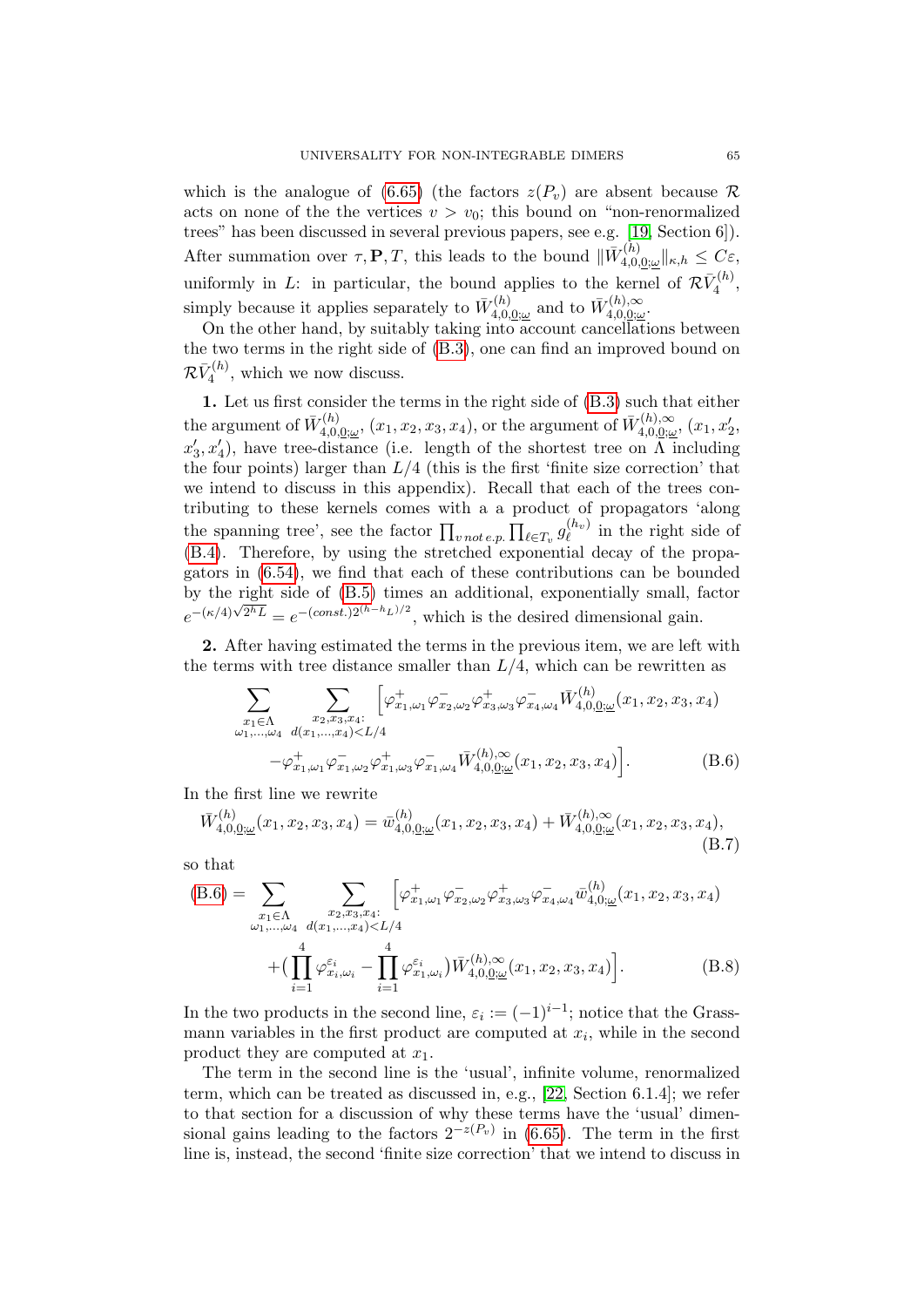which is the analogue of (6.65) (the factors $z(P_v)$ are absent because $\mathcal{R}$ acts on none of the the vertices $v > v_0$; this bound on "non-renormalized trees" has been discussed in several previous papers, see e.g. [19, Section 6]). After summation over $\tau, \mathbf{P}, T$, this leads to the bound $\|\bar{W}^{(h)}_{4,0,\underline{0};\underline{\omega}}\|_{\kappa,h} \le C\varepsilon$, uniformly in $L$: in particular, the bound applies to the kernel of $\mathcal{R}\bar{V}^{(h)}_4$, simply because it applies separately to $\bar{W}^{(h)}_{4,0,\underline{0};\underline{\omega}}$ and to $\bar{W}^{(h),\infty}_{4,0,\underline{0};\underline{\omega}}$.

On the other hand, by suitably taking into account cancellations between the two terms in the right side of (B.3), one can find an improved bound on $\mathcal{R}\bar{V}^{(h)}_4$, which we now discuss.

**1.** Let us first consider the terms in the right side of (B.3) such that either the argument of $\bar{W}^{(h)}_{4,0,\underline{0};\underline{\omega}}$, $(x_1, x_2, x_3, x_4)$, or the argument of $\bar{W}^{(h),\infty}_{4,0,\underline{0};\underline{\omega}}$, $(x_1, x_2', x_3', x_4')$, have tree-distance (i.e. length of the shortest tree on $\Lambda$ including the four points) larger than $L/4$ (this is the first 'finite size correction' that we intend to discuss in this appendix). Recall that each of the trees contributing to these kernels comes with a a product of propagators 'along the spanning tree', see the factor $\prod_{v\, not\, e.p.}\prod_{\ell\in T_v} g^{(h_v)}_\ell$ in the right side of (B.4). Therefore, by using the stretched exponential decay of the propagators in (6.54), we find that each of these contributions can be bounded by the right side of (B.5) times an additional, exponentially small, factor $e^{-(\kappa/4)\sqrt{2^h L}} = e^{-(const.)2^{(h-h_L)/2}}$, which is the desired dimensional gain.

**2.** After having estimated the terms in the previous item, we are left with the terms with tree distance smaller than $L/4$, which can be rewritten as

$$
\sum_{\substack{x_1\in\Lambda\\ \omega_1,\ldots,\omega_4}} \sum_{\substack{x_2,x_3,x_4:\\ d(x_1,\ldots,x_4)<L/4}} \Big[\varphi^+_{x_1,\omega_1}\varphi^-_{x_2,\omega_2}\varphi^+_{x_3,\omega_3}\varphi^-_{x_4,\omega_4}\bar{W}^{(h)}_{4,0,\underline{0};\underline{\omega}}(x_1,x_2,x_3,x_4)
$$
$$
-\varphi^+_{x_1,\omega_1}\varphi^-_{x_1,\omega_2}\varphi^+_{x_1,\omega_3}\varphi^-_{x_1,\omega_4}\bar{W}^{(h),\infty}_{4,0,\underline{0};\underline{\omega}}(x_1,x_2,x_3,x_4)\Big]. \tag{B.6}
$$

In the first line we rewrite

$$
\bar{W}^{(h)}_{4,0,\underline{0};\underline{\omega}}(x_1,x_2,x_3,x_4) = \bar{w}^{(h)}_{4,0,\underline{0};\underline{\omega}}(x_1,x_2,x_3,x_4) + \bar{W}^{(h),\infty}_{4,0,\underline{0};\underline{\omega}}(x_1,x_2,x_3,x_4), \tag{B.7}
$$

so that

$$
\text{(B.6)} = \sum_{\substack{x_1\in\Lambda\\ \omega_1,\ldots,\omega_4}} \sum_{\substack{x_2,x_3,x_4:\\ d(x_1,\ldots,x_4)<L/4}} \Big[\varphi^+_{x_1,\omega_1}\varphi^-_{x_2,\omega_2}\varphi^+_{x_3,\omega_3}\varphi^-_{x_4,\omega_4}\bar{w}^{(h)}_{4,0;\underline{\omega}}(x_1,x_2,x_3,x_4)
$$
$$
+\big(\prod_{i=1}^4\varphi^{\varepsilon_i}_{x_i,\omega_i} - \prod_{i=1}^4\varphi^{\varepsilon_i}_{x_1,\omega_i}\big)\bar{W}^{(h),\infty}_{4,0,\underline{0};\underline{\omega}}(x_1,x_2,x_3,x_4)\Big]. \tag{B.8}
$$

In the two products in the second line, $\varepsilon_i := (-1)^{i-1}$; notice that the Grassmann variables in the first product are computed at $x_i$, while in the second product they are computed at $x_1$.

The term in the second line is the 'usual', infinite volume, renormalized term, which can be treated as discussed in, e.g., [22, Section 6.1.4]; we refer to that section for a discussion of why these terms have the 'usual' dimensional gains leading to the factors $2^{-z(P_v)}$ in (6.65). The term in the first line is, instead, the second 'finite size correction' that we intend to discuss in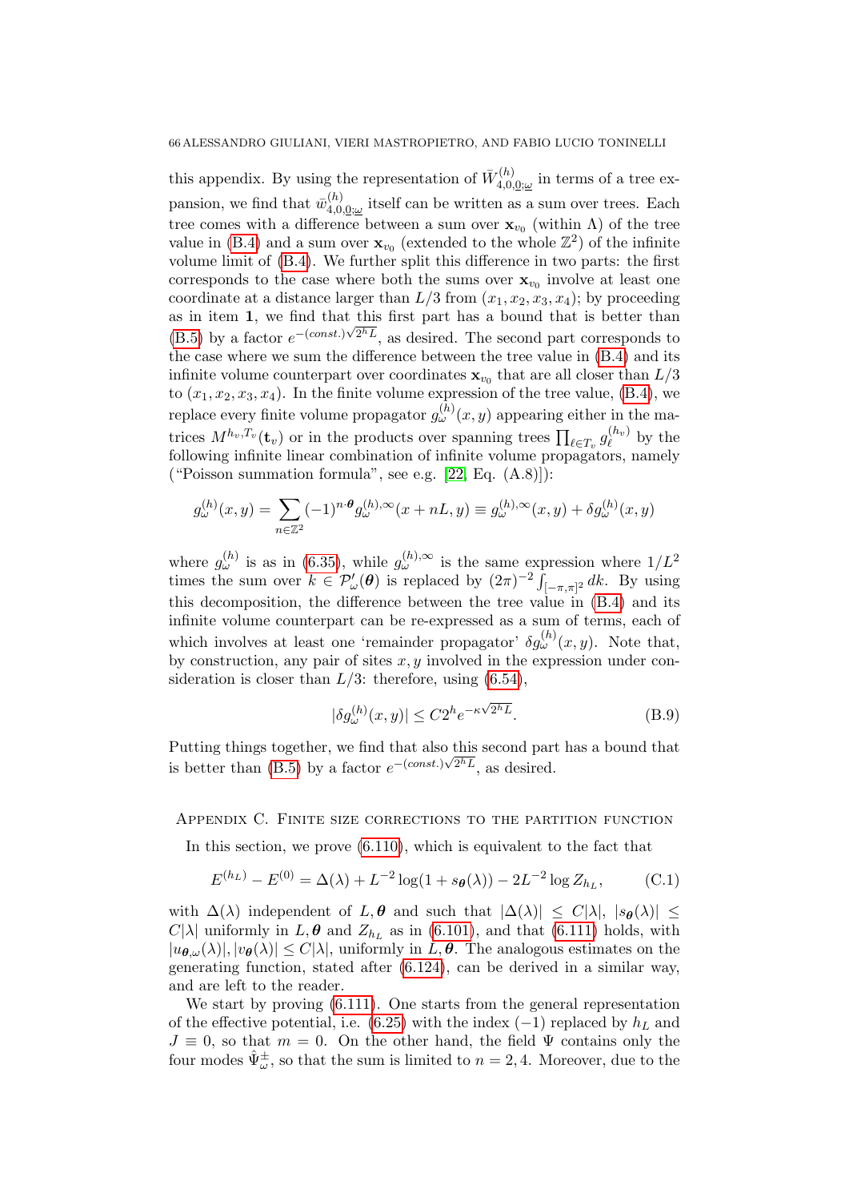this appendix. By using the representation of $\bar W^{(h)}_{4,0,\underline{0};\underline{\omega}}$ in terms of a tree expansion, we find that $\bar w^{(h)}_{4,0,\underline{0};\underline{\omega}}$ itself can be written as a sum over trees. Each tree comes with a difference between a sum over $\mathbf{x}_{v_0}$ (within $\Lambda$) of the tree value in (B.4) and a sum over $\mathbf{x}_{v_0}$ (extended to the whole $\mathbb{Z}^2$) of the infinite volume limit of (B.4). We further split this difference in two parts: the first corresponds to the case where both the sums over $\mathbf{x}_{v_0}$ involve at least one coordinate at a distance larger than $L/3$ from $(x_1, x_2, x_3, x_4)$; by proceeding as in item **1**, we find that this first part has a bound that is better than (B.5) by a factor $e^{-(const.)\sqrt{2^h L}}$, as desired. The second part corresponds to the case where we sum the difference between the tree value in (B.4) and its infinite volume counterpart over coordinates $\mathbf{x}_{v_0}$ that are all closer than $L/3$ to $(x_1, x_2, x_3, x_4)$. In the finite volume expression of the tree value, (B.4), we replace every finite volume propagator $g^{(h)}_\omega(x,y)$ appearing either in the matrices $M^{h_v,T_v}(\mathbf{t}_v)$ or in the products over spanning trees $\prod_{\ell\in T_v} g^{(h_v)}_\ell$ by the following infinite linear combination of infinite volume propagators, namely ("Poisson summation formula", see e.g. [22, Eq. (A.8)]):

$$g^{(h)}_\omega(x,y) = \sum_{n\in\mathbb{Z}^2} (-1)^{n\cdot\boldsymbol{\theta}} g^{(h),\infty}_\omega(x+nL, y) \equiv g^{(h),\infty}_\omega(x,y) + \delta g^{(h)}_\omega(x,y)$$

where $g^{(h)}_\omega$ is as in (6.35), while $g^{(h),\infty}_\omega$ is the same expression where $1/L^2$ times the sum over $k \in \mathcal{P}'_\omega(\boldsymbol{\theta})$ is replaced by $(2\pi)^{-2}\int_{[-\pi,\pi]^2} dk$. By using this decomposition, the difference between the tree value in (B.4) and its infinite volume counterpart can be re-expressed as a sum of terms, each of which involves at least one 'remainder propagator' $\delta g^{(h)}_\omega(x,y)$. Note that, by construction, any pair of sites $x, y$ involved in the expression under consideration is closer than $L/3$: therefore, using (6.54),

$$|\delta g^{(h)}_\omega(x,y)| \le C 2^h e^{-\kappa\sqrt{2^h L}}. \tag{B.9}$$

Putting things together, we find that also this second part has a bound that is better than (B.5) by a factor $e^{-(const.)\sqrt{2^h L}}$, as desired.

## Appendix C. Finite size corrections to the partition function

In this section, we prove (6.110), which is equivalent to the fact that

$$E^{(h_L)} - E^{(0)} = \Delta(\lambda) + L^{-2}\log(1+s_{\boldsymbol{\theta}}(\lambda)) - 2L^{-2}\log Z_{h_L}, \tag{C.1}$$

with $\Delta(\lambda)$ independent of $L, \boldsymbol{\theta}$ and such that $|\Delta(\lambda)| \le C|\lambda|$, $|s_{\boldsymbol{\theta}}(\lambda)| \le C|\lambda|$ uniformly in $L, \boldsymbol{\theta}$ and $Z_{h_L}$ as in (6.101), and that (6.111) holds, with $|u_{\boldsymbol{\theta},\omega}(\lambda)|, |v_{\boldsymbol{\theta}}(\lambda)| \le C|\lambda|$, uniformly in $L, \boldsymbol{\theta}$. The analogous estimates on the generating function, stated after (6.124), can be derived in a similar way, and are left to the reader.

We start by proving (6.111). One starts from the general representation of the effective potential, i.e. (6.25) with the index $(-1)$ replaced by $h_L$ and $J \equiv 0$, so that $m = 0$. On the other hand, the field $\Psi$ contains only the four modes $\hat\Psi^\pm_\omega$, so that the sum is limited to $n = 2, 4$. Moreover, due to the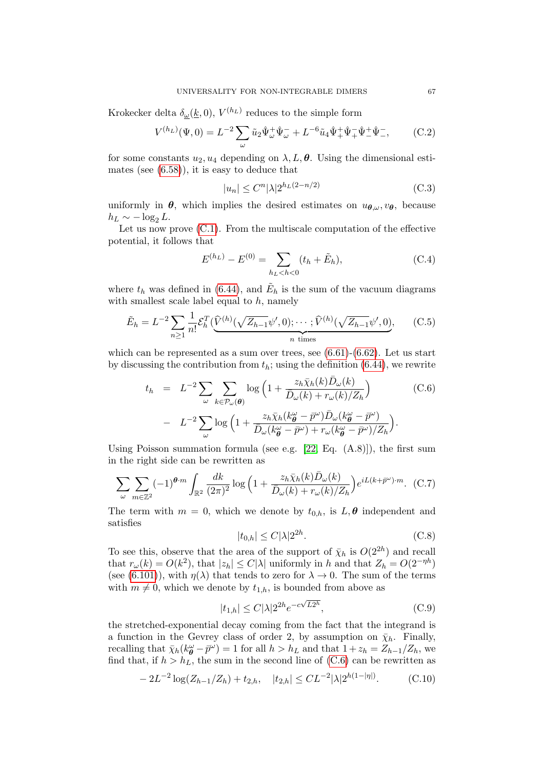Krokecker delta $\delta_{\underline{\omega}}(\underline{k}, 0)$, $V^{(h_L)}$ reduces to the simple form

$$V^{(h_L)}(\Psi, 0) = L^{-2} \sum_{\omega} \tilde{u}_2 \hat{\Psi}^+_\omega \hat{\Psi}^-_\omega + L^{-6} \tilde{u}_4 \hat{\Psi}^+_+ \hat{\Psi}^-_+ \hat{\Psi}^+_- \hat{\Psi}^-_-, \tag{C.2}$$

for some constants $u_2, u_4$ depending on $\lambda, L, \boldsymbol{\theta}$. Using the dimensional estimates (see (6.58)), it is easy to deduce that

$$|u_n| \le C^n |\lambda| 2^{h_L(2-n/2)} \tag{C.3}$$

uniformly in $\boldsymbol{\theta}$, which implies the desired estimates on $u_{\boldsymbol{\theta},\omega}, v_{\boldsymbol{\theta}}$, because $h_L \sim -\log_2 L$.

Let us now prove (C.1). From the multiscale computation of the effective potential, it follows that

$$E^{(h_L)} - E^{(0)} = \sum_{h_L < h < 0} (t_h + \tilde{E}_h), \tag{C.4}$$

where $t_h$ was defined in (6.44), and $\tilde{E}_h$ is the sum of the vacuum diagrams with smallest scale label equal to $h$, namely

$$\tilde{E}_h = L^{-2} \sum_{n \ge 1} \frac{1}{n!} \mathcal{E}^T_h(\underbrace{\widehat{V}^{(h)}(\sqrt{Z_{h-1}}\psi', 0); \cdots ; \widehat{V}^{(h)}(\sqrt{Z_{h-1}}\psi', 0)}_{n \text{ times}}), \tag{C.5}$$

which can be represented as a sum over trees, see (6.61)-(6.62). Let us start by discussing the contribution from $t_h$; using the definition (6.44), we rewrite

$$\begin{aligned} t_h &= L^{-2} \sum_{\omega} \sum_{k \in \mathcal{P}_\omega(\boldsymbol{\theta})} \log\Big(1 + \frac{z_h \bar{\chi}_h(k) \bar{D}_\omega(k)}{\bar{D}_\omega(k) + r_\omega(k)/Z_h}\Big) \\ &- L^{-2} \sum_{\omega} \log\Big(1 + \frac{z_h \bar{\chi}_h(k^\omega_{\boldsymbol{\theta}} - \bar{p}^\omega) \bar{D}_\omega(k^\omega_{\boldsymbol{\theta}} - \bar{p}^\omega)}{\bar{D}_\omega(k^\omega_{\boldsymbol{\theta}} - \bar{p}^\omega) + r_\omega(k^\omega_{\boldsymbol{\theta}} - \bar{p}^\omega)/Z_h}\Big). \end{aligned} \tag{C.6}$$

Using Poisson summation formula (see e.g. [22, Eq. (A.8)]), the first sum in the right side can be rewritten as

$$\sum_{\omega} \sum_{m \in \mathbb{Z}^2} (-1)^{\boldsymbol{\theta} \cdot m} \int_{\mathbb{R}^2} \frac{dk}{(2\pi)^2} \log\Big(1 + \frac{z_h \bar{\chi}_h(k) \bar{D}_\omega(k)}{\bar{D}_\omega(k) + r_\omega(k)/Z_h}\Big) e^{iL(k + \bar{p}^\omega) \cdot m}. \tag{C.7}$$

The term with $m = 0$, which we denote by $t_{0,h}$, is $L, \boldsymbol{\theta}$ independent and satisfies

$$|t_{0,h}| \le C|\lambda| 2^{2h}. \tag{C.8}$$

To see this, observe that the area of the support of $\bar{\chi}_h$ is $O(2^{2h})$ and recall that $r_\omega(k) = O(k^2)$, that $|z_h| \le C|\lambda|$ uniformly in $h$ and that $Z_h = O(2^{-\eta h})$ (see (6.101)), with $\eta(\lambda)$ that tends to zero for $\lambda \to 0$. The sum of the terms with $m \ne 0$, which we denote by $t_{1,h}$, is bounded from above as

$$|t_{1,h}| \le C|\lambda| 2^{2h} e^{-c\sqrt{L 2^h}}, \tag{C.9}$$

the stretched-exponential decay coming from the fact that the integrand is a function in the Gevrey class of order 2, by assumption on $\bar{\chi}_h$. Finally, recalling that $\bar{\chi}_h(k^\omega_{\boldsymbol{\theta}} - \bar{p}^\omega) = 1$ for all $h > h_L$ and that $1 + z_h = Z_{h-1}/Z_h$, we find that, if $h > h_L$, the sum in the second line of (C.6) can be rewritten as

$$-2L^{-2} \log(Z_{h-1}/Z_h) + t_{2,h}, \quad |t_{2,h}| \le C L^{-2} |\lambda| 2^{h(1-|\eta|)}. \tag{C.10}$$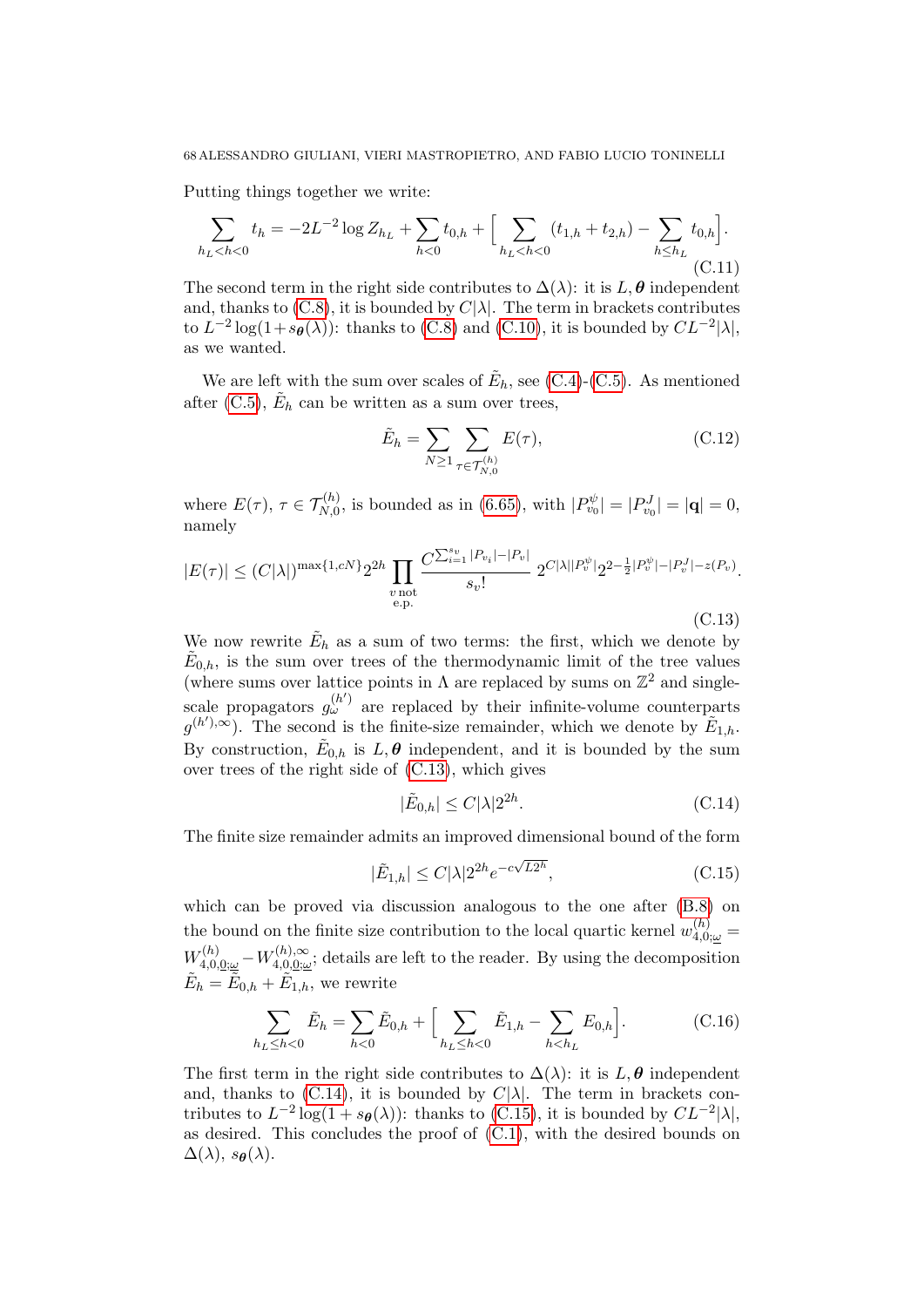Putting things together we write:

$$\sum_{h_L<h<0} t_h = -2L^{-2}\log Z_{h_L} + \sum_{h<0} t_{0,h} + \Big[\sum_{h_L<h<0}(t_{1,h}+t_{2,h}) - \sum_{h\le h_L} t_{0,h}\Big]. \tag{C.11}$$

The second term in the right side contributes to $\Delta(\lambda)$: it is $L,\boldsymbol{\theta}$ independent and, thanks to (C.8), it is bounded by $C|\lambda|$. The term in brackets contributes to $L^{-2}\log(1+s_{\boldsymbol{\theta}}(\lambda))$: thanks to (C.8) and (C.10), it is bounded by $CL^{-2}|\lambda|$, as we wanted.

We are left with the sum over scales of $\tilde E_h$, see (C.4)-(C.5). As mentioned after (C.5), $\tilde E_h$ can be written as a sum over trees,

$$\tilde E_h = \sum_{N\ge 1}\sum_{\tau\in\mathcal{T}^{(h)}_{N,0}} E(\tau), \tag{C.12}$$

where $E(\tau)$, $\tau\in\mathcal{T}^{(h)}_{N,0}$, is bounded as in (6.65), with $|P^\psi_{v_0}|=|P^J_{v_0}|=|\mathbf{q}|=0$, namely

$$|E(\tau)|\le (C|\lambda|)^{\max\{1,cN\}}2^{2h}\prod_{\substack{v\text{ not}\\ \text{e.p.}}}\frac{C^{\sum_{i=1}^{s_v}|P_{v_i}|-|P_v|}}{s_v!}\,2^{C|\lambda||P^\psi_v|}2^{2-\frac12|P^\psi_v|-|P^J_v|-z(P_v)}. \tag{C.13}$$

We now rewrite $\tilde E_h$ as a sum of two terms: the first, which we denote by $\tilde E_{0,h}$, is the sum over trees of the thermodynamic limit of the tree values (where sums over lattice points in $\Lambda$ are replaced by sums on $\mathbb{Z}^2$ and single-scale propagators $g^{(h')}_\omega$ are replaced by their infinite-volume counterparts $g^{(h'),\infty}$). The second is the finite-size remainder, which we denote by $\tilde E_{1,h}$. By construction, $\tilde E_{0,h}$ is $L,\boldsymbol{\theta}$ independent, and it is bounded by the sum over trees of the right side of (C.13), which gives

$$|\tilde E_{0,h}|\le C|\lambda|2^{2h}. \tag{C.14}$$

The finite size remainder admits an improved dimensional bound of the form

$$|\tilde E_{1,h}|\le C|\lambda|2^{2h}e^{-c\sqrt{L2^h}}, \tag{C.15}$$

which can be proved via discussion analogous to the one after (B.8) on the bound on the finite size contribution to the local quartic kernel $w^{(h)}_{4,0;\underline\omega} = W^{(h)}_{4,0,\underline 0;\underline\omega} - W^{(h),\infty}_{4,0,\underline 0;\underline\omega}$; details are left to the reader. By using the decomposition $\tilde E_h=\tilde E_{0,h}+\tilde E_{1,h}$, we rewrite

$$\sum_{h_L\le h<0}\tilde E_h = \sum_{h<0}\tilde E_{0,h} + \Big[\sum_{h_L\le h<0}\tilde E_{1,h} - \sum_{h<h_L} E_{0,h}\Big]. \tag{C.16}$$

The first term in the right side contributes to $\Delta(\lambda)$: it is $L,\boldsymbol{\theta}$ independent and, thanks to (C.14), it is bounded by $C|\lambda|$. The term in brackets contributes to $L^{-2}\log(1+s_{\boldsymbol{\theta}}(\lambda))$: thanks to (C.15), it is bounded by $CL^{-2}|\lambda|$, as desired. This concludes the proof of (C.1), with the desired bounds on $\Delta(\lambda)$, $s_{\boldsymbol{\theta}}(\lambda)$.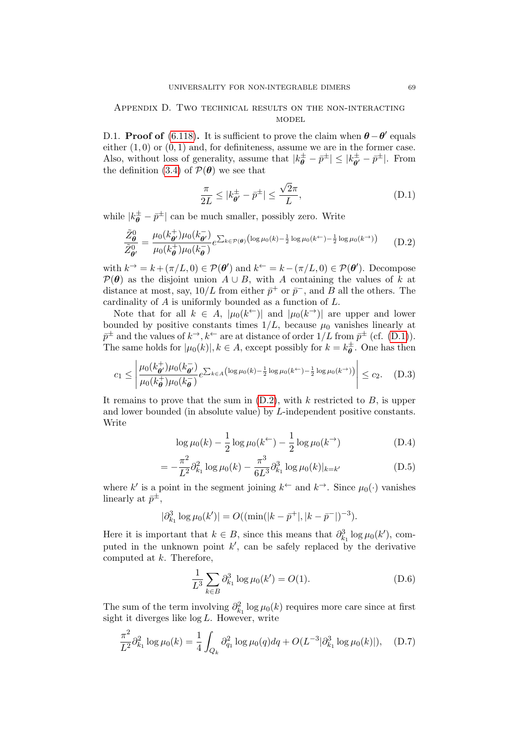## Appendix D. Two technical results on the non-interacting model

D.1. **Proof of** (6.118)**.** It is sufficient to prove the claim when $\boldsymbol{\theta}-\boldsymbol{\theta}'$ equals either $(1,0)$ or $(0,1)$ and, for definiteness, assume we are in the former case. Also, without loss of generality, assume that $|k^\pm_{\boldsymbol{\theta}}-\bar p^\pm|\le |k^\pm_{\boldsymbol{\theta}'}-\bar p^\pm|$. From the definition (3.4) of $\mathcal P(\boldsymbol{\theta})$ we see that

$$
\frac{\pi}{2L}\le |k^\pm_{\boldsymbol{\theta}'}-\bar p^\pm|\le \frac{\sqrt2\pi}{L}, \tag{D.1}
$$

while $|k^\pm_{\boldsymbol{\theta}}-\bar p^\pm|$ can be much smaller, possibly zero. Write

$$
\frac{\tilde Z^0_{\boldsymbol{\theta}}}{\tilde Z^0_{\boldsymbol{\theta}'}}=\frac{\mu_0(k^+_{\boldsymbol{\theta}'})\mu_0(k^-_{\boldsymbol{\theta}'})}{\mu_0(k^+_{\boldsymbol{\theta}})\mu_0(k^-_{\boldsymbol{\theta}})}e^{\sum_{k\in\mathcal P(\boldsymbol{\theta})}\left(\log\mu_0(k)-\frac12\log\mu_0(k^{\leftarrow})-\frac12\log\mu_0(k^{\rightarrow})\right)} \tag{D.2}
$$

with $k^{\rightarrow}=k+(\pi/L,0)\in\mathcal P(\boldsymbol{\theta}')$ and $k^{\leftarrow}=k-(\pi/L,0)\in\mathcal P(\boldsymbol{\theta}')$. Decompose $\mathcal P(\boldsymbol{\theta})$ as the disjoint union $A\cup B$, with $A$ containing the values of $k$ at distance at most, say, $10/L$ from either $\bar p^+$ or $\bar p^-$, and $B$ all the others. The cardinality of $A$ is uniformly bounded as a function of $L$.

Note that for all $k\in A$, $|\mu_0(k^{\leftarrow})|$ and $|\mu_0(k^{\rightarrow})|$ are upper and lower bounded by positive constants times $1/L$, because $\mu_0$ vanishes linearly at $\bar p^\pm$ and the values of $k^{\rightarrow},k^{\leftarrow}$ are at distance of order $1/L$ from $\bar p^\pm$ (cf. (D.1)). The same holds for $|\mu_0(k)|, k\in A$, except possibly for $k=k^\pm_{\boldsymbol{\theta}}$. One has then

$$
c_1\le\left|\frac{\mu_0(k^+_{\boldsymbol{\theta}'})\mu_0(k^-_{\boldsymbol{\theta}'})}{\mu_0(k^+_{\boldsymbol{\theta}})\mu_0(k^-_{\boldsymbol{\theta}})}e^{\sum_{k\in A}\left(\log\mu_0(k)-\frac12\log\mu_0(k^{\leftarrow})-\frac12\log\mu_0(k^{\rightarrow})\right)}\right|\le c_2. \tag{D.3}
$$

It remains to prove that the sum in (D.2), with $k$ restricted to $B$, is upper and lower bounded (in absolute value) by $L$-independent positive constants. Write

$$
\log\mu_0(k)-\frac12\log\mu_0(k^{\leftarrow})-\frac12\log\mu_0(k^{\rightarrow}) \tag{D.4}
$$

$$
=-\frac{\pi^2}{L^2}\partial^2_{k_1}\log\mu_0(k)-\frac{\pi^3}{6L^3}\partial^3_{k_1}\log\mu_0(k)|_{k=k'} \tag{D.5}
$$

where $k'$ is a point in the segment joining $k^{\leftarrow}$ and $k^{\rightarrow}$. Since $\mu_0(\cdot)$ vanishes linearly at $\bar p^\pm$,

$$
|\partial^3_{k_1}\log\mu_0(k')|=O((\min(|k-\bar p^+|,|k-\bar p^-|)^{-3}).
$$

Here it is important that $k\in B$, since this means that $\partial^3_{k_1}\log\mu_0(k')$, computed in the unknown point $k'$, can be safely replaced by the derivative computed at $k$. Therefore,

$$
\frac{1}{L^3}\sum_{k\in B}\partial^3_{k_1}\log\mu_0(k')=O(1). \tag{D.6}
$$

The sum of the term involving $\partial^2_{k_1}\log\mu_0(k)$ requires more care since at first sight it diverges like $\log L$. However, write

$$
\frac{\pi^2}{L^2}\partial^2_{k_1}\log\mu_0(k)=\frac14\int_{Q_k}\partial^2_{q_1}\log\mu_0(q)dq+O(L^{-3}|\partial^3_{k_1}\log\mu_0(k)|), \tag{D.7}
$$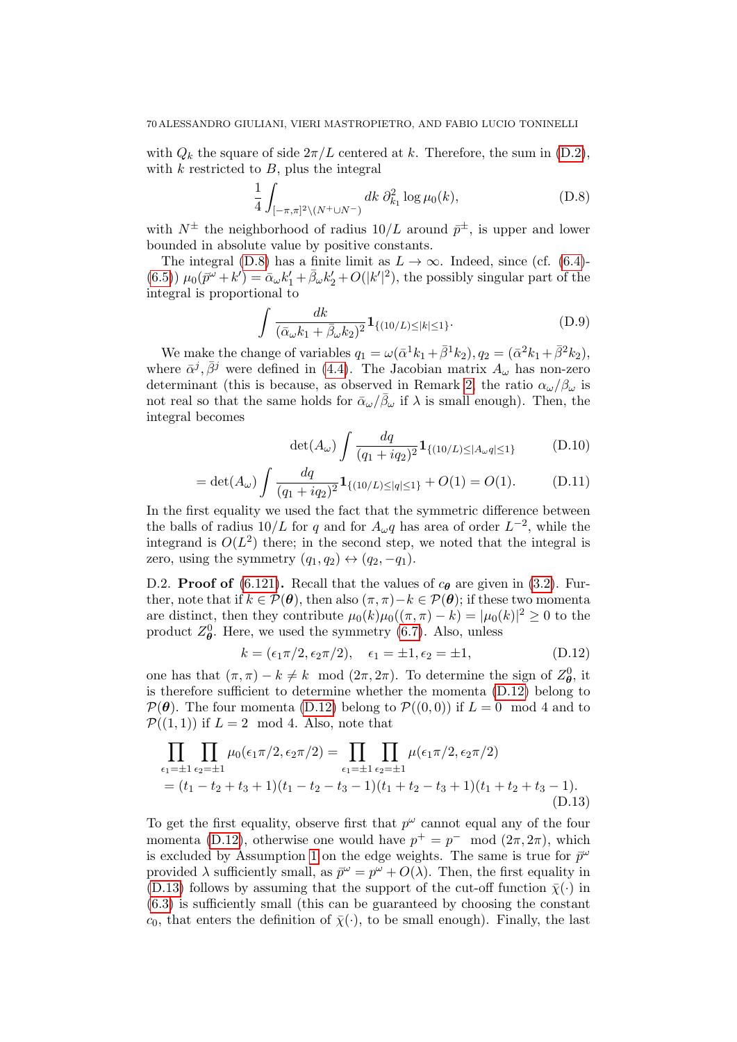with $Q_k$ the square of side $2\pi/L$ centered at $k$. Therefore, the sum in (D.2), with $k$ restricted to $B$, plus the integral

$$\frac{1}{4}\int_{[-\pi,\pi]^2\setminus(N^+\cup N^-)} dk\, \partial_{k_1}^2 \log\mu_0(k), \tag{D.8}$$

with $N^\pm$ the neighborhood of radius $10/L$ around $\bar p^\pm$, is upper and lower bounded in absolute value by positive constants.

The integral (D.8) has a finite limit as $L\to\infty$. Indeed, since (cf. (6.4)-(6.5)) $\mu_0(\bar p^\omega+k')=\bar\alpha_\omega k'_1+\bar\beta_\omega k'_2+O(|k'|^2)$, the possibly singular part of the integral is proportional to

$$\int \frac{dk}{(\bar\alpha_\omega k_1+\bar\beta_\omega k_2)^2}\mathbf{1}_{\{(10/L)\le|k|\le 1\}}. \tag{D.9}$$

We make the change of variables $q_1=\omega(\bar\alpha^1 k_1+\bar\beta^1 k_2), q_2=(\bar\alpha^2 k_1+\bar\beta^2 k_2)$, where $\bar\alpha^j,\bar\beta^j$ were defined in (4.4). The Jacobian matrix $A_\omega$ has non-zero determinant (this is because, as observed in Remark 2, the ratio $\alpha_\omega/\beta_\omega$ is not real so that the same holds for $\bar\alpha_\omega/\bar\beta_\omega$ if $\lambda$ is small enough). Then, the integral becomes

$$\det(A_\omega)\int \frac{dq}{(q_1+iq_2)^2}\mathbf{1}_{\{(10/L)\le|A_\omega q|\le 1\}} \tag{D.10}$$

$$=\det(A_\omega)\int \frac{dq}{(q_1+iq_2)^2}\mathbf{1}_{\{(10/L)\le|q|\le 1\}}+O(1)=O(1). \tag{D.11}$$

In the first equality we used the fact that the symmetric difference between the balls of radius $10/L$ for $q$ and for $A_\omega q$ has area of order $L^{-2}$, while the integrand is $O(L^2)$ there; in the second step, we noted that the integral is zero, using the symmetry $(q_1,q_2)\leftrightarrow(q_2,-q_1)$.

D.2. **Proof of (6.121).** Recall that the values of $c_{\boldsymbol\theta}$ are given in (3.2). Further, note that if $k\in\mathcal P(\boldsymbol\theta)$, then also $(\pi,\pi)-k\in\mathcal P(\boldsymbol\theta)$; if these two momenta are distinct, then they contribute $\mu_0(k)\mu_0((\pi,\pi)-k)=|\mu_0(k)|^2\ge 0$ to the product $Z^0_{\boldsymbol\theta}$. Here, we used the symmetry (6.7). Also, unless

$$k=(\epsilon_1\pi/2,\epsilon_2\pi/2),\quad \epsilon_1=\pm1,\epsilon_2=\pm1, \tag{D.12}$$

one has that $(\pi,\pi)-k\ne k \mod (2\pi,2\pi)$. To determine the sign of $Z^0_{\boldsymbol\theta}$, it is therefore sufficient to determine whether the momenta (D.12) belong to $\mathcal P(\boldsymbol\theta)$. The four momenta (D.12) belong to $\mathcal P((0,0))$ if $L=0 \mod 4$ and to $\mathcal P((1,1))$ if $L=2 \mod 4$. Also, note that

$$\begin{aligned}\prod_{\epsilon_1=\pm1}\prod_{\epsilon_2=\pm1}\mu_0(\epsilon_1\pi/2,\epsilon_2\pi/2)&=\prod_{\epsilon_1=\pm1}\prod_{\epsilon_2=\pm1}\mu(\epsilon_1\pi/2,\epsilon_2\pi/2)\\&=(t_1-t_2+t_3+1)(t_1-t_2-t_3-1)(t_1+t_2-t_3+1)(t_1+t_2+t_3-1).\end{aligned} \tag{D.13}$$

To get the first equality, observe first that $p^\omega$ cannot equal any of the four momenta (D.12), otherwise one would have $p^+=p^- \mod (2\pi,2\pi)$, which is excluded by Assumption 1 on the edge weights. The same is true for $\bar p^\omega$ provided $\lambda$ sufficiently small, as $\bar p^\omega=p^\omega+O(\lambda)$. Then, the first equality in (D.13) follows by assuming that the support of the cut-off function $\bar\chi(\cdot)$ in (6.3) is sufficiently small (this can be guaranteed by choosing the constant $c_0$, that enters the definition of $\bar\chi(\cdot)$, to be small enough). Finally, the last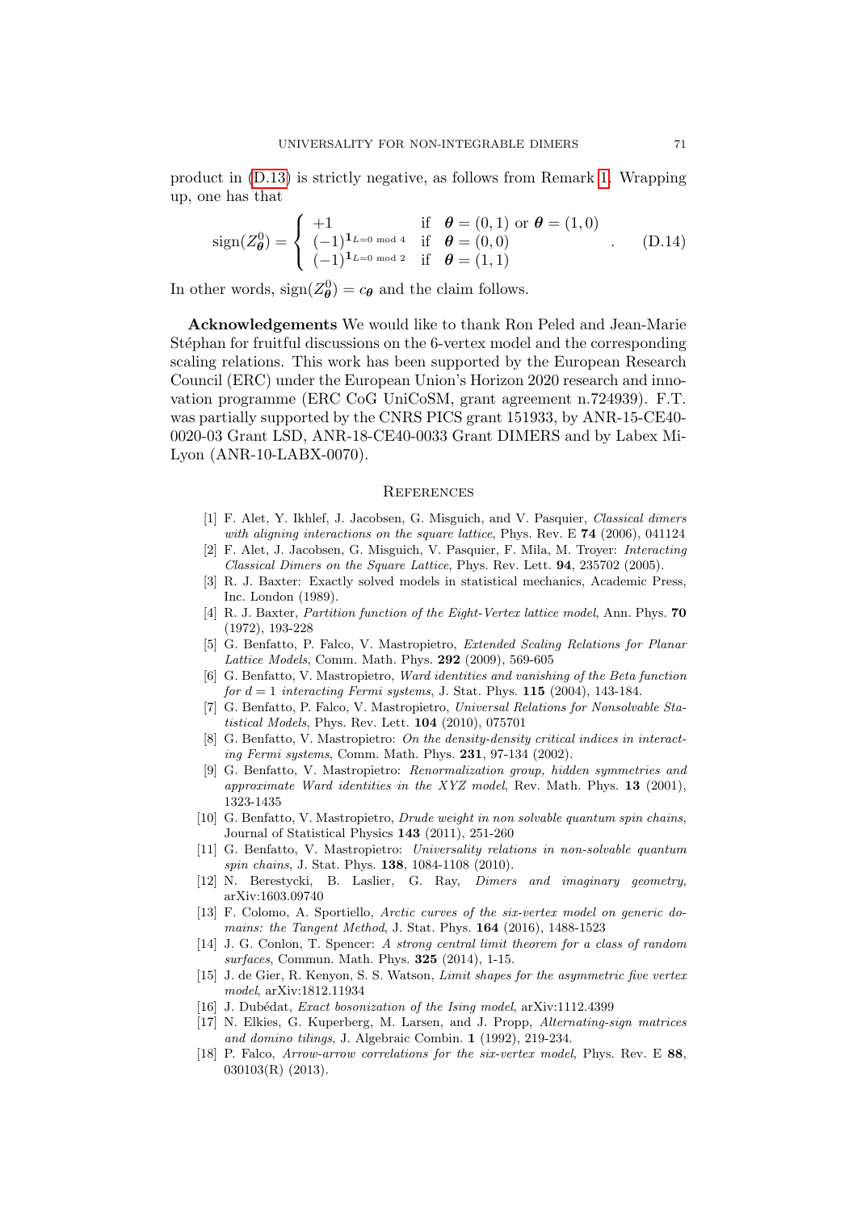product in (D.13) is strictly negative, as follows from Remark 1. Wrapping up, one has that

$$\mathrm{sign}(Z^0_{\boldsymbol{\theta}}) = \begin{cases} +1 & \text{if} \quad \boldsymbol{\theta} = (0,1) \text{ or } \boldsymbol{\theta} = (1,0) \\ (-1)^{\mathbf{1}_{L=0 \bmod 4}} & \text{if} \quad \boldsymbol{\theta} = (0,0) \\ (-1)^{\mathbf{1}_{L=0 \bmod 2}} & \text{if} \quad \boldsymbol{\theta} = (1,1) \end{cases} . \tag{D.14}$$

In other words, $\mathrm{sign}(Z^0_{\boldsymbol{\theta}}) = c_{\boldsymbol{\theta}}$ and the claim follows.

**Acknowledgements** We would like to thank Ron Peled and Jean-Marie Stéphan for fruitful discussions on the 6-vertex model and the corresponding scaling relations. This work has been supported by the European Research Council (ERC) under the European Union's Horizon 2020 research and innovation programme (ERC CoG UniCoSM, grant agreement n.724939). F.T. was partially supported by the CNRS PICS grant 151933, by ANR-15-CE40-0020-03 Grant LSD, ANR-18-CE40-0033 Grant DIMERS and by Labex MiLyon (ANR-10-LABX-0070).

## References

[1] F. Alet, Y. Ikhlef, J. Jacobsen, G. Misguich, and V. Pasquier, *Classical dimers with aligning interactions on the square lattice*, Phys. Rev. E **74** (2006), 041124

[2] F. Alet, J. Jacobsen, G. Misguich, V. Pasquier, F. Mila, M. Troyer: *Interacting Classical Dimers on the Square Lattice*, Phys. Rev. Lett. **94**, 235702 (2005).

[3] R. J. Baxter: Exactly solved models in statistical mechanics, Academic Press, Inc. London (1989).

[4] R. J. Baxter, *Partition function of the Eight-Vertex lattice model*, Ann. Phys. **70** (1972), 193-228

[5] G. Benfatto, P. Falco, V. Mastropietro, *Extended Scaling Relations for Planar Lattice Models*, Comm. Math. Phys. **292** (2009), 569-605

[6] G. Benfatto, V. Mastropietro, *Ward identities and vanishing of the Beta function for $d = 1$ interacting Fermi systems*, J. Stat. Phys. **115** (2004), 143-184.

[7] G. Benfatto, P. Falco, V. Mastropietro, *Universal Relations for Nonsolvable Statistical Models*, Phys. Rev. Lett. **104** (2010), 075701

[8] G. Benfatto, V. Mastropietro: *On the density-density critical indices in interacting Fermi systems*, Comm. Math. Phys. **231**, 97-134 (2002).

[9] G. Benfatto, V. Mastropietro: *Renormalization group, hidden symmetries and approximate Ward identities in the XYZ model*, Rev. Math. Phys. **13** (2001), 1323-1435

[10] G. Benfatto, V. Mastropietro, *Drude weight in non solvable quantum spin chains*, Journal of Statistical Physics **143** (2011), 251-260

[11] G. Benfatto, V. Mastropietro: *Universality relations in non-solvable quantum spin chains*, J. Stat. Phys. **138**, 1084-1108 (2010).

[12] N. Berestycki, B. Laslier, G. Ray, *Dimers and imaginary geometry*, arXiv:1603.09740

[13] F. Colomo, A. Sportiello, *Arctic curves of the six-vertex model on generic domains: the Tangent Method*, J. Stat. Phys. **164** (2016), 1488-1523

[14] J. G. Conlon, T. Spencer: *A strong central limit theorem for a class of random surfaces*, Commun. Math. Phys. **325** (2014), 1-15.

[15] J. de Gier, R. Kenyon, S. S. Watson, *Limit shapes for the asymmetric five vertex model*, arXiv:1812.11934

[16] J. Dubédat, *Exact bosonization of the Ising model*, arXiv:1112.4399

[17] N. Elkies, G. Kuperberg, M. Larsen, and J. Propp, *Alternating-sign matrices and domino tilings*, J. Algebraic Combin. **1** (1992), 219-234.

[18] P. Falco, *Arrow-arrow correlations for the six-vertex model*, Phys. Rev. E **88**, 030103(R) (2013).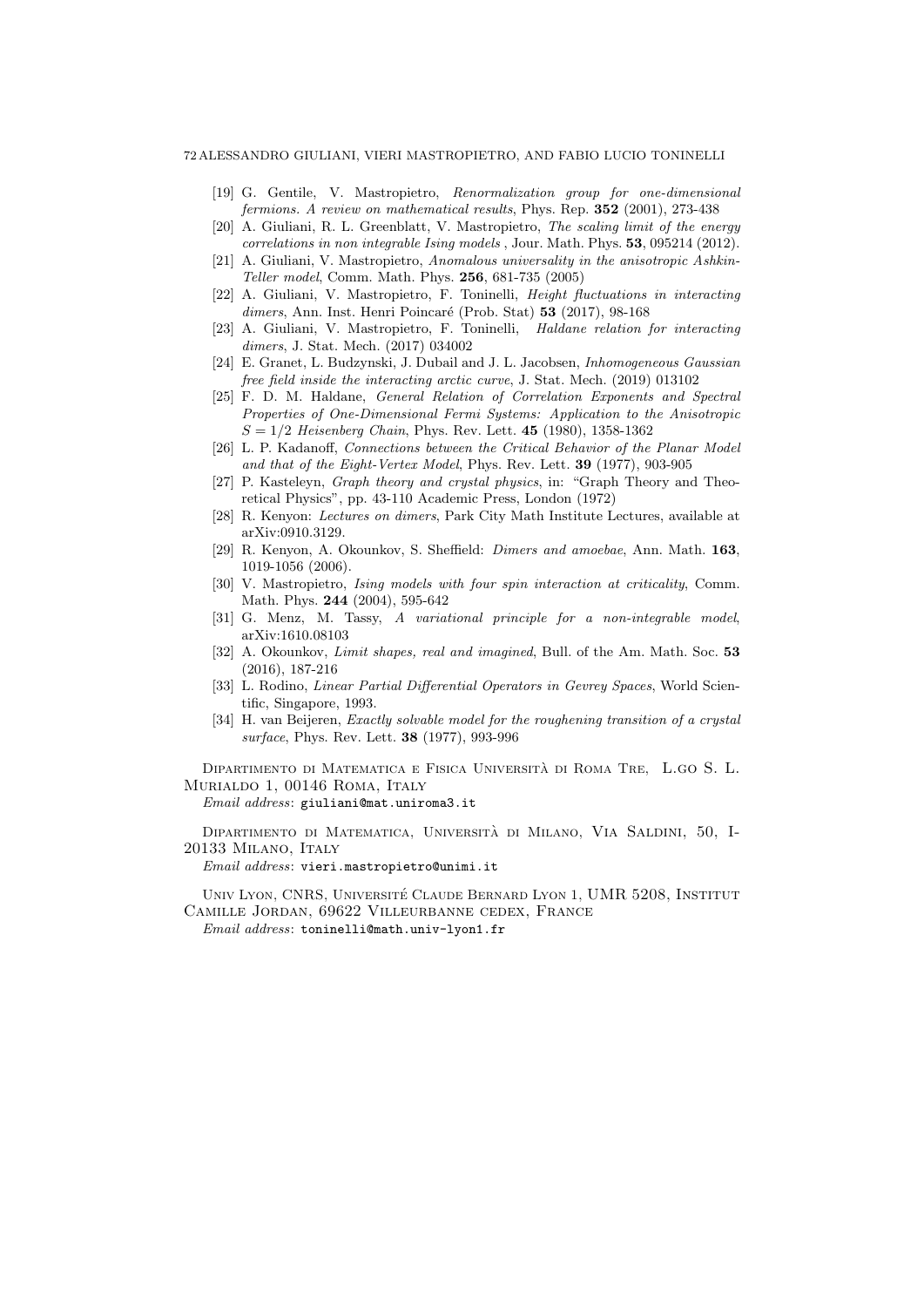[19] G. Gentile, V. Mastropietro, *Renormalization group for one-dimensional fermions. A review on mathematical results*, Phys. Rep. **352** (2001), 273-438

[20] A. Giuliani, R. L. Greenblatt, V. Mastropietro, *The scaling limit of the energy correlations in non integrable Ising models* , Jour. Math. Phys. **53**, 095214 (2012).

[21] A. Giuliani, V. Mastropietro, *Anomalous universality in the anisotropic Ashkin-Teller model*, Comm. Math. Phys. **256**, 681-735 (2005)

[22] A. Giuliani, V. Mastropietro, F. Toninelli, *Height fluctuations in interacting dimers*, Ann. Inst. Henri Poincaré (Prob. Stat) **53** (2017), 98-168

[23] A. Giuliani, V. Mastropietro, F. Toninelli, *Haldane relation for interacting dimers*, J. Stat. Mech. (2017) 034002

[24] E. Granet, L. Budzynski, J. Dubail and J. L. Jacobsen, *Inhomogeneous Gaussian free field inside the interacting arctic curve*, J. Stat. Mech. (2019) 013102

[25] F. D. M. Haldane, *General Relation of Correlation Exponents and Spectral Properties of One-Dimensional Fermi Systems: Application to the Anisotropic $S = 1/2$ Heisenberg Chain*, Phys. Rev. Lett. **45** (1980), 1358-1362

[26] L. P. Kadanoff, *Connections between the Critical Behavior of the Planar Model and that of the Eight-Vertex Model*, Phys. Rev. Lett. **39** (1977), 903-905

[27] P. Kasteleyn, *Graph theory and crystal physics*, in: "Graph Theory and Theoretical Physics", pp. 43-110 Academic Press, London (1972)

[28] R. Kenyon: *Lectures on dimers*, Park City Math Institute Lectures, available at arXiv:0910.3129.

[29] R. Kenyon, A. Okounkov, S. Sheffield: *Dimers and amoebae*, Ann. Math. **163**, 1019-1056 (2006).

[30] V. Mastropietro, *Ising models with four spin interaction at criticality*, Comm. Math. Phys. **244** (2004), 595-642

[31] G. Menz, M. Tassy, *A variational principle for a non-integrable model*, arXiv:1610.08103

[32] A. Okounkov, *Limit shapes, real and imagined*, Bull. of the Am. Math. Soc. **53** (2016), 187-216

[33] L. Rodino, *Linear Partial Differential Operators in Gevrey Spaces*, World Scientific, Singapore, 1993.

[34] H. van Beijeren, *Exactly solvable model for the roughening transition of a crystal surface*, Phys. Rev. Lett. **38** (1977), 993-996

Dipartimento di Matematica e Fisica Università di Roma Tre, L.go S. L. Murialdo 1, 00146 Roma, Italy

*Email address*: giuliani@mat.uniroma3.it

Dipartimento di Matematica, Università di Milano, Via Saldini, 50, I-20133 Milano, Italy

*Email address*: vieri.mastropietro@unimi.it

Univ Lyon, CNRS, Université Claude Bernard Lyon 1, UMR 5208, Institut Camille Jordan, 69622 Villeurbanne cedex, France

*Email address*: toninelli@math.univ-lyon1.fr